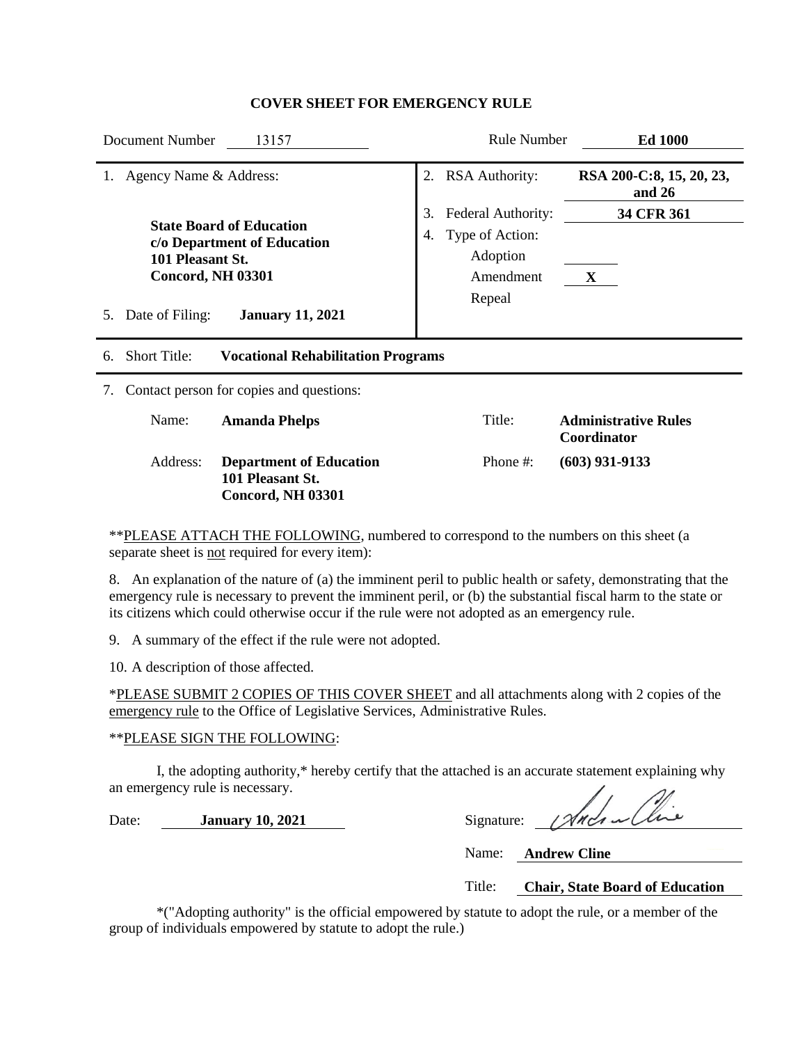# COVER SHEET FOR EMERGENCY RULE

| Document Number | 13157 | Rule Number | **Ed 1000** |
|---|---|---|---|

| | | | |
|---|---|---|---|
| 1. Agency Name & Address: | | 2. RSA Authority: | **RSA 200-C:8, 15, 20, 23, and 26** |
| **State Board of Education** | | 3. Federal Authority: | **34 CFR 361** |
| **c/o Department of Education** | | 4. Type of Action: | |
| **101 Pleasant St.** | | Adoption | |
| **Concord, NH 03301** | | Amendment | **X** |
| 5. Date of Filing: | **January 11, 2021** | Repeal | |

6. Short Title: **Vocational Rehabilitation Programs**

7. Contact person for copies and questions:

| | | | |
|---|---|---|---|
| Name: | **Amanda Phelps** | Title: | **Administrative Rules Coordinator** |
| Address: | **Department of Education**<br>**101 Pleasant St.**<br>**Concord, NH 03301** | Phone #: | **(603) 931-9133** |

\*\*PLEASE ATTACH THE FOLLOWING, numbered to correspond to the numbers on this sheet (a separate sheet is not required for every item):

8. An explanation of the nature of (a) the imminent peril to public health or safety, demonstrating that the emergency rule is necessary to prevent the imminent peril, or (b) the substantial fiscal harm to the state or its citizens which could otherwise occur if the rule were not adopted as an emergency rule.

9. A summary of the effect if the rule were not adopted.

10. A description of those affected.

\*PLEASE SUBMIT 2 COPIES OF THIS COVER SHEET and all attachments along with 2 copies of the emergency rule to the Office of Legislative Services, Administrative Rules.

\*\*PLEASE SIGN THE FOLLOWING:

I, the adopting authority,\* hereby certify that the attached is an accurate statement explaining why an emergency rule is necessary.

Date: **January 10, 2021**

Signature: [signature]

Name: **Andrew Cline**

Title: **Chair, State Board of Education**

\*("Adopting authority" is the official empowered by statute to adopt the rule, or a member of the group of individuals empowered by statute to adopt the rule.)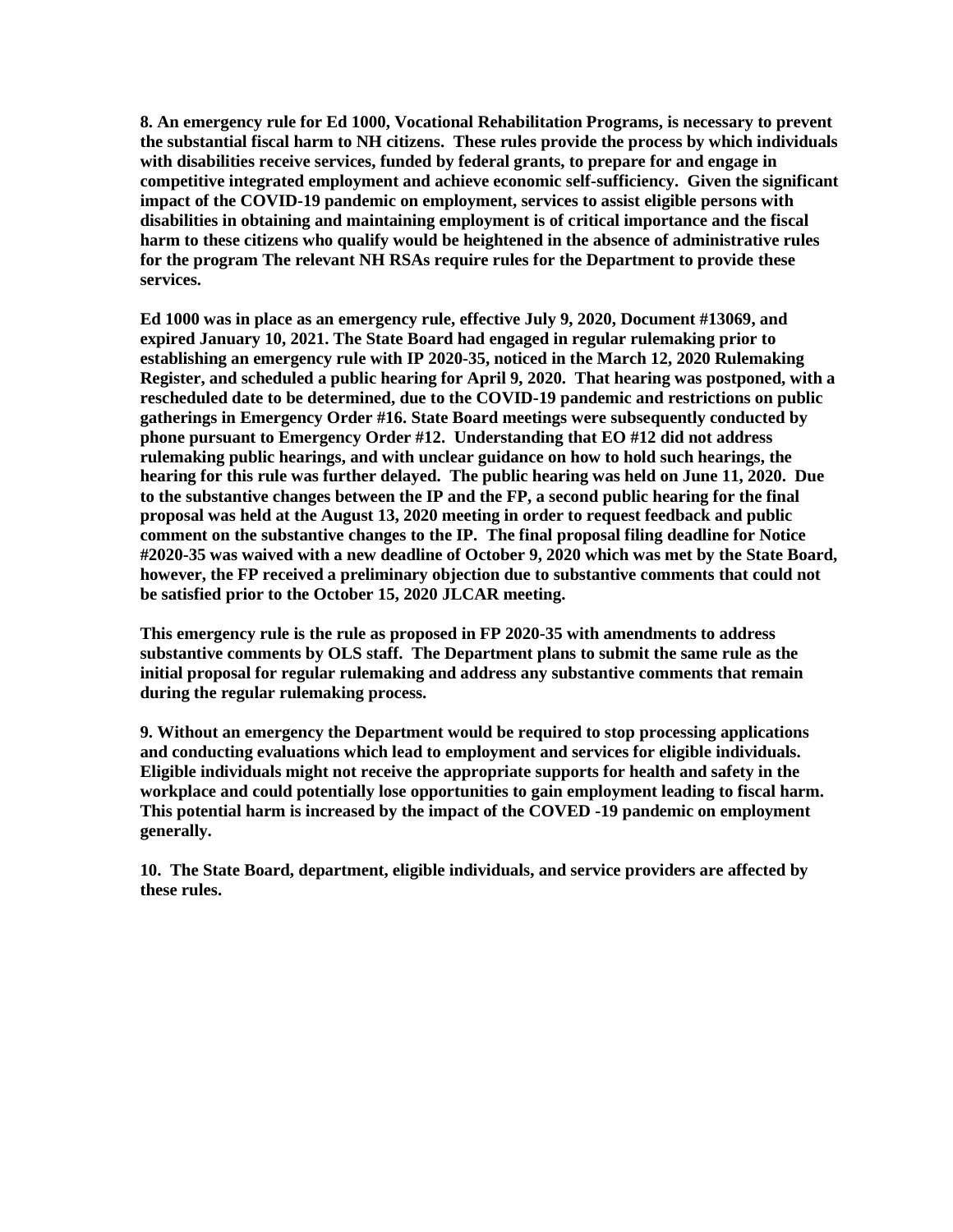**8. An emergency rule for Ed 1000, Vocational Rehabilitation Programs, is necessary to prevent the substantial fiscal harm to NH citizens. These rules provide the process by which individuals with disabilities receive services, funded by federal grants, to prepare for and engage in competitive integrated employment and achieve economic self-sufficiency. Given the significant impact of the COVID-19 pandemic on employment, services to assist eligible persons with disabilities in obtaining and maintaining employment is of critical importance and the fiscal harm to these citizens who qualify would be heightened in the absence of administrative rules for the program The relevant NH RSAs require rules for the Department to provide these services.**

**Ed 1000 was in place as an emergency rule, effective July 9, 2020, Document #13069, and expired January 10, 2021. The State Board had engaged in regular rulemaking prior to establishing an emergency rule with IP 2020-35, noticed in the March 12, 2020 Rulemaking Register, and scheduled a public hearing for April 9, 2020. That hearing was postponed, with a rescheduled date to be determined, due to the COVID-19 pandemic and restrictions on public gatherings in Emergency Order #16. State Board meetings were subsequently conducted by phone pursuant to Emergency Order #12. Understanding that EO #12 did not address rulemaking public hearings, and with unclear guidance on how to hold such hearings, the hearing for this rule was further delayed. The public hearing was held on June 11, 2020. Due to the substantive changes between the IP and the FP, a second public hearing for the final proposal was held at the August 13, 2020 meeting in order to request feedback and public comment on the substantive changes to the IP. The final proposal filing deadline for Notice #2020-35 was waived with a new deadline of October 9, 2020 which was met by the State Board, however, the FP received a preliminary objection due to substantive comments that could not be satisfied prior to the October 15, 2020 JLCAR meeting.**

**This emergency rule is the rule as proposed in FP 2020-35 with amendments to address substantive comments by OLS staff. The Department plans to submit the same rule as the initial proposal for regular rulemaking and address any substantive comments that remain during the regular rulemaking process.**

**9. Without an emergency the Department would be required to stop processing applications and conducting evaluations which lead to employment and services for eligible individuals. Eligible individuals might not receive the appropriate supports for health and safety in the workplace and could potentially lose opportunities to gain employment leading to fiscal harm. This potential harm is increased by the impact of the COVED -19 pandemic on employment generally.**

**10. The State Board, department, eligible individuals, and service providers are affected by these rules.**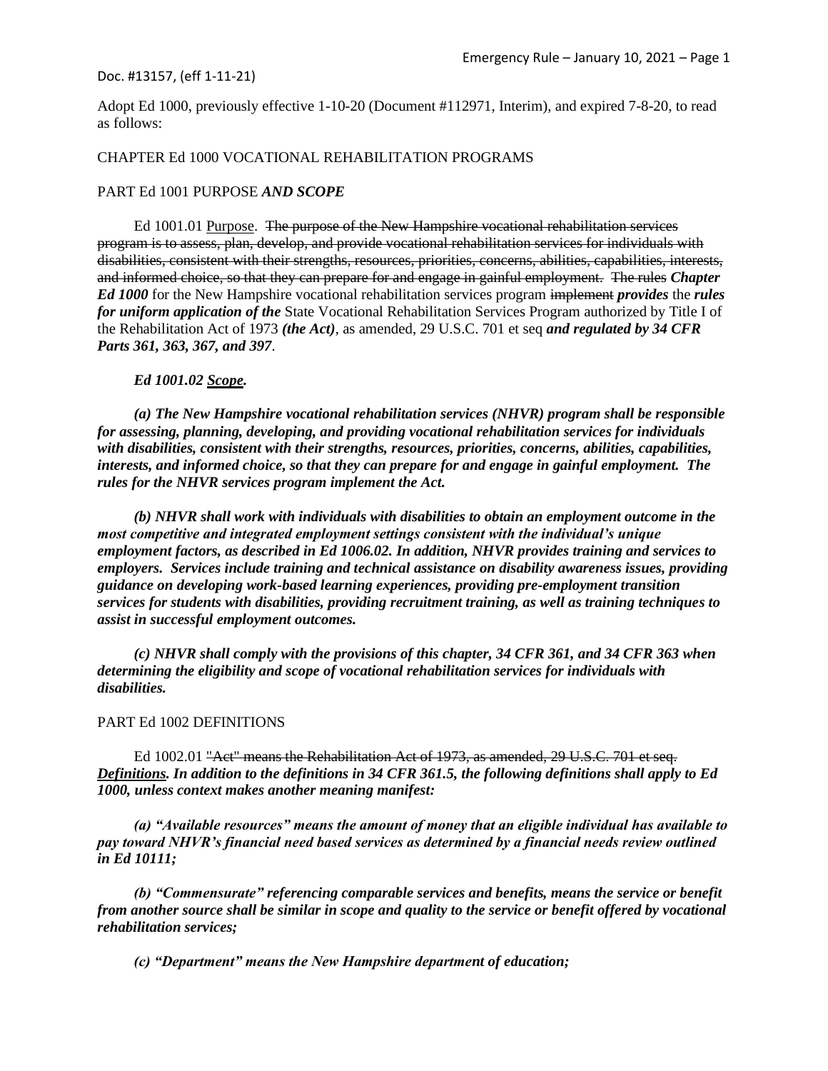Doc. #13157, (eff 1-11-21)

Adopt Ed 1000, previously effective 1-10-20 (Document #112971, Interim), and expired 7-8-20, to read as follows:

CHAPTER Ed 1000 VOCATIONAL REHABILITATION PROGRAMS

PART Ed 1001 PURPOSE ***AND SCOPE***

Ed 1001.01 Purpose. ~~The purpose of the New Hampshire vocational rehabilitation services program is to assess, plan, develop, and provide vocational rehabilitation services for individuals with disabilities, consistent with their strengths, resources, priorities, concerns, abilities, capabilities, interests, and informed choice, so that they can prepare for and engage in gainful employment.~~ ~~The rules~~ ***Chapter Ed 1000*** for the New Hampshire vocational rehabilitation services program ~~implement~~ ***provides*** the ***rules for uniform application of the*** State Vocational Rehabilitation Services Program authorized by Title I of the Rehabilitation Act of 1973 ***(the Act)***, as amended, 29 U.S.C. 701 et seq ***and regulated by 34 CFR Parts 361, 363, 367, and 397***.

***Ed 1001.02 Scope.***

***(a) The New Hampshire vocational rehabilitation services (NHVR) program shall be responsible for assessing, planning, developing, and providing vocational rehabilitation services for individuals with disabilities, consistent with their strengths, resources, priorities, concerns, abilities, capabilities, interests, and informed choice, so that they can prepare for and engage in gainful employment. The rules for the NHVR services program implement the Act.***

***(b) NHVR shall work with individuals with disabilities to obtain an employment outcome in the most competitive and integrated employment settings consistent with the individual's unique employment factors, as described in Ed 1006.02. In addition, NHVR provides training and services to employers. Services include training and technical assistance on disability awareness issues, providing guidance on developing work-based learning experiences, providing pre-employment transition services for students with disabilities, providing recruitment training, as well as training techniques to assist in successful employment outcomes.***

***(c) NHVR shall comply with the provisions of this chapter, 34 CFR 361, and 34 CFR 363 when determining the eligibility and scope of vocational rehabilitation services for individuals with disabilities.***

PART Ed 1002 DEFINITIONS

Ed 1002.01 ~~"Act" means the Rehabilitation Act of 1973, as amended, 29 U.S.C. 701 et seq.~~ ***Definitions. In addition to the definitions in 34 CFR 361.5, the following definitions shall apply to Ed 1000, unless context makes another meaning manifest:***

***(a) "Available resources" means the amount of money that an eligible individual has available to pay toward NHVR's financial need based services as determined by a financial needs review outlined in Ed 10111;***

***(b) "Commensurate" referencing comparable services and benefits, means the service or benefit from another source shall be similar in scope and quality to the service or benefit offered by vocational rehabilitation services;***

***(c) "Department" means the New Hampshire department of education;***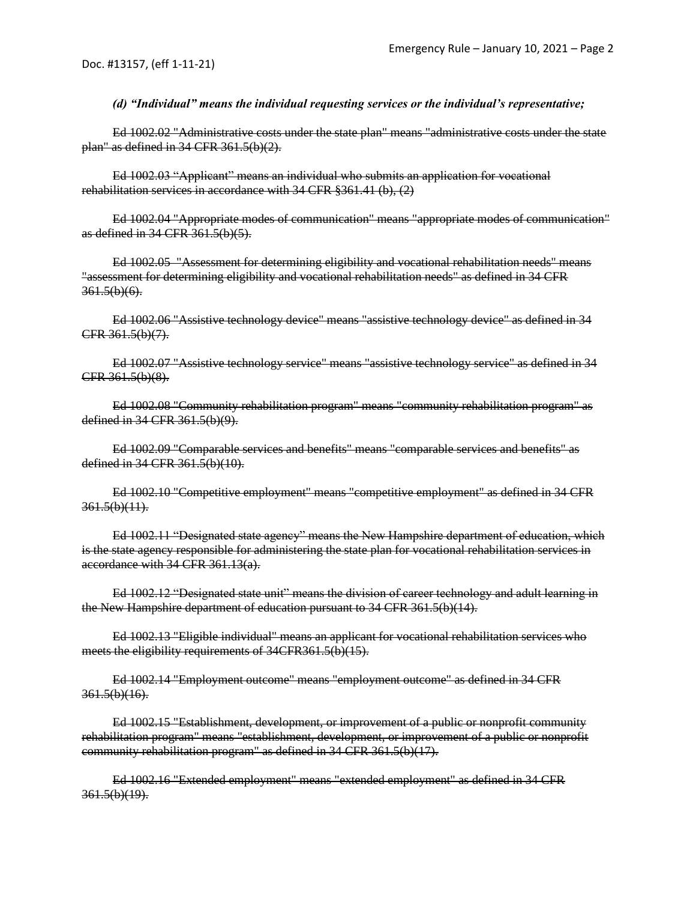*(d) "Individual" means the individual requesting services or the individual's representative;*

~~Ed 1002.02 "Administrative costs under the state plan" means "administrative costs under the state plan" as defined in 34 CFR 361.5(b)(2).~~

~~Ed 1002.03 "Applicant" means an individual who submits an application for vocational rehabilitation services in accordance with 34 CFR §361.41 (b), (2)~~

~~Ed 1002.04 "Appropriate modes of communication" means "appropriate modes of communication" as defined in 34 CFR 361.5(b)(5).~~

~~Ed 1002.05 "Assessment for determining eligibility and vocational rehabilitation needs" means "assessment for determining eligibility and vocational rehabilitation needs" as defined in 34 CFR 361.5(b)(6).~~

~~Ed 1002.06 "Assistive technology device" means "assistive technology device" as defined in 34 CFR 361.5(b)(7).~~

~~Ed 1002.07 "Assistive technology service" means "assistive technology service" as defined in 34 CFR 361.5(b)(8).~~

~~Ed 1002.08 "Community rehabilitation program" means "community rehabilitation program" as defined in 34 CFR 361.5(b)(9).~~

~~Ed 1002.09 "Comparable services and benefits" means "comparable services and benefits" as defined in 34 CFR 361.5(b)(10).~~

~~Ed 1002.10 "Competitive employment" means "competitive employment" as defined in 34 CFR 361.5(b)(11).~~

~~Ed 1002.11 "Designated state agency" means the New Hampshire department of education, which is the state agency responsible for administering the state plan for vocational rehabilitation services in accordance with 34 CFR 361.13(a).~~

~~Ed 1002.12 "Designated state unit" means the division of career technology and adult learning in the New Hampshire department of education pursuant to 34 CFR 361.5(b)(14).~~

~~Ed 1002.13 "Eligible individual" means an applicant for vocational rehabilitation services who meets the eligibility requirements of 34CFR361.5(b)(15).~~

~~Ed 1002.14 "Employment outcome" means "employment outcome" as defined in 34 CFR 361.5(b)(16).~~

~~Ed 1002.15 "Establishment, development, or improvement of a public or nonprofit community rehabilitation program" means "establishment, development, or improvement of a public or nonprofit community rehabilitation program" as defined in 34 CFR 361.5(b)(17).~~

~~Ed 1002.16 "Extended employment" means "extended employment" as defined in 34 CFR 361.5(b)(19).~~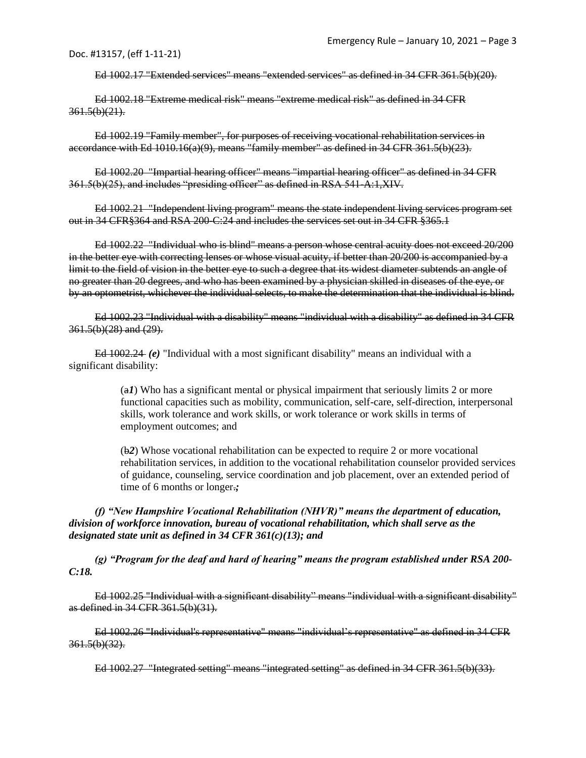~~Ed 1002.17 "Extended services" means "extended services" as defined in 34 CFR 361.5(b)(20).~~

~~Ed 1002.18 "Extreme medical risk" means "extreme medical risk" as defined in 34 CFR 361.5(b)(21).~~

~~Ed 1002.19 "Family member", for purposes of receiving vocational rehabilitation services in accordance with Ed 1010.16(a)(9), means "family member" as defined in 34 CFR 361.5(b)(23).~~

~~Ed 1002.20 "Impartial hearing officer" means "impartial hearing officer" as defined in 34 CFR 361.5(b)(25), and includes "presiding officer" as defined in RSA 541-A:1,XIV.~~

~~Ed 1002.21 "Independent living program" means the state independent living services program set out in 34 CFR§364 and RSA 200-C:24 and includes the services set out in 34 CFR §365.1~~

~~Ed 1002.22 "Individual who is blind" means a person whose central acuity does not exceed 20/200 in the better eye with correcting lenses or whose visual acuity, if better than 20/200 is accompanied by a limit to the field of vision in the better eye to such a degree that its widest diameter subtends an angle of no greater than 20 degrees, and who has been examined by a physician skilled in diseases of the eye, or by an optometrist, whichever the individual selects, to make the determination that the individual is blind.~~

~~Ed 1002.23 "Individual with a disability" means "individual with a disability" as defined in 34 CFR 361.5(b)(28) and (29).~~

~~Ed 1002.24~~ ***(e)*** "Individual with a most significant disability" means an individual with a significant disability:

(~~a~~***1***) Who has a significant mental or physical impairment that seriously limits 2 or more functional capacities such as mobility, communication, self-care, self-direction, interpersonal skills, work tolerance and work skills, or work tolerance or work skills in terms of employment outcomes; and

(~~b~~***2***) Whose vocational rehabilitation can be expected to require 2 or more vocational rehabilitation services, in addition to the vocational rehabilitation counselor provided services of guidance, counseling, service coordination and job placement, over an extended period of time of 6 months or longer~~.~~***;***

***(f) "New Hampshire Vocational Rehabilitation (NHVR)" means the department of education, division of workforce innovation, bureau of vocational rehabilitation, which shall serve as the designated state unit as defined in 34 CFR 361(c)(13); and***

***(g) "Program for the deaf and hard of hearing" means the program established under RSA 200-C:18.***

~~Ed 1002.25 "Individual with a significant disability" means "individual with a significant disability" as defined in 34 CFR 361.5(b)(31).~~

~~Ed 1002.26 "Individual's representative" means "individual's representative" as defined in 34 CFR 361.5(b)(32).~~

~~Ed 1002.27 "Integrated setting" means "integrated setting" as defined in 34 CFR 361.5(b)(33).~~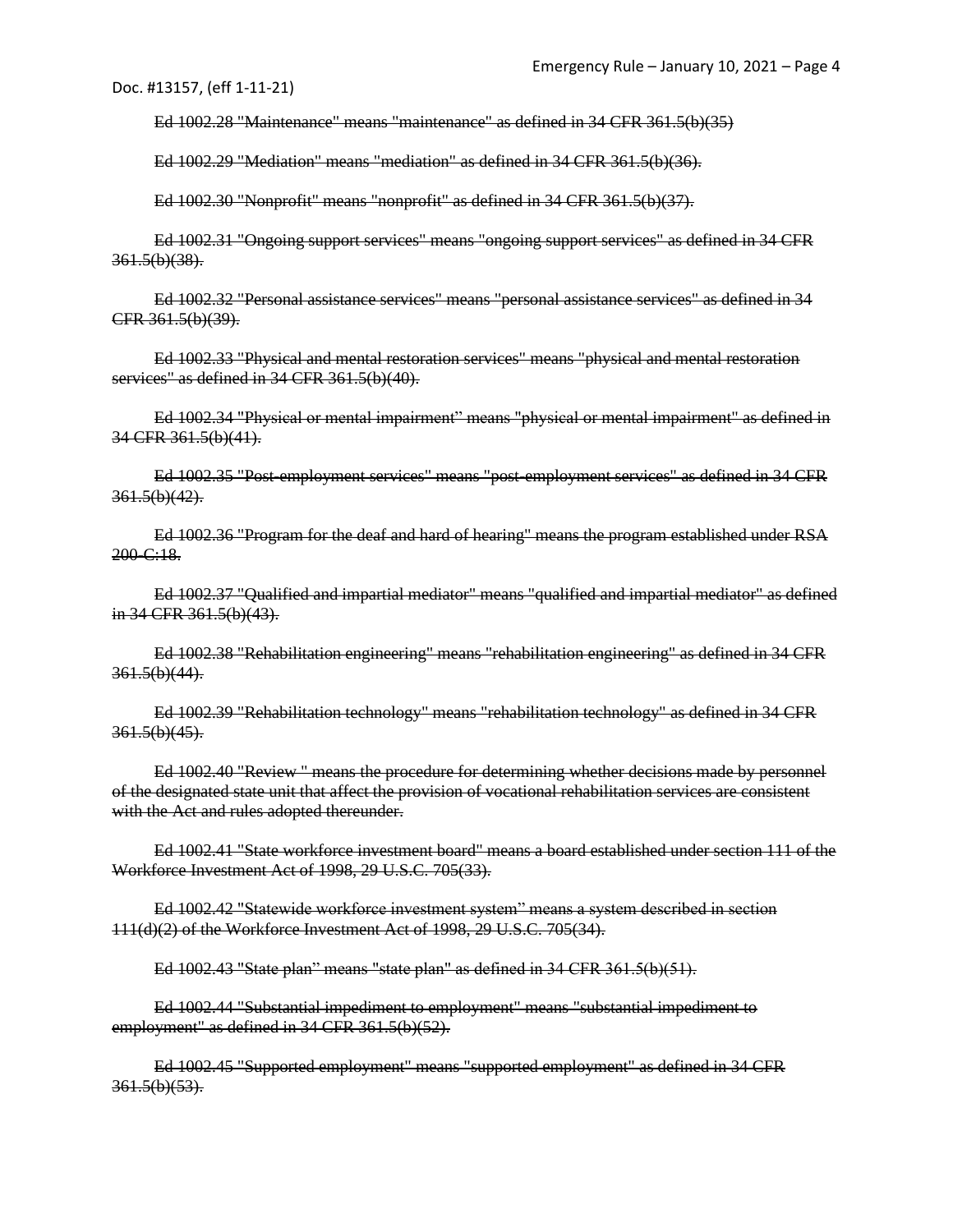~~Ed 1002.28 "Maintenance" means "maintenance" as defined in 34 CFR 361.5(b)(35)~~

~~Ed 1002.29 "Mediation" means "mediation" as defined in 34 CFR 361.5(b)(36).~~

~~Ed 1002.30 "Nonprofit" means "nonprofit" as defined in 34 CFR 361.5(b)(37).~~

~~Ed 1002.31 "Ongoing support services" means "ongoing support services" as defined in 34 CFR 361.5(b)(38).~~

~~Ed 1002.32 "Personal assistance services" means "personal assistance services" as defined in 34 CFR 361.5(b)(39).~~

~~Ed 1002.33 "Physical and mental restoration services" means "physical and mental restoration services" as defined in 34 CFR 361.5(b)(40).~~

~~Ed 1002.34 "Physical or mental impairment" means "physical or mental impairment" as defined in 34 CFR 361.5(b)(41).~~

~~Ed 1002.35 "Post-employment services" means "post-employment services" as defined in 34 CFR 361.5(b)(42).~~

~~Ed 1002.36 "Program for the deaf and hard of hearing" means the program established under RSA 200-C:18.~~

~~Ed 1002.37 "Qualified and impartial mediator" means "qualified and impartial mediator" as defined in 34 CFR 361.5(b)(43).~~

~~Ed 1002.38 "Rehabilitation engineering" means "rehabilitation engineering" as defined in 34 CFR 361.5(b)(44).~~

~~Ed 1002.39 "Rehabilitation technology" means "rehabilitation technology" as defined in 34 CFR 361.5(b)(45).~~

~~Ed 1002.40 "Review " means the procedure for determining whether decisions made by personnel of the designated state unit that affect the provision of vocational rehabilitation services are consistent with the Act and rules adopted thereunder.~~

~~Ed 1002.41 "State workforce investment board" means a board established under section 111 of the Workforce Investment Act of 1998, 29 U.S.C. 705(33).~~

~~Ed 1002.42 "Statewide workforce investment system" means a system described in section 111(d)(2) of the Workforce Investment Act of 1998, 29 U.S.C. 705(34).~~

~~Ed 1002.43 "State plan" means "state plan" as defined in 34 CFR 361.5(b)(51).~~

~~Ed 1002.44 "Substantial impediment to employment" means "substantial impediment to employment" as defined in 34 CFR 361.5(b)(52).~~

~~Ed 1002.45 "Supported employment" means "supported employment" as defined in 34 CFR 361.5(b)(53).~~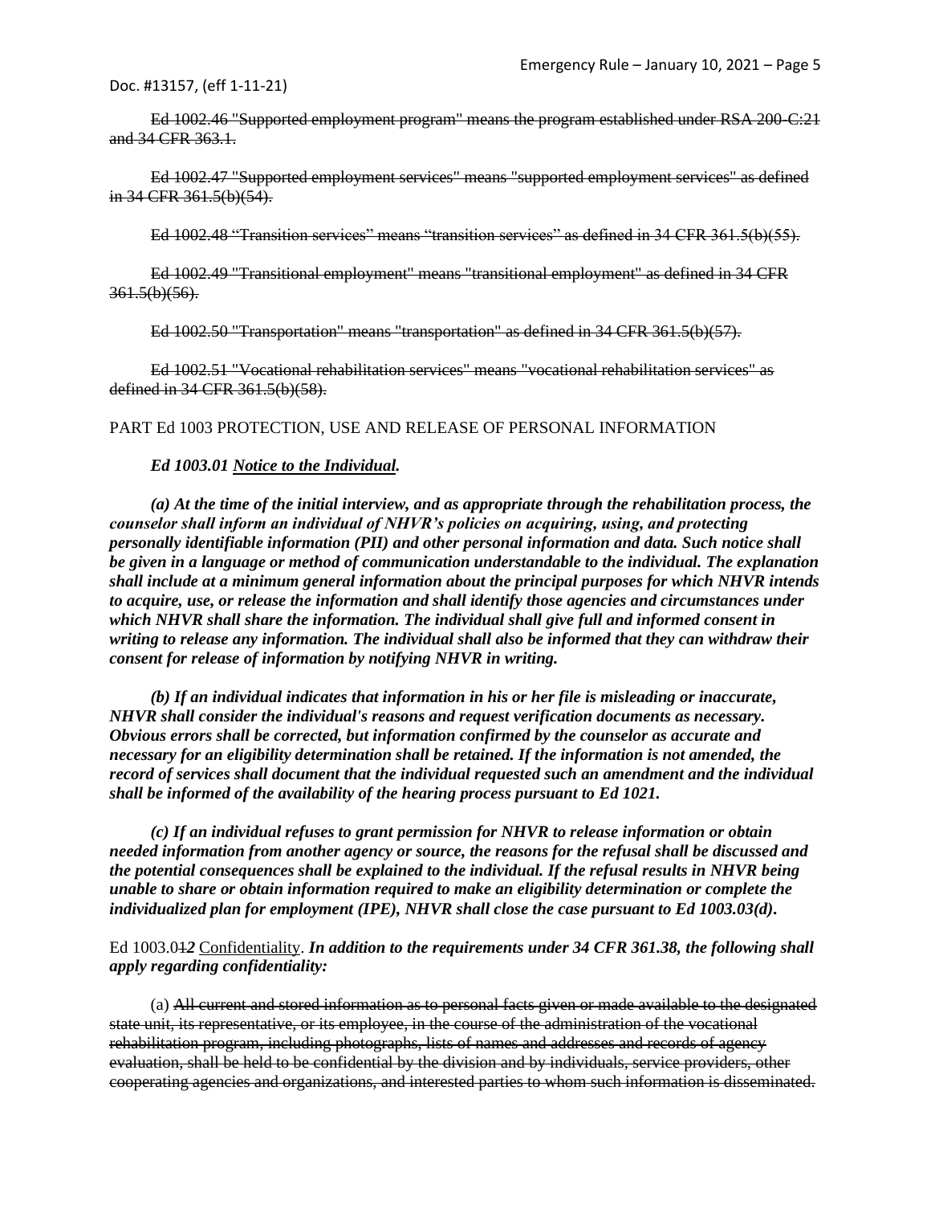~~Ed 1002.46 "Supported employment program" means the program established under RSA 200-C:21 and 34 CFR 363.1.~~

~~Ed 1002.47 "Supported employment services" means "supported employment services" as defined in 34 CFR 361.5(b)(54).~~

~~Ed 1002.48 "Transition services" means "transition services" as defined in 34 CFR 361.5(b)(55).~~

~~Ed 1002.49 "Transitional employment" means "transitional employment" as defined in 34 CFR 361.5(b)(56).~~

~~Ed 1002.50 "Transportation" means "transportation" as defined in 34 CFR 361.5(b)(57).~~

~~Ed 1002.51 "Vocational rehabilitation services" means "vocational rehabilitation services" as defined in 34 CFR 361.5(b)(58).~~

PART Ed 1003 PROTECTION, USE AND RELEASE OF PERSONAL INFORMATION

***Ed 1003.01 Notice to the Individual.***

***(a) At the time of the initial interview, and as appropriate through the rehabilitation process, the counselor shall inform an individual of NHVR's policies on acquiring, using, and protecting personally identifiable information (PII) and other personal information and data. Such notice shall be given in a language or method of communication understandable to the individual. The explanation shall include at a minimum general information about the principal purposes for which NHVR intends to acquire, use, or release the information and shall identify those agencies and circumstances under which NHVR shall share the information. The individual shall give full and informed consent in writing to release any information. The individual shall also be informed that they can withdraw their consent for release of information by notifying NHVR in writing.***

***(b) If an individual indicates that information in his or her file is misleading or inaccurate, NHVR shall consider the individual's reasons and request verification documents as necessary. Obvious errors shall be corrected, but information confirmed by the counselor as accurate and necessary for an eligibility determination shall be retained. If the information is not amended, the record of services shall document that the individual requested such an amendment and the individual shall be informed of the availability of the hearing process pursuant to Ed 1021.***

***(c) If an individual refuses to grant permission for NHVR to release information or obtain needed information from another agency or source, the reasons for the refusal shall be discussed and the potential consequences shall be explained to the individual. If the refusal results in NHVR being unable to share or obtain information required to make an eligibility determination or complete the individualized plan for employment (IPE), NHVR shall close the case pursuant to Ed 1003.03(d).***

Ed 1003.0~~1~~***2*** Confidentiality. ***In addition to the requirements under 34 CFR 361.38, the following shall apply regarding confidentiality:***

(a) ~~All current and stored information as to personal facts given or made available to the designated state unit, its representative, or its employee, in the course of the administration of the vocational rehabilitation program, including photographs, lists of names and addresses and records of agency evaluation, shall be held to be confidential by the division and by individuals, service providers, other cooperating agencies and organizations, and interested parties to whom such information is disseminated.~~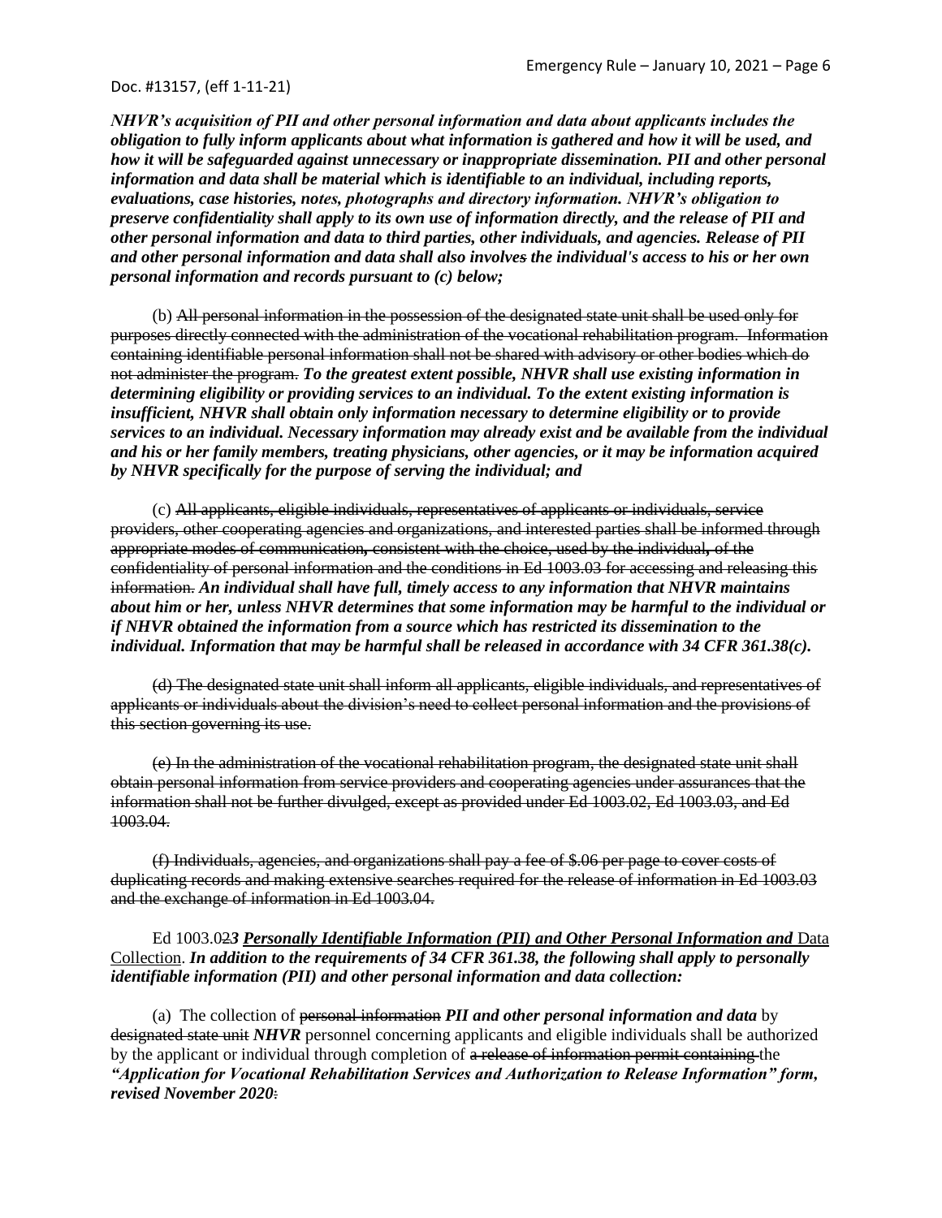***NHVR's acquisition of PII and other personal information and data about applicants includes the obligation to fully inform applicants about what information is gathered and how it will be used, and how it will be safeguarded against unnecessary or inappropriate dissemination. PII and other personal information and data shall be material which is identifiable to an individual, including reports, evaluations, case histories, notes, photographs and directory information. NHVR's obligation to preserve confidentiality shall apply to its own use of information directly, and the release of PII and other personal information and data to third parties, other individuals, and agencies. Release of PII and other personal information and data shall also involves the individual's access to his or her own personal information and records pursuant to (c) below;***

(b) ~~All personal information in the possession of the designated state unit shall be used only for purposes directly connected with the administration of the vocational rehabilitation program. Information containing identifiable personal information shall not be shared with advisory or other bodies which do not administer the program.~~ ***To the greatest extent possible, NHVR shall use existing information in determining eligibility or providing services to an individual. To the extent existing information is insufficient, NHVR shall obtain only information necessary to determine eligibility or to provide services to an individual. Necessary information may already exist and be available from the individual and his or her family members, treating physicians, other agencies, or it may be information acquired by NHVR specifically for the purpose of serving the individual; and***

(c) ~~All applicants, eligible individuals, representatives of applicants or individuals, service providers, other cooperating agencies and organizations, and interested parties shall be informed through appropriate modes of communication, consistent with the choice, used by the individual, of the confidentiality of personal information and the conditions in Ed 1003.03 for accessing and releasing this information.~~ ***An individual shall have full, timely access to any information that NHVR maintains about him or her, unless NHVR determines that some information may be harmful to the individual or if NHVR obtained the information from a source which has restricted its dissemination to the individual. Information that may be harmful shall be released in accordance with 34 CFR 361.38(c).***

~~(d) The designated state unit shall inform all applicants, eligible individuals, and representatives of applicants or individuals about the division's need to collect personal information and the provisions of this section governing its use.~~

~~(e) In the administration of the vocational rehabilitation program, the designated state unit shall obtain personal information from service providers and cooperating agencies under assurances that the information shall not be further divulged, except as provided under Ed 1003.02, Ed 1003.03, and Ed 1003.04.~~

~~(f) Individuals, agencies, and organizations shall pay a fee of $.06 per page to cover costs of duplicating records and making extensive searches required for the release of information in Ed 1003.03 and the exchange of information in Ed 1003.04.~~

Ed 1003.0~~2~~***3*** ***Personally Identifiable Information (PII) and Other Personal Information and*** Data Collection. ***In addition to the requirements of 34 CFR 361.38, the following shall apply to personally identifiable information (PII) and other personal information and data collection:***

(a) The collection of ~~personal information~~ ***PII and other personal information and data*** by ~~designated state unit~~ ***NHVR*** personnel concerning applicants and eligible individuals shall be authorized by the applicant or individual through completion of ~~a release of information permit containing~~ the ***"Application for Vocational Rehabilitation Services and Authorization to Release Information" form, revised November 2020***~~.~~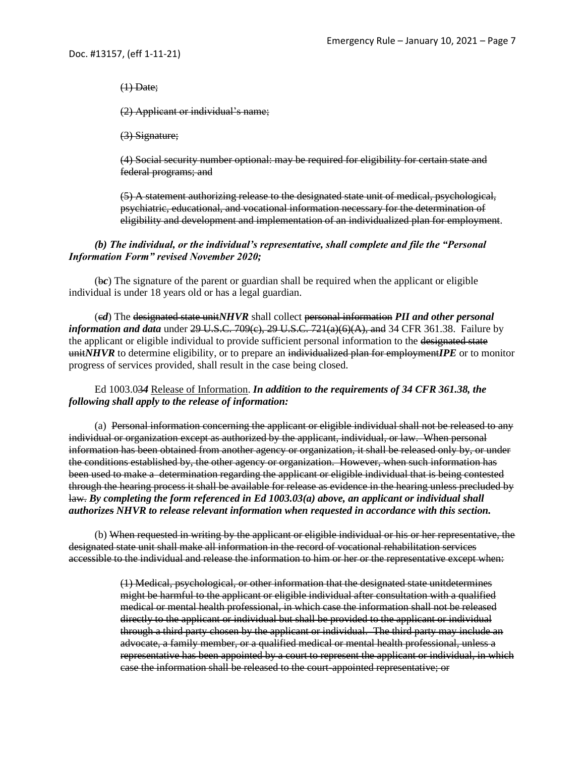(1) ~~Date;~~

(2) ~~Applicant or individual's name;~~

(3) ~~Signature;~~

(4) ~~Social security number optional: may be required for eligibility for certain state and federal programs; and~~

(5) ~~A statement authorizing release to the designated state unit of medical, psychological, psychiatric, educational, and vocational information necessary for the determination of eligibility and development and implementation of an individualized plan for employment~~.

***(b) The individual, or the individual's representative, shall complete and file the "Personal Information Form" revised November 2020;***

(~~b~~***c***) The signature of the parent or guardian shall be required when the applicant or eligible individual is under 18 years old or has a legal guardian.

(~~c~~***d***) The ~~designated state unit~~***NHVR*** shall collect ~~personal information~~ ***PII and other personal information and data*** under ~~29 U.S.C. 709(c), 29 U.S.C. 721(a)(6)(A), and~~ 34 CFR 361.38. Failure by the applicant or eligible individual to provide sufficient personal information to the ~~designated state unit~~***NHVR*** to determine eligibility, or to prepare an ~~individualized plan for employment~~***IPE*** or to monitor progress of services provided, shall result in the case being closed.

Ed 1003.0~~3~~***4*** Release of Information. ***In addition to the requirements of 34 CFR 361.38, the following shall apply to the release of information:***

(a) ~~Personal information concerning the applicant or eligible individual shall not be released to any individual or organization except as authorized by the applicant, individual, or law. When personal information has been obtained from another agency or organization, it shall be released only by, or under the conditions established by, the other agency or organization. However, when such information has been used to make a determination regarding the applicant or eligible individual that is being contested through the hearing process it shall be available for release as evidence in the hearing unless precluded by law.~~ ***By completing the form referenced in Ed 1003.03(a) above, an applicant or individual shall authorizes NHVR to release relevant information when requested in accordance with this section.***

(b) ~~When requested in writing by the applicant or eligible individual or his or her representative, the designated state unit shall make all information in the record of vocational rehabilitation services accessible to the individual and release the information to him or her or the representative except when:~~

(1) ~~Medical, psychological, or other information that the designated state unitdetermines might be harmful to the applicant or eligible individual after consultation with a qualified medical or mental health professional, in which case the information shall not be released directly to the applicant or individual but shall be provided to the applicant or individual through a third party chosen by the applicant or individual. The third party may include an advocate, a family member, or a qualified medical or mental health professional, unless a representative has been appointed by a court to represent the applicant or individual, in which case the information shall be released to the court-appointed representative; or~~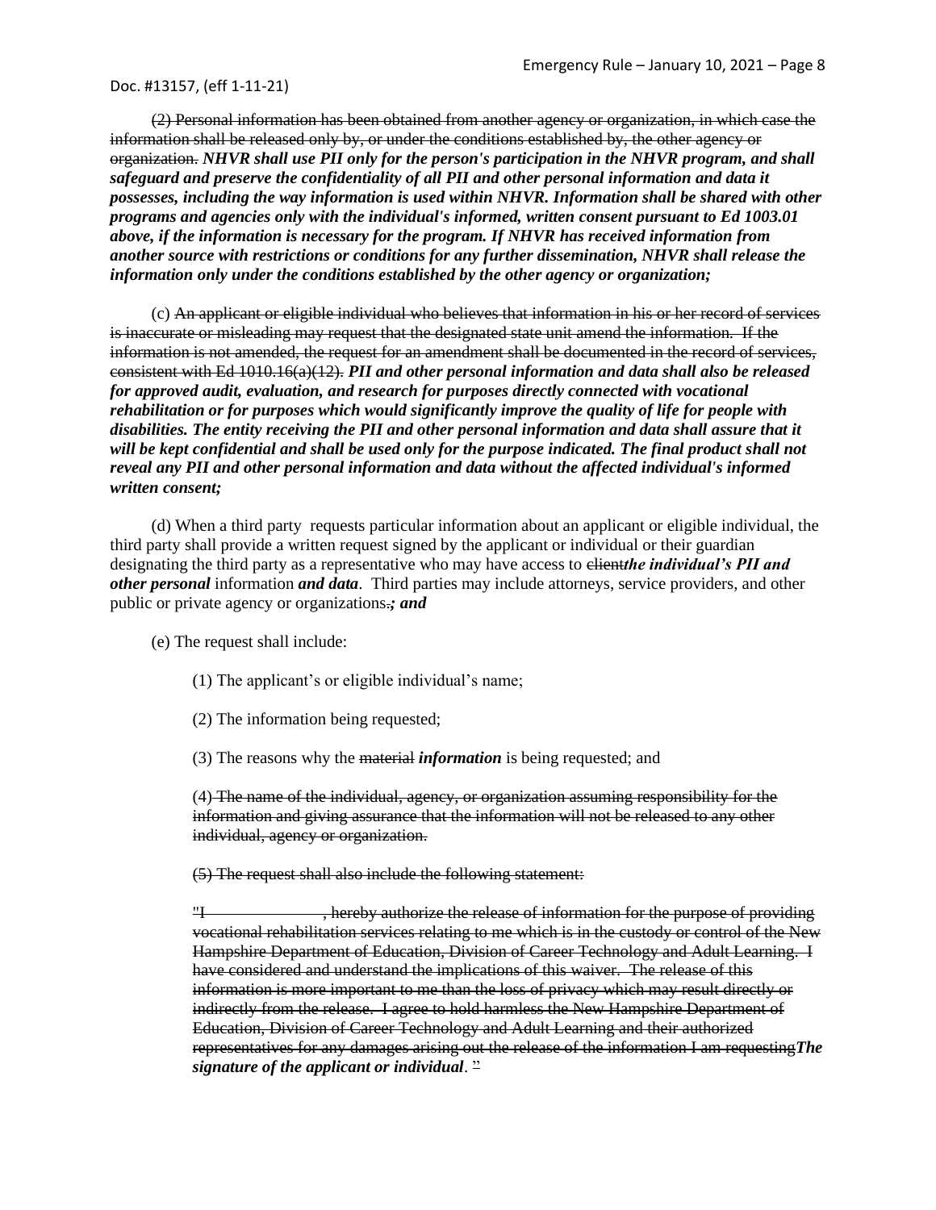Doc. #13157, (eff 1-11-21)

~~(2) Personal information has been obtained from another agency or organization, in which case the information shall be released only by, or under the conditions established by, the other agency or organization.~~ ***NHVR shall use PII only for the person's participation in the NHVR program, and shall safeguard and preserve the confidentiality of all PII and other personal information and data it possesses, including the way information is used within NHVR. Information shall be shared with other programs and agencies only with the individual's informed, written consent pursuant to Ed 1003.01 above, if the information is necessary for the program. If NHVR has received information from another source with restrictions or conditions for any further dissemination, NHVR shall release the information only under the conditions established by the other agency or organization;***

(c) ~~An applicant or eligible individual who believes that information in his or her record of services is inaccurate or misleading may request that the designated state unit amend the information. If the information is not amended, the request for an amendment shall be documented in the record of services, consistent with Ed 1010.16(a)(12).~~ ***PII and other personal information and data shall also be released for approved audit, evaluation, and research for purposes directly connected with vocational rehabilitation or for purposes which would significantly improve the quality of life for people with disabilities. The entity receiving the PII and other personal information and data shall assure that it will be kept confidential and shall be used only for the purpose indicated. The final product shall not reveal any PII and other personal information and data without the affected individual's informed written consent;***

(d) When a third party requests particular information about an applicant or eligible individual, the third party shall provide a written request signed by the applicant or individual or their guardian designating the third party as a representative who may have access to ~~client~~***the individual's PII and other personal*** information ***and data***. Third parties may include attorneys, service providers, and other public or private agency or organizations~~.~~***; and***

(e) The request shall include:

(1) The applicant's or eligible individual's name;

(2) The information being requested;

(3) The reasons why the ~~material~~ ***information*** is being requested; and

(4) ~~The name of the individual, agency, or organization assuming responsibility for the information and giving assurance that the information will not be released to any other individual, agency or organization.~~

~~(5) The request shall also include the following statement:~~

~~"I \_\_\_\_\_\_\_\_\_\_\_\_\_\_\_, hereby authorize the release of information for the purpose of providing vocational rehabilitation services relating to me which is in the custody or control of the New Hampshire Department of Education, Division of Career Technology and Adult Learning. I have considered and understand the implications of this waiver. The release of this information is more important to me than the loss of privacy which may result directly or indirectly from the release. I agree to hold harmless the New Hampshire Department of Education, Division of Career Technology and Adult Learning and their authorized representatives for any damages arising out the release of the information I am requesting~~***The signature of the applicant or individual***. ~~"~~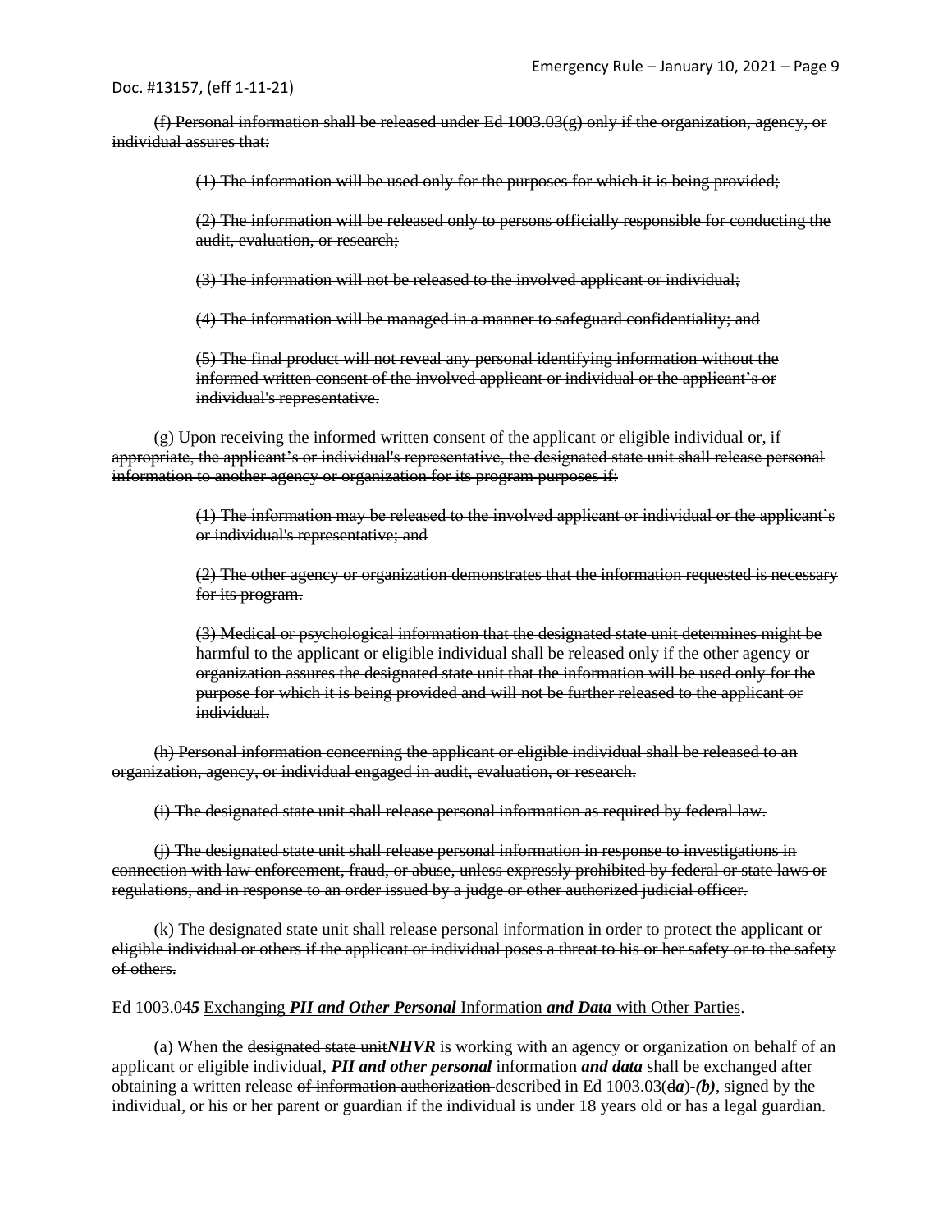Doc. #13157, (eff 1-11-21)

~~(f) Personal information shall be released under Ed 1003.03(g) only if the organization, agency, or individual assures that:~~

> ~~(1) The information will be used only for the purposes for which it is being provided;~~
>
> ~~(2) The information will be released only to persons officially responsible for conducting the audit, evaluation, or research;~~
>
> ~~(3) The information will not be released to the involved applicant or individual;~~
>
> ~~(4) The information will be managed in a manner to safeguard confidentiality; and~~
>
> ~~(5) The final product will not reveal any personal identifying information without the informed written consent of the involved applicant or individual or the applicant's or individual's representative.~~

~~(g) Upon receiving the informed written consent of the applicant or eligible individual or, if appropriate, the applicant's or individual's representative, the designated state unit shall release personal information to another agency or organization for its program purposes if:~~

> ~~(1) The information may be released to the involved applicant or individual or the applicant's or individual's representative; and~~
>
> ~~(2) The other agency or organization demonstrates that the information requested is necessary for its program.~~
>
> ~~(3) Medical or psychological information that the designated state unit determines might be harmful to the applicant or eligible individual shall be released only if the other agency or organization assures the designated state unit that the information will be used only for the purpose for which it is being provided and will not be further released to the applicant or individual.~~

~~(h) Personal information concerning the applicant or eligible individual shall be released to an organization, agency, or individual engaged in audit, evaluation, or research.~~

~~(i) The designated state unit shall release personal information as required by federal law.~~

~~(j) The designated state unit shall release personal information in response to investigations in connection with law enforcement, fraud, or abuse, unless expressly prohibited by federal or state laws or regulations, and in response to an order issued by a judge or other authorized judicial officer.~~

~~(k) The designated state unit shall release personal information in order to protect the applicant or eligible individual or others if the applicant or individual poses a threat to his or her safety or to the safety of others.~~

Ed 1003.0~~4~~***5*** Exchanging ***PII and Other Personal*** Information ***and Data*** with Other Parties.

(a) When the ~~designated state unit~~***NHVR*** is working with an agency or organization on behalf of an applicant or eligible individual, ***PII and other personal*** information ***and data*** shall be exchanged after obtaining a written release ~~of information authorization~~ described in Ed 1003.03(~~d~~***a***)***-(b)***, signed by the individual, or his or her parent or guardian if the individual is under 18 years old or has a legal guardian.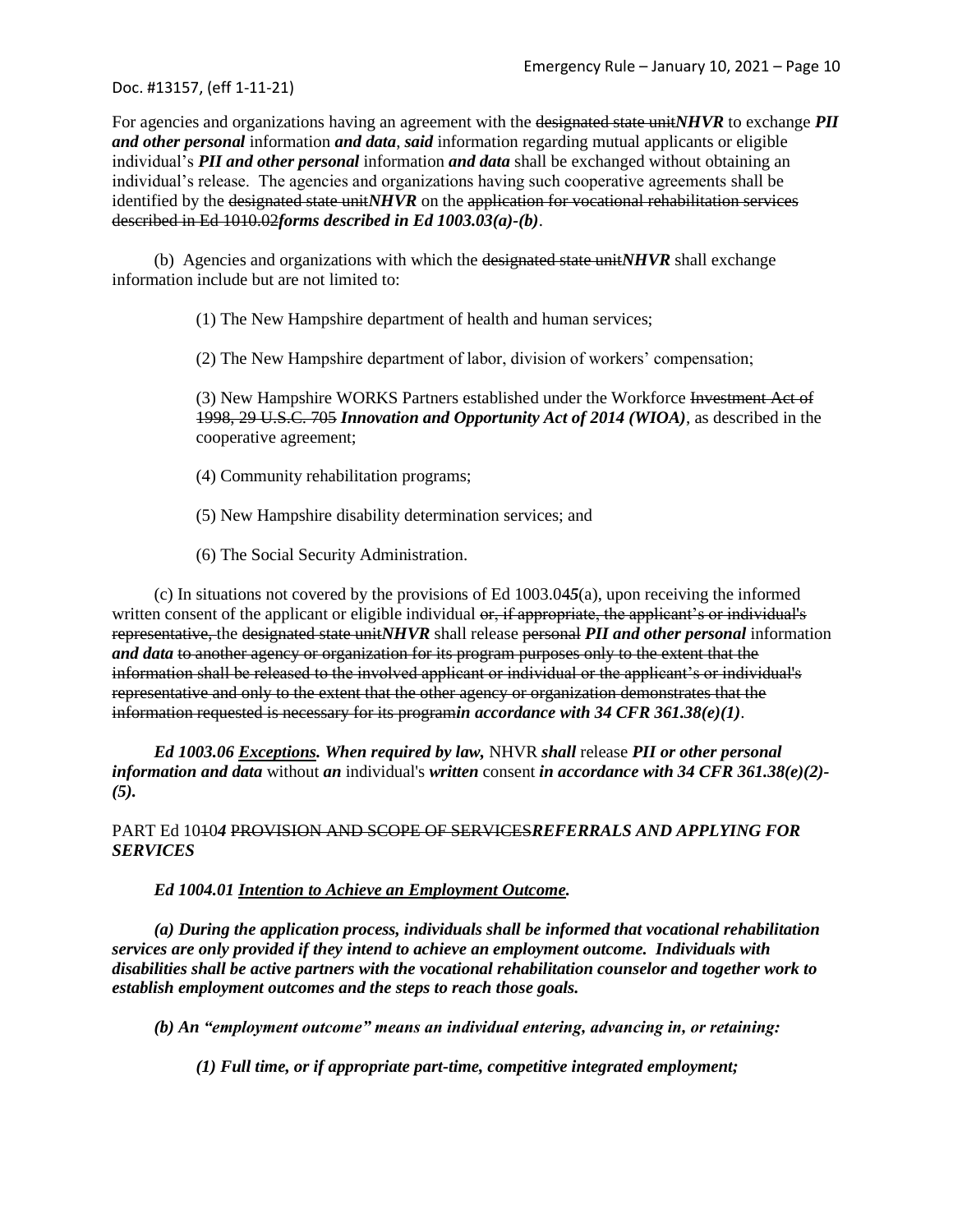For agencies and organizations having an agreement with the ~~designated state unit~~***NHVR*** to exchange ***PII and other personal*** information ***and data***, ***said*** information regarding mutual applicants or eligible individual's ***PII and other personal*** information ***and data*** shall be exchanged without obtaining an individual's release. The agencies and organizations having such cooperative agreements shall be identified by the ~~designated state unit~~***NHVR*** on the ~~application for vocational rehabilitation services described in Ed 1010.02~~***forms described in Ed 1003.03(a)-(b)***.

(b) Agencies and organizations with which the ~~designated state unit~~***NHVR*** shall exchange information include but are not limited to:

(1) The New Hampshire department of health and human services;

(2) The New Hampshire department of labor, division of workers' compensation;

(3) New Hampshire WORKS Partners established under the Workforce ~~Investment Act of 1998, 29 U.S.C. 705~~ ***Innovation and Opportunity Act of 2014 (WIOA)***, as described in the cooperative agreement;

(4) Community rehabilitation programs;

(5) New Hampshire disability determination services; and

(6) The Social Security Administration.

(c) In situations not covered by the provisions of Ed 1003.0~~4~~***5***(a), upon receiving the informed written consent of the applicant or eligible individual ~~or, if appropriate, the applicant's or individual's representative,~~ the ~~designated state unit~~***NHVR*** shall release ~~personal~~ ***PII and other personal*** information ***and data*** ~~to another agency or organization for its program purposes only to the extent that the information shall be released to the involved applicant or individual or the applicant's or individual's representative and only to the extent that the other agency or organization demonstrates that the information requested is necessary for its program~~***in accordance with 34 CFR 361.38(e)(1)***.

***Ed 1003.06 Exceptions. When required by law,*** NHVR ***shall*** release ***PII or other personal information and data*** without ***an*** individual's ***written*** consent ***in accordance with 34 CFR 361.38(e)(2)-(5).***

PART Ed 10~~10~~***4*** ~~PROVISION AND SCOPE OF SERVICES~~***REFERRALS AND APPLYING FOR SERVICES***

***Ed 1004.01 Intention to Achieve an Employment Outcome.***

***(a) During the application process, individuals shall be informed that vocational rehabilitation services are only provided if they intend to achieve an employment outcome. Individuals with disabilities shall be active partners with the vocational rehabilitation counselor and together work to establish employment outcomes and the steps to reach those goals.***

***(b) An "employment outcome" means an individual entering, advancing in, or retaining:***

***(1) Full time, or if appropriate part-time, competitive integrated employment;***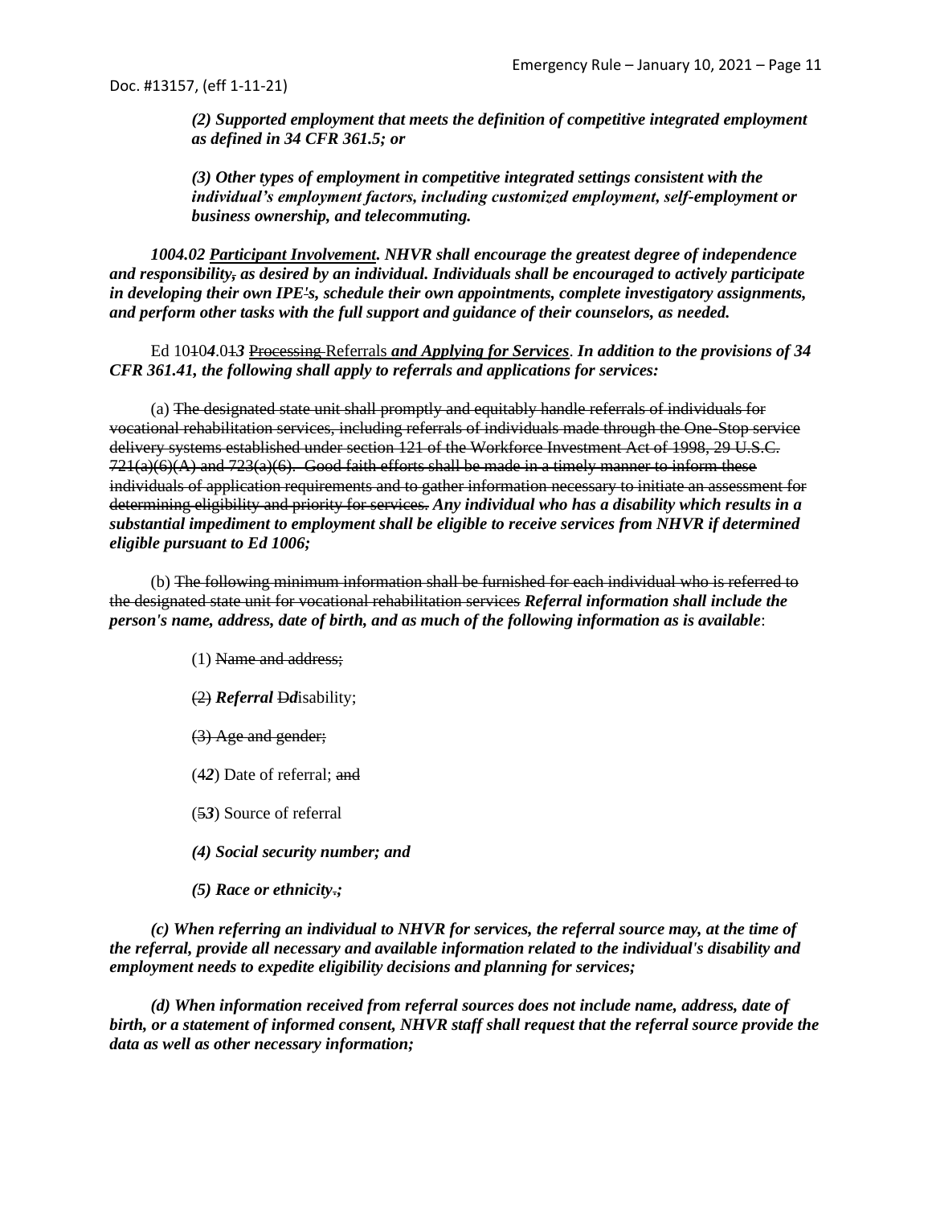*(2) Supported employment that meets the definition of competitive integrated employment as defined in 34 CFR 361.5; or*

*(3) Other types of employment in competitive integrated settings consistent with the individual's employment factors, including customized employment, self-employment or business ownership, and telecommuting.*

***1004.02 Participant Involvement. NHVR shall encourage the greatest degree of independence and responsibility~~,~~ as desired by an individual. Individuals shall be encouraged to actively participate in developing their own IPE~~'~~s, schedule their own appointments, complete investigatory assignments, and perform other tasks with the full support and guidance of their counselors, as needed.***

Ed 10~~10~~***4***.0~~1~~***3*** ~~Processing~~ Referrals ***and Applying for Services***. ***In addition to the provisions of 34 CFR 361.41, the following shall apply to referrals and applications for services:***

(a) ~~The designated state unit shall promptly and equitably handle referrals of individuals for vocational rehabilitation services, including referrals of individuals made through the One-Stop service delivery systems established under section 121 of the Workforce Investment Act of 1998, 29 U.S.C. 721(a)(6)(A) and 723(a)(6). Good faith efforts shall be made in a timely manner to inform these individuals of application requirements and to gather information necessary to initiate an assessment for determining eligibility and priority for services.~~ ***Any individual who has a disability which results in a substantial impediment to employment shall be eligible to receive services from NHVR if determined eligible pursuant to Ed 1006;***

(b) ~~The following minimum information shall be furnished for each individual who is referred to the designated state unit for vocational rehabilitation services~~ ***Referral information shall include the person's name, address, date of birth, and as much of the following information as is available***:

(1) ~~Name and address;~~

~~(2)~~ ***Referral*** ~~D~~***d***isability;

~~(3) Age and gender;~~

(~~4~~***2***) Date of referral; ~~and~~

(~~5~~***3***) Source of referral

***(4) Social security number; and***

***(5) Race or ethnicity~~.~~;***

***(c) When referring an individual to NHVR for services, the referral source may, at the time of the referral, provide all necessary and available information related to the individual's disability and employment needs to expedite eligibility decisions and planning for services;***

***(d) When information received from referral sources does not include name, address, date of birth, or a statement of informed consent, NHVR staff shall request that the referral source provide the data as well as other necessary information;***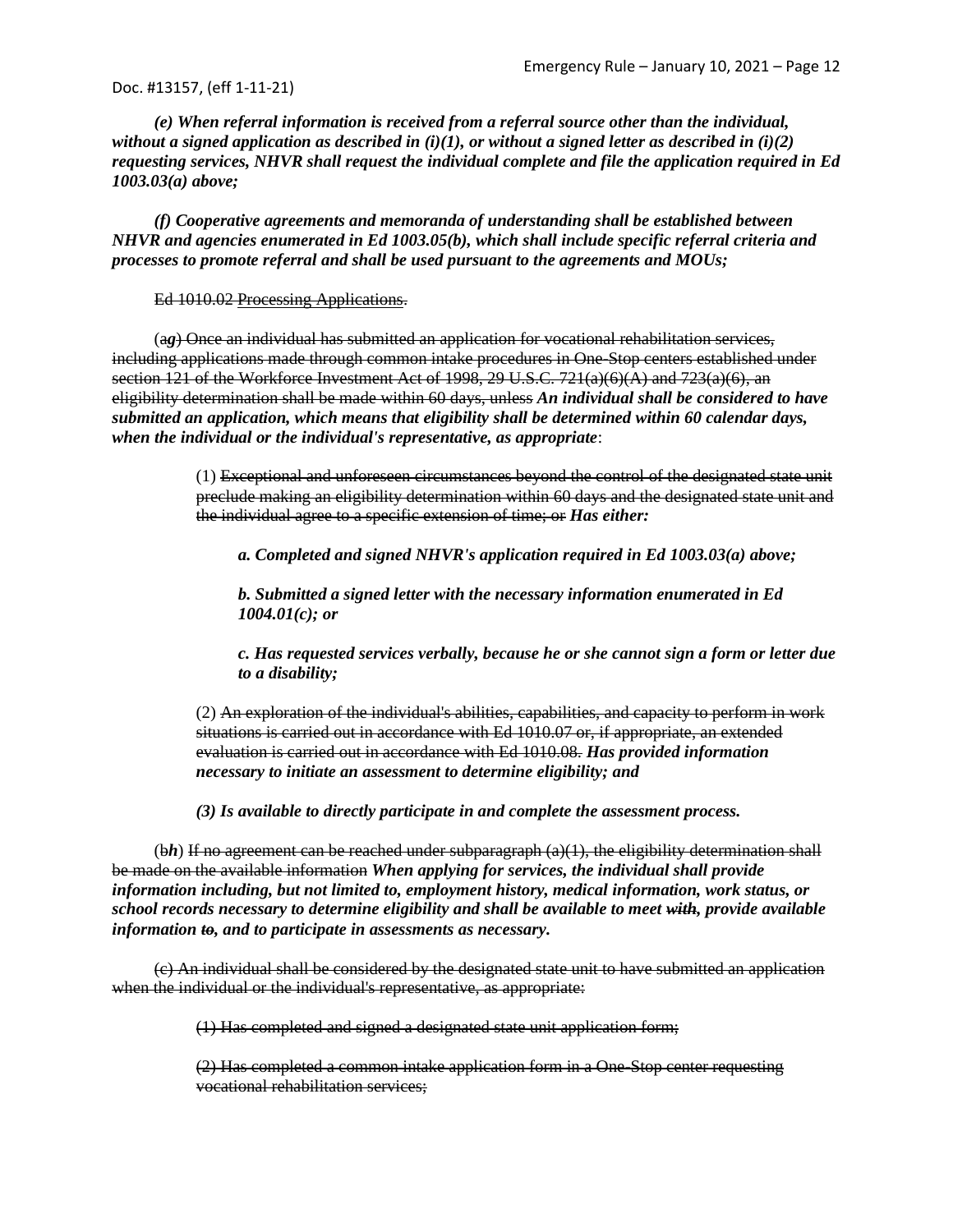*(e) When referral information is received from a referral source other than the individual, without a signed application as described in (i)(1), or without a signed letter as described in (i)(2) requesting services, NHVR shall request the individual complete and file the application required in Ed 1003.03(a) above;*

*(f) Cooperative agreements and memoranda of understanding shall be established between NHVR and agencies enumerated in Ed 1003.05(b), which shall include specific referral criteria and processes to promote referral and shall be used pursuant to the agreements and MOUs;*

~~Ed 1010.02 Processing Applications.~~

(~~a~~***g***) ~~Once an individual has submitted an application for vocational rehabilitation services, including applications made through common intake procedures in One-Stop centers established under section 121 of the Workforce Investment Act of 1998, 29 U.S.C. 721(a)(6)(A) and 723(a)(6), an eligibility determination shall be made within 60 days, unless~~ ***An individual shall be considered to have submitted an application, which means that eligibility shall be determined within 60 calendar days, when the individual or the individual's representative, as appropriate***:

(1) ~~Exceptional and unforeseen circumstances beyond the control of the designated state unit preclude making an eligibility determination within 60 days and the designated state unit and the individual agree to a specific extension of time; or~~ ***Has either:***

***a. Completed and signed NHVR's application required in Ed 1003.03(a) above;***

***b. Submitted a signed letter with the necessary information enumerated in Ed 1004.01(c); or***

***c. Has requested services verbally, because he or she cannot sign a form or letter due to a disability;***

(2) ~~An exploration of the individual's abilities, capabilities, and capacity to perform in work situations is carried out in accordance with Ed 1010.07 or, if appropriate, an extended evaluation is carried out in accordance with Ed 1010.08.~~ ***Has provided information necessary to initiate an assessment to determine eligibility; and***

***(3) Is available to directly participate in and complete the assessment process.***

(~~b~~***h***) ~~If no agreement can be reached under subparagraph (a)(1), the eligibility determination shall be made on the available information~~ ***When applying for services, the individual shall provide information including, but not limited to, employment history, medical information, work status, or school records necessary to determine eligibility and shall be available to meet ~~with~~, provide available information ~~to~~, and to participate in assessments as necessary.***

~~(c) An individual shall be considered by the designated state unit to have submitted an application when the individual or the individual's representative, as appropriate:~~

~~(1) Has completed and signed a designated state unit application form;~~

~~(2) Has completed a common intake application form in a One-Stop center requesting vocational rehabilitation services;~~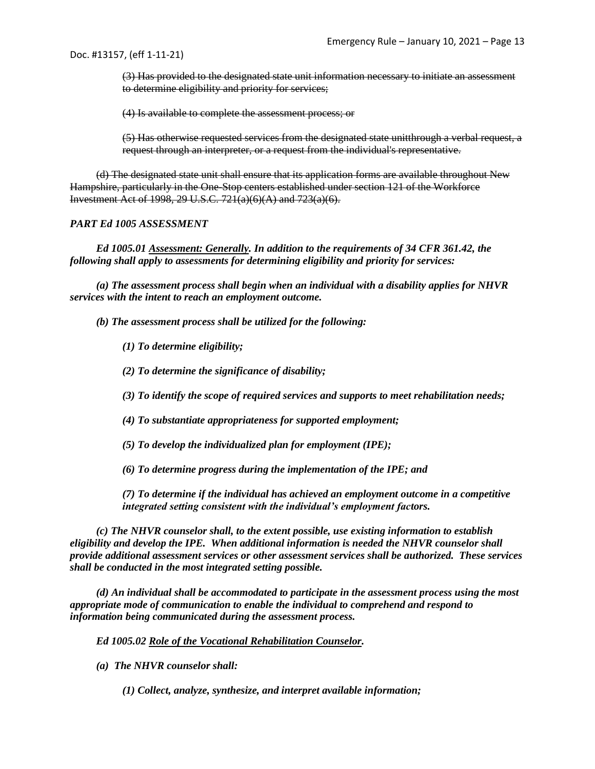~~(3) Has provided to the designated state unit information necessary to initiate an assessment to determine eligibility and priority for services;~~

~~(4) Is available to complete the assessment process; or~~

~~(5) Has otherwise requested services from the designated state unitthrough a verbal request, a request through an interpreter, or a request from the individual's representative.~~

~~(d) The designated state unit shall ensure that its application forms are available throughout New Hampshire, particularly in the One-Stop centers established under section 121 of the Workforce Investment Act of 1998, 29 U.S.C. 721(a)(6)(A) and 723(a)(6).~~

***PART Ed 1005 ASSESSMENT***

***Ed 1005.01 <u>Assessment: Generally</u>. In addition to the requirements of 34 CFR 361.42, the following shall apply to assessments for determining eligibility and priority for services:***

***(a) The assessment process shall begin when an individual with a disability applies for NHVR services with the intent to reach an employment outcome.***

***(b) The assessment process shall be utilized for the following:***

***(1) To determine eligibility;***

***(2) To determine the significance of disability;***

***(3) To identify the scope of required services and supports to meet rehabilitation needs;***

***(4) To substantiate appropriateness for supported employment;***

***(5) To develop the individualized plan for employment (IPE);***

***(6) To determine progress during the implementation of the IPE; and***

***(7) To determine if the individual has achieved an employment outcome in a competitive integrated setting consistent with the individual's employment factors.***

***(c) The NHVR counselor shall, to the extent possible, use existing information to establish eligibility and develop the IPE. When additional information is needed the NHVR counselor shall provide additional assessment services or other assessment services shall be authorized. These services shall be conducted in the most integrated setting possible.***

***(d) An individual shall be accommodated to participate in the assessment process using the most appropriate mode of communication to enable the individual to comprehend and respond to information being communicated during the assessment process.***

***Ed 1005.02 <u>Role of the Vocational Rehabilitation Counselor</u>.***

***(a) The NHVR counselor shall:***

***(1) Collect, analyze, synthesize, and interpret available information;***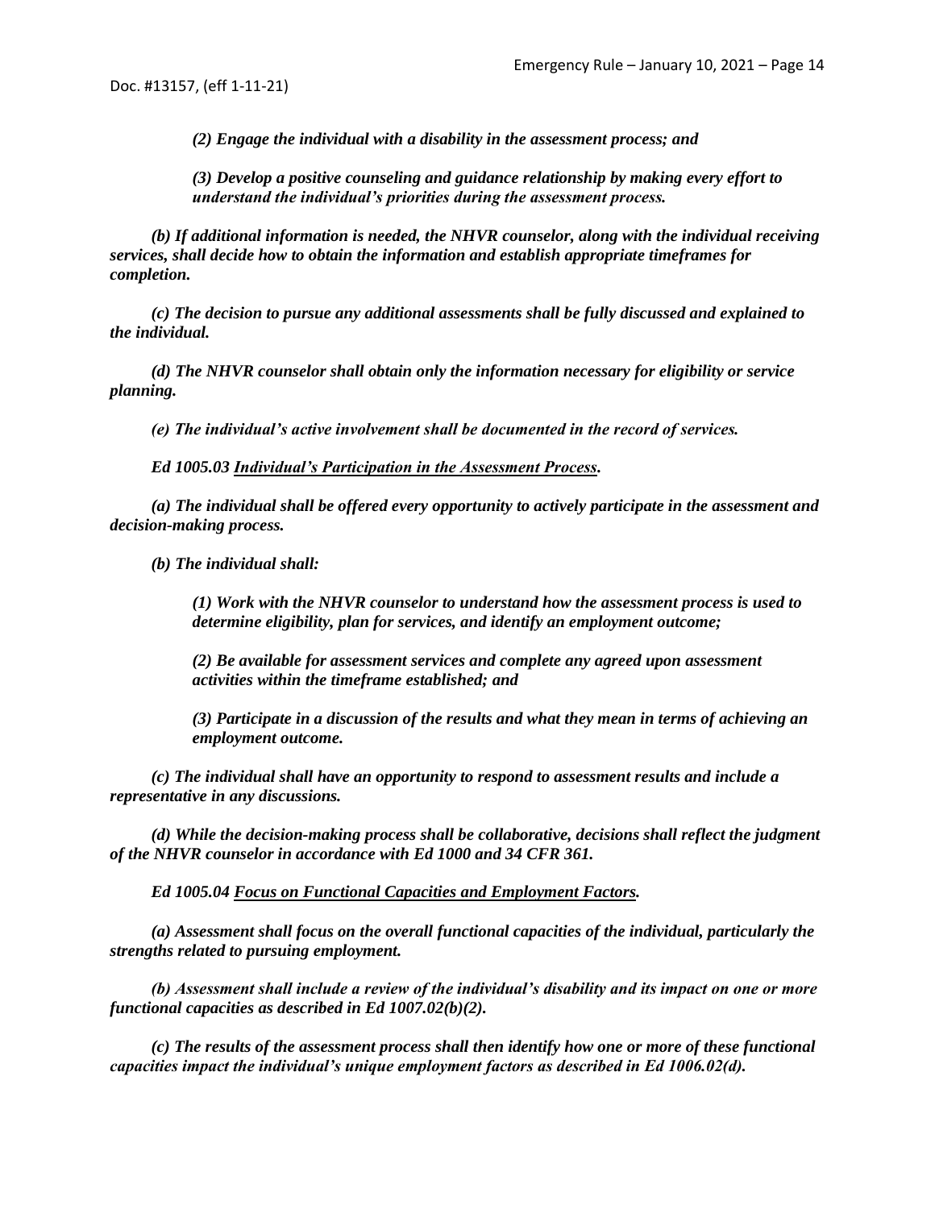*(2) Engage the individual with a disability in the assessment process; and*

*(3) Develop a positive counseling and guidance relationship by making every effort to understand the individual's priorities during the assessment process.*

***(b) If additional information is needed, the NHVR counselor, along with the individual receiving services, shall decide how to obtain the information and establish appropriate timeframes for completion.***

***(c) The decision to pursue any additional assessments shall be fully discussed and explained to the individual.***

***(d) The NHVR counselor shall obtain only the information necessary for eligibility or service planning.***

*(e) The individual's active involvement shall be documented in the record of services.*

***Ed 1005.03 <u>Individual's Participation in the Assessment Process</u>.***

***(a) The individual shall be offered every opportunity to actively participate in the assessment and decision-making process.***

***(b) The individual shall:***

***(1) Work with the NHVR counselor to understand how the assessment process is used to determine eligibility, plan for services, and identify an employment outcome;***

***(2) Be available for assessment services and complete any agreed upon assessment activities within the timeframe established; and***

***(3) Participate in a discussion of the results and what they mean in terms of achieving an employment outcome.***

***(c) The individual shall have an opportunity to respond to assessment results and include a representative in any discussions.***

***(d) While the decision-making process shall be collaborative, decisions shall reflect the judgment of the NHVR counselor in accordance with Ed 1000 and 34 CFR 361.***

***Ed 1005.04 <u>Focus on Functional Capacities and Employment Factors</u>.***

***(a) Assessment shall focus on the overall functional capacities of the individual, particularly the strengths related to pursuing employment.***

***(b) Assessment shall include a review of the individual's disability and its impact on one or more functional capacities as described in Ed 1007.02(b)(2).***

***(c) The results of the assessment process shall then identify how one or more of these functional capacities impact the individual's unique employment factors as described in Ed 1006.02(d).***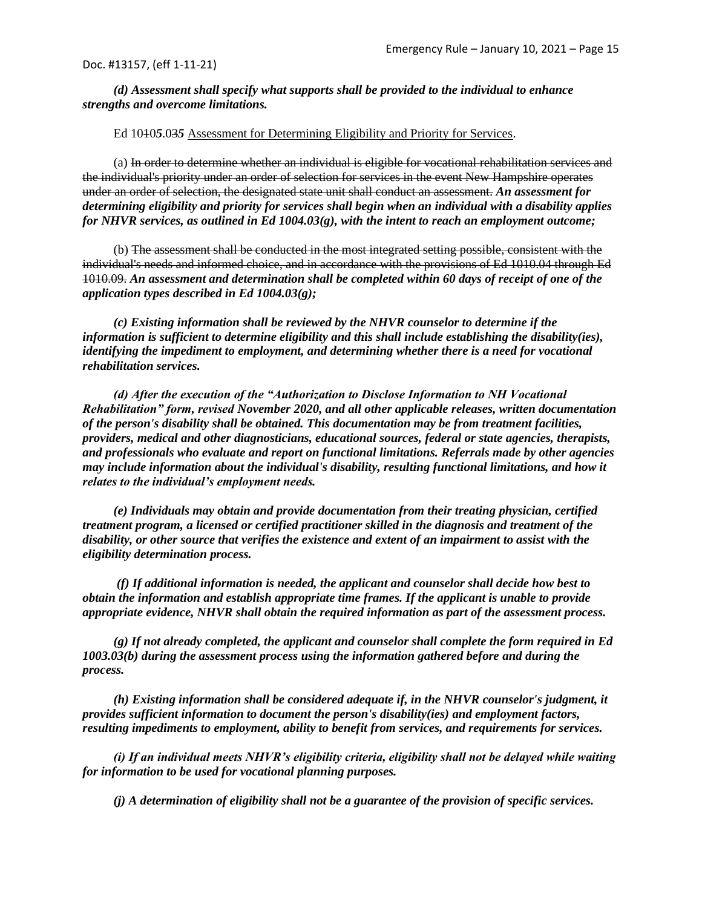***(d) Assessment shall specify what supports shall be provided to the individual to enhance strengths and overcome limitations.***

Ed 10~~10~~***5***.03***5*** Assessment for Determining Eligibility and Priority for Services.

(a) ~~In order to determine whether an individual is eligible for vocational rehabilitation services and the individual's priority under an order of selection for services in the event New Hampshire operates under an order of selection, the designated state unit shall conduct an assessment.~~ ***An assessment for determining eligibility and priority for services shall begin when an individual with a disability applies for NHVR services, as outlined in Ed 1004.03(g), with the intent to reach an employment outcome;***

(b) ~~The assessment shall be conducted in the most integrated setting possible, consistent with the individual's needs and informed choice, and in accordance with the provisions of Ed 1010.04 through Ed 1010.09.~~ ***An assessment and determination shall be completed within 60 days of receipt of one of the application types described in Ed 1004.03(g);***

***(c) Existing information shall be reviewed by the NHVR counselor to determine if the information is sufficient to determine eligibility and this shall include establishing the disability(ies), identifying the impediment to employment, and determining whether there is a need for vocational rehabilitation services.***

***(d) After the execution of the "Authorization to Disclose Information to NH Vocational Rehabilitation" form, revised November 2020, and all other applicable releases, written documentation of the person's disability shall be obtained. This documentation may be from treatment facilities, providers, medical and other diagnosticians, educational sources, federal or state agencies, therapists, and professionals who evaluate and report on functional limitations. Referrals made by other agencies may include information about the individual's disability, resulting functional limitations, and how it relates to the individual's employment needs.***

***(e) Individuals may obtain and provide documentation from their treating physician, certified treatment program, a licensed or certified practitioner skilled in the diagnosis and treatment of the disability, or other source that verifies the existence and extent of an impairment to assist with the eligibility determination process.***

***(f) If additional information is needed, the applicant and counselor shall decide how best to obtain the information and establish appropriate time frames. If the applicant is unable to provide appropriate evidence, NHVR shall obtain the required information as part of the assessment process.***

***(g) If not already completed, the applicant and counselor shall complete the form required in Ed 1003.03(b) during the assessment process using the information gathered before and during the process.***

***(h) Existing information shall be considered adequate if, in the NHVR counselor's judgment, it provides sufficient information to document the person's disability(ies) and employment factors, resulting impediments to employment, ability to benefit from services, and requirements for services.***

***(i) If an individual meets NHVR's eligibility criteria, eligibility shall not be delayed while waiting for information to be used for vocational planning purposes.***

***(j) A determination of eligibility shall not be a guarantee of the provision of specific services.***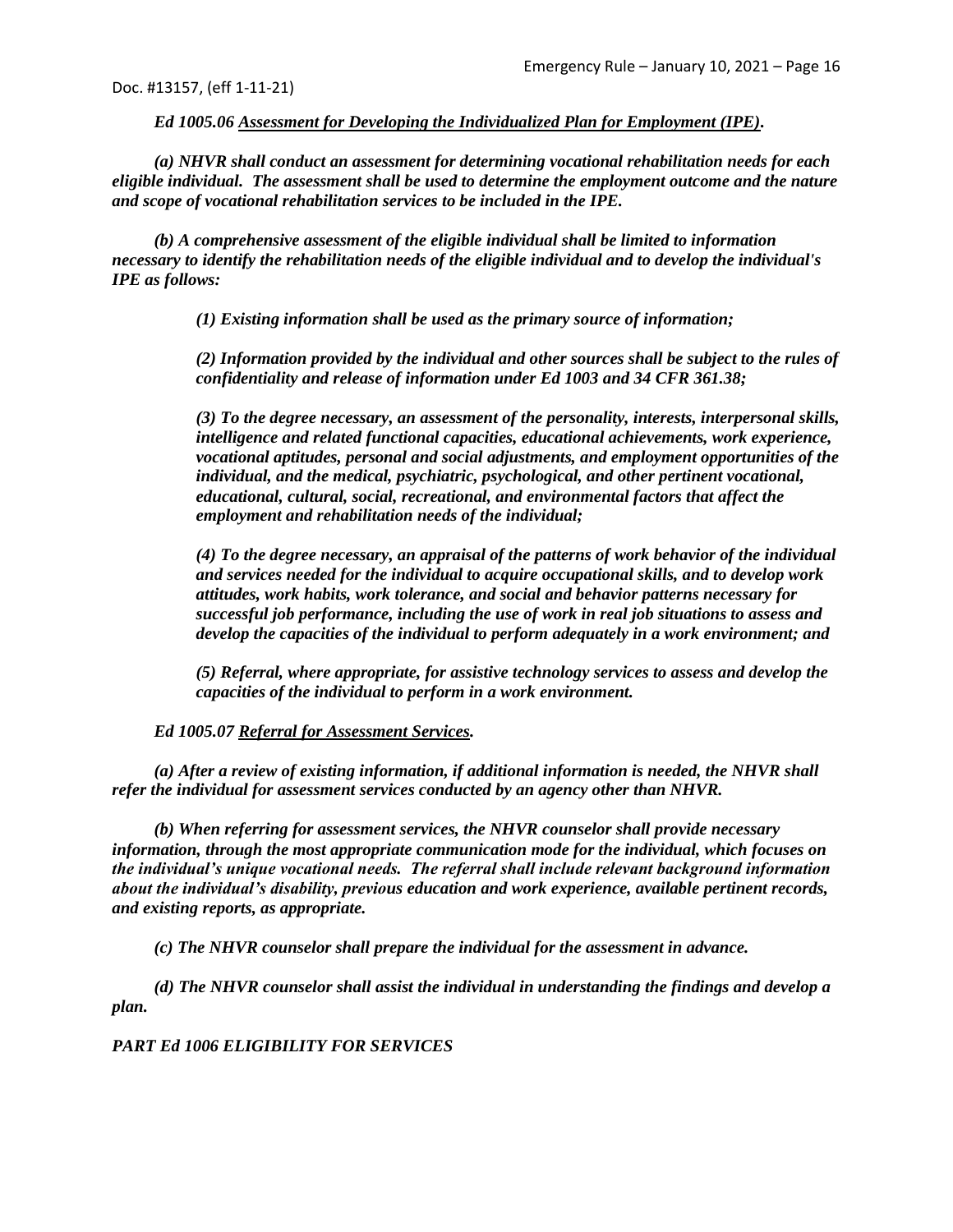*Ed 1005.06 <u>Assessment for Developing the Individualized Plan for Employment (IPE)</u>.*

***(a) NHVR shall conduct an assessment for determining vocational rehabilitation needs for each eligible individual. The assessment shall be used to determine the employment outcome and the nature and scope of vocational rehabilitation services to be included in the IPE.***

***(b) A comprehensive assessment of the eligible individual shall be limited to information necessary to identify the rehabilitation needs of the eligible individual and to develop the individual's IPE as follows:***

***(1) Existing information shall be used as the primary source of information;***

***(2) Information provided by the individual and other sources shall be subject to the rules of confidentiality and release of information under Ed 1003 and 34 CFR 361.38;***

***(3) To the degree necessary, an assessment of the personality, interests, interpersonal skills, intelligence and related functional capacities, educational achievements, work experience, vocational aptitudes, personal and social adjustments, and employment opportunities of the individual, and the medical, psychiatric, psychological, and other pertinent vocational, educational, cultural, social, recreational, and environmental factors that affect the employment and rehabilitation needs of the individual;***

***(4) To the degree necessary, an appraisal of the patterns of work behavior of the individual and services needed for the individual to acquire occupational skills, and to develop work attitudes, work habits, work tolerance, and social and behavior patterns necessary for successful job performance, including the use of work in real job situations to assess and develop the capacities of the individual to perform adequately in a work environment; and***

***(5) Referral, where appropriate, for assistive technology services to assess and develop the capacities of the individual to perform in a work environment.***

*Ed 1005.07 <u>Referral for Assessment Services</u>.*

***(a) After a review of existing information, if additional information is needed, the NHVR shall refer the individual for assessment services conducted by an agency other than NHVR.***

***(b) When referring for assessment services, the NHVR counselor shall provide necessary information, through the most appropriate communication mode for the individual, which focuses on the individual's unique vocational needs. The referral shall include relevant background information about the individual's disability, previous education and work experience, available pertinent records, and existing reports, as appropriate.***

***(c) The NHVR counselor shall prepare the individual for the assessment in advance.***

***(d) The NHVR counselor shall assist the individual in understanding the findings and develop a plan.***

*PART Ed 1006 <u>ELIGIBILITY FOR SERVICES</u>*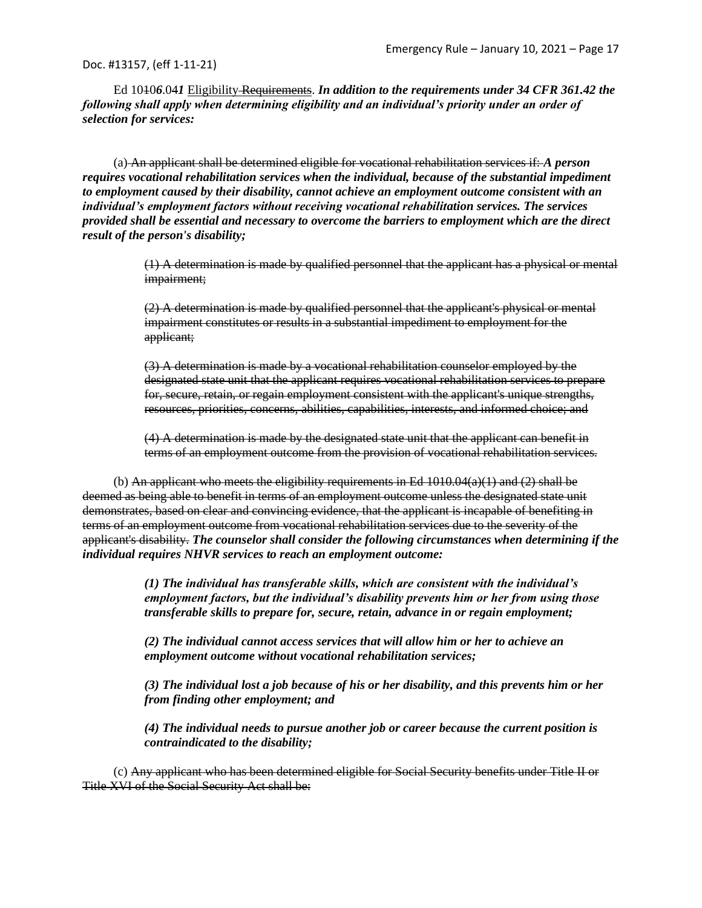Ed 10~~10~~***6***.04***1*** Eligibility ~~Requirements~~. ***In addition to the requirements under 34 CFR 361.42 the following shall apply when determining eligibility and an individual's priority under an order of selection for services:***

(a) ~~An applicant shall be determined eligible for vocational rehabilitation services if:~~ ***A person requires vocational rehabilitation services when the individual, because of the substantial impediment to employment caused by their disability, cannot achieve an employment outcome consistent with an individual's employment factors without receiving vocational rehabilitation services. The services provided shall be essential and necessary to overcome the barriers to employment which are the direct result of the person's disability;***

> ~~(1) A determination is made by qualified personnel that the applicant has a physical or mental impairment;~~
>
> ~~(2) A determination is made by qualified personnel that the applicant's physical or mental impairment constitutes or results in a substantial impediment to employment for the applicant;~~
>
> ~~(3) A determination is made by a vocational rehabilitation counselor employed by the designated state unit that the applicant requires vocational rehabilitation services to prepare for, secure, retain, or regain employment consistent with the applicant's unique strengths, resources, priorities, concerns, abilities, capabilities, interests, and informed choice; and~~
>
> ~~(4) A determination is made by the designated state unit that the applicant can benefit in terms of an employment outcome from the provision of vocational rehabilitation services.~~

(b) ~~An applicant who meets the eligibility requirements in Ed 1010.04(a)(1) and (2) shall be deemed as being able to benefit in terms of an employment outcome unless the designated state unit demonstrates, based on clear and convincing evidence, that the applicant is incapable of benefiting in terms of an employment outcome from vocational rehabilitation services due to the severity of the applicant's disability.~~ ***The counselor shall consider the following circumstances when determining if the individual requires NHVR services to reach an employment outcome:***

> ***(1) The individual has transferable skills, which are consistent with the individual's employment factors, but the individual's disability prevents him or her from using those transferable skills to prepare for, secure, retain, advance in or regain employment;***
>
> ***(2) The individual cannot access services that will allow him or her to achieve an employment outcome without vocational rehabilitation services;***
>
> ***(3) The individual lost a job because of his or her disability, and this prevents him or her from finding other employment; and***
>
> ***(4) The individual needs to pursue another job or career because the current position is contraindicated to the disability;***

(c) ~~Any applicant who has been determined eligible for Social Security benefits under Title II or Title XVI of the Social Security Act shall be:~~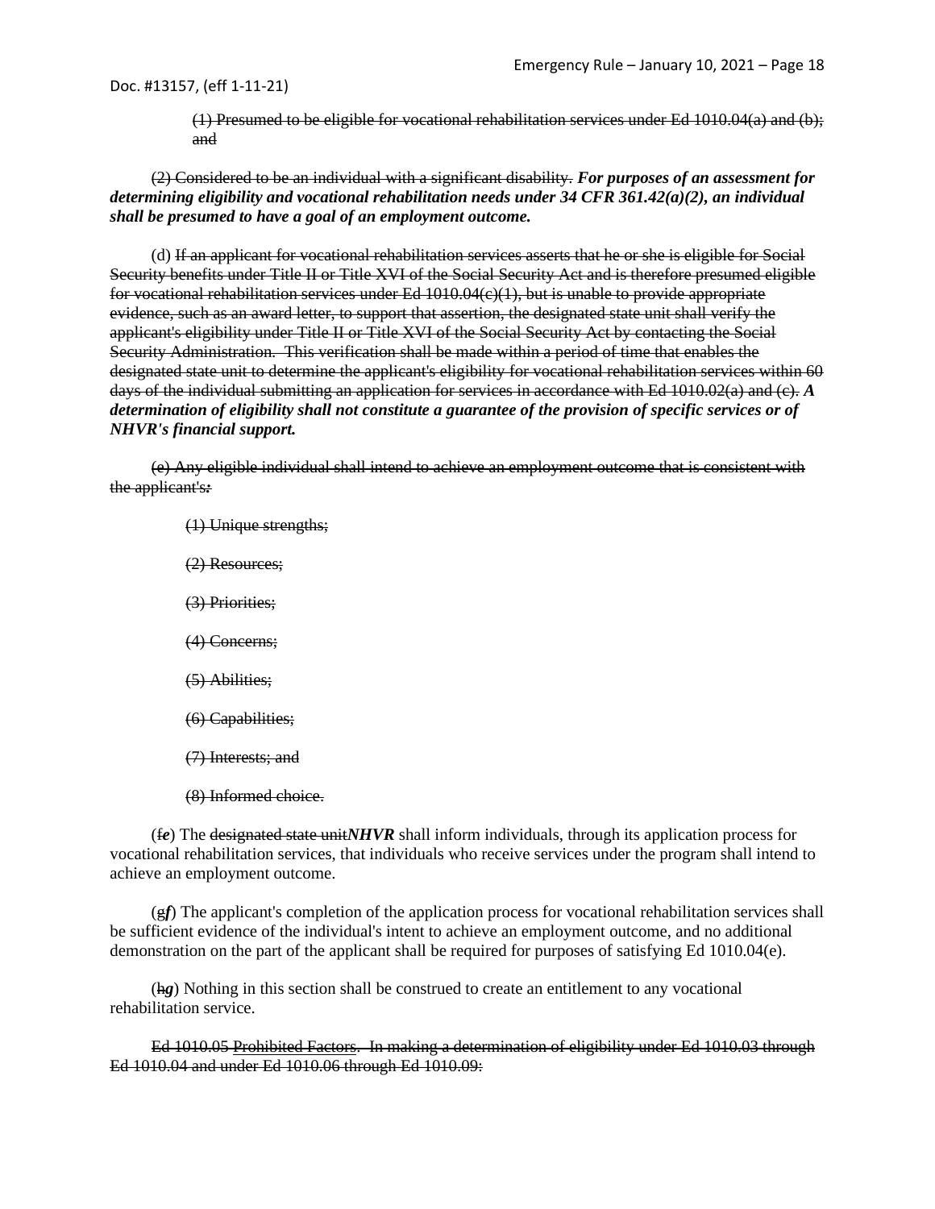(1) ~~Presumed to be eligible for vocational rehabilitation services under Ed 1010.04(a) and (b); and~~

~~(2) Considered to be an individual with a significant disability.~~ ***For purposes of an assessment for determining eligibility and vocational rehabilitation needs under 34 CFR 361.42(a)(2), an individual shall be presumed to have a goal of an employment outcome.***

(d) ~~If an applicant for vocational rehabilitation services asserts that he or she is eligible for Social Security benefits under Title II or Title XVI of the Social Security Act and is therefore presumed eligible for vocational rehabilitation services under Ed 1010.04(c)(1), but is unable to provide appropriate evidence, such as an award letter, to support that assertion, the designated state unit shall verify the applicant's eligibility under Title II or Title XVI of the Social Security Act by contacting the Social Security Administration. This verification shall be made within a period of time that enables the designated state unit to determine the applicant's eligibility for vocational rehabilitation services within 60 days of the individual submitting an application for services in accordance with Ed 1010.02(a) and (c).~~ ***A determination of eligibility shall not constitute a guarantee of the provision of specific services or of NHVR's financial support.***

~~(e) Any eligible individual shall intend to achieve an employment outcome that is consistent with the applicant's:~~

~~(1) Unique strengths;~~

~~(2) Resources;~~

~~(3) Priorities;~~

~~(4) Concerns;~~

~~(5) Abilities;~~

~~(6) Capabilities;~~

~~(7) Interests; and~~

~~(8) Informed choice.~~

(~~f~~***e***) The ~~designated state unit~~***NHVR*** shall inform individuals, through its application process for vocational rehabilitation services, that individuals who receive services under the program shall intend to achieve an employment outcome.

(~~g~~***f***) The applicant's completion of the application process for vocational rehabilitation services shall be sufficient evidence of the individual's intent to achieve an employment outcome, and no additional demonstration on the part of the applicant shall be required for purposes of satisfying Ed 1010.04(e).

(~~h~~***g***) Nothing in this section shall be construed to create an entitlement to any vocational rehabilitation service.

~~Ed 1010.05 Prohibited Factors. In making a determination of eligibility under Ed 1010.03 through Ed 1010.04 and under Ed 1010.06 through Ed 1010.09:~~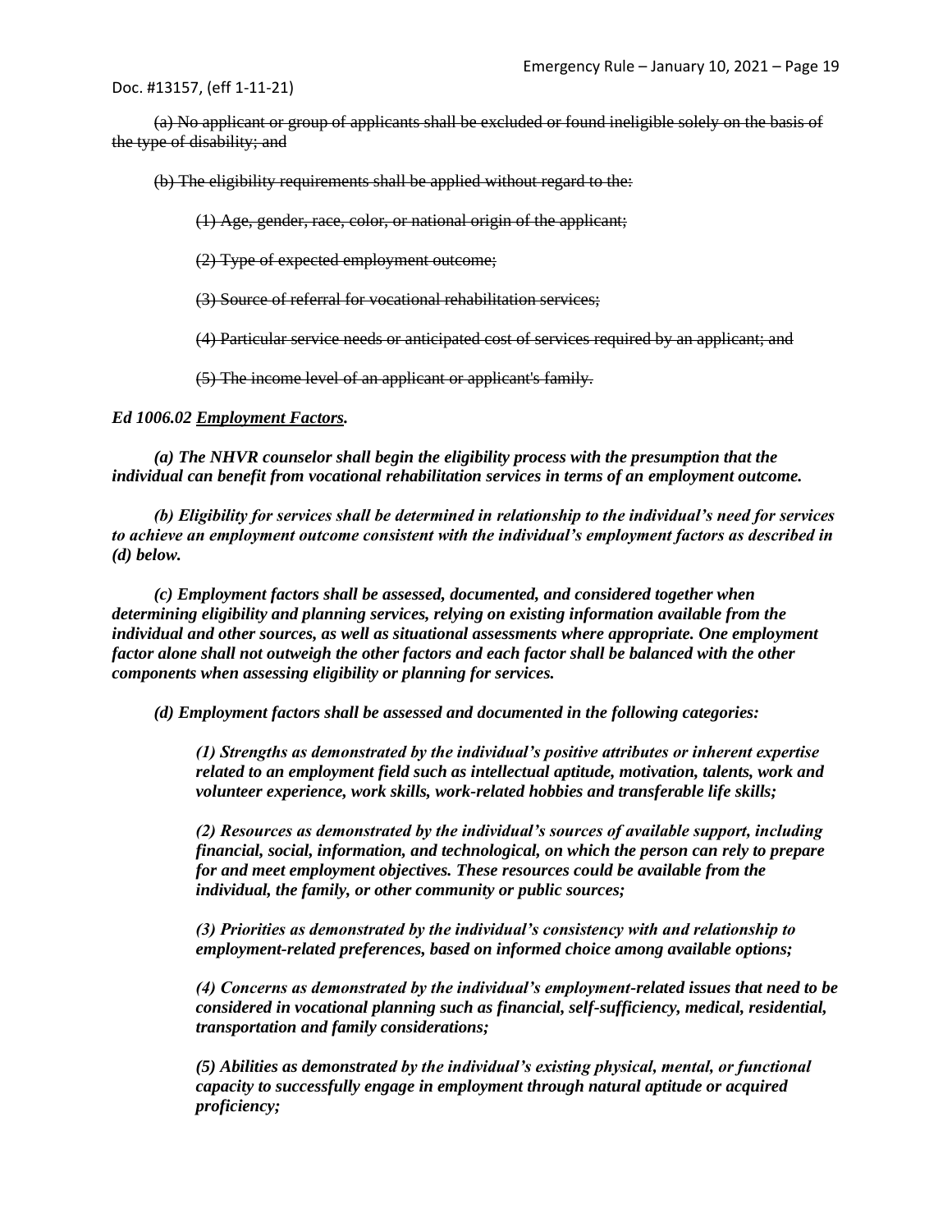Doc. #13157, (eff 1-11-21)

~~(a) No applicant or group of applicants shall be excluded or found ineligible solely on the basis of the type of disability; and~~

~~(b) The eligibility requirements shall be applied without regard to the:~~

~~(1) Age, gender, race, color, or national origin of the applicant;~~

~~(2) Type of expected employment outcome;~~

~~(3) Source of referral for vocational rehabilitation services;~~

~~(4) Particular service needs or anticipated cost of services required by an applicant; and~~

~~(5) The income level of an applicant or applicant's family.~~

***Ed 1006.02 Employment Factors.***

***(a) The NHVR counselor shall begin the eligibility process with the presumption that the individual can benefit from vocational rehabilitation services in terms of an employment outcome.***

***(b) Eligibility for services shall be determined in relationship to the individual's need for services to achieve an employment outcome consistent with the individual's employment factors as described in (d) below.***

***(c) Employment factors shall be assessed, documented, and considered together when determining eligibility and planning services, relying on existing information available from the individual and other sources, as well as situational assessments where appropriate. One employment factor alone shall not outweigh the other factors and each factor shall be balanced with the other components when assessing eligibility or planning for services.***

***(d) Employment factors shall be assessed and documented in the following categories:***

***(1) Strengths as demonstrated by the individual's positive attributes or inherent expertise related to an employment field such as intellectual aptitude, motivation, talents, work and volunteer experience, work skills, work-related hobbies and transferable life skills;***

***(2) Resources as demonstrated by the individual's sources of available support, including financial, social, information, and technological, on which the person can rely to prepare for and meet employment objectives. These resources could be available from the individual, the family, or other community or public sources;***

***(3) Priorities as demonstrated by the individual's consistency with and relationship to employment-related preferences, based on informed choice among available options;***

***(4) Concerns as demonstrated by the individual's employment-related issues that need to be considered in vocational planning such as financial, self-sufficiency, medical, residential, transportation and family considerations;***

***(5) Abilities as demonstrated by the individual's existing physical, mental, or functional capacity to successfully engage in employment through natural aptitude or acquired proficiency;***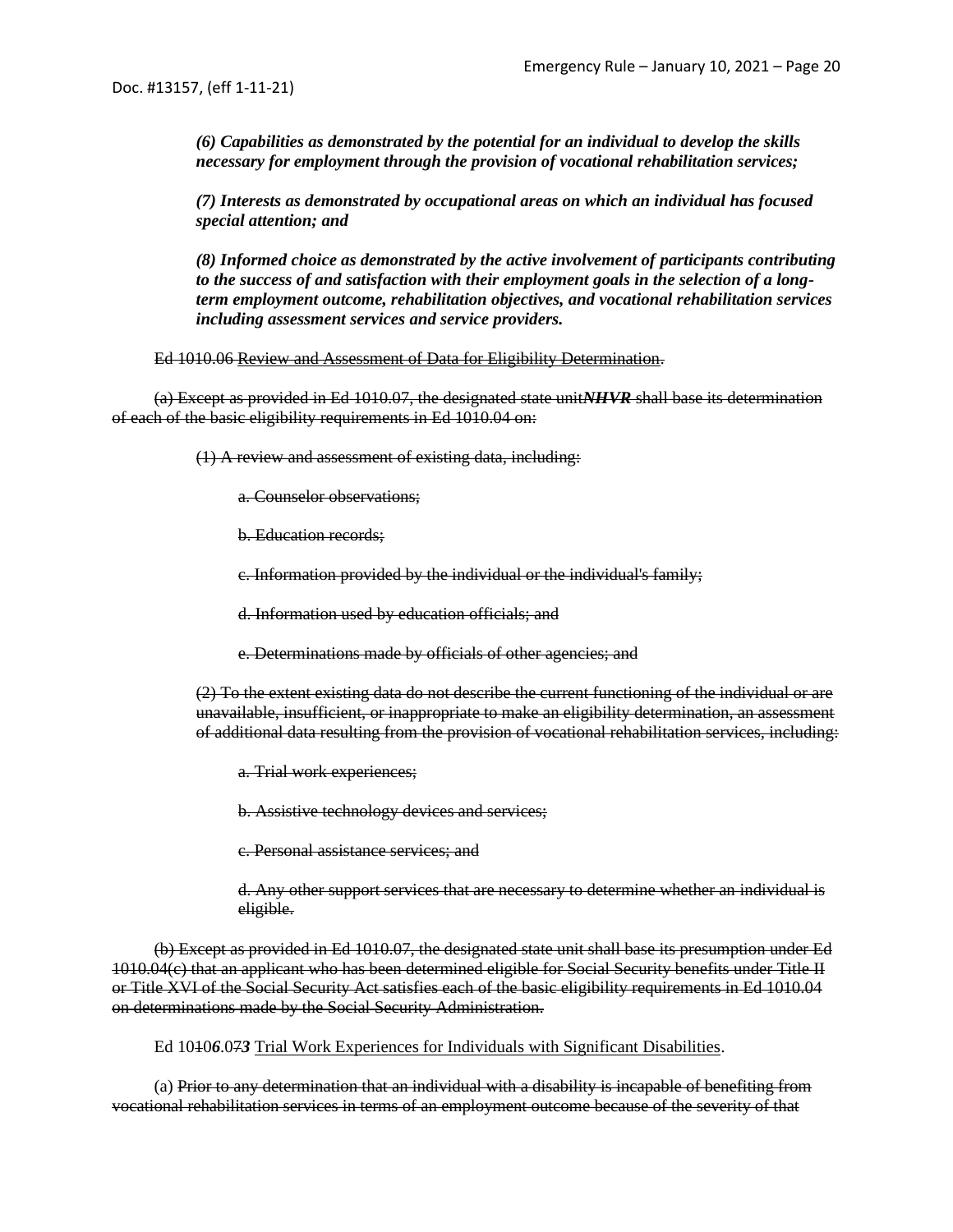*(6) Capabilities as demonstrated by the potential for an individual to develop the skills necessary for employment through the provision of vocational rehabilitation services;*

*(7) Interests as demonstrated by occupational areas on which an individual has focused special attention; and*

*(8) Informed choice as demonstrated by the active involvement of participants contributing to the success of and satisfaction with their employment goals in the selection of a long-term employment outcome, rehabilitation objectives, and vocational rehabilitation services including assessment services and service providers.*

~~Ed 1010.06 Review and Assessment of Data for Eligibility Determination.~~

~~(a) Except as provided in Ed 1010.07, the designated state unit~~***NHVR*** ~~shall base its determination of each of the basic eligibility requirements in Ed 1010.04 on:~~

~~(1) A review and assessment of existing data, including:~~

~~a. Counselor observations;~~

~~b. Education records;~~

~~c. Information provided by the individual or the individual's family;~~

~~d. Information used by education officials; and~~

~~e. Determinations made by officials of other agencies; and~~

~~(2) To the extent existing data do not describe the current functioning of the individual or are unavailable, insufficient, or inappropriate to make an eligibility determination, an assessment of additional data resulting from the provision of vocational rehabilitation services, including:~~

~~a. Trial work experiences;~~

~~b. Assistive technology devices and services;~~

~~c. Personal assistance services; and~~

~~d. Any other support services that are necessary to determine whether an individual is eligible.~~

~~(b) Except as provided in Ed 1010.07, the designated state unit shall base its presumption under Ed 1010.04(c) that an applicant who has been determined eligible for Social Security benefits under Title II or Title XVI of the Social Security Act satisfies each of the basic eligibility requirements in Ed 1010.04 on determinations made by the Social Security Administration.~~

Ed 10~~10~~***6***.0~~7~~***3*** Trial Work Experiences for Individuals with Significant Disabilities.

(a) ~~Prior to any determination that an individual with a disability is incapable of benefiting from vocational rehabilitation services in terms of an employment outcome because of the severity of that~~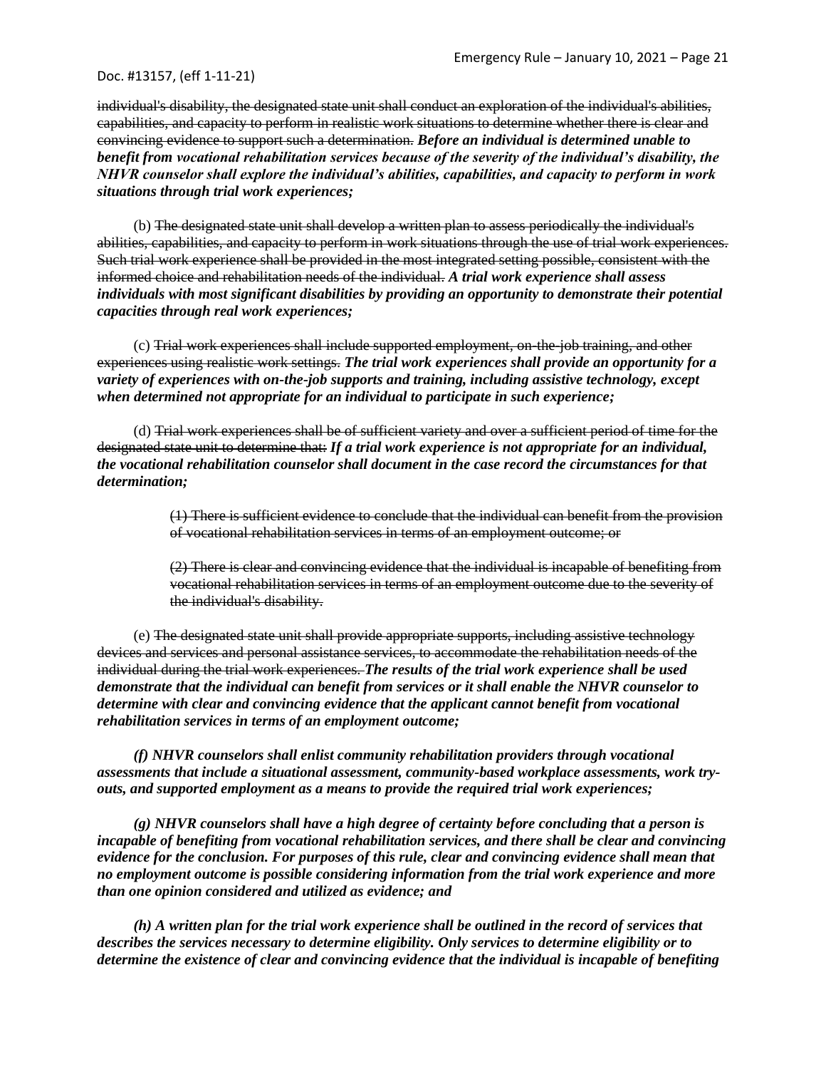~~individual's disability, the designated state unit shall conduct an exploration of the individual's abilities, capabilities, and capacity to perform in realistic work situations to determine whether there is clear and convincing evidence to support such a determination.~~ ***Before an individual is determined unable to benefit from vocational rehabilitation services because of the severity of the individual's disability, the NHVR counselor shall explore the individual's abilities, capabilities, and capacity to perform in work situations through trial work experiences;***

(b) ~~The designated state unit shall develop a written plan to assess periodically the individual's abilities, capabilities, and capacity to perform in work situations through the use of trial work experiences. Such trial work experience shall be provided in the most integrated setting possible, consistent with the informed choice and rehabilitation needs of the individual.~~ ***A trial work experience shall assess individuals with most significant disabilities by providing an opportunity to demonstrate their potential capacities through real work experiences;***

(c) ~~Trial work experiences shall include supported employment, on-the-job training, and other experiences using realistic work settings.~~ ***The trial work experiences shall provide an opportunity for a variety of experiences with on-the-job supports and training, including assistive technology, except when determined not appropriate for an individual to participate in such experience;***

(d) ~~Trial work experiences shall be of sufficient variety and over a sufficient period of time for the designated state unit to determine that:~~ ***If a trial work experience is not appropriate for an individual, the vocational rehabilitation counselor shall document in the case record the circumstances for that determination;***

> ~~(1) There is sufficient evidence to conclude that the individual can benefit from the provision of vocational rehabilitation services in terms of an employment outcome; or~~
>
> ~~(2) There is clear and convincing evidence that the individual is incapable of benefiting from vocational rehabilitation services in terms of an employment outcome due to the severity of the individual's disability.~~

(e) ~~The designated state unit shall provide appropriate supports, including assistive technology devices and services and personal assistance services, to accommodate the rehabilitation needs of the individual during the trial work experiences.~~ ***The results of the trial work experience shall be used demonstrate that the individual can benefit from services or it shall enable the NHVR counselor to determine with clear and convincing evidence that the applicant cannot benefit from vocational rehabilitation services in terms of an employment outcome;***

***(f) NHVR counselors shall enlist community rehabilitation providers through vocational assessments that include a situational assessment, community-based workplace assessments, work try-outs, and supported employment as a means to provide the required trial work experiences;***

***(g) NHVR counselors shall have a high degree of certainty before concluding that a person is incapable of benefiting from vocational rehabilitation services, and there shall be clear and convincing evidence for the conclusion. For purposes of this rule, clear and convincing evidence shall mean that no employment outcome is possible considering information from the trial work experience and more than one opinion considered and utilized as evidence; and***

***(h) A written plan for the trial work experience shall be outlined in the record of services that describes the services necessary to determine eligibility. Only services to determine eligibility or to determine the existence of clear and convincing evidence that the individual is incapable of benefiting***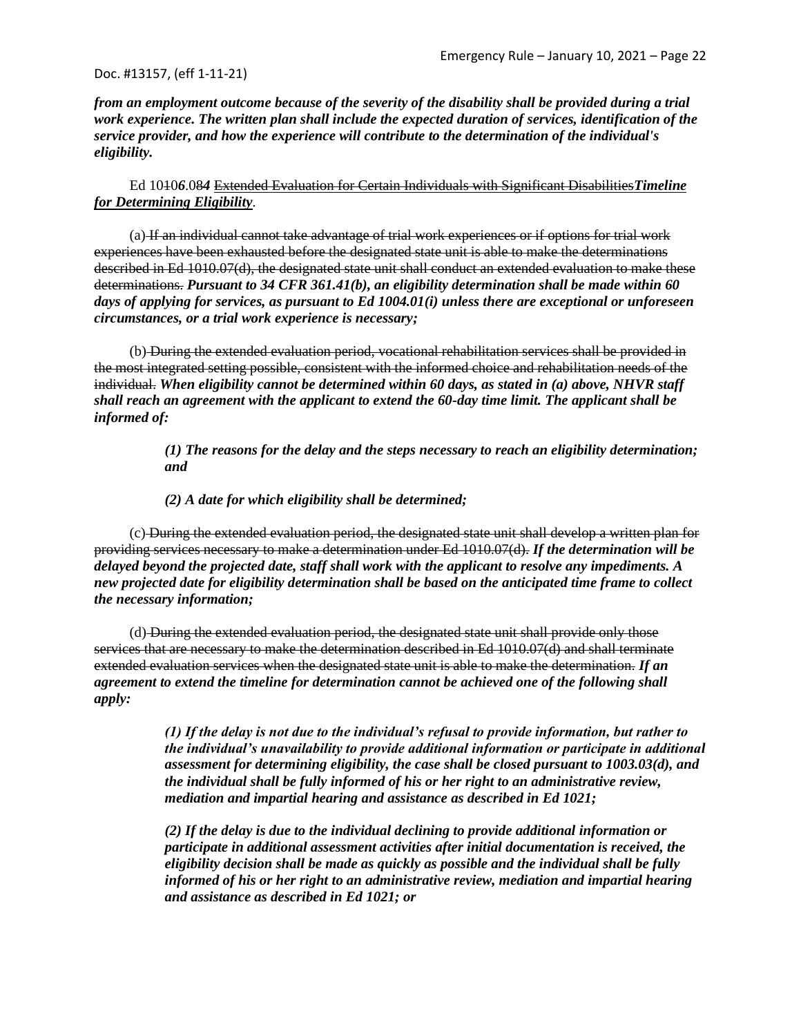***from an employment outcome because of the severity of the disability shall be provided during a trial work experience. The written plan shall include the expected duration of services, identification of the service provider, and how the experience will contribute to the determination of the individual's eligibility.***

Ed 10~~10~~***6***.0~~8~~***4*** ~~Extended Evaluation for Certain Individuals with Significant Disabilities~~***Timeline for Determining Eligibility***.

(a) ~~If an individual cannot take advantage of trial work experiences or if options for trial work experiences have been exhausted before the designated state unit is able to make the determinations described in Ed 1010.07(d), the designated state unit shall conduct an extended evaluation to make these determinations.~~ ***Pursuant to 34 CFR 361.41(b), an eligibility determination shall be made within 60 days of applying for services, as pursuant to Ed 1004.01(i) unless there are exceptional or unforeseen circumstances, or a trial work experience is necessary;***

(b) ~~During the extended evaluation period, vocational rehabilitation services shall be provided in the most integrated setting possible, consistent with the informed choice and rehabilitation needs of the individual.~~ ***When eligibility cannot be determined within 60 days, as stated in (a) above, NHVR staff shall reach an agreement with the applicant to extend the 60-day time limit. The applicant shall be informed of:***

> ***(1) The reasons for the delay and the steps necessary to reach an eligibility determination; and***
>
> ***(2) A date for which eligibility shall be determined;***

(c) ~~During the extended evaluation period, the designated state unit shall develop a written plan for providing services necessary to make a determination under Ed 1010.07(d).~~ ***If the determination will be delayed beyond the projected date, staff shall work with the applicant to resolve any impediments. A new projected date for eligibility determination shall be based on the anticipated time frame to collect the necessary information;***

(d) ~~During the extended evaluation period, the designated state unit shall provide only those services that are necessary to make the determination described in Ed 1010.07(d) and shall terminate extended evaluation services when the designated state unit is able to make the determination.~~ ***If an agreement to extend the timeline for determination cannot be achieved one of the following shall apply:***

> ***(1) If the delay is not due to the individual's refusal to provide information, but rather to the individual's unavailability to provide additional information or participate in additional assessment for determining eligibility, the case shall be closed pursuant to 1003.03(d), and the individual shall be fully informed of his or her right to an administrative review, mediation and impartial hearing and assistance as described in Ed 1021;***
>
> ***(2) If the delay is due to the individual declining to provide additional information or participate in additional assessment activities after initial documentation is received, the eligibility decision shall be made as quickly as possible and the individual shall be fully informed of his or her right to an administrative review, mediation and impartial hearing and assistance as described in Ed 1021; or***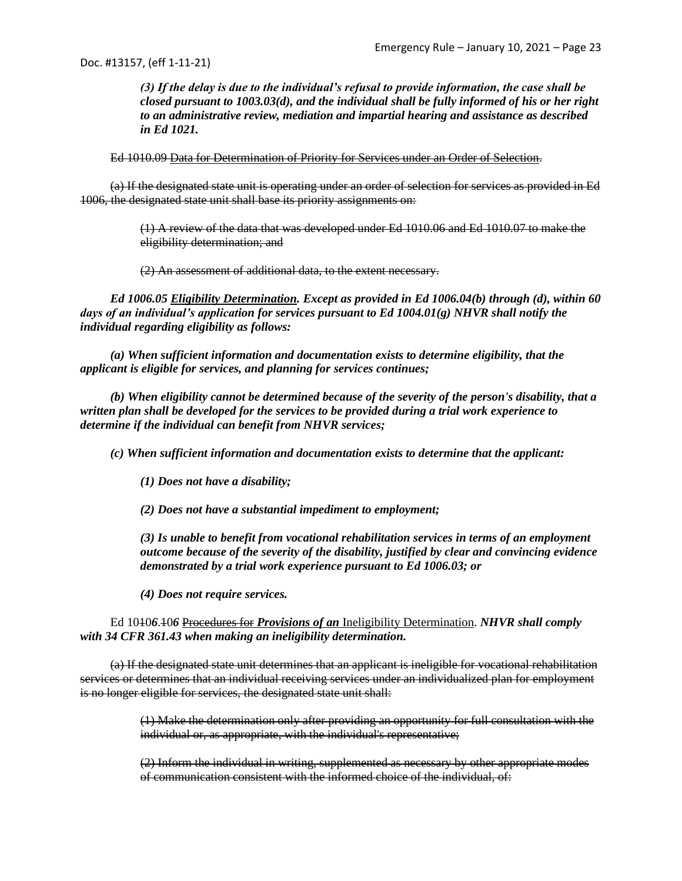***(3) If the delay is due to the individual's refusal to provide information, the case shall be closed pursuant to 1003.03(d), and the individual shall be fully informed of his or her right to an administrative review, mediation and impartial hearing and assistance as described in Ed 1021.***

~~Ed 1010.09 Data for Determination of Priority for Services under an Order of Selection.~~

~~(a) If the designated state unit is operating under an order of selection for services as provided in Ed 1006, the designated state unit shall base its priority assignments on:~~

~~(1) A review of the data that was developed under Ed 1010.06 and Ed 1010.07 to make the eligibility determination; and~~

~~(2) An assessment of additional data, to the extent necessary.~~

***Ed 1006.05 Eligibility Determination. Except as provided in Ed 1006.04(b) through (d), within 60 days of an individual's application for services pursuant to Ed 1004.01(g) NHVR shall notify the individual regarding eligibility as follows:***

***(a) When sufficient information and documentation exists to determine eligibility, that the applicant is eligible for services, and planning for services continues;***

***(b) When eligibility cannot be determined because of the severity of the person's disability, that a written plan shall be developed for the services to be provided during a trial work experience to determine if the individual can benefit from NHVR services;***

***(c) When sufficient information and documentation exists to determine that the applicant:***

***(1) Does not have a disability;***

***(2) Does not have a substantial impediment to employment;***

***(3) Is unable to benefit from vocational rehabilitation services in terms of an employment outcome because of the severity of the disability, justified by clear and convincing evidence demonstrated by a trial work experience pursuant to Ed 1006.03; or***

***(4) Does not require services.***

Ed 10~~10~~***6***.~~10~~***6*** ~~Procedures for~~ ***Provisions of an*** Ineligibility Determination. ***NHVR shall comply with 34 CFR 361.43 when making an ineligibility determination.***

~~(a) If the designated state unit determines that an applicant is ineligible for vocational rehabilitation services or determines that an individual receiving services under an individualized plan for employment is no longer eligible for services, the designated state unit shall:~~

~~(1) Make the determination only after providing an opportunity for full consultation with the individual or, as appropriate, with the individual's representative;~~

~~(2) Inform the individual in writing, supplemented as necessary by other appropriate modes of communication consistent with the informed choice of the individual, of:~~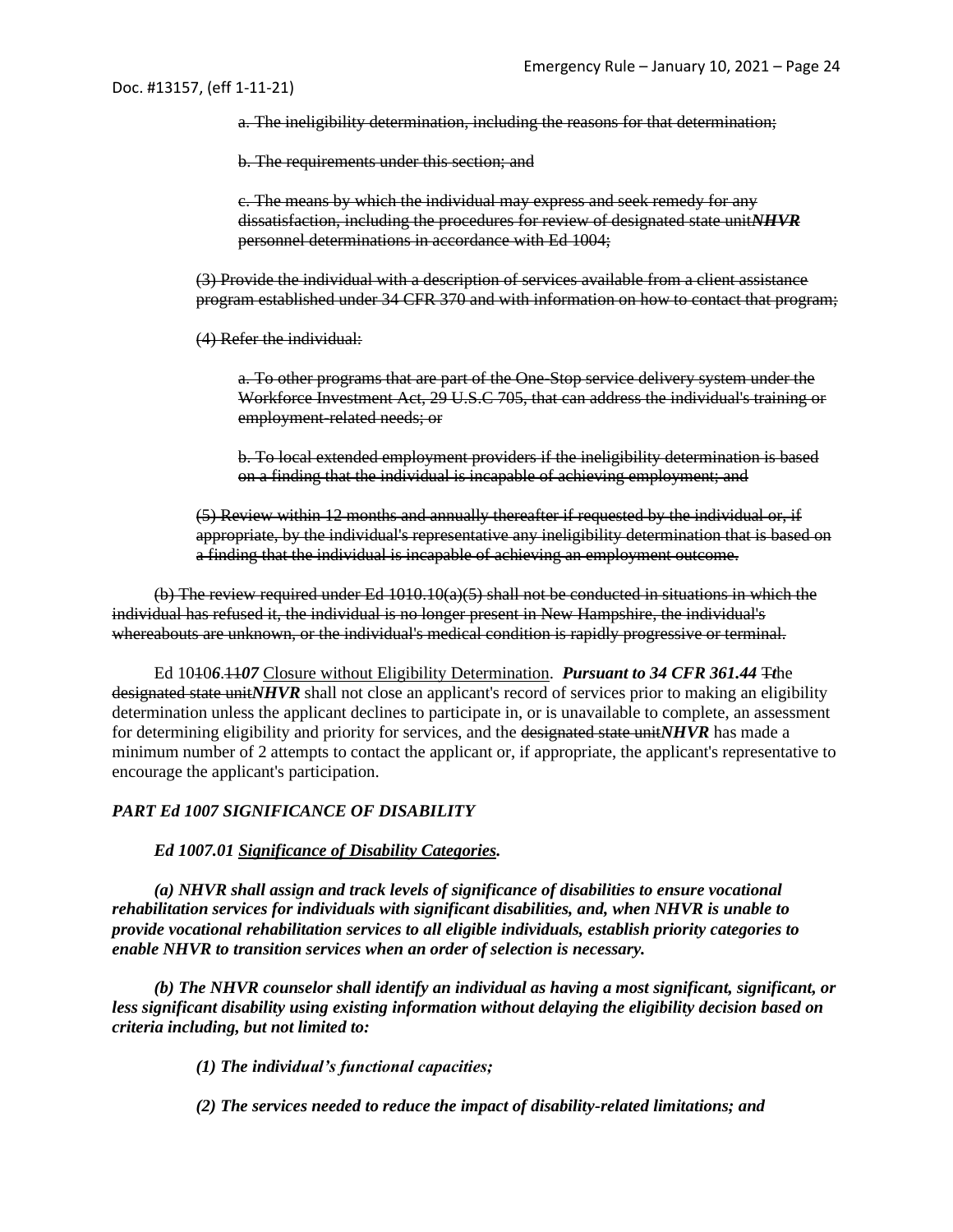a. ~~The ineligibility determination, including the reasons for that determination;~~

b. ~~The requirements under this section; and~~

c. ~~The means by which the individual may express and seek remedy for any dissatisfaction, including the procedures for review of designated state unit~~***NHVR*** ~~personnel determinations in accordance with Ed 1004;~~

~~(3) Provide the individual with a description of services available from a client assistance program established under 34 CFR 370 and with information on how to contact that program;~~

~~(4) Refer the individual:~~

a. ~~To other programs that are part of the One-Stop service delivery system under the Workforce Investment Act, 29 U.S.C 705, that can address the individual's training or employment-related needs; or~~

b. ~~To local extended employment providers if the ineligibility determination is based on a finding that the individual is incapable of achieving employment; and~~

~~(5) Review within 12 months and annually thereafter if requested by the individual or, if appropriate, by the individual's representative any ineligibility determination that is based on a finding that the individual is incapable of achieving an employment outcome.~~

~~(b) The review required under Ed 1010.10(a)(5) shall not be conducted in situations in which the individual has refused it, the individual is no longer present in New Hampshire, the individual's whereabouts are unknown, or the individual's medical condition is rapidly progressive or terminal.~~

Ed 10~~10~~***6***.~~11~~***07*** Closure without Eligibility Determination. ***Pursuant to 34 CFR 361.44*** ~~T~~***t***he ~~designated state unit~~***NHVR*** shall not close an applicant's record of services prior to making an eligibility determination unless the applicant declines to participate in, or is unavailable to complete, an assessment for determining eligibility and priority for services, and the ~~designated state unit~~***NHVR*** has made a minimum number of 2 attempts to contact the applicant or, if appropriate, the applicant's representative to encourage the applicant's participation.

***PART Ed 1007 SIGNIFICANCE OF DISABILITY***

***Ed 1007.01 Significance of Disability Categories.***

***(a) NHVR shall assign and track levels of significance of disabilities to ensure vocational rehabilitation services for individuals with significant disabilities, and, when NHVR is unable to provide vocational rehabilitation services to all eligible individuals, establish priority categories to enable NHVR to transition services when an order of selection is necessary.***

***(b) The NHVR counselor shall identify an individual as having a most significant, significant, or less significant disability using existing information without delaying the eligibility decision based on criteria including, but not limited to:***

***(1) The individual's functional capacities;***

***(2) The services needed to reduce the impact of disability-related limitations; and***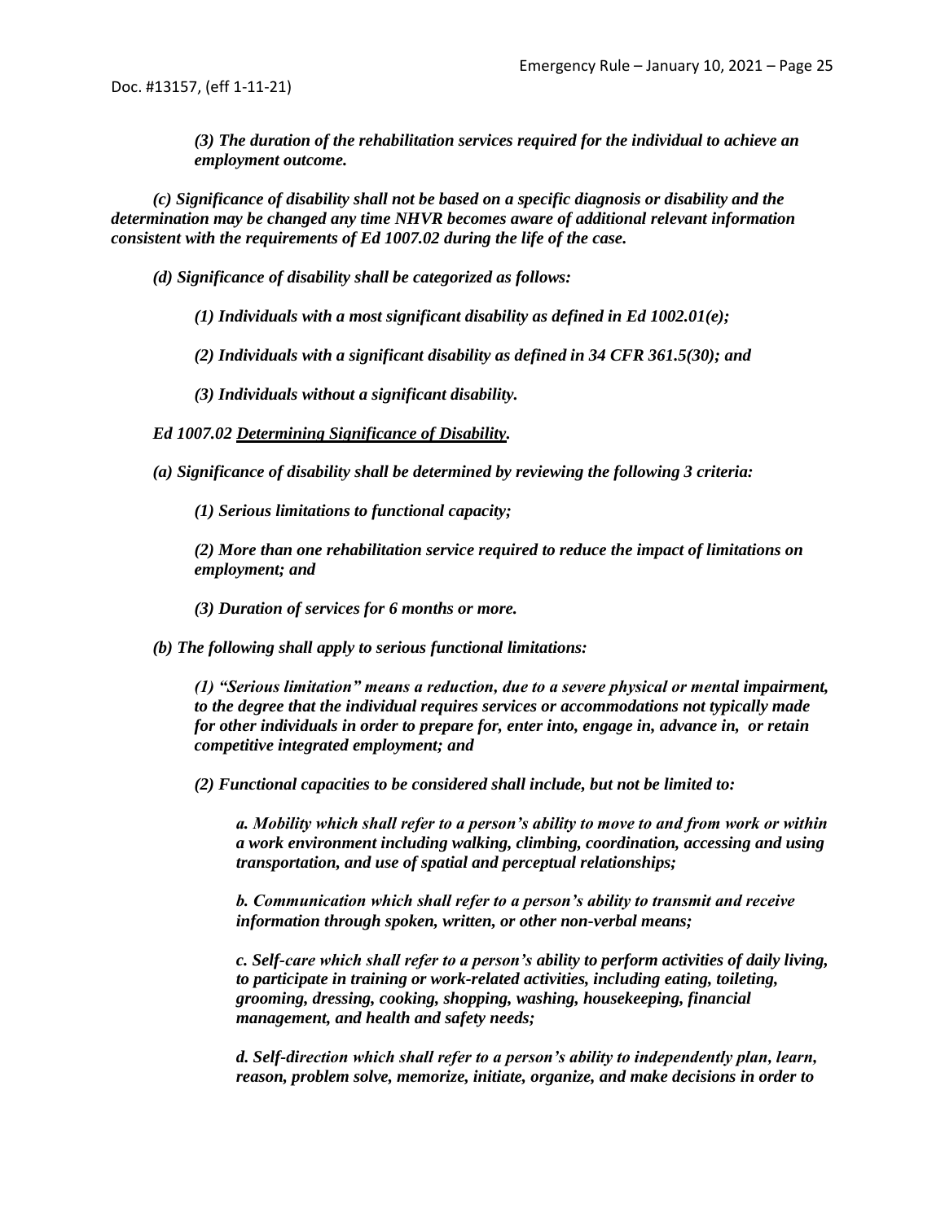*(3) The duration of the rehabilitation services required for the individual to achieve an employment outcome.*

*(c) Significance of disability shall not be based on a specific diagnosis or disability and the determination may be changed any time NHVR becomes aware of additional relevant information consistent with the requirements of Ed 1007.02 during the life of the case.*

*(d) Significance of disability shall be categorized as follows:*

*(1) Individuals with a most significant disability as defined in Ed 1002.01(e);*

*(2) Individuals with a significant disability as defined in 34 CFR 361.5(30); and*

*(3) Individuals without a significant disability.*

*Ed 1007.02 Determining Significance of Disability.*

*(a) Significance of disability shall be determined by reviewing the following 3 criteria:*

*(1) Serious limitations to functional capacity;*

*(2) More than one rehabilitation service required to reduce the impact of limitations on employment; and*

*(3) Duration of services for 6 months or more.*

*(b) The following shall apply to serious functional limitations:*

*(1) "Serious limitation" means a reduction, due to a severe physical or mental impairment, to the degree that the individual requires services or accommodations not typically made for other individuals in order to prepare for, enter into, engage in, advance in, or retain competitive integrated employment; and*

*(2) Functional capacities to be considered shall include, but not be limited to:*

*a. Mobility which shall refer to a person's ability to move to and from work or within a work environment including walking, climbing, coordination, accessing and using transportation, and use of spatial and perceptual relationships;*

*b. Communication which shall refer to a person's ability to transmit and receive information through spoken, written, or other non-verbal means;*

*c. Self-care which shall refer to a person's ability to perform activities of daily living, to participate in training or work-related activities, including eating, toileting, grooming, dressing, cooking, shopping, washing, housekeeping, financial management, and health and safety needs;*

*d. Self-direction which shall refer to a person's ability to independently plan, learn, reason, problem solve, memorize, initiate, organize, and make decisions in order to*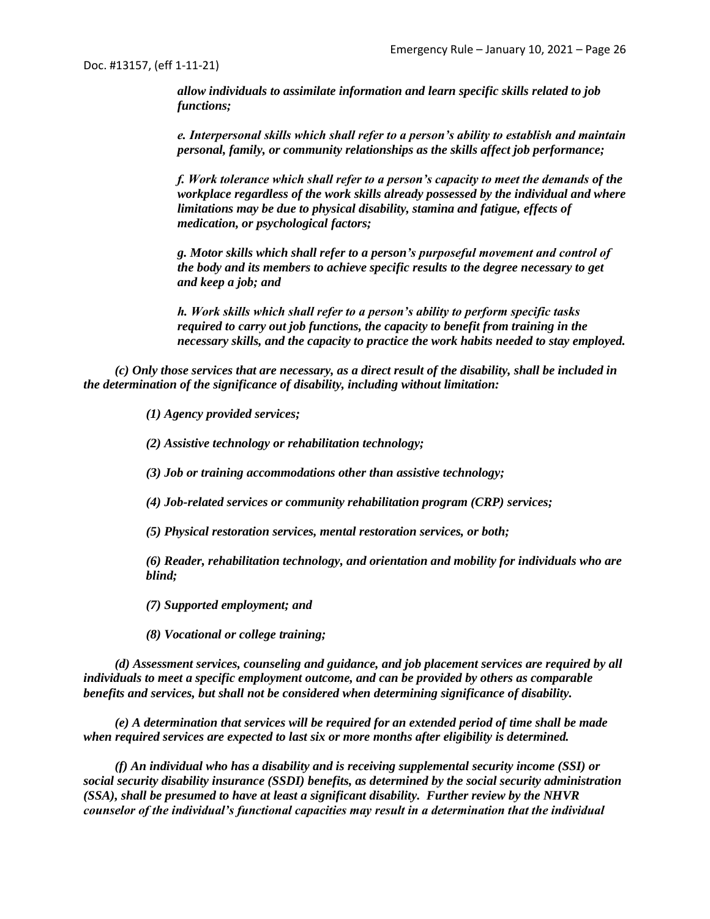*allow individuals to assimilate information and learn specific skills related to job functions;*

*e. Interpersonal skills which shall refer to a person's ability to establish and maintain personal, family, or community relationships as the skills affect job performance;*

*f. Work tolerance which shall refer to a person's capacity to meet the demands of the workplace regardless of the work skills already possessed by the individual and where limitations may be due to physical disability, stamina and fatigue, effects of medication, or psychological factors;*

*g. Motor skills which shall refer to a person's purposeful movement and control of the body and its members to achieve specific results to the degree necessary to get and keep a job; and*

*h. Work skills which shall refer to a person's ability to perform specific tasks required to carry out job functions, the capacity to benefit from training in the necessary skills, and the capacity to practice the work habits needed to stay employed.*

*(c) Only those services that are necessary, as a direct result of the disability, shall be included in the determination of the significance of disability, including without limitation:*

*(1) Agency provided services;*

*(2) Assistive technology or rehabilitation technology;*

*(3) Job or training accommodations other than assistive technology;*

*(4) Job-related services or community rehabilitation program (CRP) services;*

*(5) Physical restoration services, mental restoration services, or both;*

*(6) Reader, rehabilitation technology, and orientation and mobility for individuals who are blind;*

*(7) Supported employment; and*

*(8) Vocational or college training;*

*(d) Assessment services, counseling and guidance, and job placement services are required by all individuals to meet a specific employment outcome, and can be provided by others as comparable benefits and services, but shall not be considered when determining significance of disability.*

*(e) A determination that services will be required for an extended period of time shall be made when required services are expected to last six or more months after eligibility is determined.*

*(f) An individual who has a disability and is receiving supplemental security income (SSI) or social security disability insurance (SSDI) benefits, as determined by the social security administration (SSA), shall be presumed to have at least a significant disability. Further review by the NHVR counselor of the individual's functional capacities may result in a determination that the individual*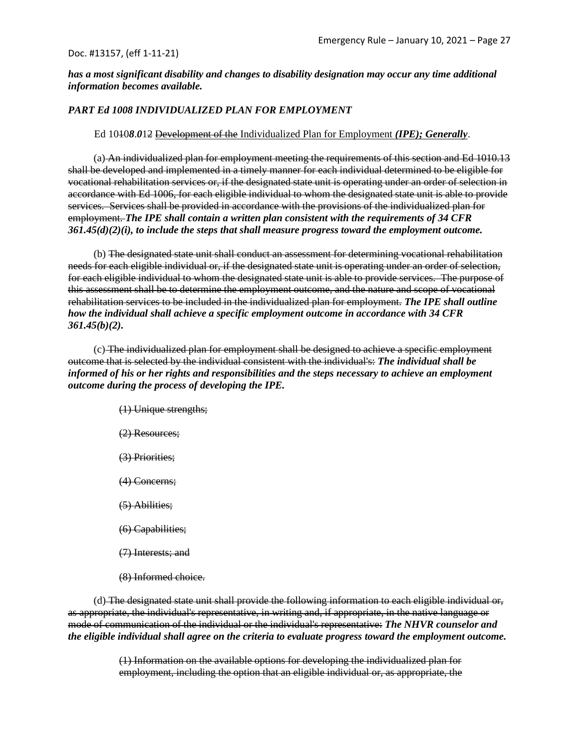*has a most significant disability and changes to disability designation may occur any time additional information becomes available.*

***PART Ed 1008 INDIVIDUALIZED PLAN FOR EMPLOYMENT***

Ed 10~~10~~***8.0***1~~2~~ ~~Development of the~~ Individualized Plan for Employment ***(IPE); Generally***.

(a) ~~An individualized plan for employment meeting the requirements of this section and Ed 1010.13 shall be developed and implemented in a timely manner for each individual determined to be eligible for vocational rehabilitation services or, if the designated state unit is operating under an order of selection in accordance with Ed 1006, for each eligible individual to whom the designated state unit is able to provide services. Services shall be provided in accordance with the provisions of the individualized plan for employment.~~ ***The IPE shall contain a written plan consistent with the requirements of 34 CFR 361.45(d)(2)(i), to include the steps that shall measure progress toward the employment outcome.***

(b) ~~The designated state unit shall conduct an assessment for determining vocational rehabilitation needs for each eligible individual or, if the designated state unit is operating under an order of selection, for each eligible individual to whom the designated state unit is able to provide services. The purpose of this assessment shall be to determine the employment outcome, and the nature and scope of vocational rehabilitation services to be included in the individualized plan for employment.~~ ***The IPE shall outline how the individual shall achieve a specific employment outcome in accordance with 34 CFR 361.45(b)(2).***

(c) ~~The individualized plan for employment shall be designed to achieve a specific employment outcome that is selected by the individual consistent with the individual's:~~ ***The individual shall be informed of his or her rights and responsibilities and the steps necessary to achieve an employment outcome during the process of developing the IPE.***

~~(1) Unique strengths;~~

~~(2) Resources;~~

~~(3) Priorities;~~

~~(4) Concerns;~~

~~(5) Abilities;~~

~~(6) Capabilities;~~

~~(7) Interests; and~~

~~(8) Informed choice.~~

(d) ~~The designated state unit shall provide the following information to each eligible individual or, as appropriate, the individual's representative, in writing and, if appropriate, in the native language or mode of communication of the individual or the individual's representative:~~ ***The NHVR counselor and the eligible individual shall agree on the criteria to evaluate progress toward the employment outcome.***

~~(1) Information on the available options for developing the individualized plan for employment, including the option that an eligible individual or, as appropriate, the~~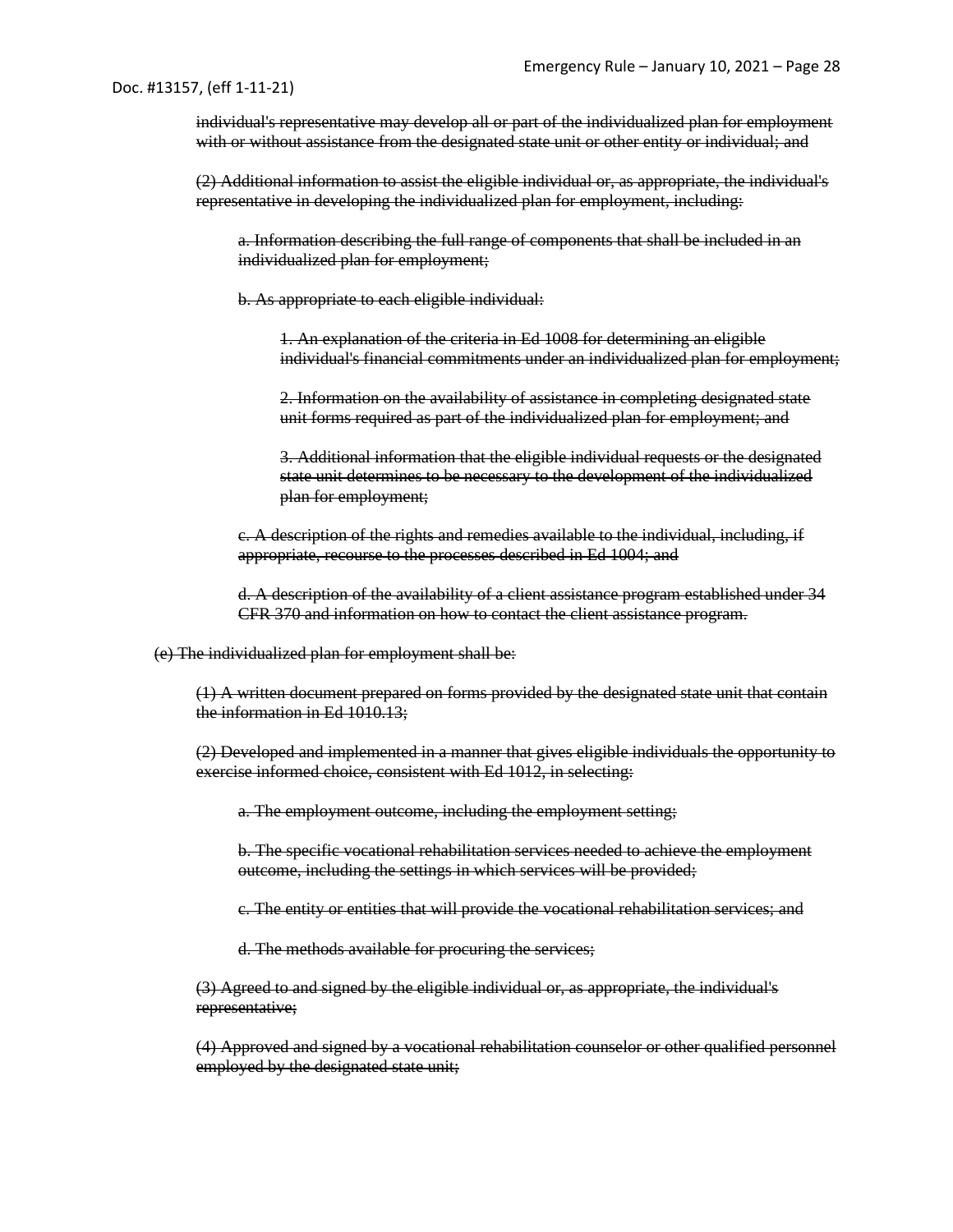~~individual's representative may develop all or part of the individualized plan for employment with or without assistance from the designated state unit or other entity or individual; and~~

~~(2) Additional information to assist the eligible individual or, as appropriate, the individual's representative in developing the individualized plan for employment, including:~~

~~a. Information describing the full range of components that shall be included in an individualized plan for employment;~~

~~b. As appropriate to each eligible individual:~~

~~1. An explanation of the criteria in Ed 1008 for determining an eligible individual's financial commitments under an individualized plan for employment;~~

~~2. Information on the availability of assistance in completing designated state unit forms required as part of the individualized plan for employment; and~~

~~3. Additional information that the eligible individual requests or the designated state unit determines to be necessary to the development of the individualized plan for employment;~~

~~c. A description of the rights and remedies available to the individual, including, if appropriate, recourse to the processes described in Ed 1004; and~~

~~d. A description of the availability of a client assistance program established under 34 CFR 370 and information on how to contact the client assistance program.~~

~~(e) The individualized plan for employment shall be:~~

~~(1) A written document prepared on forms provided by the designated state unit that contain the information in Ed 1010.13;~~

~~(2) Developed and implemented in a manner that gives eligible individuals the opportunity to exercise informed choice, consistent with Ed 1012, in selecting:~~

~~a. The employment outcome, including the employment setting;~~

~~b. The specific vocational rehabilitation services needed to achieve the employment outcome, including the settings in which services will be provided;~~

~~c. The entity or entities that will provide the vocational rehabilitation services; and~~

~~d. The methods available for procuring the services;~~

~~(3) Agreed to and signed by the eligible individual or, as appropriate, the individual's representative;~~

~~(4) Approved and signed by a vocational rehabilitation counselor or other qualified personnel employed by the designated state unit;~~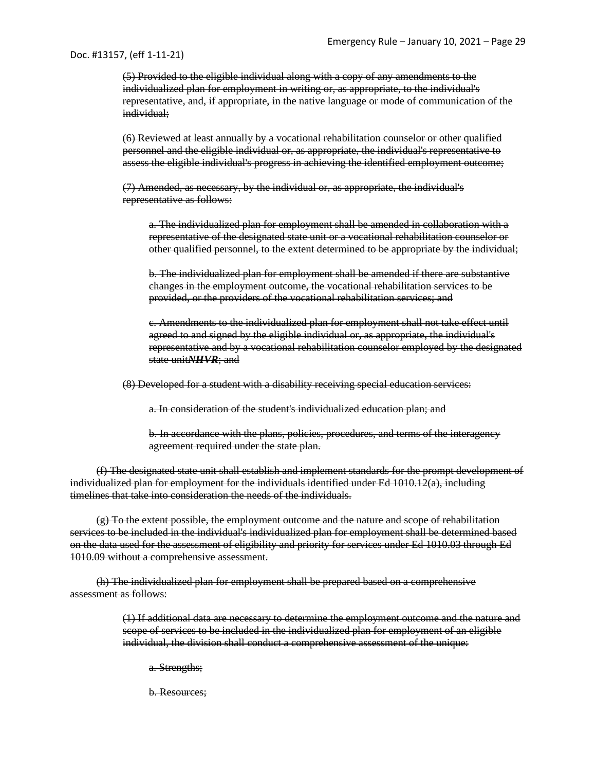~~(5) Provided to the eligible individual along with a copy of any amendments to the individualized plan for employment in writing or, as appropriate, to the individual's representative, and, if appropriate, in the native language or mode of communication of the individual;~~

~~(6) Reviewed at least annually by a vocational rehabilitation counselor or other qualified personnel and the eligible individual or, as appropriate, the individual's representative to assess the eligible individual's progress in achieving the identified employment outcome;~~

~~(7) Amended, as necessary, by the individual or, as appropriate, the individual's representative as follows:~~

~~a. The individualized plan for employment shall be amended in collaboration with a representative of the designated state unit or a vocational rehabilitation counselor or other qualified personnel, to the extent determined to be appropriate by the individual;~~

~~b. The individualized plan for employment shall be amended if there are substantive changes in the employment outcome, the vocational rehabilitation services to be provided, or the providers of the vocational rehabilitation services; and~~

~~c. Amendments to the individualized plan for employment shall not take effect until agreed to and signed by the eligible individual or, as appropriate, the individual's representative and by a vocational rehabilitation counselor employed by the designated state unit~~***NHVR***~~; and~~

~~(8) Developed for a student with a disability receiving special education services:~~

~~a. In consideration of the student's individualized education plan; and~~

~~b. In accordance with the plans, policies, procedures, and terms of the interagency agreement required under the state plan.~~

~~(f) The designated state unit shall establish and implement standards for the prompt development of individualized plan for employment for the individuals identified under Ed 1010.12(a), including timelines that take into consideration the needs of the individuals.~~

~~(g) To the extent possible, the employment outcome and the nature and scope of rehabilitation services to be included in the individual's individualized plan for employment shall be determined based on the data used for the assessment of eligibility and priority for services under Ed 1010.03 through Ed 1010.09 without a comprehensive assessment.~~

~~(h) The individualized plan for employment shall be prepared based on a comprehensive assessment as follows:~~

~~(1) If additional data are necessary to determine the employment outcome and the nature and scope of services to be included in the individualized plan for employment of an eligible individual, the division shall conduct a comprehensive assessment of the unique:~~

~~a. Strengths;~~

~~b. Resources;~~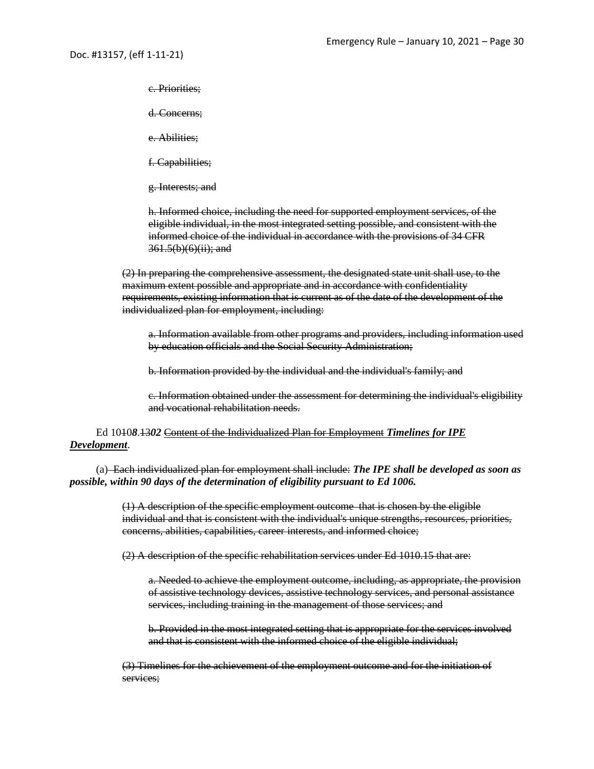~~c. Priorities;~~

~~d. Concerns;~~

~~e. Abilities;~~

~~f. Capabilities;~~

~~g. Interests; and~~

~~h. Informed choice, including the need for supported employment services, of the eligible individual, in the most integrated setting possible, and consistent with the informed choice of the individual in accordance with the provisions of 34 CFR 361.5(b)(6)(ii); and~~

~~(2) In preparing the comprehensive assessment, the designated state unit shall use, to the maximum extent possible and appropriate and in accordance with confidentiality requirements, existing information that is current as of the date of the development of the individualized plan for employment, including:~~

~~a. Information available from other programs and providers, including information used by education officials and the Social Security Administration;~~

~~b. Information provided by the individual and the individual's family; and~~

~~c. Information obtained under the assessment for determining the individual's eligibility and vocational rehabilitation needs.~~

Ed 10~~10~~***8***.~~13~~***02*** ~~Content of the Individualized Plan for Employment~~ ***Timelines for IPE Development***.

(a) ~~Each individualized plan for employment shall include:~~ ***The IPE shall be developed as soon as possible, within 90 days of the determination of eligibility pursuant to Ed 1006.***

~~(1) A description of the specific employment outcome that is chosen by the eligible individual and that is consistent with the individual's unique strengths, resources, priorities, concerns, abilities, capabilities, career interests, and informed choice;~~

~~(2) A description of the specific rehabilitation services under Ed 1010.15 that are:~~

~~a. Needed to achieve the employment outcome, including, as appropriate, the provision of assistive technology devices, assistive technology services, and personal assistance services, including training in the management of those services; and~~

~~b. Provided in the most integrated setting that is appropriate for the services involved and that is consistent with the informed choice of the eligible individual;~~

~~(3) Timelines for the achievement of the employment outcome and for the initiation of services;~~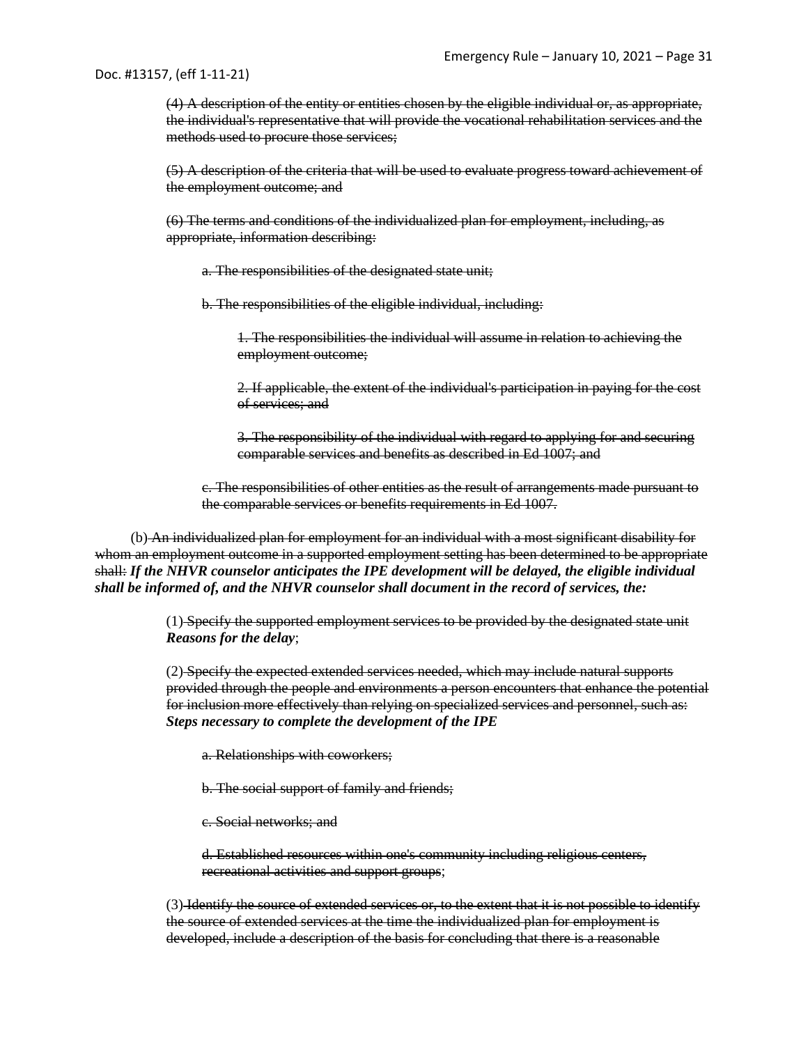~~(4) A description of the entity or entities chosen by the eligible individual or, as appropriate, the individual's representative that will provide the vocational rehabilitation services and the methods used to procure those services;~~

~~(5) A description of the criteria that will be used to evaluate progress toward achievement of the employment outcome; and~~

~~(6) The terms and conditions of the individualized plan for employment, including, as appropriate, information describing:~~

~~a. The responsibilities of the designated state unit;~~

~~b. The responsibilities of the eligible individual, including:~~

~~1. The responsibilities the individual will assume in relation to achieving the employment outcome;~~

~~2. If applicable, the extent of the individual's participation in paying for the cost of services; and~~

~~3. The responsibility of the individual with regard to applying for and securing comparable services and benefits as described in Ed 1007; and~~

~~c. The responsibilities of other entities as the result of arrangements made pursuant to the comparable services or benefits requirements in Ed 1007.~~

(b) ~~An individualized plan for employment for an individual with a most significant disability for whom an employment outcome in a supported employment setting has been determined to be appropriate shall:~~ ***If the NHVR counselor anticipates the IPE development will be delayed, the eligible individual shall be informed of, and the NHVR counselor shall document in the record of services, the:***

(1) ~~Specify the supported employment services to be provided by the designated state unit~~ ***Reasons for the delay***;

(2) ~~Specify the expected extended services needed, which may include natural supports provided through the people and environments a person encounters that enhance the potential for inclusion more effectively than relying on specialized services and personnel, such as:~~ ***Steps necessary to complete the development of the IPE***

~~a. Relationships with coworkers;~~

~~b. The social support of family and friends;~~

~~c. Social networks; and~~

~~d. Established resources within one's community including religious centers, recreational activities and support groups~~;

(3) ~~Identify the source of extended services or, to the extent that it is not possible to identify the source of extended services at the time the individualized plan for employment is developed, include a description of the basis for concluding that there is a reasonable~~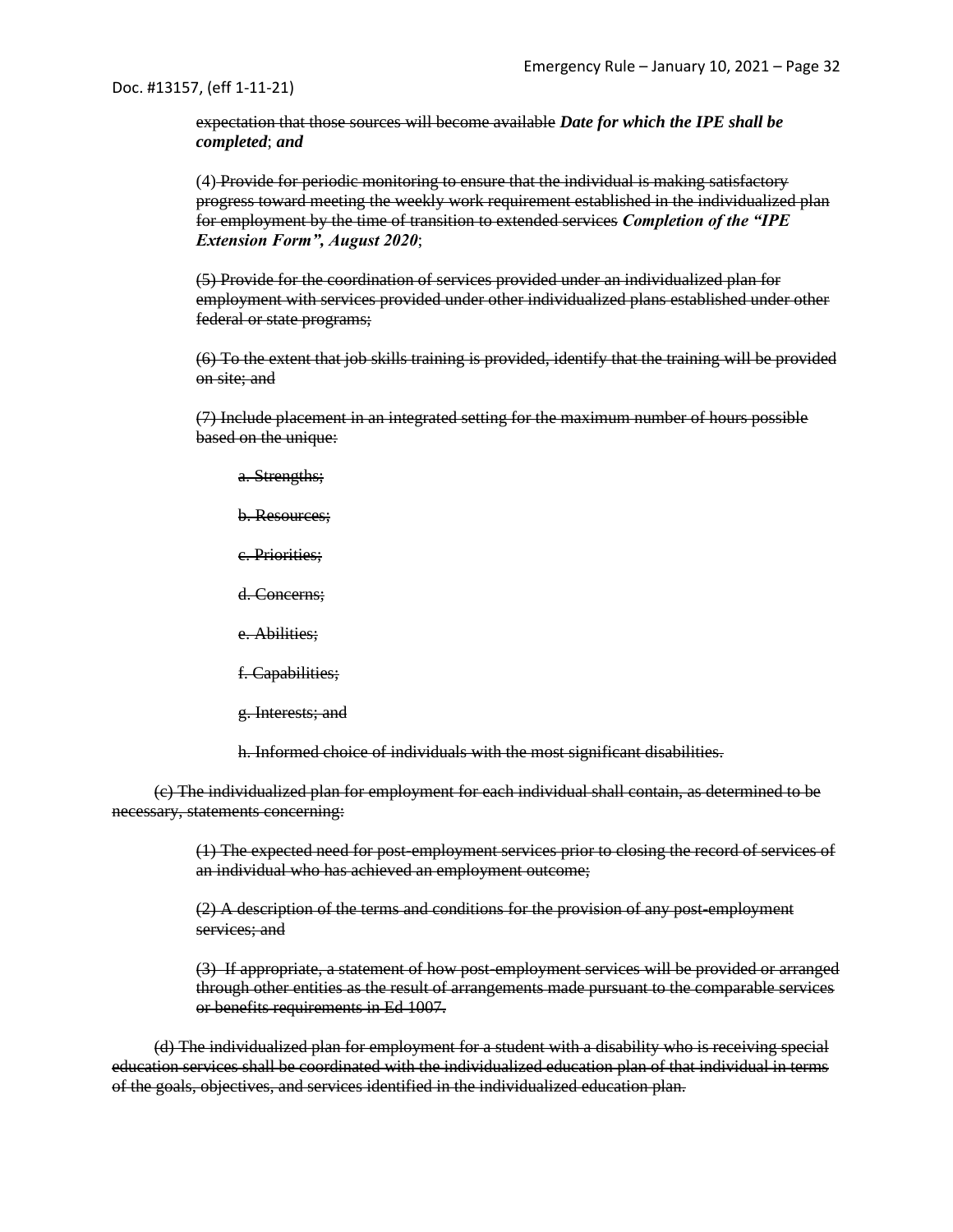~~expectation that those sources will become available~~ ***Date for which the IPE shall be completed***; ***and***

(4) ~~Provide for periodic monitoring to ensure that the individual is making satisfactory progress toward meeting the weekly work requirement established in the individualized plan for employment by the time of transition to extended services~~ ***Completion of the "IPE Extension Form", August 2020***;

~~(5) Provide for the coordination of services provided under an individualized plan for employment with services provided under other individualized plans established under other federal or state programs;~~

~~(6) To the extent that job skills training is provided, identify that the training will be provided on site; and~~

~~(7) Include placement in an integrated setting for the maximum number of hours possible based on the unique:~~

~~a. Strengths;~~

~~b. Resources;~~

~~c. Priorities;~~

~~d. Concerns;~~

~~e. Abilities;~~

~~f. Capabilities;~~

~~g. Interests; and~~

~~h. Informed choice of individuals with the most significant disabilities.~~

~~(c) The individualized plan for employment for each individual shall contain, as determined to be necessary, statements concerning:~~

~~(1) The expected need for post-employment services prior to closing the record of services of an individual who has achieved an employment outcome;~~

~~(2) A description of the terms and conditions for the provision of any post-employment services; and~~

~~(3) If appropriate, a statement of how post-employment services will be provided or arranged through other entities as the result of arrangements made pursuant to the comparable services or benefits requirements in Ed 1007.~~

~~(d) The individualized plan for employment for a student with a disability who is receiving special education services shall be coordinated with the individualized education plan of that individual in terms of the goals, objectives, and services identified in the individualized education plan.~~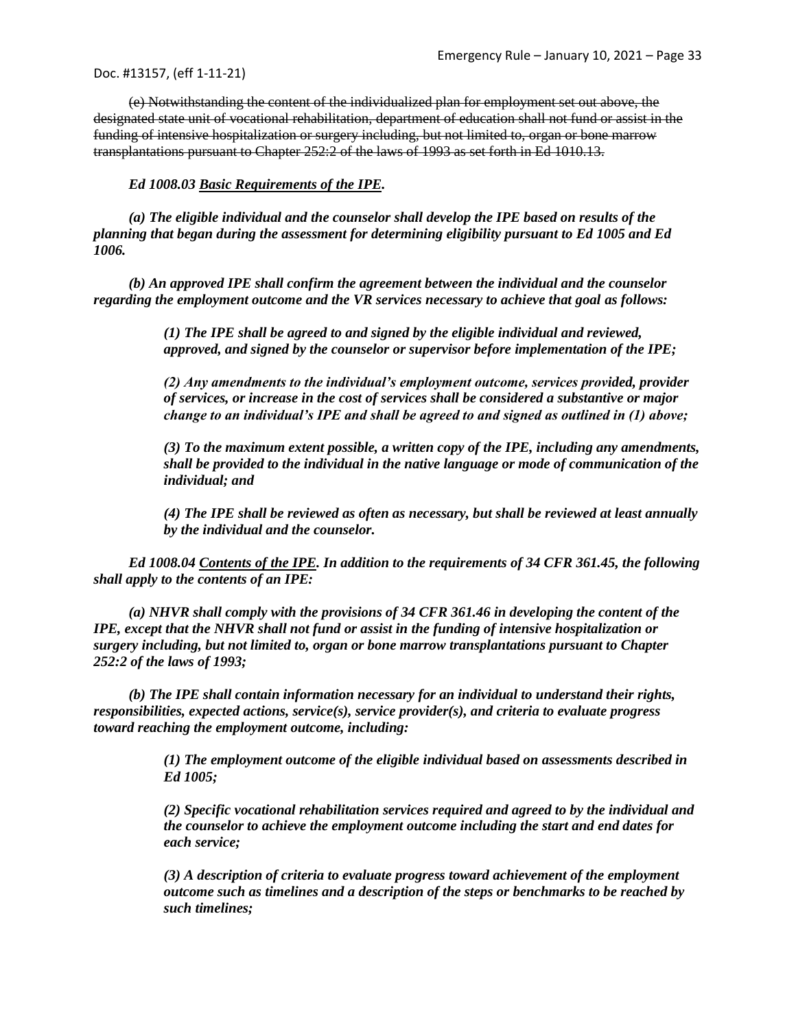Doc. #13157, (eff 1-11-21)

~~(e) Notwithstanding the content of the individualized plan for employment set out above, the designated state unit of vocational rehabilitation, department of education shall not fund or assist in the funding of intensive hospitalization or surgery including, but not limited to, organ or bone marrow transplantations pursuant to Chapter 252:2 of the laws of 1993 as set forth in Ed 1010.13.~~

***Ed 1008.03 <u>Basic Requirements of the IPE</u>.***

***(a) The eligible individual and the counselor shall develop the IPE based on results of the planning that began during the assessment for determining eligibility pursuant to Ed 1005 and Ed 1006.***

***(b) An approved IPE shall confirm the agreement between the individual and the counselor regarding the employment outcome and the VR services necessary to achieve that goal as follows:***

> ***(1) The IPE shall be agreed to and signed by the eligible individual and reviewed, approved, and signed by the counselor or supervisor before implementation of the IPE;***
>
> ***(2) Any amendments to the individual's employment outcome, services provided, provider of services, or increase in the cost of services shall be considered a substantive or major change to an individual's IPE and shall be agreed to and signed as outlined in (1) above;***
>
> ***(3) To the maximum extent possible, a written copy of the IPE, including any amendments, shall be provided to the individual in the native language or mode of communication of the individual; and***
>
> ***(4) The IPE shall be reviewed as often as necessary, but shall be reviewed at least annually by the individual and the counselor.***

***Ed 1008.04 <u>Contents of the IPE</u>. In addition to the requirements of 34 CFR 361.45, the following shall apply to the contents of an IPE:***

***(a) NHVR shall comply with the provisions of 34 CFR 361.46 in developing the content of the IPE, except that the NHVR shall not fund or assist in the funding of intensive hospitalization or surgery including, but not limited to, organ or bone marrow transplantations pursuant to Chapter 252:2 of the laws of 1993;***

***(b) The IPE shall contain information necessary for an individual to understand their rights, responsibilities, expected actions, service(s), service provider(s), and criteria to evaluate progress toward reaching the employment outcome, including:***

> ***(1) The employment outcome of the eligible individual based on assessments described in Ed 1005;***
>
> ***(2) Specific vocational rehabilitation services required and agreed to by the individual and the counselor to achieve the employment outcome including the start and end dates for each service;***
>
> ***(3) A description of criteria to evaluate progress toward achievement of the employment outcome such as timelines and a description of the steps or benchmarks to be reached by such timelines;***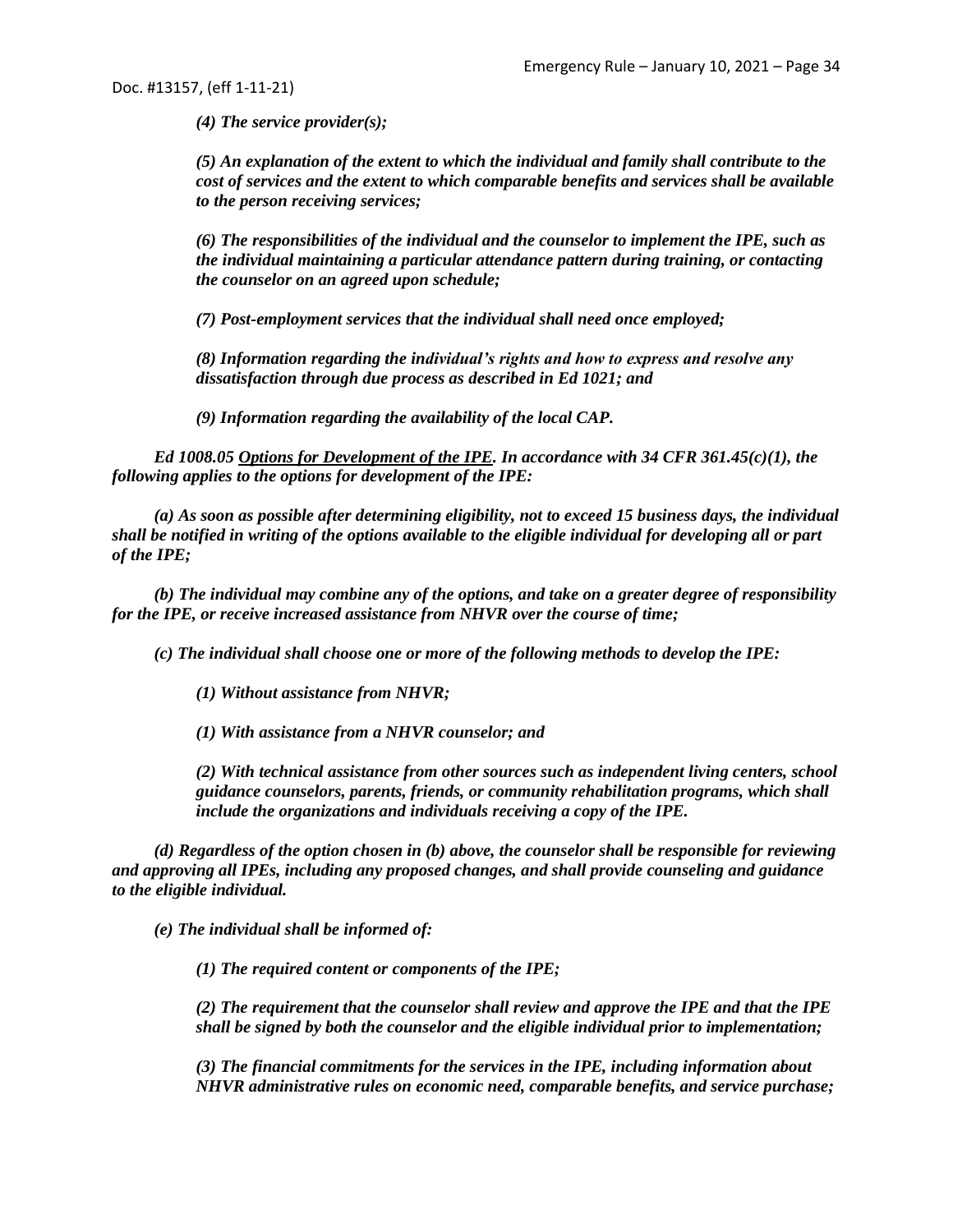*(4) The service provider(s);*

*(5) An explanation of the extent to which the individual and family shall contribute to the cost of services and the extent to which comparable benefits and services shall be available to the person receiving services;*

*(6) The responsibilities of the individual and the counselor to implement the IPE, such as the individual maintaining a particular attendance pattern during training, or contacting the counselor on an agreed upon schedule;*

*(7) Post-employment services that the individual shall need once employed;*

*(8) Information regarding the individual's rights and how to express and resolve any dissatisfaction through due process as described in Ed 1021; and*

*(9) Information regarding the availability of the local CAP.*

*Ed 1008.05 Options for Development of the IPE. In accordance with 34 CFR 361.45(c)(1), the following applies to the options for development of the IPE:*

*(a) As soon as possible after determining eligibility, not to exceed 15 business days, the individual shall be notified in writing of the options available to the eligible individual for developing all or part of the IPE;*

*(b) The individual may combine any of the options, and take on a greater degree of responsibility for the IPE, or receive increased assistance from NHVR over the course of time;*

*(c) The individual shall choose one or more of the following methods to develop the IPE:*

*(1) Without assistance from NHVR;*

*(1) With assistance from a NHVR counselor; and*

*(2) With technical assistance from other sources such as independent living centers, school guidance counselors, parents, friends, or community rehabilitation programs, which shall include the organizations and individuals receiving a copy of the IPE.*

*(d) Regardless of the option chosen in (b) above, the counselor shall be responsible for reviewing and approving all IPEs, including any proposed changes, and shall provide counseling and guidance to the eligible individual.*

*(e) The individual shall be informed of:*

*(1) The required content or components of the IPE;*

*(2) The requirement that the counselor shall review and approve the IPE and that the IPE shall be signed by both the counselor and the eligible individual prior to implementation;*

*(3) The financial commitments for the services in the IPE, including information about NHVR administrative rules on economic need, comparable benefits, and service purchase;*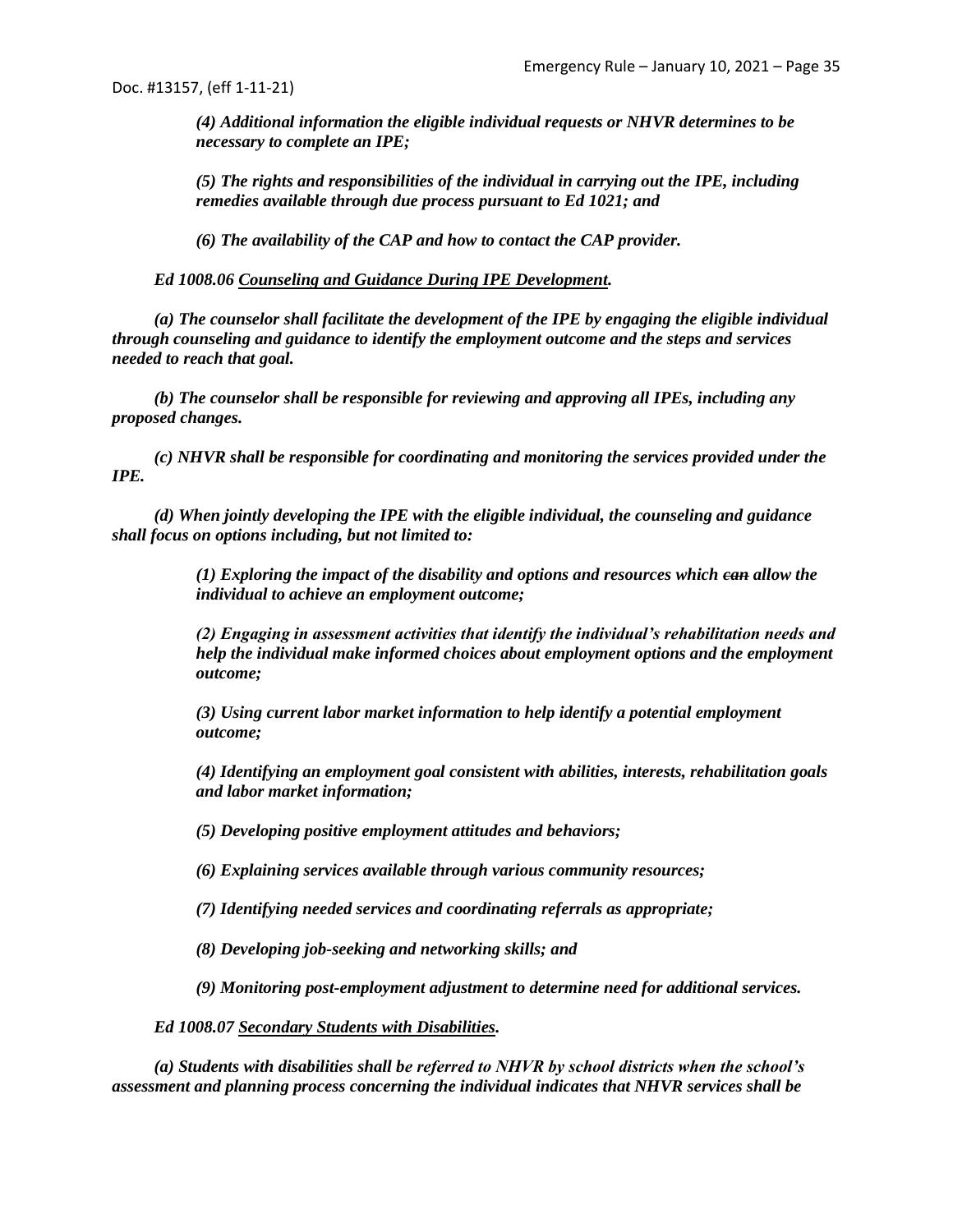*(4) Additional information the eligible individual requests or NHVR determines to be necessary to complete an IPE;*

*(5) The rights and responsibilities of the individual in carrying out the IPE, including remedies available through due process pursuant to Ed 1021; and*

*(6) The availability of the CAP and how to contact the CAP provider.*

***Ed 1008.06 Counseling and Guidance During IPE Development.***

***(a) The counselor shall facilitate the development of the IPE by engaging the eligible individual through counseling and guidance to identify the employment outcome and the steps and services needed to reach that goal.***

***(b) The counselor shall be responsible for reviewing and approving all IPEs, including any proposed changes.***

***(c) NHVR shall be responsible for coordinating and monitoring the services provided under the IPE.***

***(d) When jointly developing the IPE with the eligible individual, the counseling and guidance shall focus on options including, but not limited to:***

***(1) Exploring the impact of the disability and options and resources which ~~can~~ allow the individual to achieve an employment outcome;***

***(2) Engaging in assessment activities that identify the individual's rehabilitation needs and help the individual make informed choices about employment options and the employment outcome;***

***(3) Using current labor market information to help identify a potential employment outcome;***

***(4) Identifying an employment goal consistent with abilities, interests, rehabilitation goals and labor market information;***

***(5) Developing positive employment attitudes and behaviors;***

***(6) Explaining services available through various community resources;***

***(7) Identifying needed services and coordinating referrals as appropriate;***

***(8) Developing job-seeking and networking skills; and***

***(9) Monitoring post-employment adjustment to determine need for additional services.***

***Ed 1008.07 Secondary Students with Disabilities.***

***(a) Students with disabilities shall be referred to NHVR by school districts when the school's assessment and planning process concerning the individual indicates that NHVR services shall be***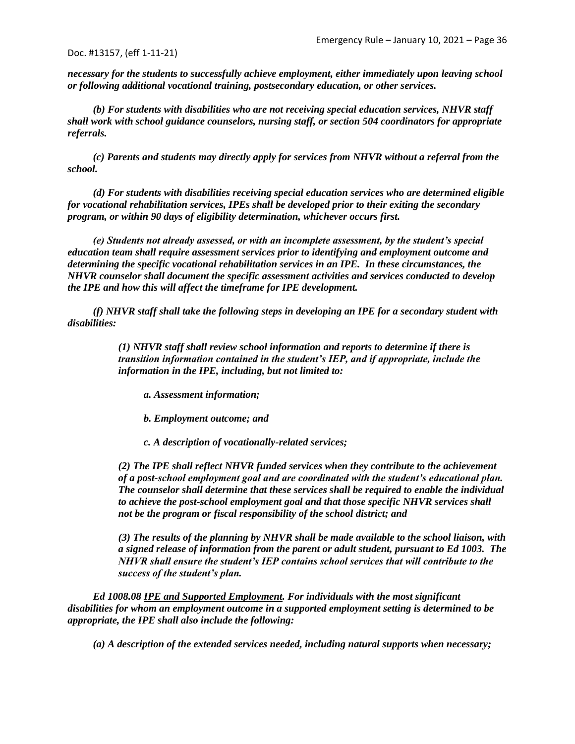*necessary for the students to successfully achieve employment, either immediately upon leaving school or following additional vocational training, postsecondary education, or other services.*

*(b) For students with disabilities who are not receiving special education services, NHVR staff shall work with school guidance counselors, nursing staff, or section 504 coordinators for appropriate referrals.*

*(c) Parents and students may directly apply for services from NHVR without a referral from the school.*

*(d) For students with disabilities receiving special education services who are determined eligible for vocational rehabilitation services, IPEs shall be developed prior to their exiting the secondary program, or within 90 days of eligibility determination, whichever occurs first.*

*(e) Students not already assessed, or with an incomplete assessment, by the student's special education team shall require assessment services prior to identifying and employment outcome and determining the specific vocational rehabilitation services in an IPE. In these circumstances, the NHVR counselor shall document the specific assessment activities and services conducted to develop the IPE and how this will affect the timeframe for IPE development.*

*(f) NHVR staff shall take the following steps in developing an IPE for a secondary student with disabilities:*

> *(1) NHVR staff shall review school information and reports to determine if there is transition information contained in the student's IEP, and if appropriate, include the information in the IPE, including, but not limited to:*
>
> > *a. Assessment information;*
> >
> > *b. Employment outcome; and*
> >
> > *c. A description of vocationally-related services;*
>
> *(2) The IPE shall reflect NHVR funded services when they contribute to the achievement of a post-school employment goal and are coordinated with the student's educational plan. The counselor shall determine that these services shall be required to enable the individual to achieve the post-school employment goal and that those specific NHVR services shall not be the program or fiscal responsibility of the school district; and*
>
> *(3) The results of the planning by NHVR shall be made available to the school liaison, with a signed release of information from the parent or adult student, pursuant to Ed 1003. The NHVR shall ensure the student's IEP contains school services that will contribute to the success of the student's plan.*

*Ed 1008.08 IPE and Supported Employment. For individuals with the most significant disabilities for whom an employment outcome in a supported employment setting is determined to be appropriate, the IPE shall also include the following:*

*(a) A description of the extended services needed, including natural supports when necessary;*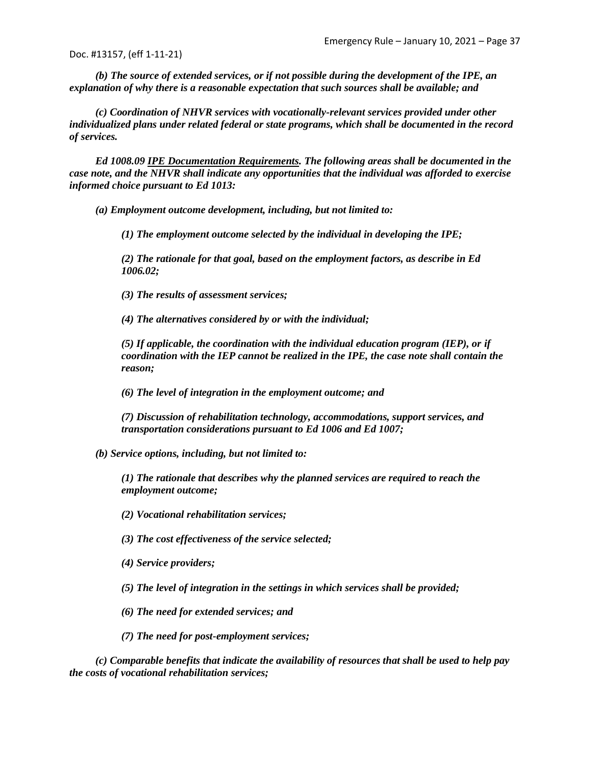*(b) The source of extended services, or if not possible during the development of the IPE, an explanation of why there is a reasonable expectation that such sources shall be available; and*

*(c) Coordination of NHVR services with vocationally-relevant services provided under other individualized plans under related federal or state programs, which shall be documented in the record of services.*

***Ed 1008.09 IPE Documentation Requirements. The following areas shall be documented in the case note, and the NHVR shall indicate any opportunities that the individual was afforded to exercise informed choice pursuant to Ed 1013:***

*(a) Employment outcome development, including, but not limited to:*

*(1) The employment outcome selected by the individual in developing the IPE;*

*(2) The rationale for that goal, based on the employment factors, as describe in Ed 1006.02;*

*(3) The results of assessment services;*

*(4) The alternatives considered by or with the individual;*

*(5) If applicable, the coordination with the individual education program (IEP), or if coordination with the IEP cannot be realized in the IPE, the case note shall contain the reason;*

*(6) The level of integration in the employment outcome; and*

*(7) Discussion of rehabilitation technology, accommodations, support services, and transportation considerations pursuant to Ed 1006 and Ed 1007;*

*(b) Service options, including, but not limited to:*

*(1) The rationale that describes why the planned services are required to reach the employment outcome;*

*(2) Vocational rehabilitation services;*

*(3) The cost effectiveness of the service selected;*

*(4) Service providers;*

*(5) The level of integration in the settings in which services shall be provided;*

*(6) The need for extended services; and*

*(7) The need for post-employment services;*

*(c) Comparable benefits that indicate the availability of resources that shall be used to help pay the costs of vocational rehabilitation services;*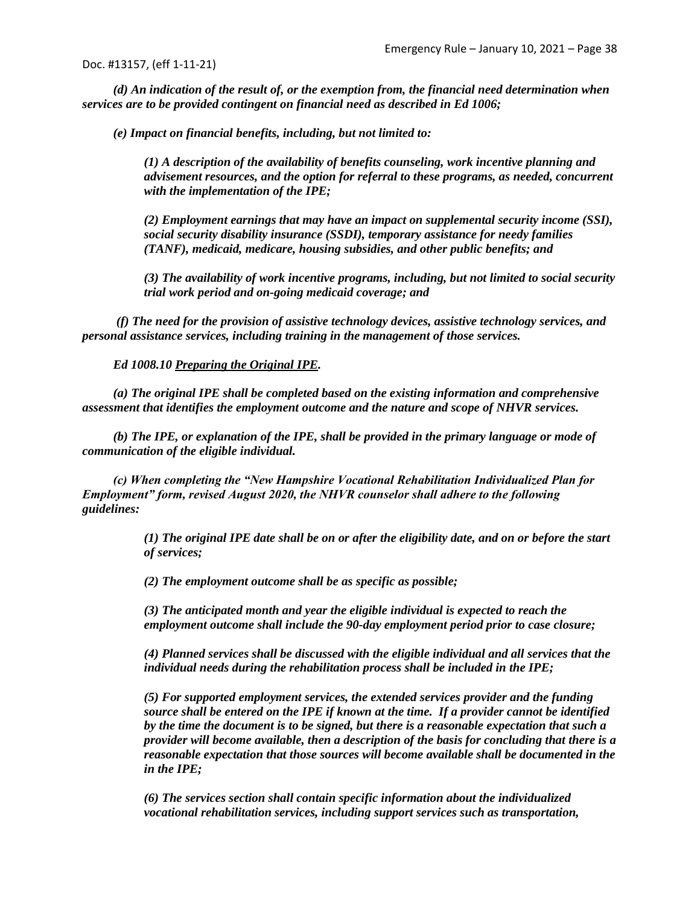*(d) An indication of the result of, or the exemption from, the financial need determination when services are to be provided contingent on financial need as described in Ed 1006;*

*(e) Impact on financial benefits, including, but not limited to:*

*(1) A description of the availability of benefits counseling, work incentive planning and advisement resources, and the option for referral to these programs, as needed, concurrent with the implementation of the IPE;*

*(2) Employment earnings that may have an impact on supplemental security income (SSI), social security disability insurance (SSDI), temporary assistance for needy families (TANF), medicaid, medicare, housing subsidies, and other public benefits; and*

*(3) The availability of work incentive programs, including, but not limited to social security trial work period and on-going medicaid coverage; and*

*(f) The need for the provision of assistive technology devices, assistive technology services, and personal assistance services, including training in the management of those services.*

***Ed 1008.10** **Preparing the Original IPE.***

*(a) The original IPE shall be completed based on the existing information and comprehensive assessment that identifies the employment outcome and the nature and scope of NHVR services.*

*(b) The IPE, or explanation of the IPE, shall be provided in the primary language or mode of communication of the eligible individual.*

*(c) When completing the "New Hampshire Vocational Rehabilitation Individualized Plan for Employment" form, revised August 2020, the NHVR counselor shall adhere to the following guidelines:*

*(1) The original IPE date shall be on or after the eligibility date, and on or before the start of services;*

*(2) The employment outcome shall be as specific as possible;*

*(3) The anticipated month and year the eligible individual is expected to reach the employment outcome shall include the 90-day employment period prior to case closure;*

*(4) Planned services shall be discussed with the eligible individual and all services that the individual needs during the rehabilitation process shall be included in the IPE;*

*(5) For supported employment services, the extended services provider and the funding source shall be entered on the IPE if known at the time. If a provider cannot be identified by the time the document is to be signed, but there is a reasonable expectation that such a provider will become available, then a description of the basis for concluding that there is a reasonable expectation that those sources will become available shall be documented in the in the IPE;*

*(6) The services section shall contain specific information about the individualized vocational rehabilitation services, including support services such as transportation,*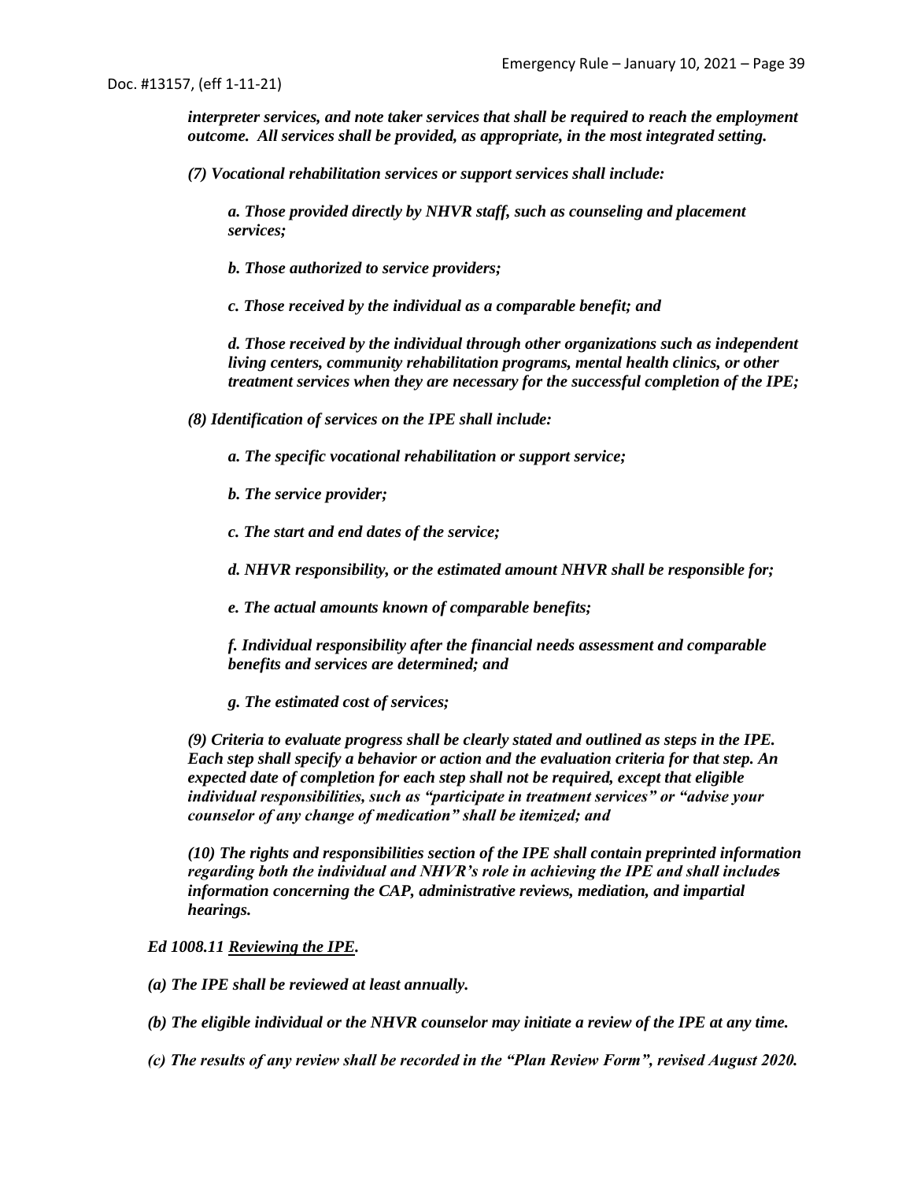*interpreter services, and note taker services that shall be required to reach the employment outcome. All services shall be provided, as appropriate, in the most integrated setting.*

*(7) Vocational rehabilitation services or support services shall include:*

*a. Those provided directly by NHVR staff, such as counseling and placement services;*

*b. Those authorized to service providers;*

*c. Those received by the individual as a comparable benefit; and*

*d. Those received by the individual through other organizations such as independent living centers, community rehabilitation programs, mental health clinics, or other treatment services when they are necessary for the successful completion of the IPE;*

*(8) Identification of services on the IPE shall include:*

*a. The specific vocational rehabilitation or support service;*

*b. The service provider;*

*c. The start and end dates of the service;*

*d. NHVR responsibility, or the estimated amount NHVR shall be responsible for;*

*e. The actual amounts known of comparable benefits;*

*f. Individual responsibility after the financial needs assessment and comparable benefits and services are determined; and*

*g. The estimated cost of services;*

*(9) Criteria to evaluate progress shall be clearly stated and outlined as steps in the IPE. Each step shall specify a behavior or action and the evaluation criteria for that step. An expected date of completion for each step shall not be required, except that eligible individual responsibilities, such as "participate in treatment services" or "advise your counselor of any change of medication" shall be itemized; and*

*(10) The rights and responsibilities section of the IPE shall contain preprinted information regarding both the individual and NHVR's role in achieving the IPE and shall includes information concerning the CAP, administrative reviews, mediation, and impartial hearings.*

***Ed 1008.11 Reviewing the IPE.***

***(a) The IPE shall be reviewed at least annually.***

***(b) The eligible individual or the NHVR counselor may initiate a review of the IPE at any time.***

***(c) The results of any review shall be recorded in the "Plan Review Form", revised August 2020.***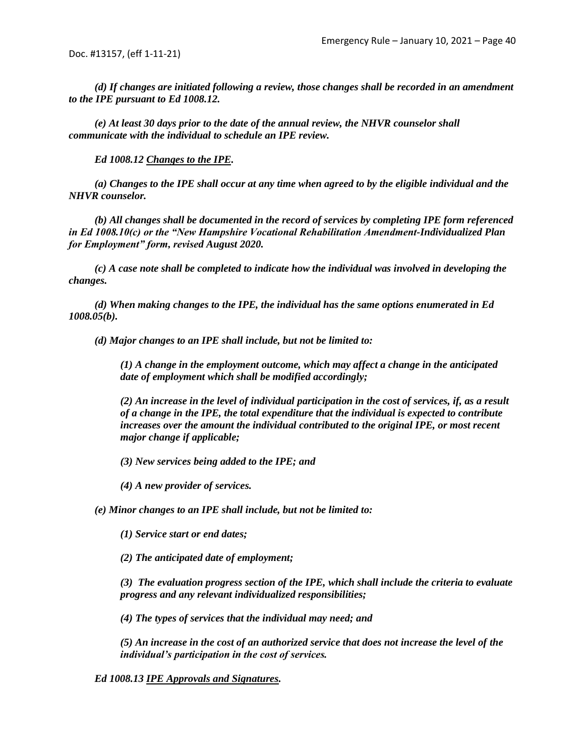*(d) If changes are initiated following a review, those changes shall be recorded in an amendment to the IPE pursuant to Ed 1008.12.*

*(e) At least 30 days prior to the date of the annual review, the NHVR counselor shall communicate with the individual to schedule an IPE review.*

***Ed 1008.12** __Changes to the IPE__.*

*(a) Changes to the IPE shall occur at any time when agreed to by the eligible individual and the NHVR counselor.*

*(b) All changes shall be documented in the record of services by completing IPE form referenced in Ed 1008.10(c) or the "New Hampshire Vocational Rehabilitation Amendment-Individualized Plan for Employment" form, revised August 2020.*

*(c) A case note shall be completed to indicate how the individual was involved in developing the changes.*

*(d) When making changes to the IPE, the individual has the same options enumerated in Ed 1008.05(b).*

*(d) Major changes to an IPE shall include, but not be limited to:*

> *(1) A change in the employment outcome, which may affect a change in the anticipated date of employment which shall be modified accordingly;*
>
> *(2) An increase in the level of individual participation in the cost of services, if, as a result of a change in the IPE, the total expenditure that the individual is expected to contribute increases over the amount the individual contributed to the original IPE, or most recent major change if applicable;*
>
> *(3) New services being added to the IPE; and*
>
> *(4) A new provider of services.*

*(e) Minor changes to an IPE shall include, but not be limited to:*

> *(1) Service start or end dates;*
>
> *(2) The anticipated date of employment;*
>
> *(3) The evaluation progress section of the IPE, which shall include the criteria to evaluate progress and any relevant individualized responsibilities;*
>
> *(4) The types of services that the individual may need; and*
>
> *(5) An increase in the cost of an authorized service that does not increase the level of the individual's participation in the cost of services.*

***Ed 1008.13** __IPE Approvals and Signatures__.*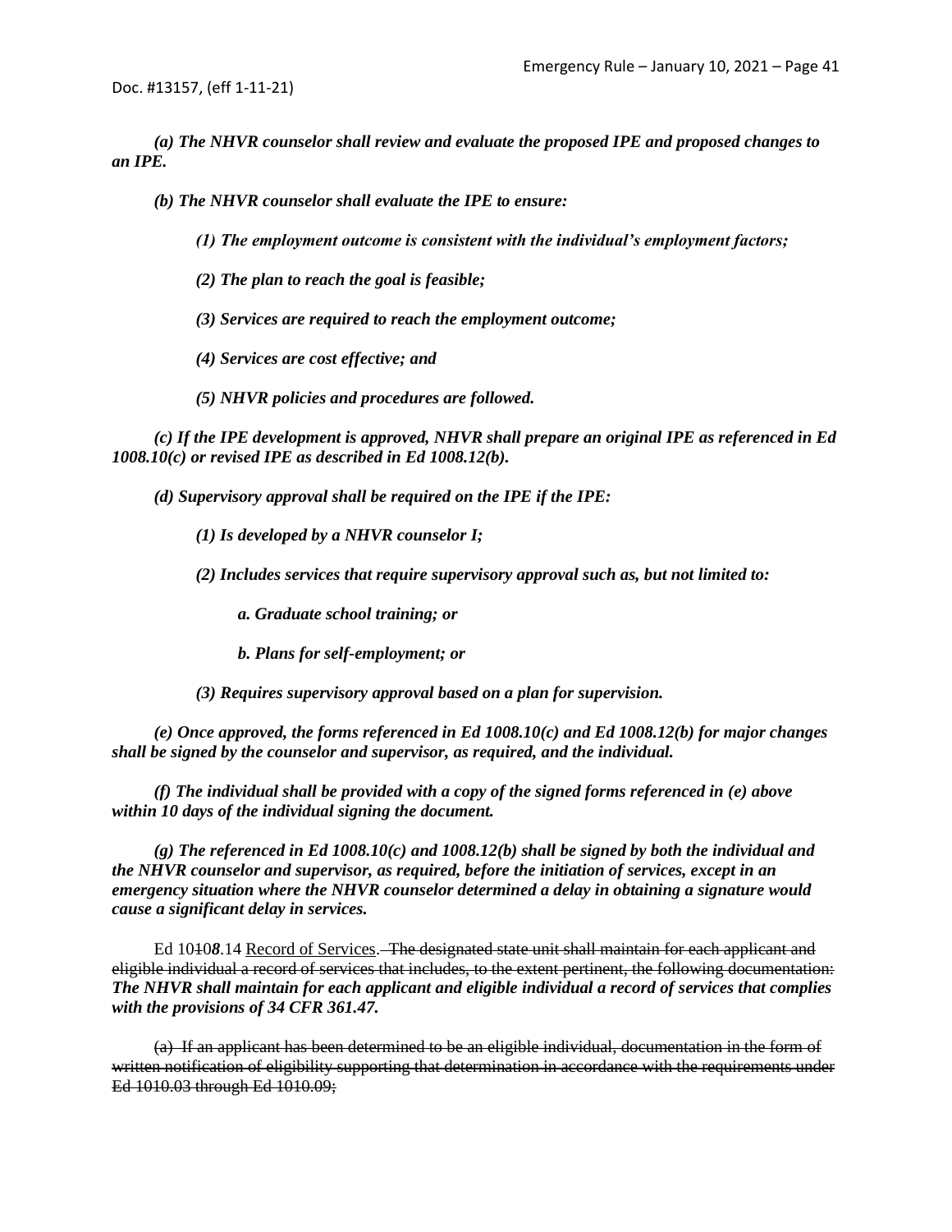***(a) The NHVR counselor shall review and evaluate the proposed IPE and proposed changes to an IPE.***

***(b) The NHVR counselor shall evaluate the IPE to ensure:***

***(1) The employment outcome is consistent with the individual's employment factors;***

***(2) The plan to reach the goal is feasible;***

***(3) Services are required to reach the employment outcome;***

***(4) Services are cost effective; and***

***(5) NHVR policies and procedures are followed.***

***(c) If the IPE development is approved, NHVR shall prepare an original IPE as referenced in Ed 1008.10(c) or revised IPE as described in Ed 1008.12(b).***

***(d) Supervisory approval shall be required on the IPE if the IPE:***

***(1) Is developed by a NHVR counselor I;***

***(2) Includes services that require supervisory approval such as, but not limited to:***

***a. Graduate school training; or***

***b. Plans for self-employment; or***

***(3) Requires supervisory approval based on a plan for supervision.***

***(e) Once approved, the forms referenced in Ed 1008.10(c) and Ed 1008.12(b) for major changes shall be signed by the counselor and supervisor, as required, and the individual.***

***(f) The individual shall be provided with a copy of the signed forms referenced in (e) above within 10 days of the individual signing the document.***

***(g) The referenced in Ed 1008.10(c) and 1008.12(b) shall be signed by both the individual and the NHVR counselor and supervisor, as required, before the initiation of services, except in an emergency situation where the NHVR counselor determined a delay in obtaining a signature would cause a significant delay in services.***

Ed 10~~10~~***8***.14 Record of Services. ~~The designated state unit shall maintain for each applicant and eligible individual a record of services that includes, to the extent pertinent, the following documentation:~~ ***The NHVR shall maintain for each applicant and eligible individual a record of services that complies with the provisions of 34 CFR 361.47.***

~~(a) If an applicant has been determined to be an eligible individual, documentation in the form of written notification of eligibility supporting that determination in accordance with the requirements under Ed 1010.03 through Ed 1010.09;~~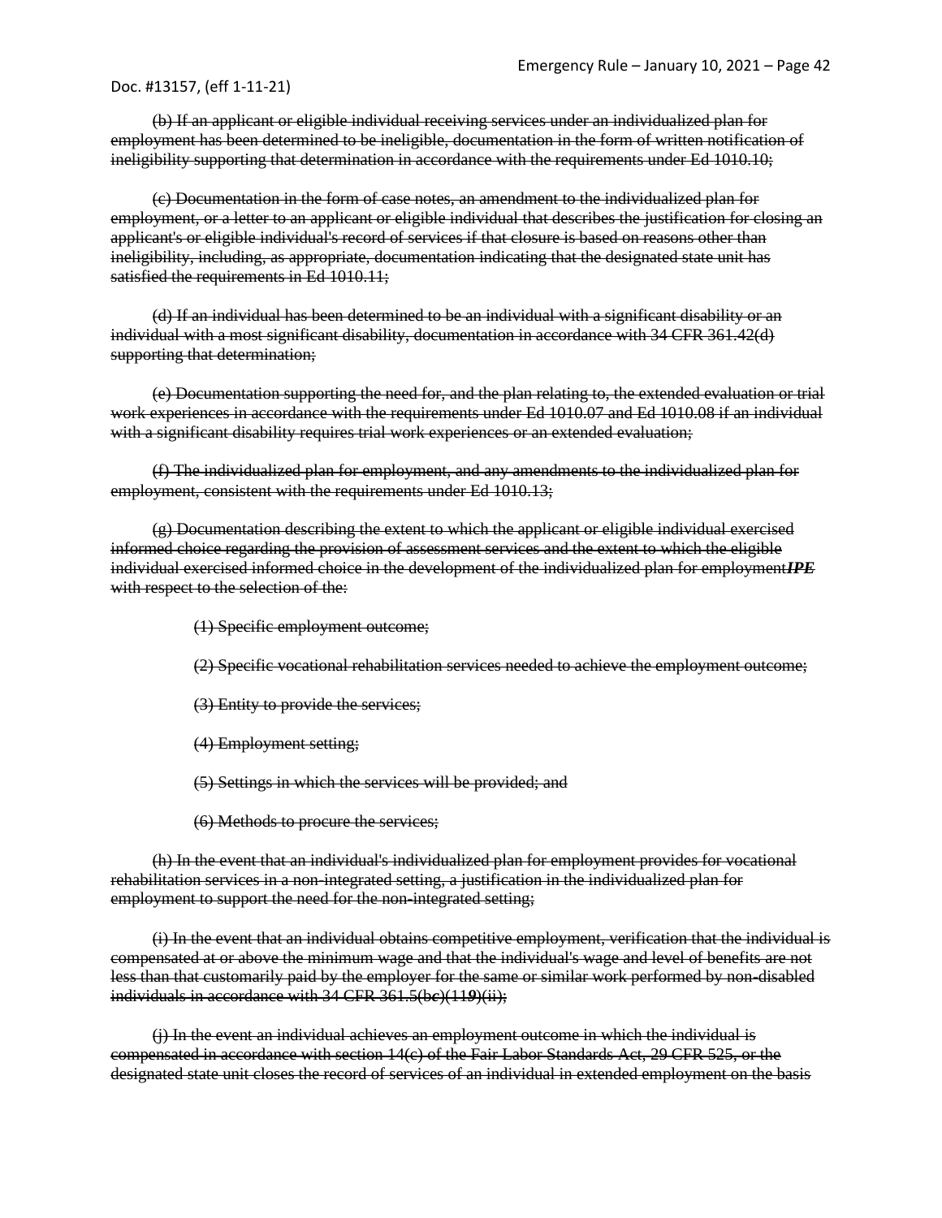~~(b) If an applicant or eligible individual receiving services under an individualized plan for employment has been determined to be ineligible, documentation in the form of written notification of ineligibility supporting that determination in accordance with the requirements under Ed 1010.10;~~

~~(c) Documentation in the form of case notes, an amendment to the individualized plan for employment, or a letter to an applicant or eligible individual that describes the justification for closing an applicant's or eligible individual's record of services if that closure is based on reasons other than ineligibility, including, as appropriate, documentation indicating that the designated state unit has satisfied the requirements in Ed 1010.11;~~

~~(d) If an individual has been determined to be an individual with a significant disability or an individual with a most significant disability, documentation in accordance with 34 CFR 361.42(d) supporting that determination;~~

~~(e) Documentation supporting the need for, and the plan relating to, the extended evaluation or trial work experiences in accordance with the requirements under Ed 1010.07 and Ed 1010.08 if an individual with a significant disability requires trial work experiences or an extended evaluation;~~

~~(f) The individualized plan for employment, and any amendments to the individualized plan for employment, consistent with the requirements under Ed 1010.13;~~

~~(g) Documentation describing the extent to which the applicant or eligible individual exercised informed choice regarding the provision of assessment services and the extent to which the eligible individual exercised informed choice in the development of the individualized plan for employment~~***~~IPE~~*** ~~with respect to the selection of the:~~

~~(1) Specific employment outcome;~~

~~(2) Specific vocational rehabilitation services needed to achieve the employment outcome;~~

~~(3) Entity to provide the services;~~

~~(4) Employment setting;~~

~~(5) Settings in which the services will be provided; and~~

~~(6) Methods to procure the services;~~

~~(h) In the event that an individual's individualized plan for employment provides for vocational rehabilitation services in a non-integrated setting, a justification in the individualized plan for employment to support the need for the non-integrated setting;~~

~~(i) In the event that an individual obtains competitive employment, verification that the individual is compensated at or above the minimum wage and that the individual's wage and level of benefits are not less than that customarily paid by the employer for the same or similar work performed by non-disabled individuals in accordance with 34 CFR 361.5(b~~***~~c~~***~~)(11~~***~~9~~***~~)(ii);~~

~~(j) In the event an individual achieves an employment outcome in which the individual is compensated in accordance with section 14(c) of the Fair Labor Standards Act, 29 CFR 525, or the designated state unit closes the record of services of an individual in extended employment on the basis~~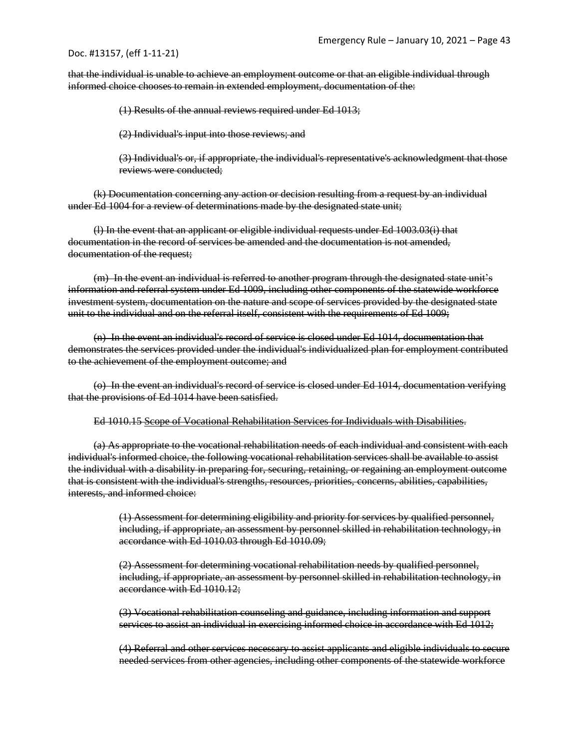that the individual is unable to achieve an employment outcome or that an eligible individual through informed choice chooses to remain in extended employment, documentation of the:

(1) Results of the annual reviews required under Ed 1013;

(2) Individual's input into those reviews; and

(3) Individual's or, if appropriate, the individual's representative's acknowledgment that those reviews were conducted;

(k) Documentation concerning any action or decision resulting from a request by an individual under Ed 1004 for a review of determinations made by the designated state unit;

(l) In the event that an applicant or eligible individual requests under Ed 1003.03(i) that documentation in the record of services be amended and the documentation is not amended, documentation of the request;

(m) In the event an individual is referred to another program through the designated state unit's information and referral system under Ed 1009, including other components of the statewide workforce investment system, documentation on the nature and scope of services provided by the designated state unit to the individual and on the referral itself, consistent with the requirements of Ed 1009;

(n) In the event an individual's record of service is closed under Ed 1014, documentation that demonstrates the services provided under the individual's individualized plan for employment contributed to the achievement of the employment outcome; and

(o) In the event an individual's record of service is closed under Ed 1014, documentation verifying that the provisions of Ed 1014 have been satisfied.

Ed 1010.15 Scope of Vocational Rehabilitation Services for Individuals with Disabilities.

(a) As appropriate to the vocational rehabilitation needs of each individual and consistent with each individual's informed choice, the following vocational rehabilitation services shall be available to assist the individual with a disability in preparing for, securing, retaining, or regaining an employment outcome that is consistent with the individual's strengths, resources, priorities, concerns, abilities, capabilities, interests, and informed choice:

(1) Assessment for determining eligibility and priority for services by qualified personnel, including, if appropriate, an assessment by personnel skilled in rehabilitation technology, in accordance with Ed 1010.03 through Ed 1010.09;

(2) Assessment for determining vocational rehabilitation needs by qualified personnel, including, if appropriate, an assessment by personnel skilled in rehabilitation technology, in accordance with Ed 1010.12;

(3) Vocational rehabilitation counseling and guidance, including information and support services to assist an individual in exercising informed choice in accordance with Ed 1012;

(4) Referral and other services necessary to assist applicants and eligible individuals to secure needed services from other agencies, including other components of the statewide workforce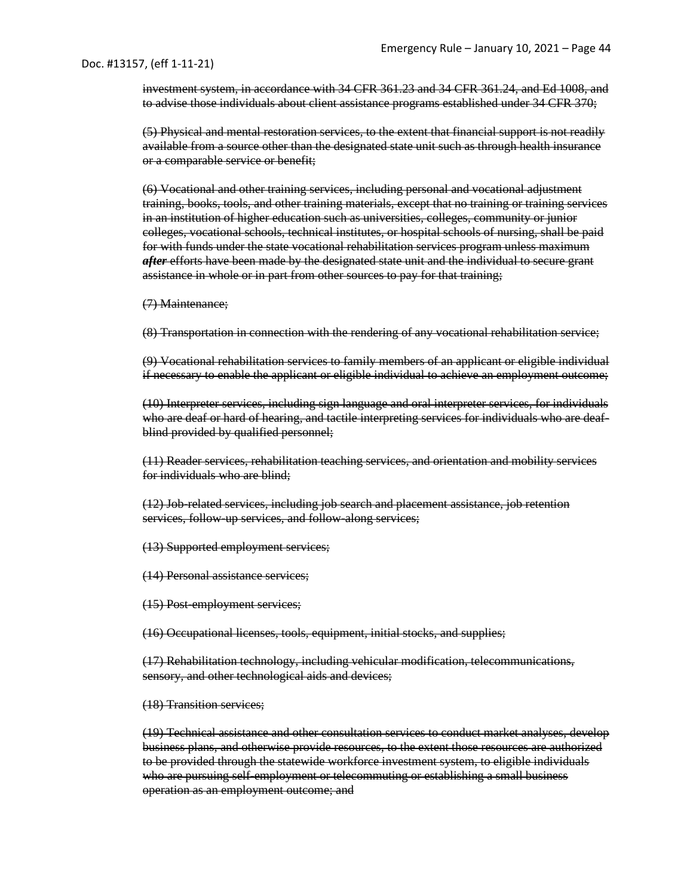~~investment system, in accordance with 34 CFR 361.23 and 34 CFR 361.24, and Ed 1008, and to advise those individuals about client assistance programs established under 34 CFR 370;~~

~~(5) Physical and mental restoration services, to the extent that financial support is not readily available from a source other than the designated state unit such as through health insurance or a comparable service or benefit;~~

~~(6) Vocational and other training services, including personal and vocational adjustment training, books, tools, and other training materials, except that no training or training services in an institution of higher education such as universities, colleges, community or junior colleges, vocational schools, technical institutes, or hospital schools of nursing, shall be paid for with funds under the state vocational rehabilitation services program unless maximum~~ ***~~after~~*** ~~efforts have been made by the designated state unit and the individual to secure grant assistance in whole or in part from other sources to pay for that training;~~

~~(7) Maintenance;~~

~~(8) Transportation in connection with the rendering of any vocational rehabilitation service;~~

~~(9) Vocational rehabilitation services to family members of an applicant or eligible individual if necessary to enable the applicant or eligible individual to achieve an employment outcome;~~

~~(10) Interpreter services, including sign language and oral interpreter services, for individuals who are deaf or hard of hearing, and tactile interpreting services for individuals who are deaf-blind provided by qualified personnel;~~

~~(11) Reader services, rehabilitation teaching services, and orientation and mobility services for individuals who are blind;~~

~~(12) Job-related services, including job search and placement assistance, job retention services, follow-up services, and follow-along services;~~

~~(13) Supported employment services;~~

~~(14) Personal assistance services;~~

~~(15) Post-employment services;~~

~~(16) Occupational licenses, tools, equipment, initial stocks, and supplies;~~

~~(17) Rehabilitation technology, including vehicular modification, telecommunications, sensory, and other technological aids and devices;~~

~~(18) Transition services;~~

~~(19) Technical assistance and other consultation services to conduct market analyses, develop business plans, and otherwise provide resources, to the extent those resources are authorized to be provided through the statewide workforce investment system, to eligible individuals who are pursuing self-employment or telecommuting or establishing a small business operation as an employment outcome; and~~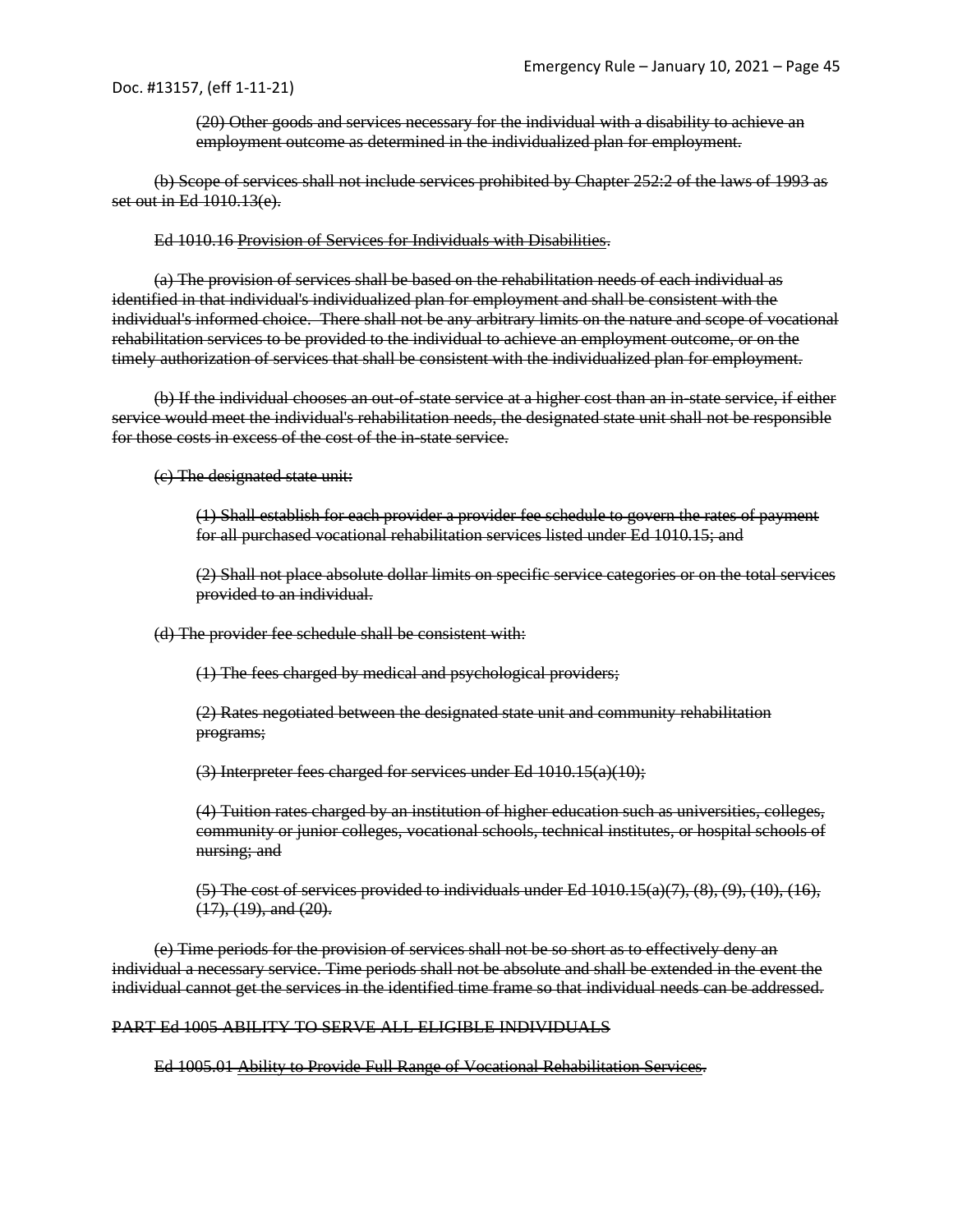~~(20) Other goods and services necessary for the individual with a disability to achieve an employment outcome as determined in the individualized plan for employment.~~

~~(b) Scope of services shall not include services prohibited by Chapter 252:2 of the laws of 1993 as set out in Ed 1010.13(e).~~

~~Ed 1010.16 Provision of Services for Individuals with Disabilities.~~

~~(a) The provision of services shall be based on the rehabilitation needs of each individual as identified in that individual's individualized plan for employment and shall be consistent with the individual's informed choice. There shall not be any arbitrary limits on the nature and scope of vocational rehabilitation services to be provided to the individual to achieve an employment outcome, or on the timely authorization of services that shall be consistent with the individualized plan for employment.~~

~~(b) If the individual chooses an out-of-state service at a higher cost than an in-state service, if either service would meet the individual's rehabilitation needs, the designated state unit shall not be responsible for those costs in excess of the cost of the in-state service.~~

~~(c) The designated state unit:~~

~~(1) Shall establish for each provider a provider fee schedule to govern the rates of payment for all purchased vocational rehabilitation services listed under Ed 1010.15; and~~

~~(2) Shall not place absolute dollar limits on specific service categories or on the total services provided to an individual.~~

~~(d) The provider fee schedule shall be consistent with:~~

~~(1) The fees charged by medical and psychological providers;~~

~~(2) Rates negotiated between the designated state unit and community rehabilitation programs;~~

~~(3) Interpreter fees charged for services under Ed 1010.15(a)(10);~~

~~(4) Tuition rates charged by an institution of higher education such as universities, colleges, community or junior colleges, vocational schools, technical institutes, or hospital schools of nursing; and~~

~~(5) The cost of services provided to individuals under Ed 1010.15(a)(7), (8), (9), (10), (16), (17), (19), and (20).~~

~~(e) Time periods for the provision of services shall not be so short as to effectively deny an individual a necessary service. Time periods shall not be absolute and shall be extended in the event the individual cannot get the services in the identified time frame so that individual needs can be addressed.~~

~~PART Ed 1005 ABILITY TO SERVE ALL ELIGIBLE INDIVIDUALS~~

~~Ed 1005.01 Ability to Provide Full Range of Vocational Rehabilitation Services.~~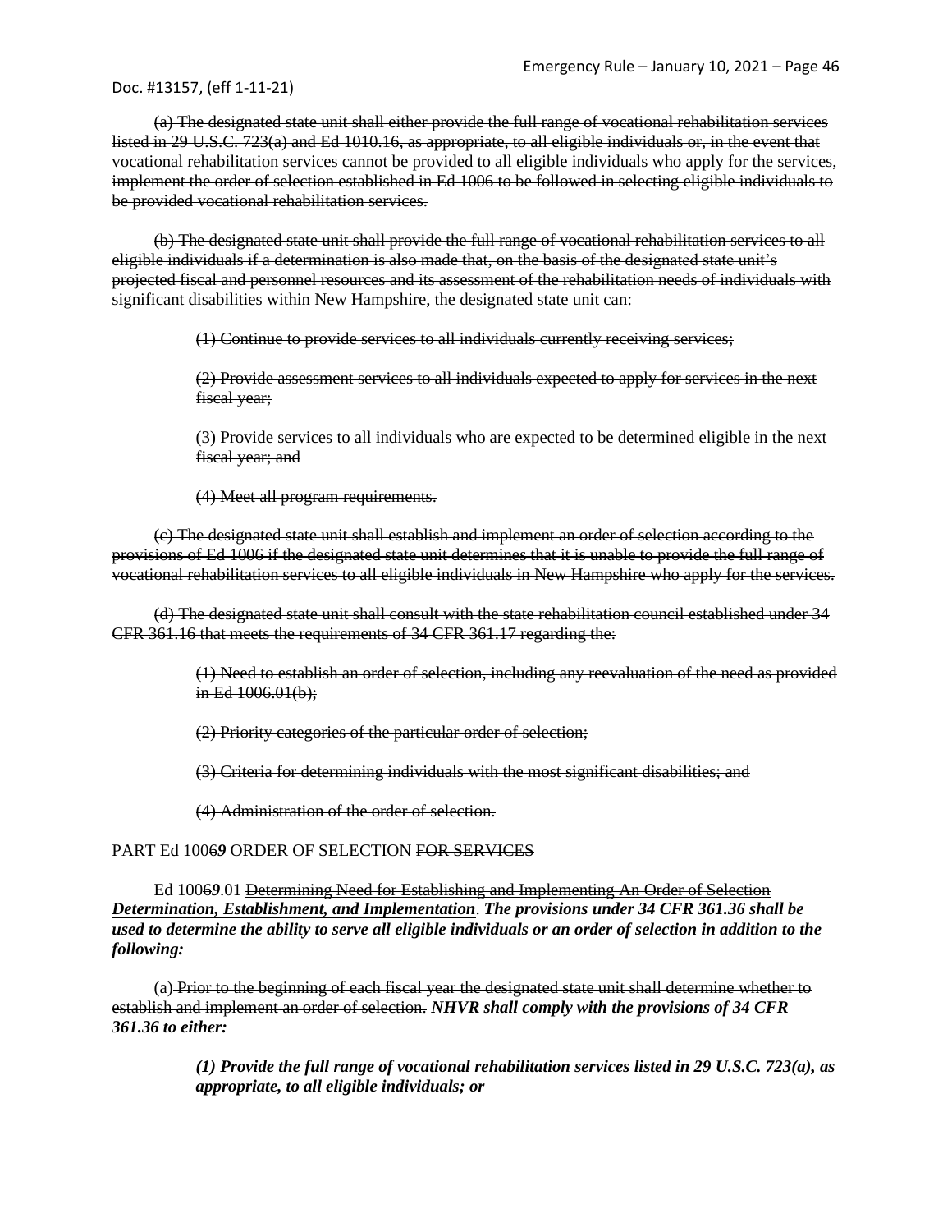Doc. #13157, (eff 1-11-21)

~~(a) The designated state unit shall either provide the full range of vocational rehabilitation services listed in 29 U.S.C. 723(a) and Ed 1010.16, as appropriate, to all eligible individuals or, in the event that vocational rehabilitation services cannot be provided to all eligible individuals who apply for the services, implement the order of selection established in Ed 1006 to be followed in selecting eligible individuals to be provided vocational rehabilitation services.~~

~~(b) The designated state unit shall provide the full range of vocational rehabilitation services to all eligible individuals if a determination is also made that, on the basis of the designated state unit's projected fiscal and personnel resources and its assessment of the rehabilitation needs of individuals with significant disabilities within New Hampshire, the designated state unit can:~~

> ~~(1) Continue to provide services to all individuals currently receiving services;~~
>
> ~~(2) Provide assessment services to all individuals expected to apply for services in the next fiscal year;~~
>
> ~~(3) Provide services to all individuals who are expected to be determined eligible in the next fiscal year; and~~
>
> ~~(4) Meet all program requirements.~~

~~(c) The designated state unit shall establish and implement an order of selection according to the provisions of Ed 1006 if the designated state unit determines that it is unable to provide the full range of vocational rehabilitation services to all eligible individuals in New Hampshire who apply for the services.~~

~~(d) The designated state unit shall consult with the state rehabilitation council established under 34 CFR 361.16 that meets the requirements of 34 CFR 361.17 regarding the:~~

> ~~(1) Need to establish an order of selection, including any reevaluation of the need as provided in Ed 1006.01(b);~~
>
> ~~(2) Priority categories of the particular order of selection;~~
>
> ~~(3) Criteria for determining individuals with the most significant disabilities; and~~
>
> ~~(4) Administration of the order of selection.~~

PART Ed 100~~6~~***9*** ORDER OF SELECTION ~~FOR SERVICES~~

Ed 100~~6~~***9***.01 ~~Determining Need for Establishing and Implementing An Order of Selection~~ ***Determination, Establishment, and Implementation***. ***The provisions under 34 CFR 361.36 shall be used to determine the ability to serve all eligible individuals or an order of selection in addition to the following:***

(a) ~~Prior to the beginning of each fiscal year the designated state unit shall determine whether to establish and implement an order of selection.~~ ***NHVR shall comply with the provisions of 34 CFR 361.36 to either:***

> ***(1) Provide the full range of vocational rehabilitation services listed in 29 U.S.C. 723(a), as appropriate, to all eligible individuals; or***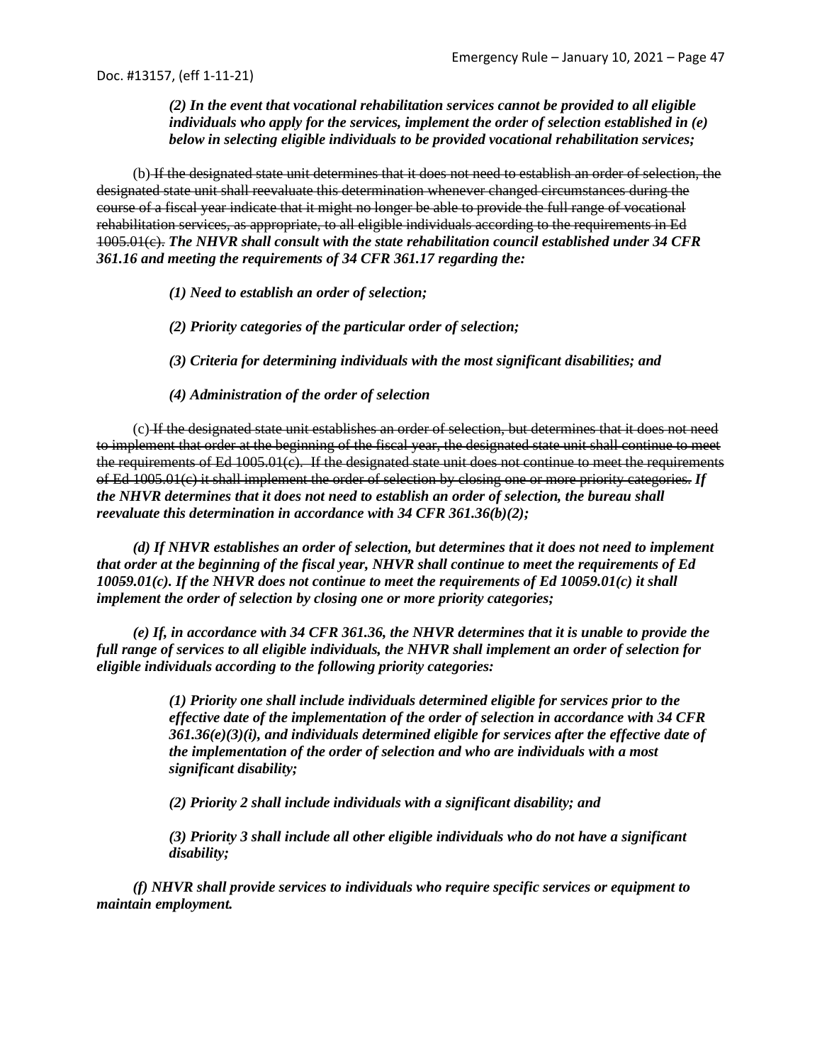***(2) In the event that vocational rehabilitation services cannot be provided to all eligible individuals who apply for the services, implement the order of selection established in (e) below in selecting eligible individuals to be provided vocational rehabilitation services;***

(b) ~~If the designated state unit determines that it does not need to establish an order of selection, the designated state unit shall reevaluate this determination whenever changed circumstances during the course of a fiscal year indicate that it might no longer be able to provide the full range of vocational rehabilitation services, as appropriate, to all eligible individuals according to the requirements in Ed 1005.01(c).~~ ***The NHVR shall consult with the state rehabilitation council established under 34 CFR 361.16 and meeting the requirements of 34 CFR 361.17 regarding the:***

***(1) Need to establish an order of selection;***

***(2) Priority categories of the particular order of selection;***

***(3) Criteria for determining individuals with the most significant disabilities; and***

***(4) Administration of the order of selection***

(c) ~~If the designated state unit establishes an order of selection, but determines that it does not need to implement that order at the beginning of the fiscal year, the designated state unit shall continue to meet the requirements of Ed 1005.01(c). If the designated state unit does not continue to meet the requirements of Ed 1005.01(c) it shall implement the order of selection by closing one or more priority categories.~~ ***If the NHVR determines that it does not need to establish an order of selection, the bureau shall reevaluate this determination in accordance with 34 CFR 361.36(b)(2);***

***(d) If NHVR establishes an order of selection, but determines that it does not need to implement that order at the beginning of the fiscal year, NHVR shall continue to meet the requirements of Ed 10059.01(c). If the NHVR does not continue to meet the requirements of Ed 10059.01(c) it shall implement the order of selection by closing one or more priority categories;***

***(e) If, in accordance with 34 CFR 361.36, the NHVR determines that it is unable to provide the full range of services to all eligible individuals, the NHVR shall implement an order of selection for eligible individuals according to the following priority categories:***

***(1) Priority one shall include individuals determined eligible for services prior to the effective date of the implementation of the order of selection in accordance with 34 CFR 361.36(e)(3)(i), and individuals determined eligible for services after the effective date of the implementation of the order of selection and who are individuals with a most significant disability;***

***(2) Priority 2 shall include individuals with a significant disability; and***

***(3) Priority 3 shall include all other eligible individuals who do not have a significant disability;***

***(f) NHVR shall provide services to individuals who require specific services or equipment to maintain employment.***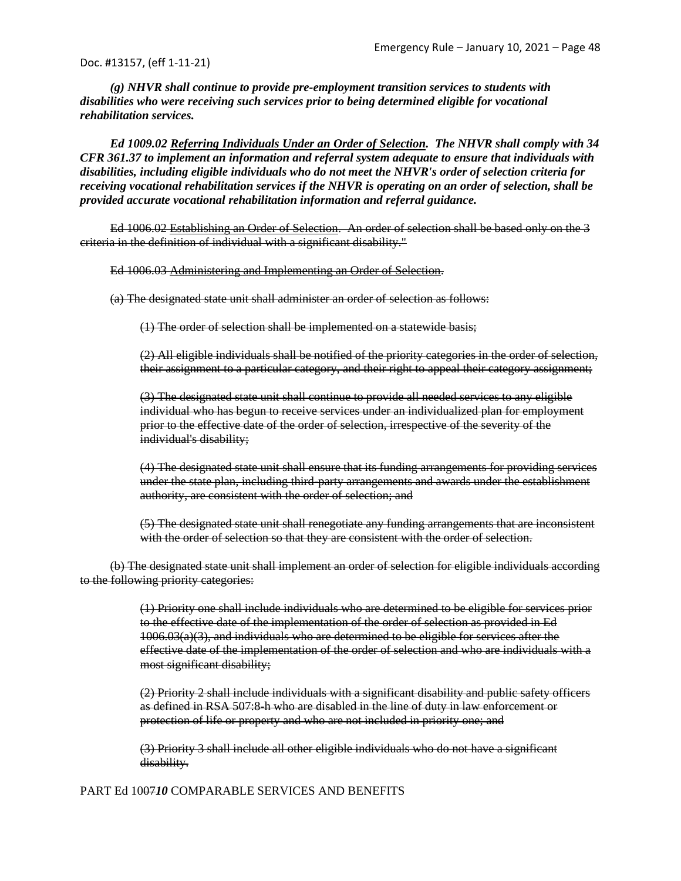*(g) NHVR shall continue to provide pre-employment transition services to students with disabilities who were receiving such services prior to being determined eligible for vocational rehabilitation services.*

***Ed 1009.02 Referring Individuals Under an Order of Selection. The NHVR shall comply with 34 CFR 361.37 to implement an information and referral system adequate to ensure that individuals with disabilities, including eligible individuals who do not meet the NHVR's order of selection criteria for receiving vocational rehabilitation services if the NHVR is operating on an order of selection, shall be provided accurate vocational rehabilitation information and referral guidance.***

~~Ed 1006.02 Establishing an Order of Selection. An order of selection shall be based only on the 3 criteria in the definition of individual with a significant disability."~~

~~Ed 1006.03 Administering and Implementing an Order of Selection.~~

~~(a) The designated state unit shall administer an order of selection as follows:~~

~~(1) The order of selection shall be implemented on a statewide basis;~~

~~(2) All eligible individuals shall be notified of the priority categories in the order of selection, their assignment to a particular category, and their right to appeal their category assignment;~~

~~(3) The designated state unit shall continue to provide all needed services to any eligible individual who has begun to receive services under an individualized plan for employment prior to the effective date of the order of selection, irrespective of the severity of the individual's disability;~~

~~(4) The designated state unit shall ensure that its funding arrangements for providing services under the state plan, including third-party arrangements and awards under the establishment authority, are consistent with the order of selection; and~~

~~(5) The designated state unit shall renegotiate any funding arrangements that are inconsistent with the order of selection so that they are consistent with the order of selection.~~

~~(b) The designated state unit shall implement an order of selection for eligible individuals according to the following priority categories:~~

~~(1) Priority one shall include individuals who are determined to be eligible for services prior to the effective date of the implementation of the order of selection as provided in Ed 1006.03(a)(3), and individuals who are determined to be eligible for services after the effective date of the implementation of the order of selection and who are individuals with a most significant disability;~~

~~(2) Priority 2 shall include individuals with a significant disability and public safety officers as defined in RSA 507:8-h who are disabled in the line of duty in law enforcement or protection of life or property and who are not included in priority one; and~~

~~(3) Priority 3 shall include all other eligible individuals who do not have a significant disability.~~

PART Ed 10~~07~~***10*** COMPARABLE SERVICES AND BENEFITS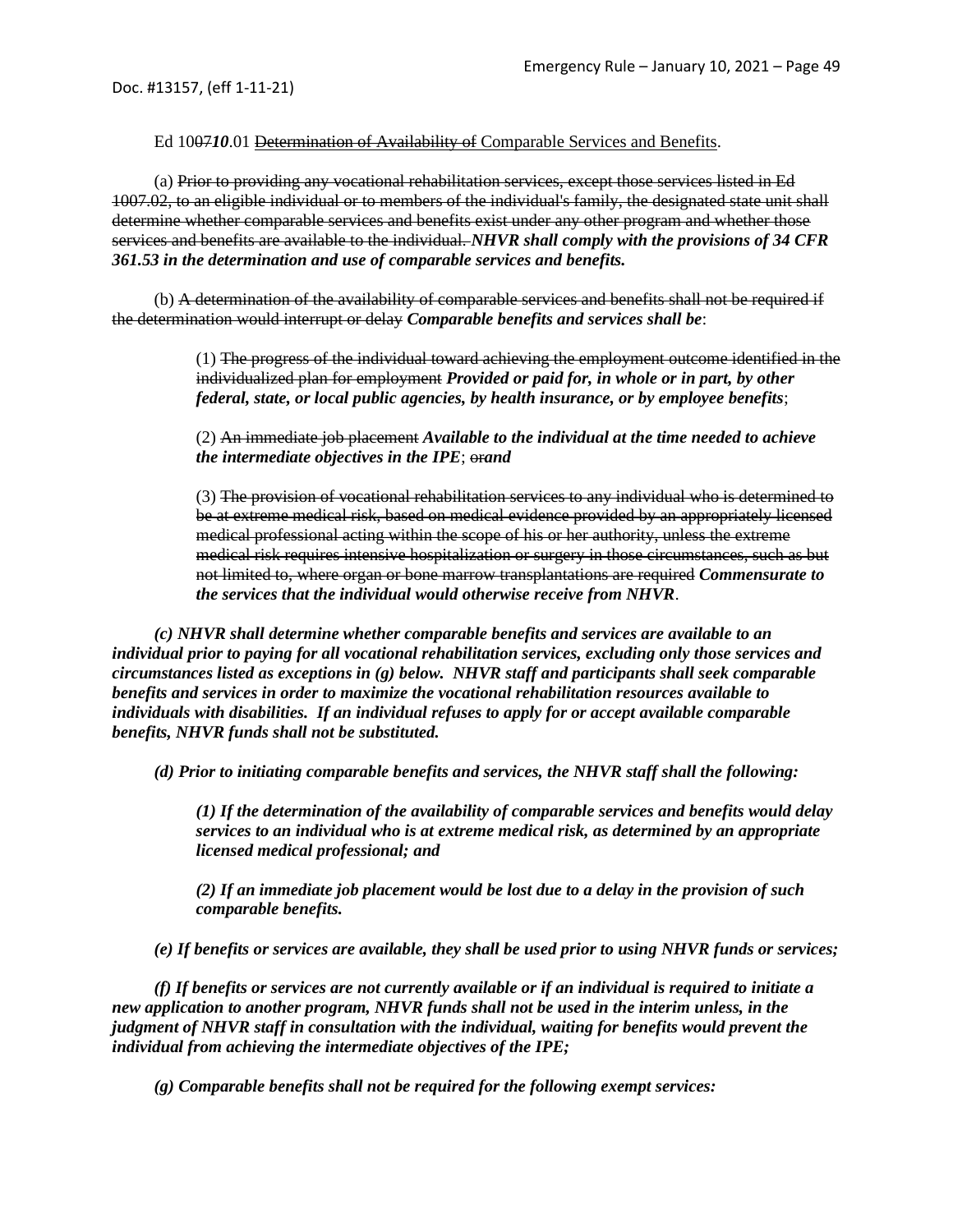Ed 10~~07~~***10***.01 ~~Determination of Availability of~~ Comparable Services and Benefits.

(a) ~~Prior to providing any vocational rehabilitation services, except those services listed in Ed 1007.02, to an eligible individual or to members of the individual's family, the designated state unit shall determine whether comparable services and benefits exist under any other program and whether those services and benefits are available to the individual.~~ ***NHVR shall comply with the provisions of 34 CFR 361.53 in the determination and use of comparable services and benefits.***

(b) ~~A determination of the availability of comparable services and benefits shall not be required if the determination would interrupt or delay~~ ***Comparable benefits and services shall be***:

> (1) ~~The progress of the individual toward achieving the employment outcome identified in the individualized plan for employment~~ ***Provided or paid for, in whole or in part, by other federal, state, or local public agencies, by health insurance, or by employee benefits***;
>
> (2) ~~An immediate job placement~~ ***Available to the individual at the time needed to achieve the intermediate objectives in the IPE***; ~~or~~***and***
>
> (3) ~~The provision of vocational rehabilitation services to any individual who is determined to be at extreme medical risk, based on medical evidence provided by an appropriately licensed medical professional acting within the scope of his or her authority, unless the extreme medical risk requires intensive hospitalization or surgery in those circumstances, such as but not limited to, where organ or bone marrow transplantations are required~~ ***Commensurate to the services that the individual would otherwise receive from NHVR***.

***(c) NHVR shall determine whether comparable benefits and services are available to an individual prior to paying for all vocational rehabilitation services, excluding only those services and circumstances listed as exceptions in (g) below. NHVR staff and participants shall seek comparable benefits and services in order to maximize the vocational rehabilitation resources available to individuals with disabilities. If an individual refuses to apply for or accept available comparable benefits, NHVR funds shall not be substituted.***

***(d) Prior to initiating comparable benefits and services, the NHVR staff shall the following:***

> ***(1) If the determination of the availability of comparable services and benefits would delay services to an individual who is at extreme medical risk, as determined by an appropriate licensed medical professional; and***
>
> ***(2) If an immediate job placement would be lost due to a delay in the provision of such comparable benefits.***

***(e) If benefits or services are available, they shall be used prior to using NHVR funds or services;***

***(f) If benefits or services are not currently available or if an individual is required to initiate a new application to another program, NHVR funds shall not be used in the interim unless, in the judgment of NHVR staff in consultation with the individual, waiting for benefits would prevent the individual from achieving the intermediate objectives of the IPE;***

***(g) Comparable benefits shall not be required for the following exempt services:***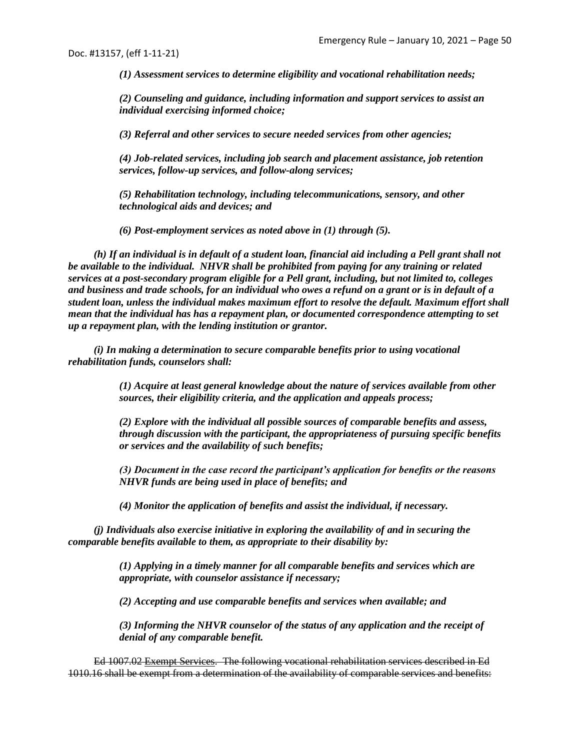*(1) Assessment services to determine eligibility and vocational rehabilitation needs;*

*(2) Counseling and guidance, including information and support services to assist an individual exercising informed choice;*

*(3) Referral and other services to secure needed services from other agencies;*

*(4) Job-related services, including job search and placement assistance, job retention services, follow-up services, and follow-along services;*

*(5) Rehabilitation technology, including telecommunications, sensory, and other technological aids and devices; and*

*(6) Post-employment services as noted above in (1) through (5).*

*(h) If an individual is in default of a student loan, financial aid including a Pell grant shall not be available to the individual. NHVR shall be prohibited from paying for any training or related services at a post-secondary program eligible for a Pell grant, including, but not limited to, colleges and business and trade schools, for an individual who owes a refund on a grant or is in default of a student loan, unless the individual makes maximum effort to resolve the default. Maximum effort shall mean that the individual has has a repayment plan, or documented correspondence attempting to set up a repayment plan, with the lending institution or grantor.*

*(i) In making a determination to secure comparable benefits prior to using vocational rehabilitation funds, counselors shall:*

*(1) Acquire at least general knowledge about the nature of services available from other sources, their eligibility criteria, and the application and appeals process;*

*(2) Explore with the individual all possible sources of comparable benefits and assess, through discussion with the participant, the appropriateness of pursuing specific benefits or services and the availability of such benefits;*

*(3) Document in the case record the participant's application for benefits or the reasons NHVR funds are being used in place of benefits; and*

*(4) Monitor the application of benefits and assist the individual, if necessary.*

*(j) Individuals also exercise initiative in exploring the availability of and in securing the comparable benefits available to them, as appropriate to their disability by:*

*(1) Applying in a timely manner for all comparable benefits and services which are appropriate, with counselor assistance if necessary;*

*(2) Accepting and use comparable benefits and services when available; and*

*(3) Informing the NHVR counselor of the status of any application and the receipt of denial of any comparable benefit.*

~~Ed 1007.02 Exempt Services. The following vocational rehabilitation services described in Ed 1010.16 shall be exempt from a determination of the availability of comparable services and benefits:~~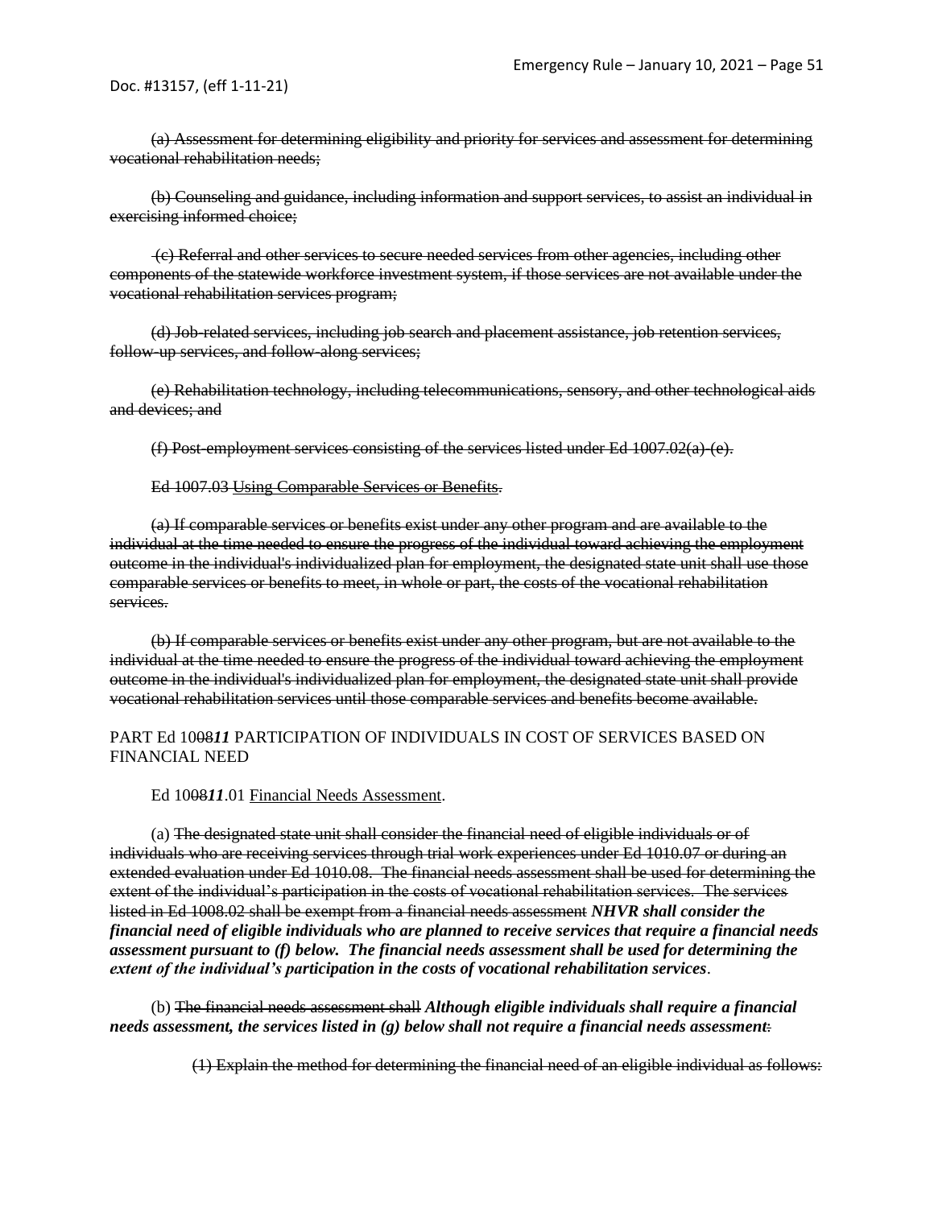(a) ~~Assessment for determining eligibility and priority for services and assessment for determining vocational rehabilitation needs;~~

(b) ~~Counseling and guidance, including information and support services, to assist an individual in exercising informed choice;~~

(c) ~~Referral and other services to secure needed services from other agencies, including other components of the statewide workforce investment system, if those services are not available under the vocational rehabilitation services program;~~

(d) ~~Job-related services, including job search and placement assistance, job retention services, follow-up services, and follow-along services;~~

(e) ~~Rehabilitation technology, including telecommunications, sensory, and other technological aids and devices; and~~

(f) ~~Post-employment services consisting of the services listed under Ed 1007.02(a)-(e).~~

~~Ed 1007.03 Using Comparable Services or Benefits.~~

(a) ~~If comparable services or benefits exist under any other program and are available to the individual at the time needed to ensure the progress of the individual toward achieving the employment outcome in the individual's individualized plan for employment, the designated state unit shall use those comparable services or benefits to meet, in whole or part, the costs of the vocational rehabilitation services.~~

(b) ~~If comparable services or benefits exist under any other program, but are not available to the individual at the time needed to ensure the progress of the individual toward achieving the employment outcome in the individual's individualized plan for employment, the designated state unit shall provide vocational rehabilitation services until those comparable services and benefits become available.~~

PART Ed 10~~08~~***11*** PARTICIPATION OF INDIVIDUALS IN COST OF SERVICES BASED ON FINANCIAL NEED

Ed 10~~08~~***11***.01 Financial Needs Assessment.

(a) ~~The designated state unit shall consider the financial need of eligible individuals or of individuals who are receiving services through trial work experiences under Ed 1010.07 or during an extended evaluation under Ed 1010.08. The financial needs assessment shall be used for determining the extent of the individual's participation in the costs of vocational rehabilitation services. The services listed in Ed 1008.02 shall be exempt from a financial needs assessment~~ ***NHVR shall consider the financial need of eligible individuals who are planned to receive services that require a financial needs assessment pursuant to (f) below. The financial needs assessment shall be used for determining the extent of the individual's participation in the costs of vocational rehabilitation services***.

(b) ~~The financial needs assessment shall~~ ***Although eligible individuals shall require a financial needs assessment, the services listed in (g) below shall not require a financial needs assessment***~~:~~

(1) ~~Explain the method for determining the financial need of an eligible individual as follows:~~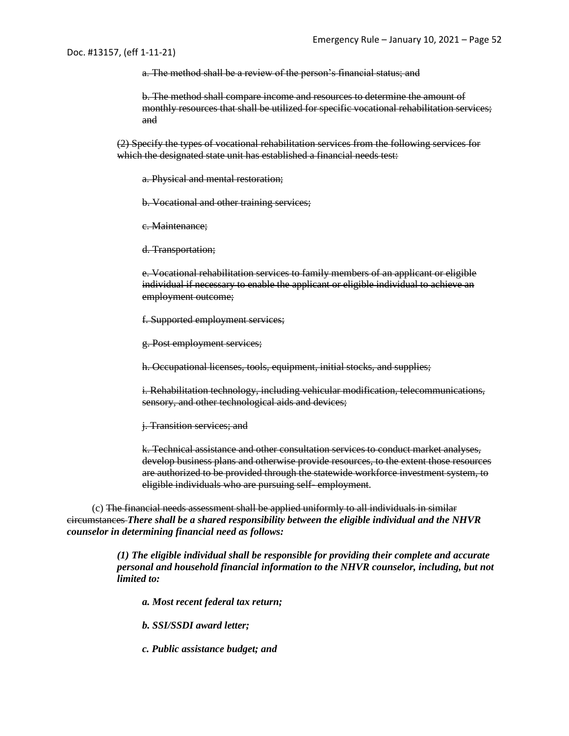~~a. The method shall be a review of the person's financial status; and~~

~~b. The method shall compare income and resources to determine the amount of monthly resources that shall be utilized for specific vocational rehabilitation services; and~~

~~(2) Specify the types of vocational rehabilitation services from the following services for which the designated state unit has established a financial needs test:~~

~~a. Physical and mental restoration;~~

~~b. Vocational and other training services;~~

~~c. Maintenance;~~

~~d. Transportation;~~

~~e. Vocational rehabilitation services to family members of an applicant or eligible individual if necessary to enable the applicant or eligible individual to achieve an employment outcome;~~

~~f. Supported employment services;~~

~~g. Post employment services;~~

~~h. Occupational licenses, tools, equipment, initial stocks, and supplies;~~

~~i. Rehabilitation technology, including vehicular modification, telecommunications, sensory, and other technological aids and devices;~~

~~j. Transition services; and~~

~~k. Technical assistance and other consultation services to conduct market analyses, develop business plans and otherwise provide resources, to the extent those resources are authorized to be provided through the statewide workforce investment system, to eligible individuals who are pursuing self- employment~~.

(c) ~~The financial needs assessment shall be applied uniformly to all individuals in similar circumstances~~ ***There shall be a shared responsibility between the eligible individual and the NHVR counselor in determining financial need as follows:***

***(1) The eligible individual shall be responsible for providing their complete and accurate personal and household financial information to the NHVR counselor, including, but not limited to:***

***a. Most recent federal tax return;***

***b. SSI/SSDI award letter;***

***c. Public assistance budget; and***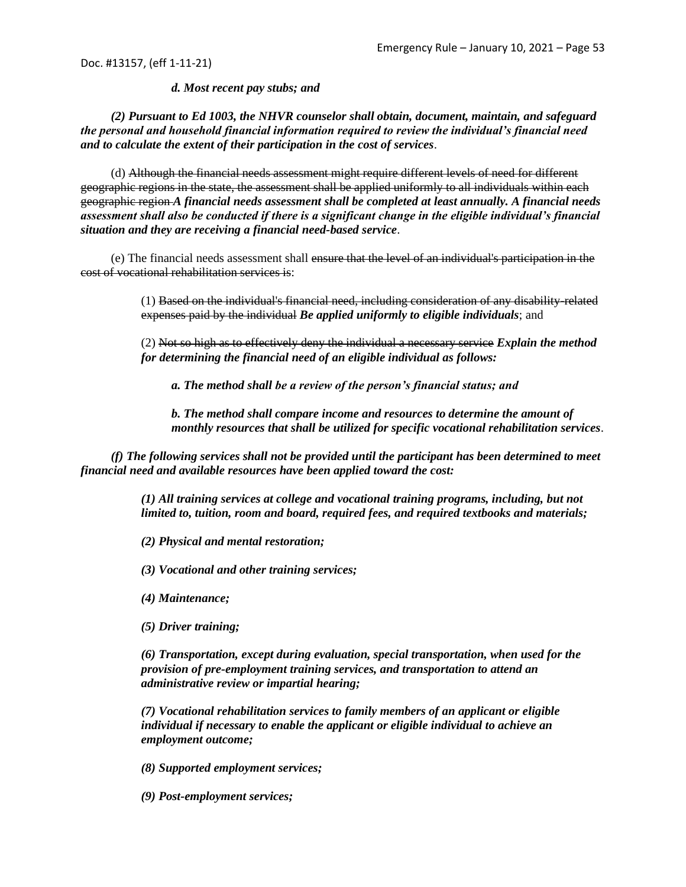*__d. Most recent pay stubs; and__*

*__(2) Pursuant to Ed 1003, the NHVR counselor shall obtain, document, maintain, and safeguard the personal and household financial information required to review the individual's financial need and to calculate the extent of their participation in the cost of services__*.

(d) ~~Although the financial needs assessment might require different levels of need for different geographic regions in the state, the assessment shall be applied uniformly to all individuals within each geographic region~~ *__A financial needs assessment shall be completed at least annually. A financial needs assessment shall also be conducted if there is a significant change in the eligible individual's financial situation and they are receiving a financial need-based service__*.

(e) The financial needs assessment shall ~~ensure that the level of an individual's participation in the cost of vocational rehabilitation services is~~:

> (1) ~~Based on the individual's financial need, including consideration of any disability-related expenses paid by the individual~~ *__Be applied uniformly to eligible individuals__*; and
>
> (2) ~~Not so high as to effectively deny the individual a necessary service~~ *__Explain the method for determining the financial need of an eligible individual as follows:__*
>
> > *__a. The method shall be a review of the person's financial status; and__*
> >
> > *__b. The method shall compare income and resources to determine the amount of monthly resources that shall be utilized for specific vocational rehabilitation services__*.

*__(f) The following services shall not be provided until the participant has been determined to meet financial need and available resources have been applied toward the cost:__*

> *__(1) All training services at college and vocational training programs, including, but not limited to, tuition, room and board, required fees, and required textbooks and materials;__*
>
> *__(2) Physical and mental restoration;__*
>
> *__(3) Vocational and other training services;__*
>
> *__(4) Maintenance;__*
>
> *__(5) Driver training;__*
>
> *__(6) Transportation, except during evaluation, special transportation, when used for the provision of pre-employment training services, and transportation to attend an administrative review or impartial hearing;__*
>
> *__(7) Vocational rehabilitation services to family members of an applicant or eligible individual if necessary to enable the applicant or eligible individual to achieve an employment outcome;__*
>
> *__(8) Supported employment services;__*
>
> *__(9) Post-employment services;__*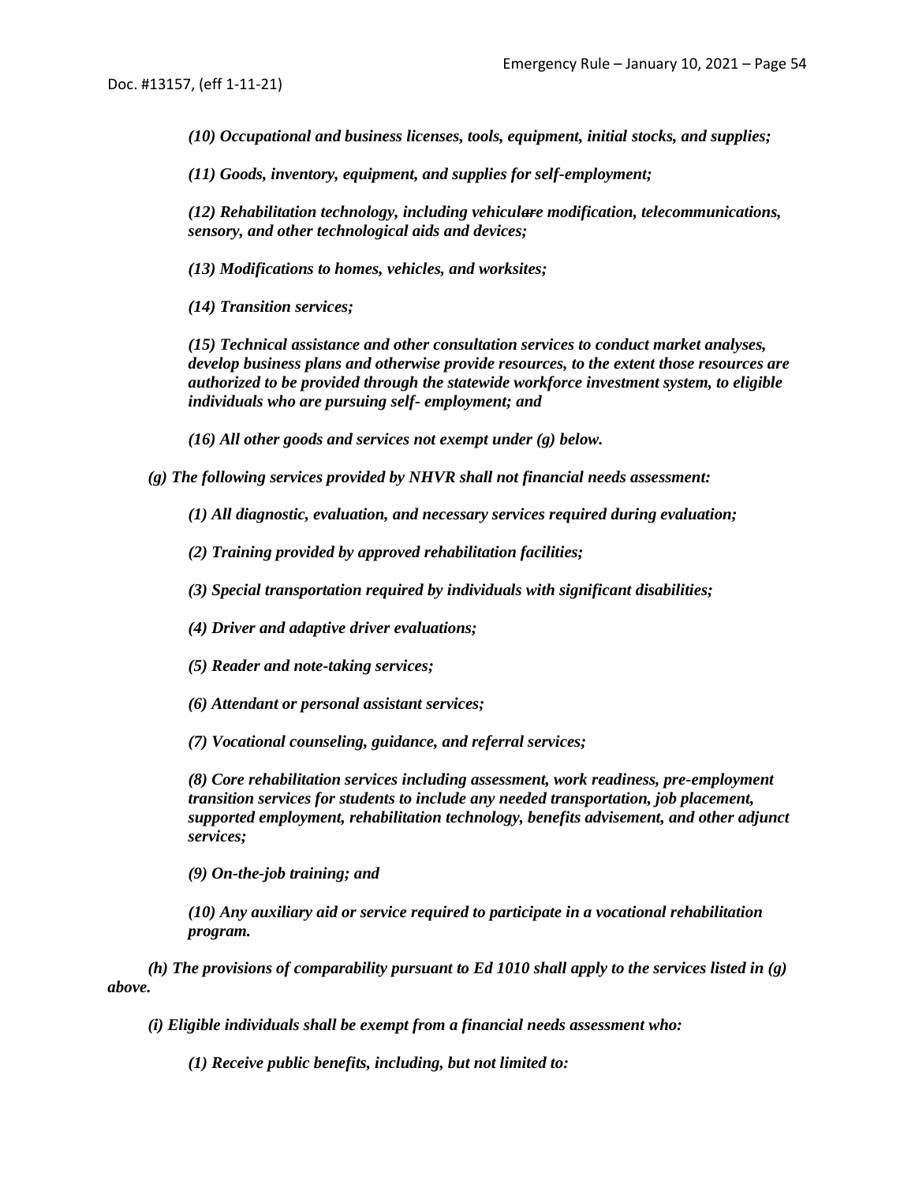*(10) Occupational and business licenses, tools, equipment, initial stocks, and supplies;*

*(11) Goods, inventory, equipment, and supplies for self-employment;*

*(12) Rehabilitation technology, including vehiculare modification, telecommunications, sensory, and other technological aids and devices;*

*(13) Modifications to homes, vehicles, and worksites;*

*(14) Transition services;*

*(15) Technical assistance and other consultation services to conduct market analyses, develop business plans and otherwise provide resources, to the extent those resources are authorized to be provided through the statewide workforce investment system, to eligible individuals who are pursuing self- employment; and*

*(16) All other goods and services not exempt under (g) below.*

*(g) The following services provided by NHVR shall not financial needs assessment:*

*(1) All diagnostic, evaluation, and necessary services required during evaluation;*

*(2) Training provided by approved rehabilitation facilities;*

*(3) Special transportation required by individuals with significant disabilities;*

*(4) Driver and adaptive driver evaluations;*

*(5) Reader and note-taking services;*

*(6) Attendant or personal assistant services;*

*(7) Vocational counseling, guidance, and referral services;*

*(8) Core rehabilitation services including assessment, work readiness, pre-employment transition services for students to include any needed transportation, job placement, supported employment, rehabilitation technology, benefits advisement, and other adjunct services;*

*(9) On-the-job training; and*

*(10) Any auxiliary aid or service required to participate in a vocational rehabilitation program.*

*(h) The provisions of comparability pursuant to Ed 1010 shall apply to the services listed in (g) above.*

*(i) Eligible individuals shall be exempt from a financial needs assessment who:*

*(1) Receive public benefits, including, but not limited to:*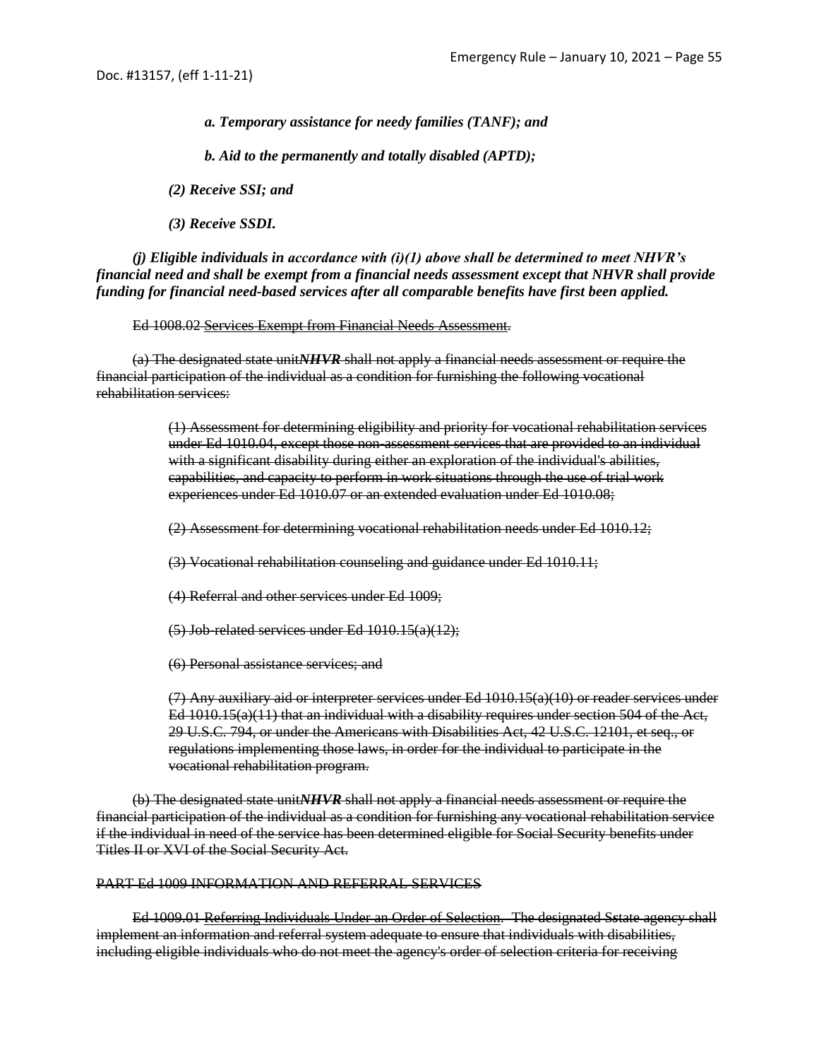*a. Temporary assistance for needy families (TANF); and*

*b. Aid to the permanently and totally disabled (APTD);*

*(2) Receive SSI; and*

*(3) Receive SSDI.*

***(j) Eligible individuals in accordance with (i)(1) above shall be determined to meet NHVR's financial need and shall be exempt from a financial needs assessment except that NHVR shall provide funding for financial need-based services after all comparable benefits have first been applied.***

~~Ed 1008.02 Services Exempt from Financial Needs Assessment.~~

~~(a) The designated state unit~~***NHVR*** ~~shall not apply a financial needs assessment or require the financial participation of the individual as a condition for furnishing the following vocational rehabilitation services:~~

~~(1) Assessment for determining eligibility and priority for vocational rehabilitation services under Ed 1010.04, except those non-assessment services that are provided to an individual with a significant disability during either an exploration of the individual's abilities, capabilities, and capacity to perform in work situations through the use of trial work experiences under Ed 1010.07 or an extended evaluation under Ed 1010.08;~~

~~(2) Assessment for determining vocational rehabilitation needs under Ed 1010.12;~~

~~(3) Vocational rehabilitation counseling and guidance under Ed 1010.11;~~

~~(4) Referral and other services under Ed 1009;~~

~~(5) Job-related services under Ed 1010.15(a)(12);~~

~~(6) Personal assistance services; and~~

~~(7) Any auxiliary aid or interpreter services under Ed 1010.15(a)(10) or reader services under Ed 1010.15(a)(11) that an individual with a disability requires under section 504 of the Act, 29 U.S.C. 794, or under the Americans with Disabilities Act, 42 U.S.C. 12101, et seq., or regulations implementing those laws, in order for the individual to participate in the vocational rehabilitation program.~~

~~(b) The designated state unit~~***NHVR*** ~~shall not apply a financial needs assessment or require the financial participation of the individual as a condition for furnishing any vocational rehabilitation service if the individual in need of the service has been determined eligible for Social Security benefits under Titles II or XVI of the Social Security Act.~~

~~PART Ed 1009 INFORMATION AND REFERRAL SERVICES~~

~~Ed 1009.01 Referring Individuals Under an Order of Selection. The designated Sstate agency shall implement an information and referral system adequate to ensure that individuals with disabilities, including eligible individuals who do not meet the agency's order of selection criteria for receiving~~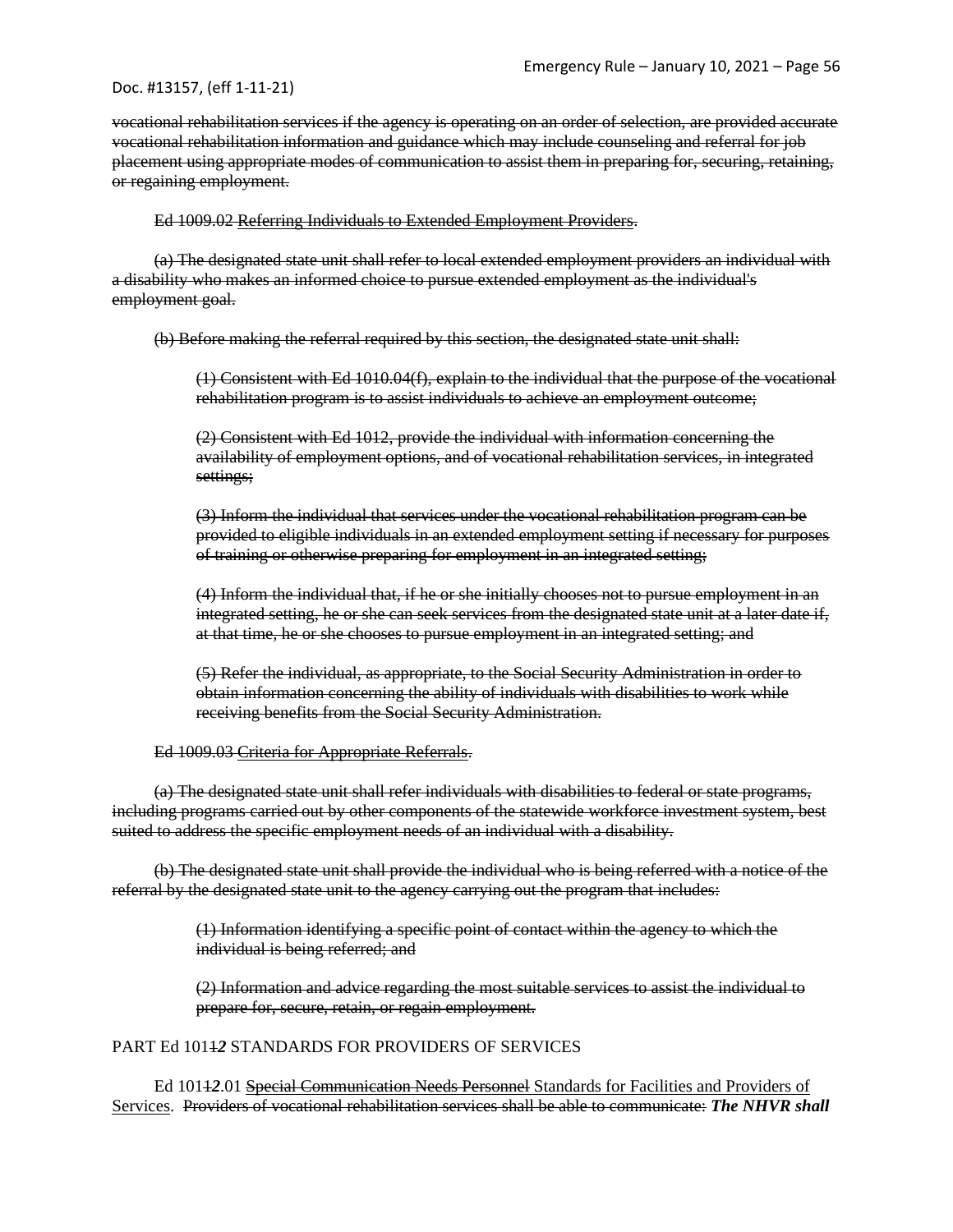~~vocational rehabilitation services if the agency is operating on an order of selection, are provided accurate vocational rehabilitation information and guidance which may include counseling and referral for job placement using appropriate modes of communication to assist them in preparing for, securing, retaining, or regaining employment.~~

~~Ed 1009.02 Referring Individuals to Extended Employment Providers.~~

~~(a) The designated state unit shall refer to local extended employment providers an individual with a disability who makes an informed choice to pursue extended employment as the individual's employment goal.~~

~~(b) Before making the referral required by this section, the designated state unit shall:~~

> ~~(1) Consistent with Ed 1010.04(f), explain to the individual that the purpose of the vocational rehabilitation program is to assist individuals to achieve an employment outcome;~~
>
> ~~(2) Consistent with Ed 1012, provide the individual with information concerning the availability of employment options, and of vocational rehabilitation services, in integrated settings;~~
>
> ~~(3) Inform the individual that services under the vocational rehabilitation program can be provided to eligible individuals in an extended employment setting if necessary for purposes of training or otherwise preparing for employment in an integrated setting;~~
>
> ~~(4) Inform the individual that, if he or she initially chooses not to pursue employment in an integrated setting, he or she can seek services from the designated state unit at a later date if, at that time, he or she chooses to pursue employment in an integrated setting; and~~
>
> ~~(5) Refer the individual, as appropriate, to the Social Security Administration in order to obtain information concerning the ability of individuals with disabilities to work while receiving benefits from the Social Security Administration.~~

~~Ed 1009.03 Criteria for Appropriate Referrals.~~

~~(a) The designated state unit shall refer individuals with disabilities to federal or state programs, including programs carried out by other components of the statewide workforce investment system, best suited to address the specific employment needs of an individual with a disability.~~

~~(b) The designated state unit shall provide the individual who is being referred with a notice of the referral by the designated state unit to the agency carrying out the program that includes:~~

> ~~(1) Information identifying a specific point of contact within the agency to which the individual is being referred; and~~
>
> ~~(2) Information and advice regarding the most suitable services to assist the individual to prepare for, secure, retain, or regain employment.~~

PART Ed 101~~1~~***2*** STANDARDS FOR PROVIDERS OF SERVICES

Ed 101~~1~~***2***.01 ~~Special Communication Needs Personnel~~ Standards for Facilities and Providers of Services. ~~Providers of vocational rehabilitation services shall be able to communicate:~~ ***The NHVR shall***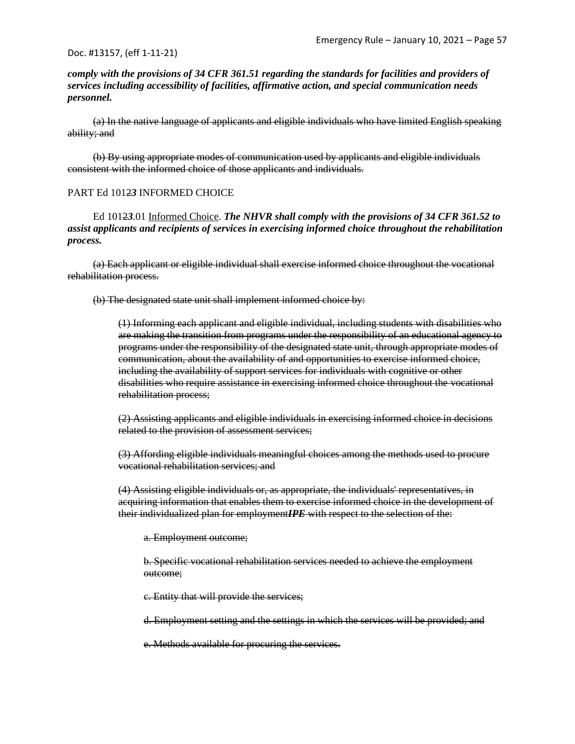***comply with the provisions of 34 CFR 361.51 regarding the standards for facilities and providers of services including accessibility of facilities, affirmative action, and special communication needs personnel.***

~~(a) In the native language of applicants and eligible individuals who have limited English speaking ability; and~~

~~(b) By using appropriate modes of communication used by applicants and eligible individuals consistent with the informed choice of those applicants and individuals.~~

PART Ed 101~~2~~***3*** INFORMED CHOICE

Ed 101~~2~~***3***.01 Informed Choice. ***The NHVR shall comply with the provisions of 34 CFR 361.52 to assist applicants and recipients of services in exercising informed choice throughout the rehabilitation process.***

~~(a) Each applicant or eligible individual shall exercise informed choice throughout the vocational rehabilitation process.~~

~~(b) The designated state unit shall implement informed choice by:~~

> ~~(1) Informing each applicant and eligible individual, including students with disabilities who are making the transition from programs under the responsibility of an educational agency to programs under the responsibility of the designated state unit, through appropriate modes of communication, about the availability of and opportunities to exercise informed choice, including the availability of support services for individuals with cognitive or other disabilities who require assistance in exercising informed choice throughout the vocational rehabilitation process;~~
>
> ~~(2) Assisting applicants and eligible individuals in exercising informed choice in decisions related to the provision of assessment services;~~
>
> ~~(3) Affording eligible individuals meaningful choices among the methods used to procure vocational rehabilitation services; and~~
>
> ~~(4) Assisting eligible individuals or, as appropriate, the individuals' representatives, in acquiring information that enables them to exercise informed choice in the development of their individualized plan for employment~~***IPE*** ~~with respect to the selection of the:~~
>
> > ~~a. Employment outcome;~~
> >
> > ~~b. Specific vocational rehabilitation services needed to achieve the employment outcome;~~
> >
> > ~~c. Entity that will provide the services;~~
> >
> > ~~d. Employment setting and the settings in which the services will be provided; and~~
> >
> > ~~e. Methods available for procuring the services.~~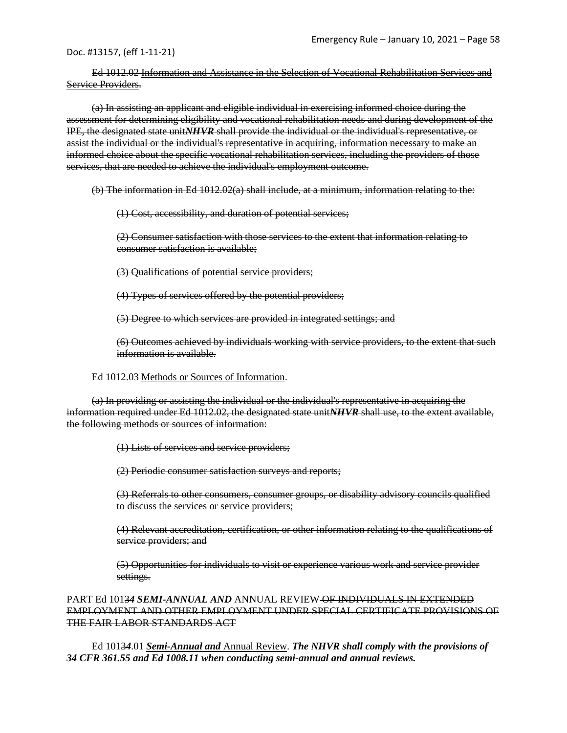~~Ed 1012.02 Information and Assistance in the Selection of Vocational Rehabilitation Services and Service Providers.~~

~~(a) In assisting an applicant and eligible individual in exercising informed choice during the assessment for determining eligibility and vocational rehabilitation needs and during development of the IPE, the designated state unit~~***NHVR*** ~~shall provide the individual or the individual's representative, or assist the individual or the individual's representative in acquiring, information necessary to make an informed choice about the specific vocational rehabilitation services, including the providers of those services, that are needed to achieve the individual's employment outcome.~~

~~(b) The information in Ed 1012.02(a) shall include, at a minimum, information relating to the:~~

~~(1) Cost, accessibility, and duration of potential services;~~

~~(2) Consumer satisfaction with those services to the extent that information relating to consumer satisfaction is available;~~

~~(3) Qualifications of potential service providers;~~

~~(4) Types of services offered by the potential providers;~~

~~(5) Degree to which services are provided in integrated settings; and~~

~~(6) Outcomes achieved by individuals working with service providers, to the extent that such information is available.~~

~~Ed 1012.03 Methods or Sources of Information.~~

~~(a) In providing or assisting the individual or the individual's representative in acquiring the information required under Ed 1012.02, the designated state unit~~***NHVR*** ~~shall use, to the extent available, the following methods or sources of information:~~

~~(1) Lists of services and service providers;~~

~~(2) Periodic consumer satisfaction surveys and reports;~~

~~(3) Referrals to other consumers, consumer groups, or disability advisory councils qualified to discuss the services or service providers;~~

~~(4) Relevant accreditation, certification, or other information relating to the qualifications of service providers; and~~

~~(5) Opportunities for individuals to visit or experience various work and service provider settings.~~

PART Ed 101~~3~~***4*** ***SEMI-ANNUAL AND*** ANNUAL REVIEW ~~OF INDIVIDUALS IN EXTENDED EMPLOYMENT AND OTHER EMPLOYMENT UNDER SPECIAL CERTIFICATE PROVISIONS OF THE FAIR LABOR STANDARDS ACT~~

Ed 101~~3~~***4***.01 ***Semi-Annual and*** Annual Review. ***The NHVR shall comply with the provisions of 34 CFR 361.55 and Ed 1008.11 when conducting semi-annual and annual reviews.***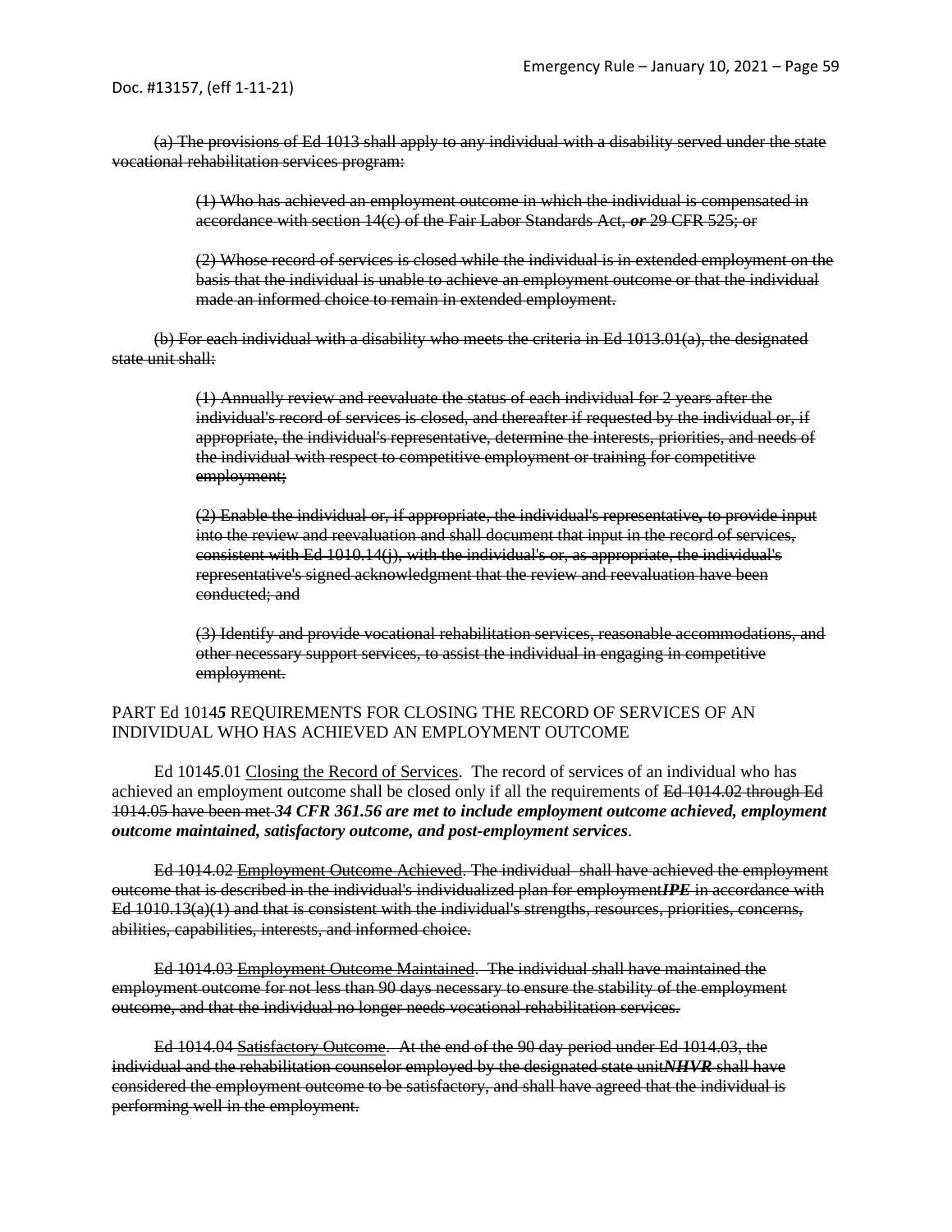~~(a) The provisions of Ed 1013 shall apply to any individual with a disability served under the state vocational rehabilitation services program:~~

> ~~(1) Who has achieved an employment outcome in which the individual is compensated in accordance with section 14(c) of the Fair Labor Standards Act, ***or*** 29 CFR 525; or~~
>
> ~~(2) Whose record of services is closed while the individual is in extended employment on the basis that the individual is unable to achieve an employment outcome or that the individual made an informed choice to remain in extended employment.~~

~~(b) For each individual with a disability who meets the criteria in Ed 1013.01(a), the designated state unit shall:~~

> ~~(1) Annually review and reevaluate the status of each individual for 2 years after the individual's record of services is closed, and thereafter if requested by the individual or, if appropriate, the individual's representative, determine the interests, priorities, and needs of the individual with respect to competitive employment or training for competitive employment;~~
>
> ~~(2) Enable the individual or, if appropriate, the individual's representative, to provide input into the review and reevaluation and shall document that input in the record of services, consistent with Ed 1010.14(j), with the individual's or, as appropriate, the individual's representative's signed acknowledgment that the review and reevaluation have been conducted; and~~
>
> ~~(3) Identify and provide vocational rehabilitation services, reasonable accommodations, and other necessary support services, to assist the individual in engaging in competitive employment.~~

PART Ed 101~~4~~***5*** REQUIREMENTS FOR CLOSING THE RECORD OF SERVICES OF AN INDIVIDUAL WHO HAS ACHIEVED AN EMPLOYMENT OUTCOME

Ed 101~~4~~***5***.01 Closing the Record of Services. The record of services of an individual who has achieved an employment outcome shall be closed only if all the requirements of ~~Ed 1014.02 through Ed 1014.05 have been met~~ ***34 CFR 361.56 are met to include employment outcome achieved, employment outcome maintained, satisfactory outcome, and post-employment services***.

~~Ed 1014.02 Employment Outcome Achieved. The individual shall have achieved the employment outcome that is described in the individual's individualized plan for employment~~***IPE*** ~~in accordance with Ed 1010.13(a)(1) and that is consistent with the individual's strengths, resources, priorities, concerns, abilities, capabilities, interests, and informed choice.~~

~~Ed 1014.03 Employment Outcome Maintained. The individual shall have maintained the employment outcome for not less than 90 days necessary to ensure the stability of the employment outcome, and that the individual no longer needs vocational rehabilitation services.~~

~~Ed 1014.04 Satisfactory Outcome. At the end of the 90 day period under Ed 1014.03, the individual and the rehabilitation counselor employed by the designated state unit~~***NHVR*** ~~shall have considered the employment outcome to be satisfactory, and shall have agreed that the individual is performing well in the employment.~~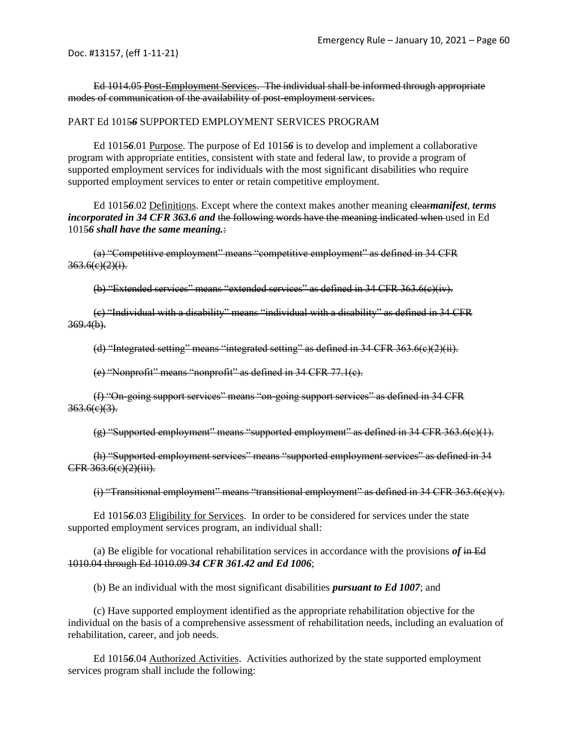~~Ed 1014.05 Post-Employment Services. The individual shall be informed through appropriate modes of communication of the availability of post-employment services.~~

PART Ed 1015***6*** SUPPORTED EMPLOYMENT SERVICES PROGRAM

Ed 1015***6***.01 Purpose. The purpose of Ed 1015***6*** is to develop and implement a collaborative program with appropriate entities, consistent with state and federal law, to provide a program of supported employment services for individuals with the most significant disabilities who require supported employment services to enter or retain competitive employment.

Ed 1015***6***.02 Definitions. Except where the context makes another meaning ~~clear~~***manifest*, *terms incorporated in 34 CFR 363.6 and*** ~~the following words have the meaning indicated when~~ used in Ed 1015***6 shall have the same meaning.***~~:~~

~~(a) "Competitive employment" means "competitive employment" as defined in 34 CFR 363.6(c)(2)(i).~~

~~(b) "Extended services" means "extended services" as defined in 34 CFR 363.6(c)(iv).~~

~~(c) "Individual with a disability" means "individual with a disability" as defined in 34 CFR 369.4(b).~~

~~(d) "Integrated setting" means "integrated setting" as defined in 34 CFR 363.6(c)(2)(ii).~~

~~(e) "Nonprofit" means "nonprofit" as defined in 34 CFR 77.1(c).~~

~~(f) "On-going support services" means "on-going support services" as defined in 34 CFR 363.6(c)(3).~~

~~(g) "Supported employment" means "supported employment" as defined in 34 CFR 363.6(c)(1).~~

~~(h) "Supported employment services" means "supported employment services" as defined in 34 CFR 363.6(c)(2)(iii).~~

~~(i) "Transitional employment" means "transitional employment" as defined in 34 CFR 363.6(c)(v).~~

Ed 1015***6***.03 Eligibility for Services. In order to be considered for services under the state supported employment services program, an individual shall:

(a) Be eligible for vocational rehabilitation services in accordance with the provisions ***of*** ~~in Ed 1010.04 through Ed 1010.09~~ ***34 CFR 361.42 and Ed 1006***;

(b) Be an individual with the most significant disabilities ***pursuant to Ed 1007***; and

(c) Have supported employment identified as the appropriate rehabilitation objective for the individual on the basis of a comprehensive assessment of rehabilitation needs, including an evaluation of rehabilitation, career, and job needs.

Ed 1015***6***.04 Authorized Activities. Activities authorized by the state supported employment services program shall include the following: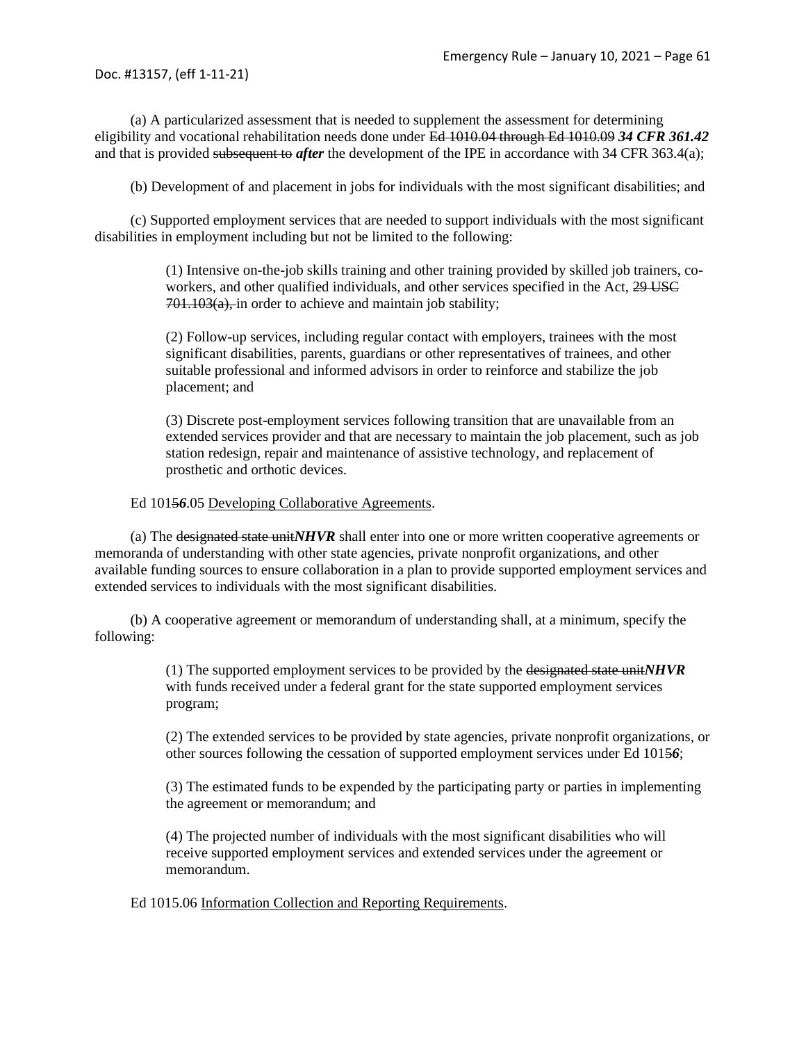(a) A particularized assessment that is needed to supplement the assessment for determining eligibility and vocational rehabilitation needs done under ~~Ed 1010.04 through Ed 1010.09~~ ***34 CFR 361.42*** and that is provided ~~subsequent to~~ ***after*** the development of the IPE in accordance with 34 CFR 363.4(a);

(b) Development of and placement in jobs for individuals with the most significant disabilities; and

(c) Supported employment services that are needed to support individuals with the most significant disabilities in employment including but not be limited to the following:

> (1) Intensive on-the-job skills training and other training provided by skilled job trainers, co-workers, and other qualified individuals, and other services specified in the Act, ~~29 USC 701.103(a),~~ in order to achieve and maintain job stability;
>
> (2) Follow-up services, including regular contact with employers, trainees with the most significant disabilities, parents, guardians or other representatives of trainees, and other suitable professional and informed advisors in order to reinforce and stabilize the job placement; and
>
> (3) Discrete post-employment services following transition that are unavailable from an extended services provider and that are necessary to maintain the job placement, such as job station redesign, repair and maintenance of assistive technology, and replacement of prosthetic and orthotic devices.

Ed 101~~5~~***6***.05 <u>Developing Collaborative Agreements</u>.

(a) The ~~designated state unit~~***NHVR*** shall enter into one or more written cooperative agreements or memoranda of understanding with other state agencies, private nonprofit organizations, and other available funding sources to ensure collaboration in a plan to provide supported employment services and extended services to individuals with the most significant disabilities.

(b) A cooperative agreement or memorandum of understanding shall, at a minimum, specify the following:

> (1) The supported employment services to be provided by the ~~designated state unit~~***NHVR*** with funds received under a federal grant for the state supported employment services program;
>
> (2) The extended services to be provided by state agencies, private nonprofit organizations, or other sources following the cessation of supported employment services under Ed 101~~5~~***6***;
>
> (3) The estimated funds to be expended by the participating party or parties in implementing the agreement or memorandum; and
>
> (4) The projected number of individuals with the most significant disabilities who will receive supported employment services and extended services under the agreement or memorandum.

Ed 1015.06 <u>Information Collection and Reporting Requirements</u>.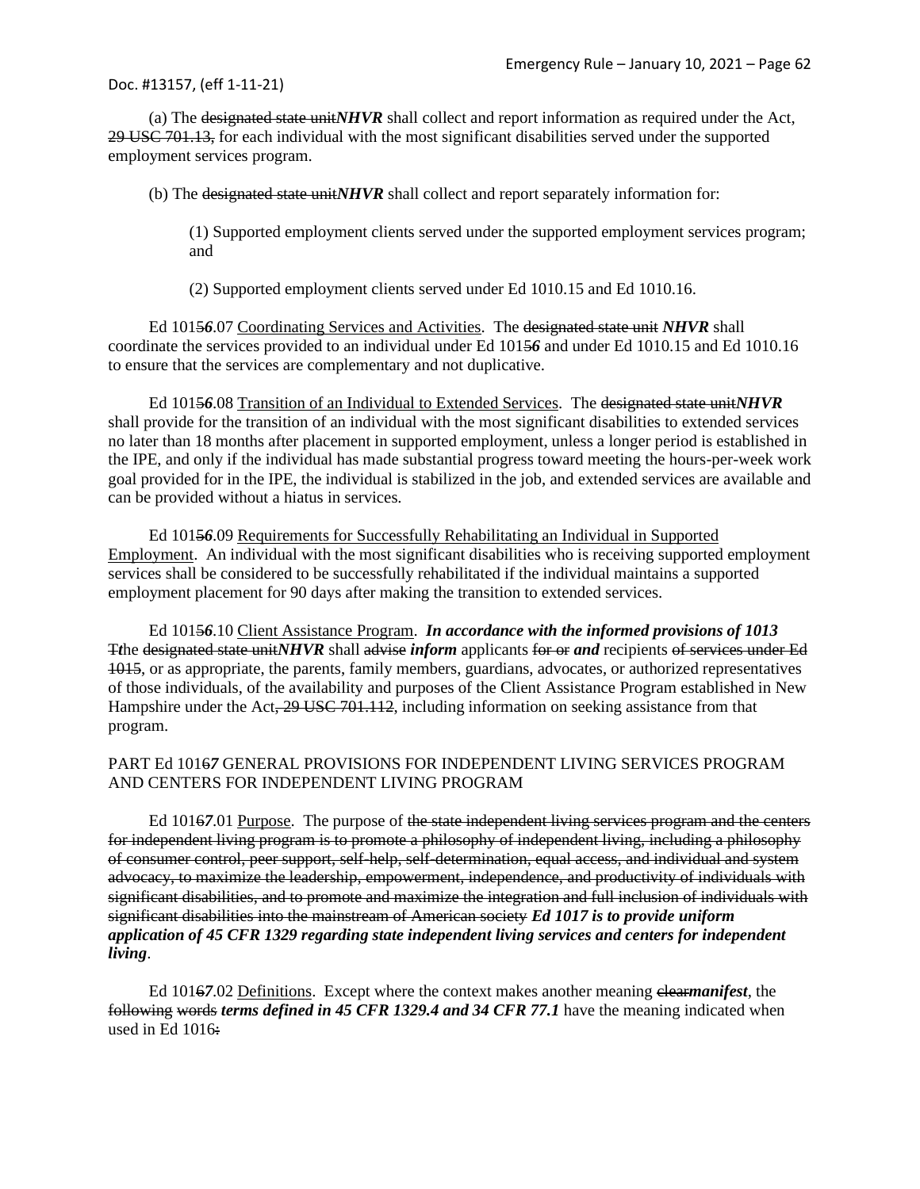(a) The ~~designated state unit~~***NHVR*** shall collect and report information as required under the Act, ~~29 USC 701.13,~~ for each individual with the most significant disabilities served under the supported employment services program.

(b) The ~~designated state unit~~***NHVR*** shall collect and report separately information for:

(1) Supported employment clients served under the supported employment services program; and

(2) Supported employment clients served under Ed 1010.15 and Ed 1010.16.

Ed 101~~5~~***6***.07 Coordinating Services and Activities. The ~~designated state unit~~ ***NHVR*** shall coordinate the services provided to an individual under Ed 101~~5~~***6*** and under Ed 1010.15 and Ed 1010.16 to ensure that the services are complementary and not duplicative.

Ed 101~~5~~***6***.08 Transition of an Individual to Extended Services. The ~~designated state unit~~***NHVR*** shall provide for the transition of an individual with the most significant disabilities to extended services no later than 18 months after placement in supported employment, unless a longer period is established in the IPE, and only if the individual has made substantial progress toward meeting the hours-per-week work goal provided for in the IPE, the individual is stabilized in the job, and extended services are available and can be provided without a hiatus in services.

Ed 101~~5~~***6***.09 Requirements for Successfully Rehabilitating an Individual in Supported Employment. An individual with the most significant disabilities who is receiving supported employment services shall be considered to be successfully rehabilitated if the individual maintains a supported employment placement for 90 days after making the transition to extended services.

Ed 101~~5~~***6***.10 Client Assistance Program. ***In accordance with the informed provisions of 1013*** ~~T~~***t***he ~~designated state unit~~***NHVR*** shall ~~advise~~ ***inform*** applicants ~~for or~~ ***and*** recipients ~~of services under Ed 1015~~, or as appropriate, the parents, family members, guardians, advocates, or authorized representatives of those individuals, of the availability and purposes of the Client Assistance Program established in New Hampshire under the Act~~, 29 USC 701.112~~, including information on seeking assistance from that program.

PART Ed 101~~6~~***7*** GENERAL PROVISIONS FOR INDEPENDENT LIVING SERVICES PROGRAM AND CENTERS FOR INDEPENDENT LIVING PROGRAM

Ed 101~~6~~***7***.01 Purpose. The purpose of ~~the state independent living services program and the centers for independent living program is to promote a philosophy of independent living, including a philosophy of consumer control, peer support, self-help, self-determination, equal access, and individual and system advocacy, to maximize the leadership, empowerment, independence, and productivity of individuals with significant disabilities, and to promote and maximize the integration and full inclusion of individuals with significant disabilities into the mainstream of American society~~ ***Ed 1017 is to provide uniform application of 45 CFR 1329 regarding state independent living services and centers for independent living***.

Ed 101~~6~~***7***.02 Definitions. Except where the context makes another meaning ~~clear~~***manifest***, the ~~following words~~ ***terms defined in 45 CFR 1329.4 and 34 CFR 77.1*** have the meaning indicated when used in Ed 1016~~:~~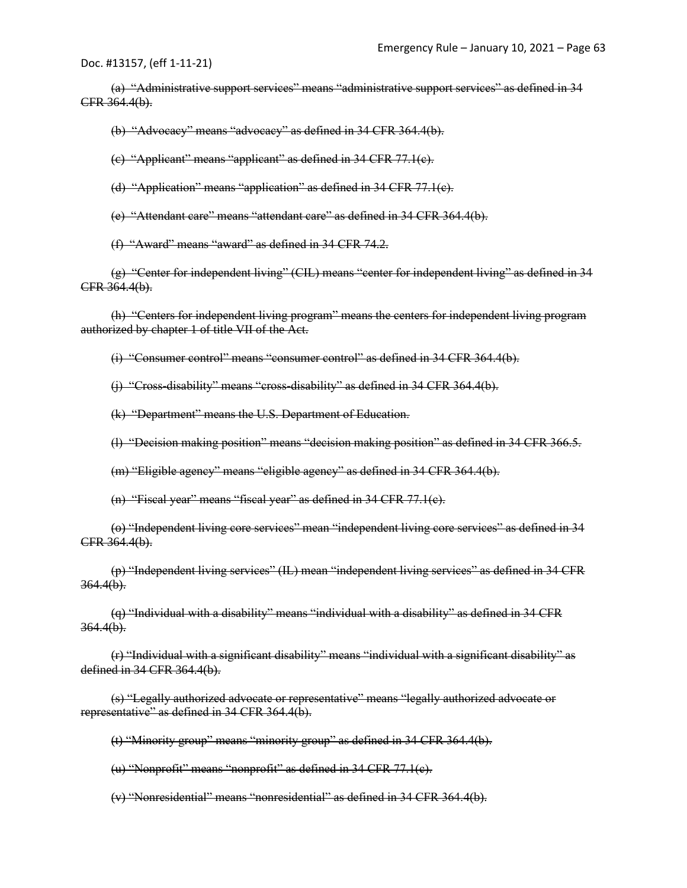~~(a) "Administrative support services" means "administrative support services" as defined in 34 CFR 364.4(b).~~

~~(b) "Advocacy" means "advocacy" as defined in 34 CFR 364.4(b).~~

~~(c) "Applicant" means "applicant" as defined in 34 CFR 77.1(c).~~

~~(d) "Application" means "application" as defined in 34 CFR 77.1(c).~~

~~(e) "Attendant care" means "attendant care" as defined in 34 CFR 364.4(b).~~

~~(f) "Award" means "award" as defined in 34 CFR 74.2.~~

~~(g) "Center for independent living" (CIL) means "center for independent living" as defined in 34 CFR 364.4(b).~~

~~(h) "Centers for independent living program" means the centers for independent living program authorized by chapter 1 of title VII of the Act.~~

~~(i) "Consumer control" means "consumer control" as defined in 34 CFR 364.4(b).~~

~~(j) "Cross-disability" means "cross-disability" as defined in 34 CFR 364.4(b).~~

~~(k) "Department" means the U.S. Department of Education.~~

~~(l) "Decision making position" means "decision making position" as defined in 34 CFR 366.5.~~

~~(m) "Eligible agency" means "eligible agency" as defined in 34 CFR 364.4(b).~~

~~(n) "Fiscal year" means "fiscal year" as defined in 34 CFR 77.1(c).~~

~~(o) "Independent living core services" mean "independent living core services" as defined in 34 CFR 364.4(b).~~

~~(p) "Independent living services" (IL) mean "independent living services" as defined in 34 CFR 364.4(b).~~

~~(q) "Individual with a disability" means "individual with a disability" as defined in 34 CFR 364.4(b).~~

~~(r) "Individual with a significant disability" means "individual with a significant disability" as defined in 34 CFR 364.4(b).~~

~~(s) "Legally authorized advocate or representative" means "legally authorized advocate or representative" as defined in 34 CFR 364.4(b).~~

~~(t) "Minority group" means "minority group" as defined in 34 CFR 364.4(b).~~

~~(u) "Nonprofit" means "nonprofit" as defined in 34 CFR 77.1(c).~~

~~(v) "Nonresidential" means "nonresidential" as defined in 34 CFR 364.4(b).~~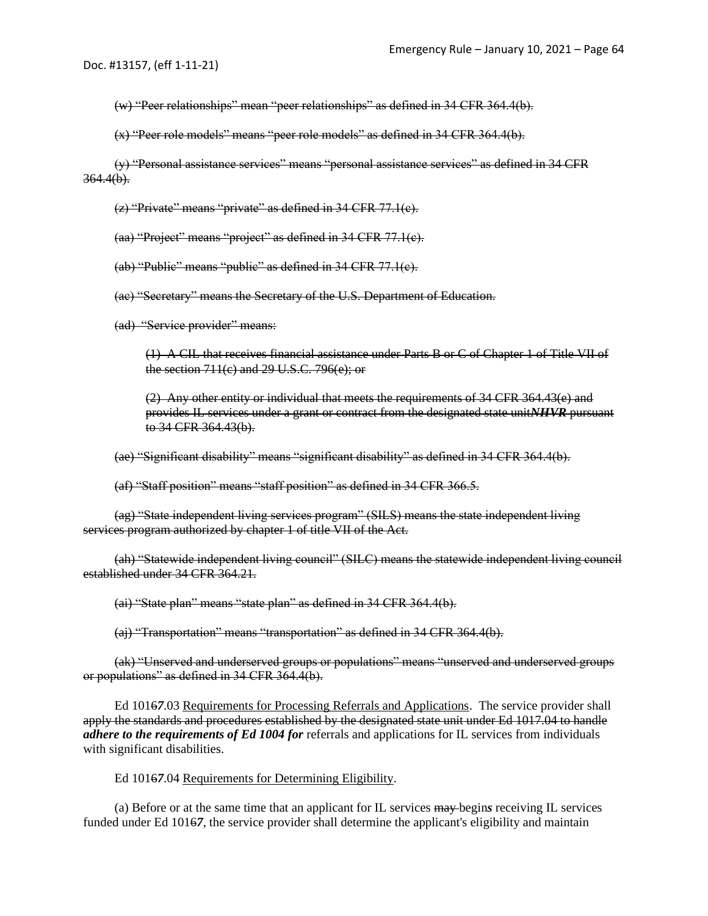~~(w) "Peer relationships" mean "peer relationships" as defined in 34 CFR 364.4(b).~~

~~(x) "Peer role models" means "peer role models" as defined in 34 CFR 364.4(b).~~

~~(y) "Personal assistance services" means "personal assistance services" as defined in 34 CFR 364.4(b).~~

~~(z) "Private" means "private" as defined in 34 CFR 77.1(c).~~

~~(aa) "Project" means "project" as defined in 34 CFR 77.1(c).~~

~~(ab) "Public" means "public" as defined in 34 CFR 77.1(c).~~

~~(ac) "Secretary" means the Secretary of the U.S. Department of Education.~~

~~(ad) "Service provider" means:~~

~~(1) A CIL that receives financial assistance under Parts B or C of Chapter 1 of Title VII of the section 711(c) and 29 U.S.C. 796(e); or~~

~~(2) Any other entity or individual that meets the requirements of 34 CFR 364.43(e) and provides IL services under a grant or contract from the designated state unit~~ ~~***NHVR***~~ ~~pursuant to 34 CFR 364.43(b).~~

~~(ae) "Significant disability" means "significant disability" as defined in 34 CFR 364.4(b).~~

~~(af) "Staff position" means "staff position" as defined in 34 CFR 366.5.~~

~~(ag) "State independent living services program" (SILS) means the state independent living services program authorized by chapter 1 of title VII of the Act.~~

~~(ah) "Statewide independent living council" (SILC) means the statewide independent living council established under 34 CFR 364.21.~~

~~(ai) "State plan" means "state plan" as defined in 34 CFR 364.4(b).~~

~~(aj) "Transportation" means "transportation" as defined in 34 CFR 364.4(b).~~

~~(ak) "Unserved and underserved groups or populations" means "unserved and underserved groups or populations" as defined in 34 CFR 364.4(b).~~

Ed 101~~6~~***7***.03 Requirements for Processing Referrals and Applications. The service provider shall ~~apply the standards and procedures established by the designated state unit under Ed 1017.04 to handle~~ ***adhere to the requirements of Ed 1004 for*** referrals and applications for IL services from individuals with significant disabilities.

Ed 101~~6~~***7***.04 Requirements for Determining Eligibility.

(a) Before or at the same time that an applicant for IL services ~~may~~ begin***s*** receiving IL services funded under Ed 101~~6~~***7***, the service provider shall determine the applicant's eligibility and maintain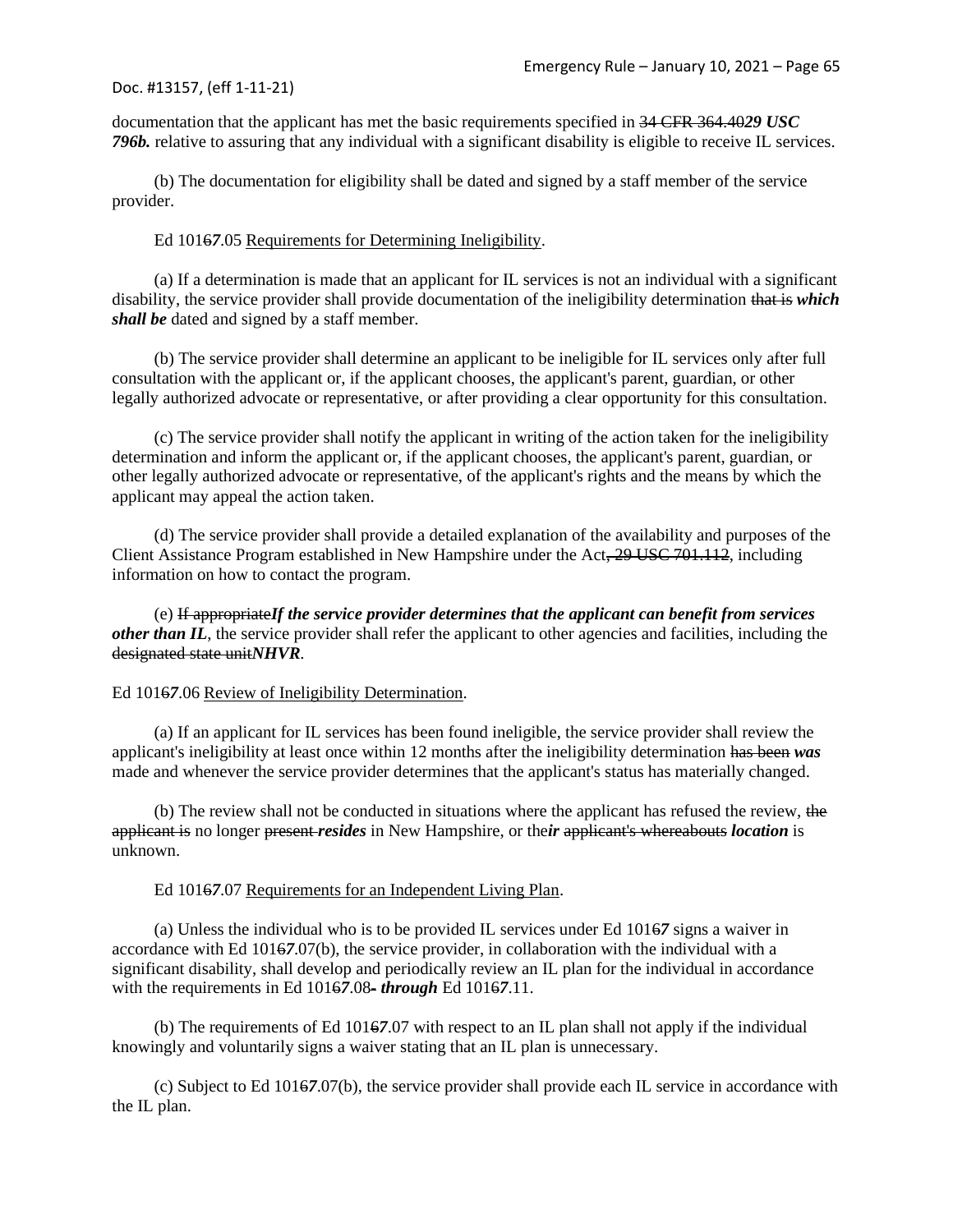documentation that the applicant has met the basic requirements specified in ~~34 CFR 364.40~~***29 USC 796b.*** relative to assuring that any individual with a significant disability is eligible to receive IL services.

(b) The documentation for eligibility shall be dated and signed by a staff member of the service provider.

Ed 101~~6~~***7***.05 Requirements for Determining Ineligibility.

(a) If a determination is made that an applicant for IL services is not an individual with a significant disability, the service provider shall provide documentation of the ineligibility determination ~~that is~~ ***which shall be*** dated and signed by a staff member.

(b) The service provider shall determine an applicant to be ineligible for IL services only after full consultation with the applicant or, if the applicant chooses, the applicant's parent, guardian, or other legally authorized advocate or representative, or after providing a clear opportunity for this consultation.

(c) The service provider shall notify the applicant in writing of the action taken for the ineligibility determination and inform the applicant or, if the applicant chooses, the applicant's parent, guardian, or other legally authorized advocate or representative, of the applicant's rights and the means by which the applicant may appeal the action taken.

(d) The service provider shall provide a detailed explanation of the availability and purposes of the Client Assistance Program established in New Hampshire under the Act~~, 29 USC 701.112~~, including information on how to contact the program.

(e) ~~If appropriate~~***If the service provider determines that the applicant can benefit from services other than IL***, the service provider shall refer the applicant to other agencies and facilities, including the ~~designated state unit~~***NHVR***.

Ed 101~~6~~***7***.06 Review of Ineligibility Determination.

(a) If an applicant for IL services has been found ineligible, the service provider shall review the applicant's ineligibility at least once within 12 months after the ineligibility determination ~~has been~~ ***was*** made and whenever the service provider determines that the applicant's status has materially changed.

(b) The review shall not be conducted in situations where the applicant has refused the review, ~~the applicant is~~ no longer ~~present~~ ***resides*** in New Hampshire, or the***ir*** ~~applicant's whereabouts~~ ***location*** is unknown.

Ed 101~~6~~***7***.07 Requirements for an Independent Living Plan.

(a) Unless the individual who is to be provided IL services under Ed 101~~6~~***7*** signs a waiver in accordance with Ed 101~~6~~***7***.07(b), the service provider, in collaboration with the individual with a significant disability, shall develop and periodically review an IL plan for the individual in accordance with the requirements in Ed 101~~6~~***7***.08~~-~~ ***through*** Ed 101~~6~~***7***.11.

(b) The requirements of Ed 101~~6~~***7***.07 with respect to an IL plan shall not apply if the individual knowingly and voluntarily signs a waiver stating that an IL plan is unnecessary.

(c) Subject to Ed 101~~6~~***7***.07(b), the service provider shall provide each IL service in accordance with the IL plan.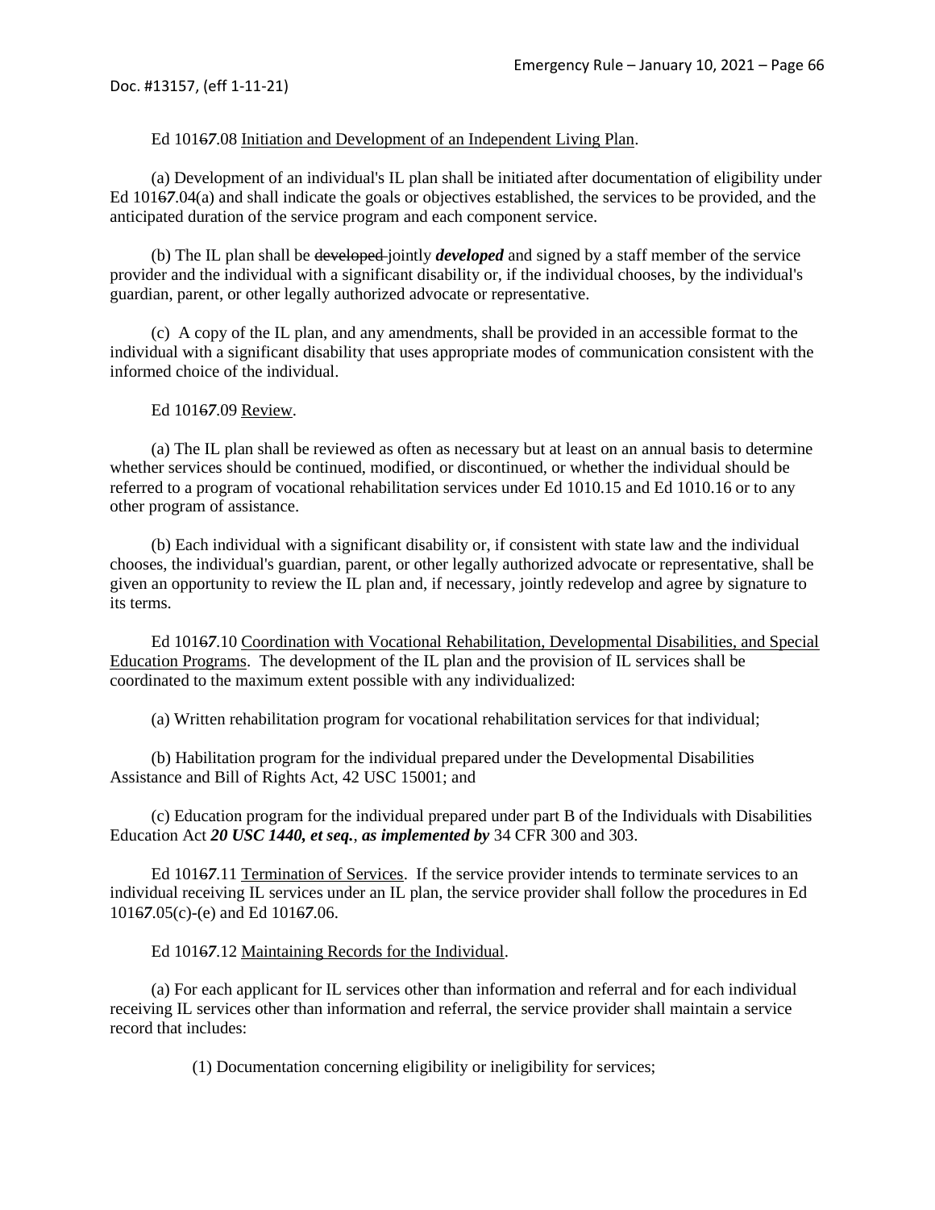Ed 1016*7*.08 Initiation and Development of an Independent Living Plan.

(a) Development of an individual's IL plan shall be initiated after documentation of eligibility under Ed 1016*7*.04(a) and shall indicate the goals or objectives established, the services to be provided, and the anticipated duration of the service program and each component service.

(b) The IL plan shall be ~~developed~~ jointly ***developed*** and signed by a staff member of the service provider and the individual with a significant disability or, if the individual chooses, by the individual's guardian, parent, or other legally authorized advocate or representative.

(c) A copy of the IL plan, and any amendments, shall be provided in an accessible format to the individual with a significant disability that uses appropriate modes of communication consistent with the informed choice of the individual.

Ed 1016*7*.09 Review.

(a) The IL plan shall be reviewed as often as necessary but at least on an annual basis to determine whether services should be continued, modified, or discontinued, or whether the individual should be referred to a program of vocational rehabilitation services under Ed 1010.15 and Ed 1010.16 or to any other program of assistance.

(b) Each individual with a significant disability or, if consistent with state law and the individual chooses, the individual's guardian, parent, or other legally authorized advocate or representative, shall be given an opportunity to review the IL plan and, if necessary, jointly redevelop and agree by signature to its terms.

Ed 1016*7*.10 Coordination with Vocational Rehabilitation, Developmental Disabilities, and Special Education Programs. The development of the IL plan and the provision of IL services shall be coordinated to the maximum extent possible with any individualized:

(a) Written rehabilitation program for vocational rehabilitation services for that individual;

(b) Habilitation program for the individual prepared under the Developmental Disabilities Assistance and Bill of Rights Act, 42 USC 15001; and

(c) Education program for the individual prepared under part B of the Individuals with Disabilities Education Act ***20 USC 1440, et seq.*, *as implemented by*** 34 CFR 300 and 303.

Ed 1016*7*.11 Termination of Services. If the service provider intends to terminate services to an individual receiving IL services under an IL plan, the service provider shall follow the procedures in Ed 1016*7*.05(c)-(e) and Ed 1016*7*.06.

Ed 1016*7*.12 Maintaining Records for the Individual.

(a) For each applicant for IL services other than information and referral and for each individual receiving IL services other than information and referral, the service provider shall maintain a service record that includes:

(1) Documentation concerning eligibility or ineligibility for services;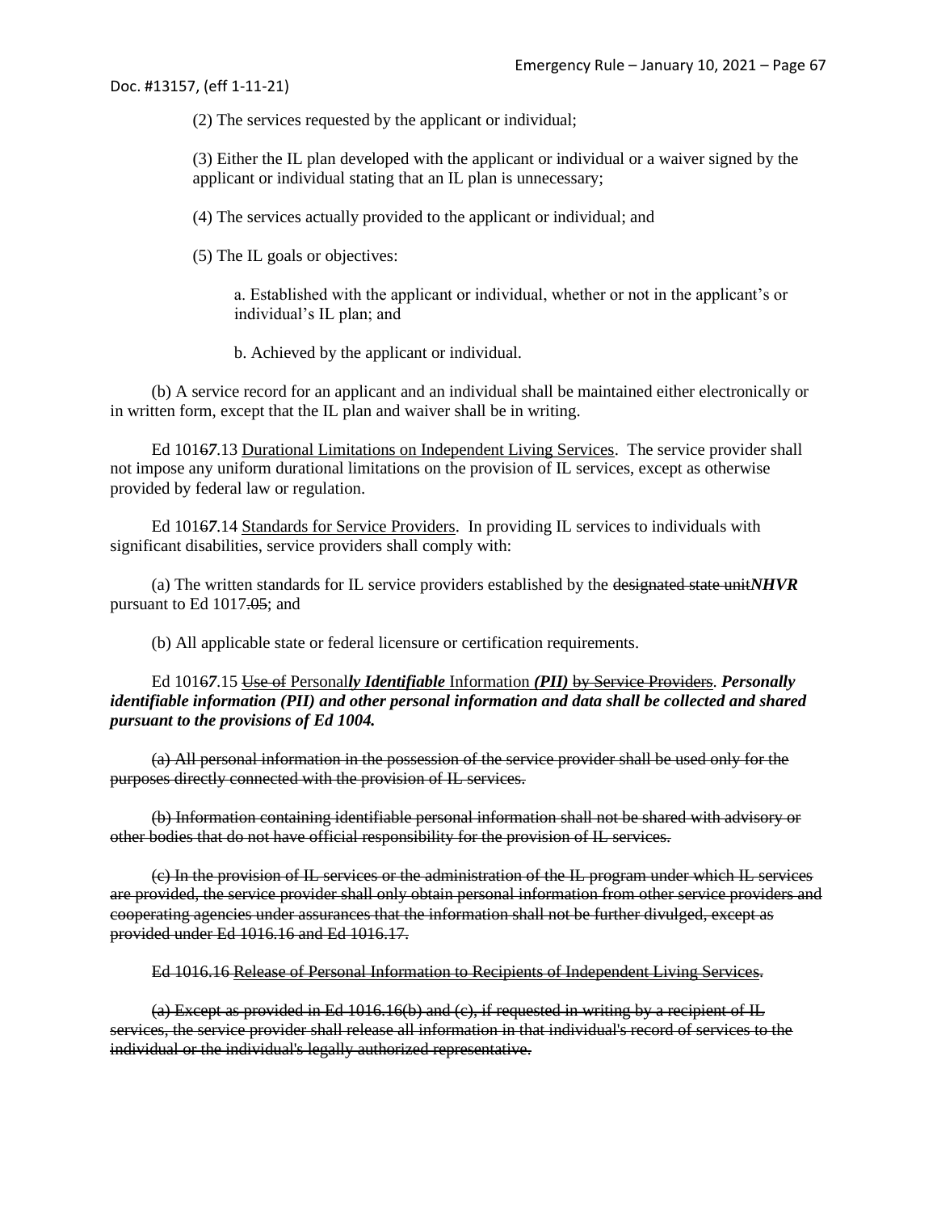(2) The services requested by the applicant or individual;

(3) Either the IL plan developed with the applicant or individual or a waiver signed by the applicant or individual stating that an IL plan is unnecessary;

(4) The services actually provided to the applicant or individual; and

(5) The IL goals or objectives:

a. Established with the applicant or individual, whether or not in the applicant's or individual's IL plan; and

b. Achieved by the applicant or individual.

(b) A service record for an applicant and an individual shall be maintained either electronically or in written form, except that the IL plan and waiver shall be in writing.

Ed 1016***7***.13 Durational Limitations on Independent Living Services. The service provider shall not impose any uniform durational limitations on the provision of IL services, except as otherwise provided by federal law or regulation.

Ed 1016***7***.14 Standards for Service Providers. In providing IL services to individuals with significant disabilities, service providers shall comply with:

(a) The written standards for IL service providers established by the ~~designated state unit~~***NHVR*** pursuant to Ed 1017~~.05~~; and

(b) All applicable state or federal licensure or certification requirements.

Ed 1016***7***.15 ~~Use of~~ Personal***ly Identifiable*** Information ***(PII)*** ~~by Service Providers~~. ***Personally identifiable information (PII) and other personal information and data shall be collected and shared pursuant to the provisions of Ed 1004.***

~~(a) All personal information in the possession of the service provider shall be used only for the purposes directly connected with the provision of IL services.~~

~~(b) Information containing identifiable personal information shall not be shared with advisory or other bodies that do not have official responsibility for the provision of IL services.~~

~~(c) In the provision of IL services or the administration of the IL program under which IL services are provided, the service provider shall only obtain personal information from other service providers and cooperating agencies under assurances that the information shall not be further divulged, except as provided under Ed 1016.16 and Ed 1016.17.~~

~~Ed 1016.16 Release of Personal Information to Recipients of Independent Living Services.~~

~~(a) Except as provided in Ed 1016.16(b) and (c), if requested in writing by a recipient of IL services, the service provider shall release all information in that individual's record of services to the individual or the individual's legally authorized representative.~~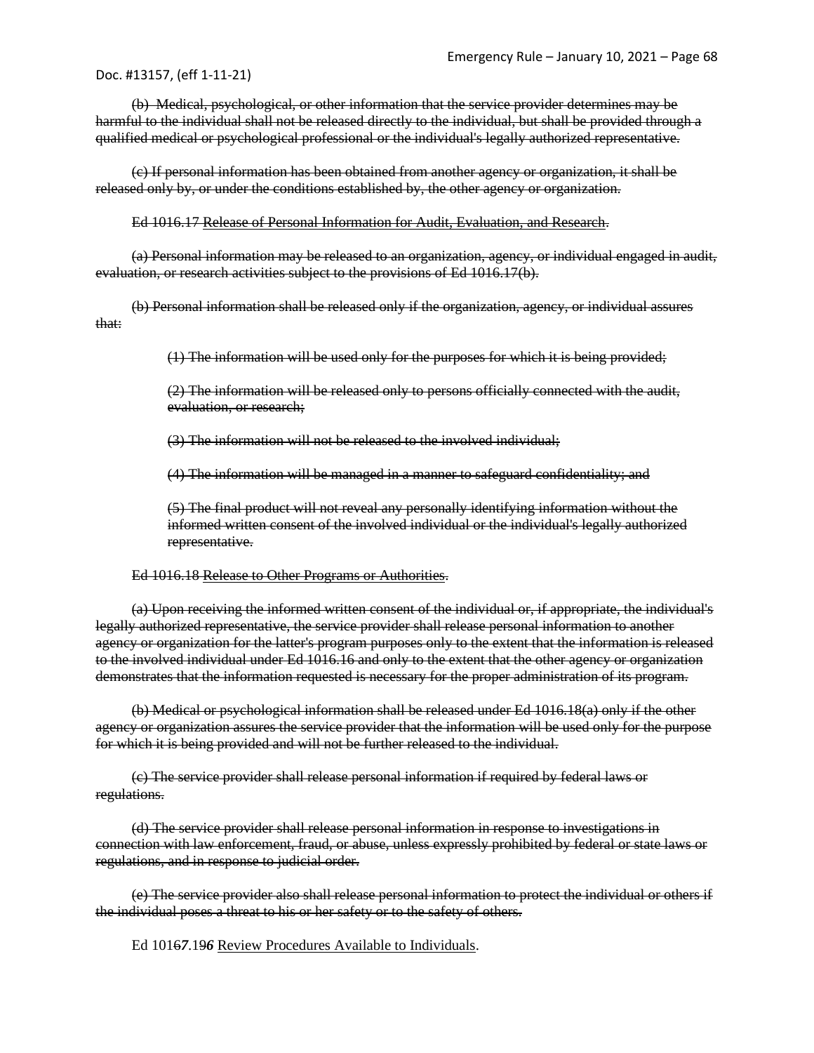Doc. #13157, (eff 1-11-21)

~~(b) Medical, psychological, or other information that the service provider determines may be harmful to the individual shall not be released directly to the individual, but shall be provided through a qualified medical or psychological professional or the individual's legally authorized representative.~~

~~(c) If personal information has been obtained from another agency or organization, it shall be released only by, or under the conditions established by, the other agency or organization.~~

~~Ed 1016.17 Release of Personal Information for Audit, Evaluation, and Research.~~

~~(a) Personal information may be released to an organization, agency, or individual engaged in audit, evaluation, or research activities subject to the provisions of Ed 1016.17(b).~~

~~(b) Personal information shall be released only if the organization, agency, or individual assures that:~~

> ~~(1) The information will be used only for the purposes for which it is being provided;~~
>
> ~~(2) The information will be released only to persons officially connected with the audit, evaluation, or research;~~
>
> ~~(3) The information will not be released to the involved individual;~~
>
> ~~(4) The information will be managed in a manner to safeguard confidentiality; and~~
>
> ~~(5) The final product will not reveal any personally identifying information without the informed written consent of the involved individual or the individual's legally authorized representative.~~

~~Ed 1016.18 Release to Other Programs or Authorities.~~

~~(a) Upon receiving the informed written consent of the individual or, if appropriate, the individual's legally authorized representative, the service provider shall release personal information to another agency or organization for the latter's program purposes only to the extent that the information is released to the involved individual under Ed 1016.16 and only to the extent that the other agency or organization demonstrates that the information requested is necessary for the proper administration of its program.~~

~~(b) Medical or psychological information shall be released under Ed 1016.18(a) only if the other agency or organization assures the service provider that the information will be used only for the purpose for which it is being provided and will not be further released to the individual.~~

~~(c) The service provider shall release personal information if required by federal laws or regulations.~~

~~(d) The service provider shall release personal information in response to investigations in connection with law enforcement, fraud, or abuse, unless expressly prohibited by federal or state laws or regulations, and in response to judicial order.~~

~~(e) The service provider also shall release personal information to protect the individual or others if the individual poses a threat to his or her safety or to the safety of others.~~

Ed 101~~6~~*7*.~~19~~*6* Review Procedures Available to Individuals.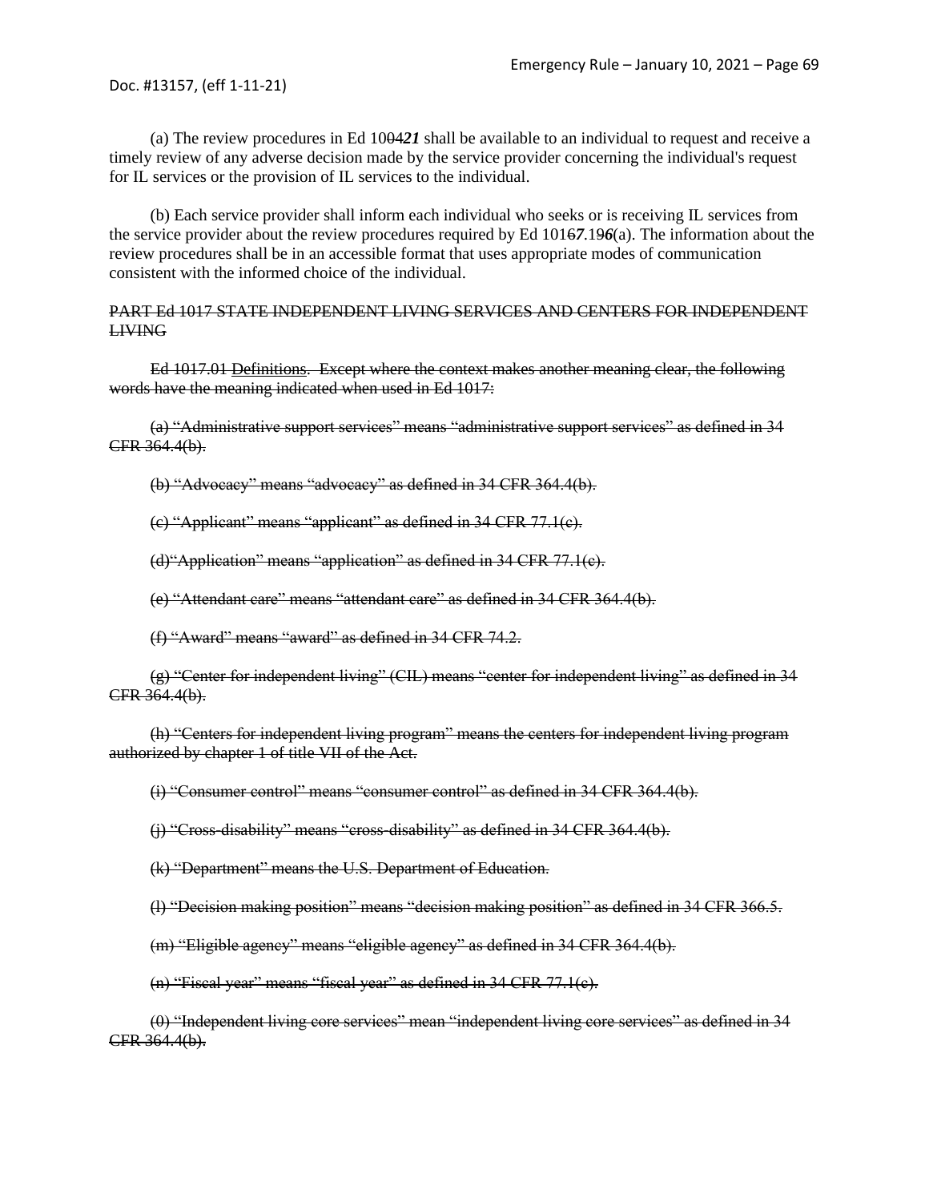(a) The review procedures in Ed 1004***21*** shall be available to an individual to request and receive a timely review of any adverse decision made by the service provider concerning the individual's request for IL services or the provision of IL services to the individual.

(b) Each service provider shall inform each individual who seeks or is receiving IL services from the service provider about the review procedures required by Ed 1016***7***.19***6***(a). The information about the review procedures shall be in an accessible format that uses appropriate modes of communication consistent with the informed choice of the individual.

~~PART Ed 1017 STATE INDEPENDENT LIVING SERVICES AND CENTERS FOR INDEPENDENT LIVING~~

~~Ed 1017.01 Definitions. Except where the context makes another meaning clear, the following words have the meaning indicated when used in Ed 1017:~~

~~(a) "Administrative support services" means "administrative support services" as defined in 34 CFR 364.4(b).~~

~~(b) "Advocacy" means "advocacy" as defined in 34 CFR 364.4(b).~~

~~(c) "Applicant" means "applicant" as defined in 34 CFR 77.1(c).~~

~~(d)"Application" means "application" as defined in 34 CFR 77.1(c).~~

~~(e) "Attendant care" means "attendant care" as defined in 34 CFR 364.4(b).~~

~~(f) "Award" means "award" as defined in 34 CFR 74.2.~~

~~(g) "Center for independent living" (CIL) means "center for independent living" as defined in 34 CFR 364.4(b).~~

~~(h) "Centers for independent living program" means the centers for independent living program authorized by chapter 1 of title VII of the Act.~~

~~(i) "Consumer control" means "consumer control" as defined in 34 CFR 364.4(b).~~

~~(j) "Cross-disability" means "cross-disability" as defined in 34 CFR 364.4(b).~~

~~(k) "Department" means the U.S. Department of Education.~~

~~(l) "Decision making position" means "decision making position" as defined in 34 CFR 366.5.~~

~~(m) "Eligible agency" means "eligible agency" as defined in 34 CFR 364.4(b).~~

~~(n) "Fiscal year" means "fiscal year" as defined in 34 CFR 77.1(c).~~

~~(0) "Independent living core services" mean "independent living core services" as defined in 34 CFR 364.4(b).~~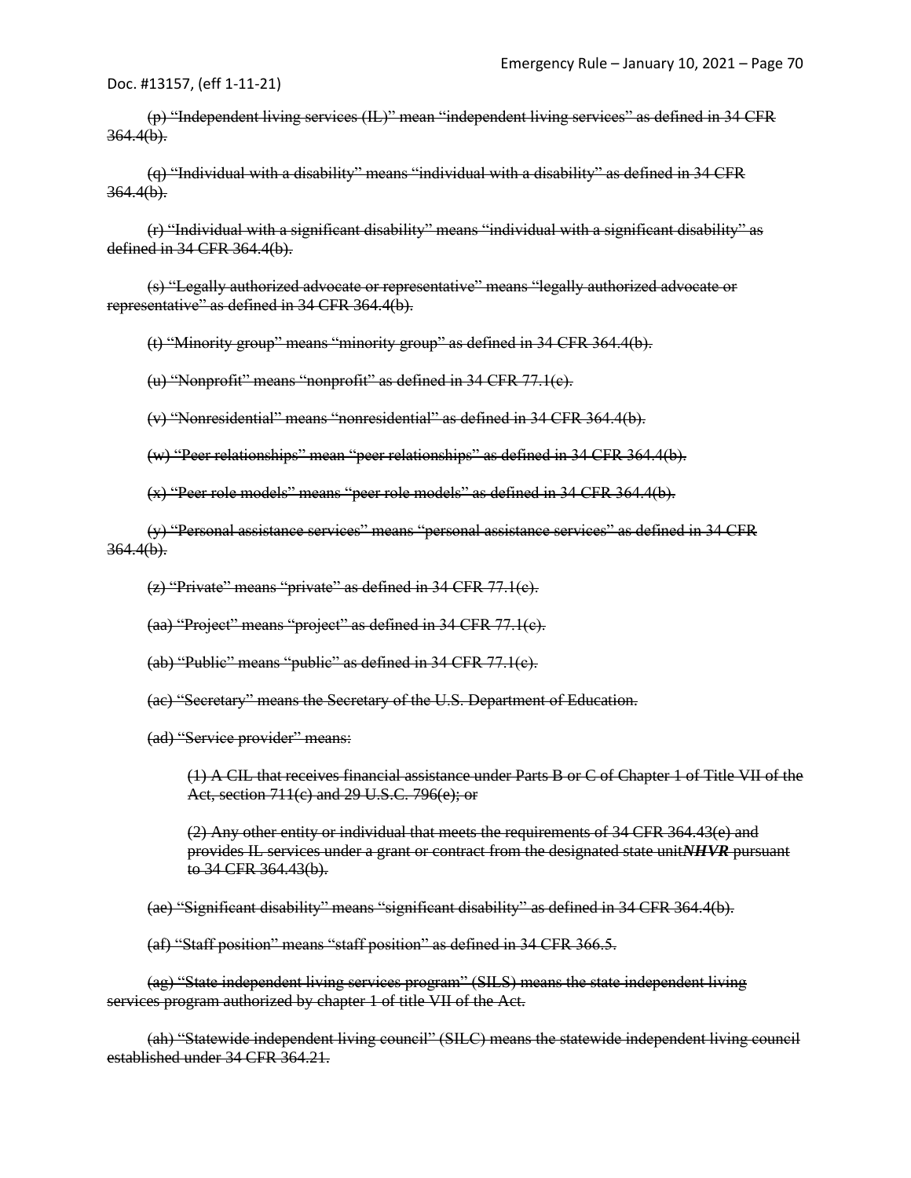~~(p) "Independent living services (IL)" mean "independent living services" as defined in 34 CFR 364.4(b).~~

~~(q) "Individual with a disability" means "individual with a disability" as defined in 34 CFR 364.4(b).~~

~~(r) "Individual with a significant disability" means "individual with a significant disability" as defined in 34 CFR 364.4(b).~~

~~(s) "Legally authorized advocate or representative" means "legally authorized advocate or representative" as defined in 34 CFR 364.4(b).~~

~~(t) "Minority group" means "minority group" as defined in 34 CFR 364.4(b).~~

~~(u) "Nonprofit" means "nonprofit" as defined in 34 CFR 77.1(c).~~

~~(v) "Nonresidential" means "nonresidential" as defined in 34 CFR 364.4(b).~~

~~(w) "Peer relationships" mean "peer relationships" as defined in 34 CFR 364.4(b).~~

~~(x) "Peer role models" means "peer role models" as defined in 34 CFR 364.4(b).~~

~~(y) "Personal assistance services" means "personal assistance services" as defined in 34 CFR 364.4(b).~~

~~(z) "Private" means "private" as defined in 34 CFR 77.1(c).~~

~~(aa) "Project" means "project" as defined in 34 CFR 77.1(c).~~

~~(ab) "Public" means "public" as defined in 34 CFR 77.1(c).~~

~~(ac) "Secretary" means the Secretary of the U.S. Department of Education.~~

~~(ad) "Service provider" means:~~

> ~~(1) A CIL that receives financial assistance under Parts B or C of Chapter 1 of Title VII of the Act, section 711(c) and 29 U.S.C. 796(e); or~~
>
> ~~(2) Any other entity or individual that meets the requirements of 34 CFR 364.43(e) and provides IL services under a grant or contract from the designated state unit~~***NHVR*** ~~pursuant to 34 CFR 364.43(b).~~

~~(ae) "Significant disability" means "significant disability" as defined in 34 CFR 364.4(b).~~

~~(af) "Staff position" means "staff position" as defined in 34 CFR 366.5.~~

~~(ag) "State independent living services program" (SILS) means the state independent living services program authorized by chapter 1 of title VII of the Act.~~

~~(ah) "Statewide independent living council" (SILC) means the statewide independent living council established under 34 CFR 364.21.~~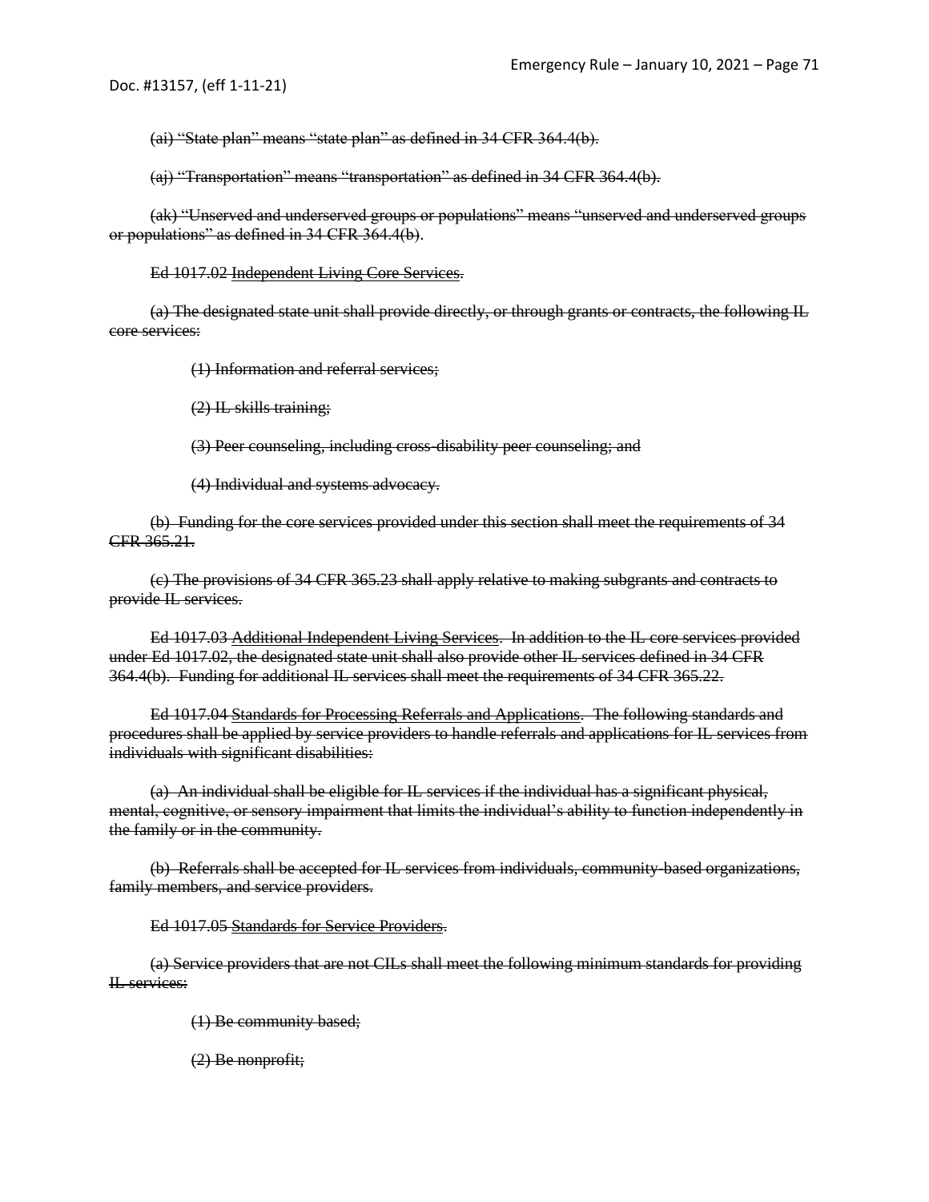~~(ai) "State plan" means "state plan" as defined in 34 CFR 364.4(b).~~

~~(aj) "Transportation" means "transportation" as defined in 34 CFR 364.4(b).~~

~~(ak) "Unserved and underserved groups or populations" means "unserved and underserved groups or populations" as defined in 34 CFR 364.4(b).~~

~~Ed 1017.02 Independent Living Core Services.~~

~~(a) The designated state unit shall provide directly, or through grants or contracts, the following IL core services:~~

~~(1) Information and referral services;~~

~~(2) IL skills training;~~

~~(3) Peer counseling, including cross-disability peer counseling; and~~

~~(4) Individual and systems advocacy.~~

~~(b) Funding for the core services provided under this section shall meet the requirements of 34 CFR 365.21.~~

~~(c) The provisions of 34 CFR 365.23 shall apply relative to making subgrants and contracts to provide IL services.~~

~~Ed 1017.03 Additional Independent Living Services. In addition to the IL core services provided under Ed 1017.02, the designated state unit shall also provide other IL services defined in 34 CFR 364.4(b). Funding for additional IL services shall meet the requirements of 34 CFR 365.22.~~

~~Ed 1017.04 Standards for Processing Referrals and Applications. The following standards and procedures shall be applied by service providers to handle referrals and applications for IL services from individuals with significant disabilities:~~

~~(a) An individual shall be eligible for IL services if the individual has a significant physical, mental, cognitive, or sensory impairment that limits the individual's ability to function independently in the family or in the community.~~

~~(b) Referrals shall be accepted for IL services from individuals, community-based organizations, family members, and service providers.~~

~~Ed 1017.05 Standards for Service Providers.~~

~~(a) Service providers that are not CILs shall meet the following minimum standards for providing IL services:~~

~~(1) Be community based;~~

~~(2) Be nonprofit;~~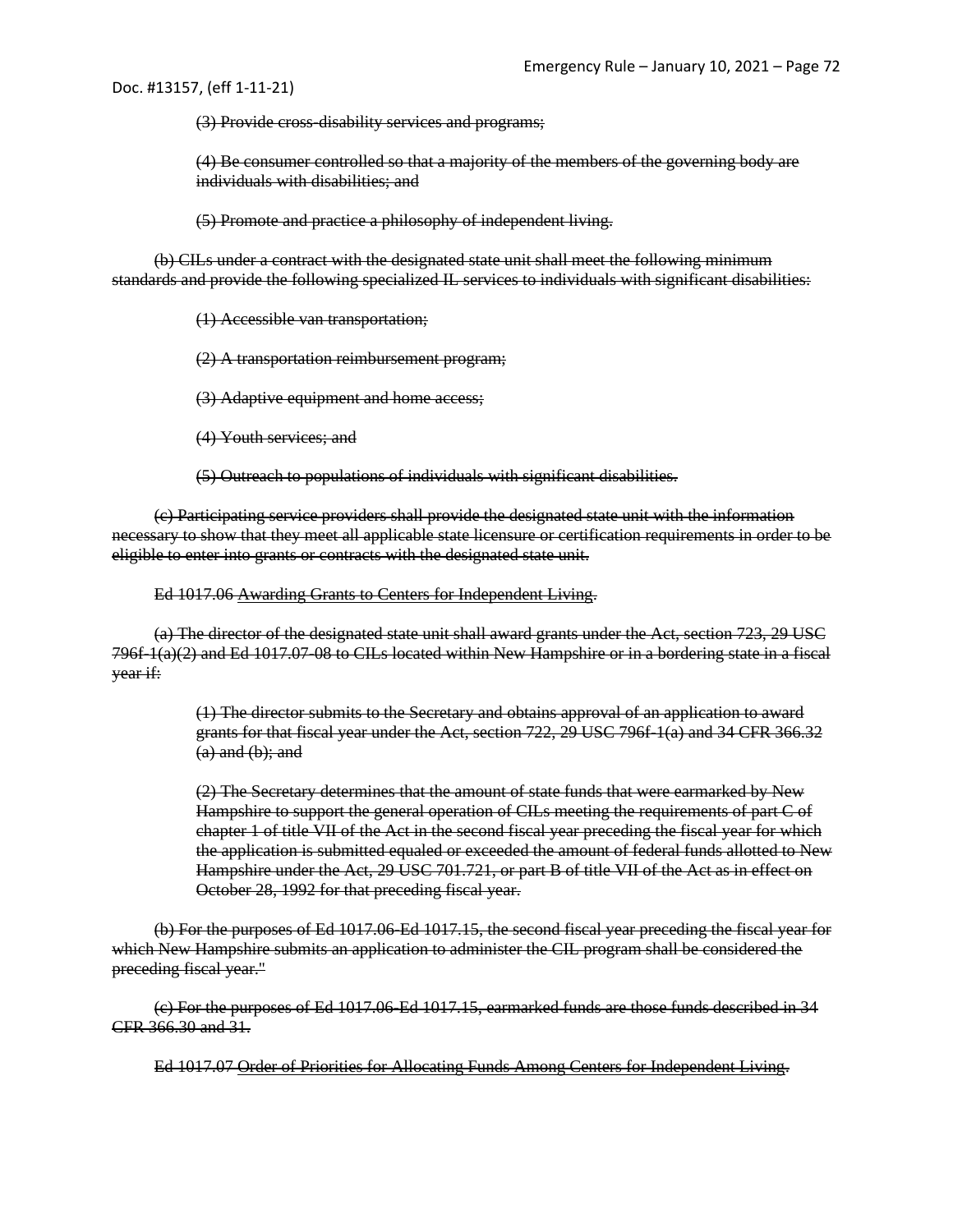Doc. #13157, (eff 1-11-21)

~~(3) Provide cross-disability services and programs;~~

~~(4) Be consumer controlled so that a majority of the members of the governing body are individuals with disabilities; and~~

~~(5) Promote and practice a philosophy of independent living.~~

~~(b) CILs under a contract with the designated state unit shall meet the following minimum standards and provide the following specialized IL services to individuals with significant disabilities:~~

~~(1) Accessible van transportation;~~

~~(2) A transportation reimbursement program;~~

~~(3) Adaptive equipment and home access;~~

~~(4) Youth services; and~~

~~(5) Outreach to populations of individuals with significant disabilities.~~

~~(c) Participating service providers shall provide the designated state unit with the information necessary to show that they meet all applicable state licensure or certification requirements in order to be eligible to enter into grants or contracts with the designated state unit.~~

~~Ed 1017.06 Awarding Grants to Centers for Independent Living.~~

~~(a) The director of the designated state unit shall award grants under the Act, section 723, 29 USC 796f-1(a)(2) and Ed 1017.07-08 to CILs located within New Hampshire or in a bordering state in a fiscal year if:~~

~~(1) The director submits to the Secretary and obtains approval of an application to award grants for that fiscal year under the Act, section 722, 29 USC 796f-1(a) and 34 CFR 366.32 (a) and (b); and~~

~~(2) The Secretary determines that the amount of state funds that were earmarked by New Hampshire to support the general operation of CILs meeting the requirements of part C of chapter 1 of title VII of the Act in the second fiscal year preceding the fiscal year for which the application is submitted equaled or exceeded the amount of federal funds allotted to New Hampshire under the Act, 29 USC 701.721, or part B of title VII of the Act as in effect on October 28, 1992 for that preceding fiscal year.~~

~~(b) For the purposes of Ed 1017.06-Ed 1017.15, the second fiscal year preceding the fiscal year for which New Hampshire submits an application to administer the CIL program shall be considered the preceding fiscal year."~~

~~(c) For the purposes of Ed 1017.06-Ed 1017.15, earmarked funds are those funds described in 34 CFR 366.30 and 31.~~

~~Ed 1017.07 Order of Priorities for Allocating Funds Among Centers for Independent Living.~~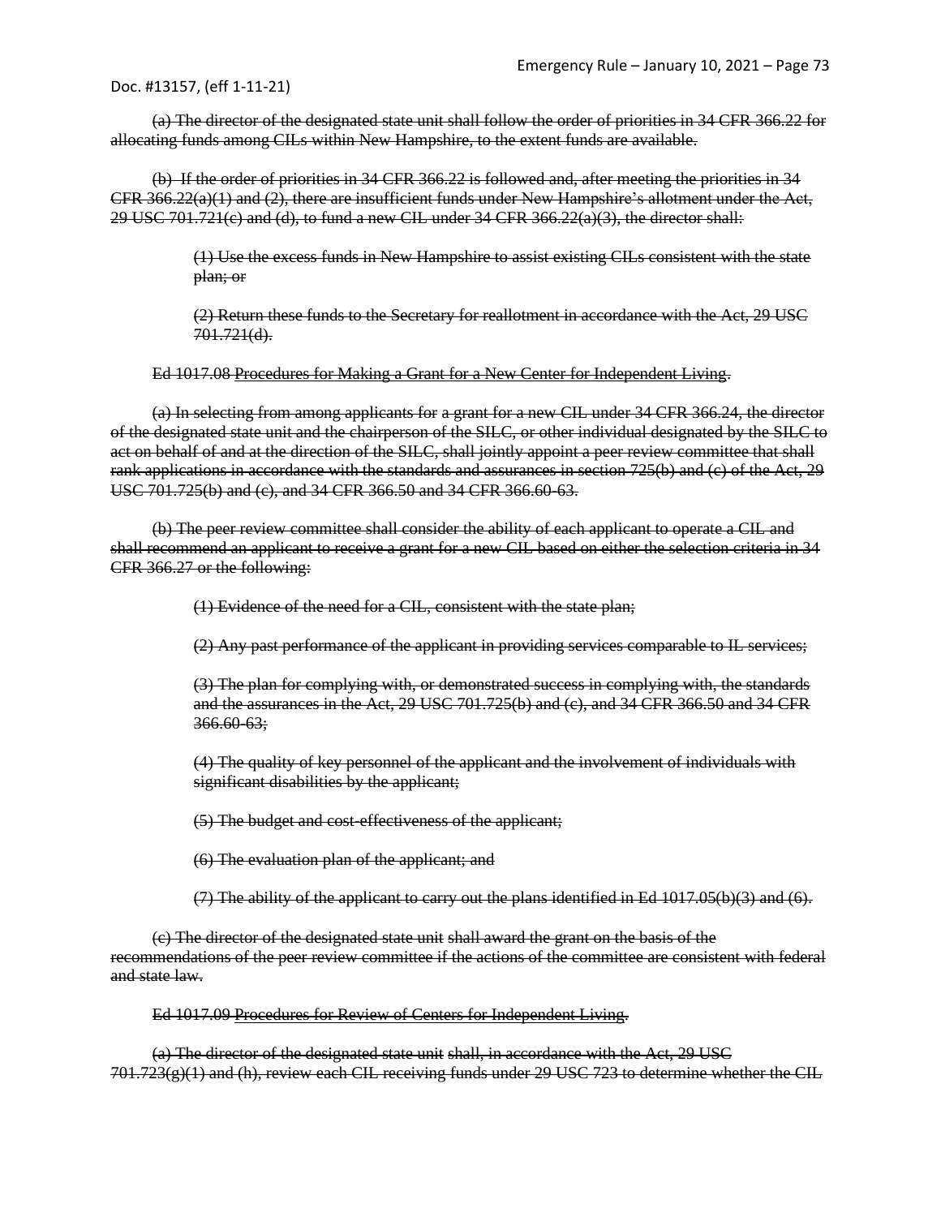~~(a) The director of the designated state unit shall follow the order of priorities in 34 CFR 366.22 for allocating funds among CILs within New Hampshire, to the extent funds are available.~~

~~(b) If the order of priorities in 34 CFR 366.22 is followed and, after meeting the priorities in 34 CFR 366.22(a)(1) and (2), there are insufficient funds under New Hampshire's allotment under the Act, 29 USC 701.721(c) and (d), to fund a new CIL under 34 CFR 366.22(a)(3), the director shall:~~

> ~~(1) Use the excess funds in New Hampshire to assist existing CILs consistent with the state plan; or~~
>
> ~~(2) Return these funds to the Secretary for reallotment in accordance with the Act, 29 USC 701.721(d).~~

~~Ed 1017.08 Procedures for Making a Grant for a New Center for Independent Living.~~

~~(a) In selecting from among applicants for a grant for a new CIL under 34 CFR 366.24, the director of the designated state unit and the chairperson of the SILC, or other individual designated by the SILC to act on behalf of and at the direction of the SILC, shall jointly appoint a peer review committee that shall rank applications in accordance with the standards and assurances in section 725(b) and (c) of the Act, 29 USC 701.725(b) and (c), and 34 CFR 366.50 and 34 CFR 366.60-63.~~

~~(b) The peer review committee shall consider the ability of each applicant to operate a CIL and shall recommend an applicant to receive a grant for a new CIL based on either the selection criteria in 34 CFR 366.27 or the following:~~

> ~~(1) Evidence of the need for a CIL, consistent with the state plan;~~
>
> ~~(2) Any past performance of the applicant in providing services comparable to IL services;~~
>
> ~~(3) The plan for complying with, or demonstrated success in complying with, the standards and the assurances in the Act, 29 USC 701.725(b) and (c), and 34 CFR 366.50 and 34 CFR 366.60-63;~~
>
> ~~(4) The quality of key personnel of the applicant and the involvement of individuals with significant disabilities by the applicant;~~
>
> ~~(5) The budget and cost-effectiveness of the applicant;~~
>
> ~~(6) The evaluation plan of the applicant; and~~
>
> ~~(7) The ability of the applicant to carry out the plans identified in Ed 1017.05(b)(3) and (6).~~

~~(c) The director of the designated state unit shall award the grant on the basis of the recommendations of the peer review committee if the actions of the committee are consistent with federal and state law.~~

~~Ed 1017.09 Procedures for Review of Centers for Independent Living.~~

~~(a) The director of the designated state unit shall, in accordance with the Act, 29 USC 701.723(g)(1) and (h), review each CIL receiving funds under 29 USC 723 to determine whether the CIL~~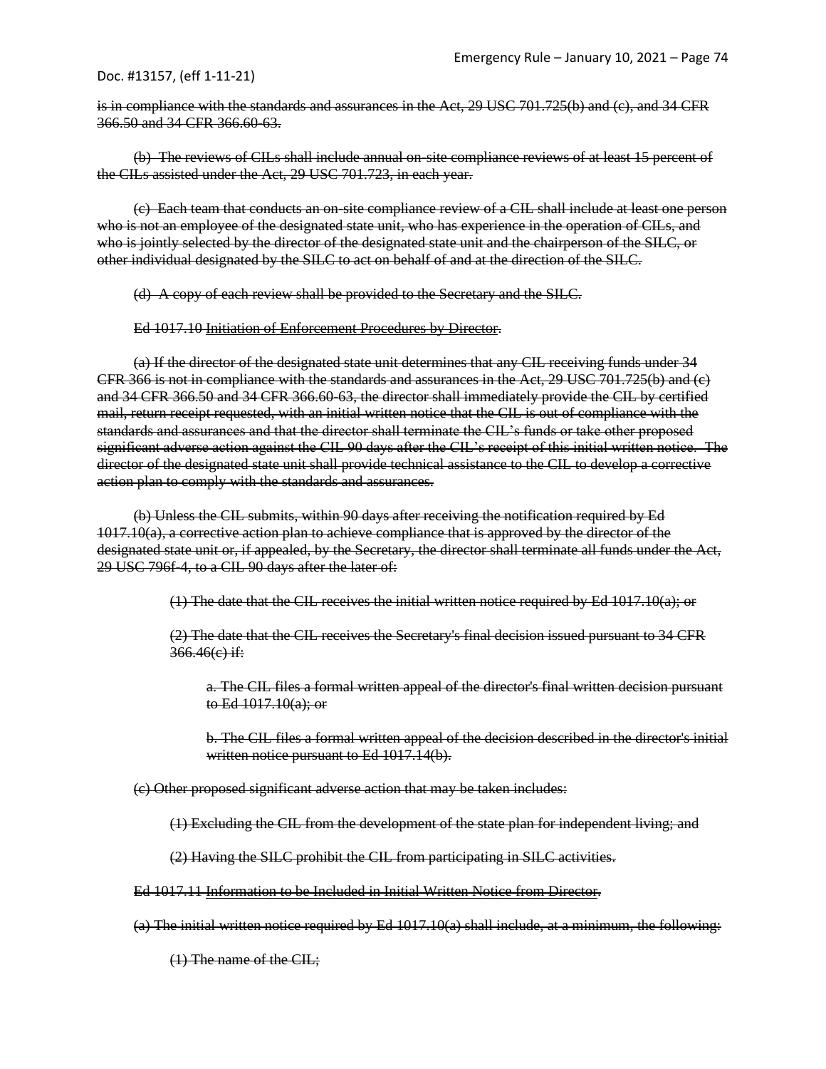is in compliance with the standards and assurances in the Act, 29 USC 701.725(b) and (c), and 34 CFR 366.50 and 34 CFR 366.60-63.

(b) The reviews of CILs shall include annual on-site compliance reviews of at least 15 percent of the CILs assisted under the Act, 29 USC 701.723, in each year.

(c) Each team that conducts an on-site compliance review of a CIL shall include at least one person who is not an employee of the designated state unit, who has experience in the operation of CILs, and who is jointly selected by the director of the designated state unit and the chairperson of the SILC, or other individual designated by the SILC to act on behalf of and at the direction of the SILC.

(d) A copy of each review shall be provided to the Secretary and the SILC.

Ed 1017.10 Initiation of Enforcement Procedures by Director.

(a) If the director of the designated state unit determines that any CIL receiving funds under 34 CFR 366 is not in compliance with the standards and assurances in the Act, 29 USC 701.725(b) and (c) and 34 CFR 366.50 and 34 CFR 366.60-63, the director shall immediately provide the CIL by certified mail, return receipt requested, with an initial written notice that the CIL is out of compliance with the standards and assurances and that the director shall terminate the CIL's funds or take other proposed significant adverse action against the CIL 90 days after the CIL's receipt of this initial written notice. The director of the designated state unit shall provide technical assistance to the CIL to develop a corrective action plan to comply with the standards and assurances.

(b) Unless the CIL submits, within 90 days after receiving the notification required by Ed 1017.10(a), a corrective action plan to achieve compliance that is approved by the director of the designated state unit or, if appealed, by the Secretary, the director shall terminate all funds under the Act, 29 USC 796f-4, to a CIL 90 days after the later of:

(1) The date that the CIL receives the initial written notice required by Ed 1017.10(a); or

(2) The date that the CIL receives the Secretary's final decision issued pursuant to 34 CFR 366.46(c) if:

a. The CIL files a formal written appeal of the director's final written decision pursuant to Ed 1017.10(a); or

b. The CIL files a formal written appeal of the decision described in the director's initial written notice pursuant to Ed 1017.14(b).

(c) Other proposed significant adverse action that may be taken includes:

(1) Excluding the CIL from the development of the state plan for independent living; and

(2) Having the SILC prohibit the CIL from participating in SILC activities.

Ed 1017.11 Information to be Included in Initial Written Notice from Director.

(a) The initial written notice required by Ed 1017.10(a) shall include, at a minimum, the following:

(1) The name of the CIL;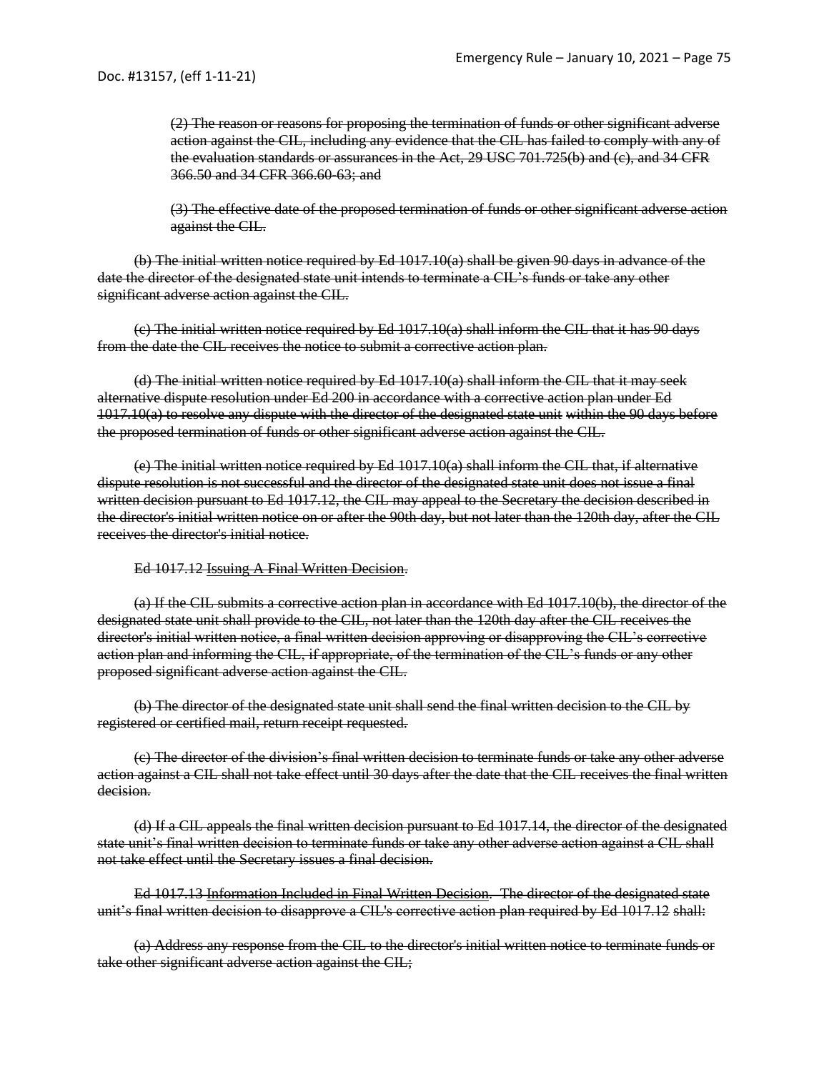(2) The reason or reasons for proposing the termination of funds or other significant adverse action against the CIL, including any evidence that the CIL has failed to comply with any of the evaluation standards or assurances in the Act, 29 USC 701.725(b) and (c), and 34 CFR 366.50 and 34 CFR 366.60-63; and

(3) The effective date of the proposed termination of funds or other significant adverse action against the CIL.

(b) The initial written notice required by Ed 1017.10(a) shall be given 90 days in advance of the date the director of the designated state unit intends to terminate a CIL's funds or take any other significant adverse action against the CIL.

(c) The initial written notice required by Ed 1017.10(a) shall inform the CIL that it has 90 days from the date the CIL receives the notice to submit a corrective action plan.

(d) The initial written notice required by Ed 1017.10(a) shall inform the CIL that it may seek alternative dispute resolution under Ed 200 in accordance with a corrective action plan under Ed 1017.10(a) to resolve any dispute with the director of the designated state unit within the 90 days before the proposed termination of funds or other significant adverse action against the CIL.

(e) The initial written notice required by Ed 1017.10(a) shall inform the CIL that, if alternative dispute resolution is not successful and the director of the designated state unit does not issue a final written decision pursuant to Ed 1017.12, the CIL may appeal to the Secretary the decision described in the director's initial written notice on or after the 90th day, but not later than the 120th day, after the CIL receives the director's initial notice.

Ed 1017.12 Issuing A Final Written Decision.

(a) If the CIL submits a corrective action plan in accordance with Ed 1017.10(b), the director of the designated state unit shall provide to the CIL, not later than the 120th day after the CIL receives the director's initial written notice, a final written decision approving or disapproving the CIL's corrective action plan and informing the CIL, if appropriate, of the termination of the CIL's funds or any other proposed significant adverse action against the CIL.

(b) The director of the designated state unit shall send the final written decision to the CIL by registered or certified mail, return receipt requested.

(c) The director of the division's final written decision to terminate funds or take any other adverse action against a CIL shall not take effect until 30 days after the date that the CIL receives the final written decision.

(d) If a CIL appeals the final written decision pursuant to Ed 1017.14, the director of the designated state unit's final written decision to terminate funds or take any other adverse action against a CIL shall not take effect until the Secretary issues a final decision.

Ed 1017.13 Information Included in Final Written Decision. The director of the designated state unit's final written decision to disapprove a CIL's corrective action plan required by Ed 1017.12 shall:

(a) Address any response from the CIL to the director's initial written notice to terminate funds or take other significant adverse action against the CIL;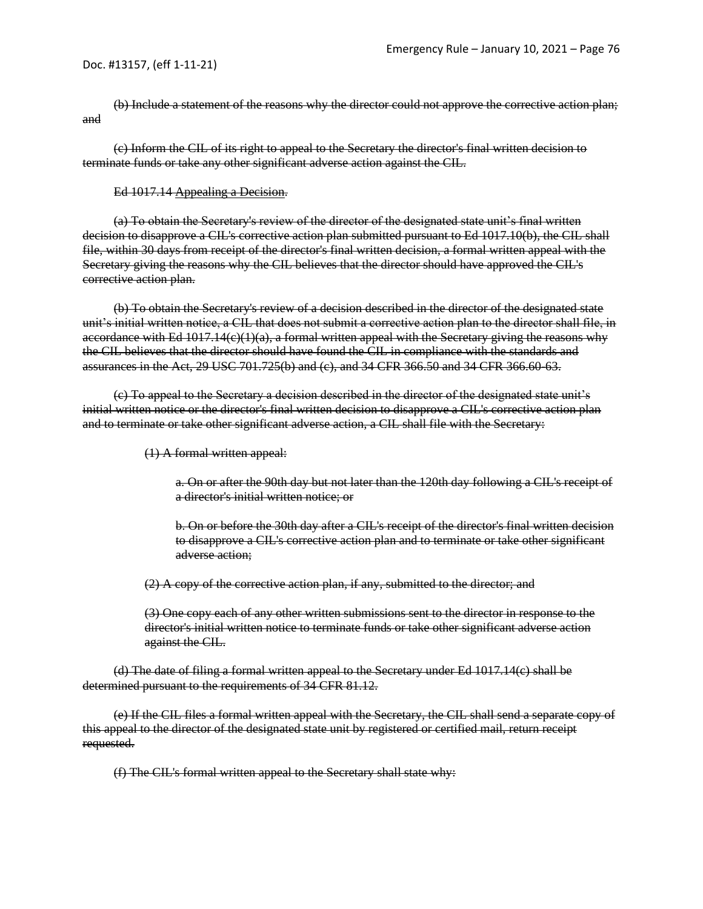~~(b) Include a statement of the reasons why the director could not approve the corrective action plan; and~~

~~(c) Inform the CIL of its right to appeal to the Secretary the director's final written decision to terminate funds or take any other significant adverse action against the CIL.~~

~~Ed 1017.14 Appealing a Decision.~~

~~(a) To obtain the Secretary's review of the director of the designated state unit's final written decision to disapprove a CIL's corrective action plan submitted pursuant to Ed 1017.10(b), the CIL shall file, within 30 days from receipt of the director's final written decision, a formal written appeal with the Secretary giving the reasons why the CIL believes that the director should have approved the CIL's corrective action plan.~~

~~(b) To obtain the Secretary's review of a decision described in the director of the designated state unit's initial written notice, a CIL that does not submit a corrective action plan to the director shall file, in accordance with Ed 1017.14(c)(1)(a), a formal written appeal with the Secretary giving the reasons why the CIL believes that the director should have found the CIL in compliance with the standards and assurances in the Act, 29 USC 701.725(b) and (c), and 34 CFR 366.50 and 34 CFR 366.60-63.~~

~~(c) To appeal to the Secretary a decision described in the director of the designated state unit's initial written notice or the director's final written decision to disapprove a CIL's corrective action plan and to terminate or take other significant adverse action, a CIL shall file with the Secretary:~~

~~(1) A formal written appeal:~~

~~a. On or after the 90th day but not later than the 120th day following a CIL's receipt of a director's initial written notice; or~~

~~b. On or before the 30th day after a CIL's receipt of the director's final written decision to disapprove a CIL's corrective action plan and to terminate or take other significant adverse action;~~

~~(2) A copy of the corrective action plan, if any, submitted to the director; and~~

~~(3) One copy each of any other written submissions sent to the director in response to the director's initial written notice to terminate funds or take other significant adverse action against the CIL.~~

~~(d) The date of filing a formal written appeal to the Secretary under Ed 1017.14(c) shall be determined pursuant to the requirements of 34 CFR 81.12.~~

~~(e) If the CIL files a formal written appeal with the Secretary, the CIL shall send a separate copy of this appeal to the director of the designated state unit by registered or certified mail, return receipt requested.~~

~~(f) The CIL's formal written appeal to the Secretary shall state why:~~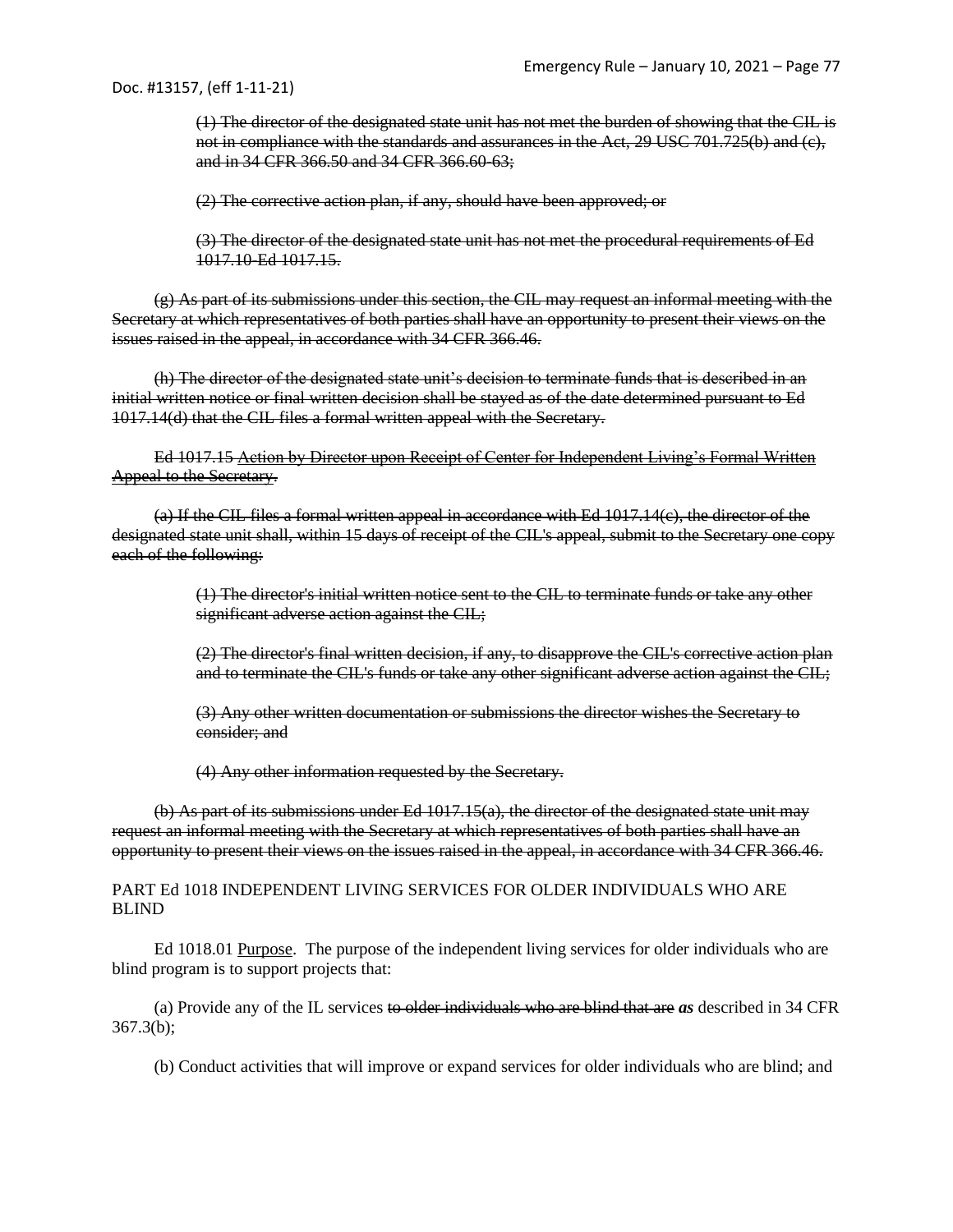~~(1) The director of the designated state unit has not met the burden of showing that the CIL is not in compliance with the standards and assurances in the Act, 29 USC 701.725(b) and (c), and in 34 CFR 366.50 and 34 CFR 366.60-63;~~

~~(2) The corrective action plan, if any, should have been approved; or~~

~~(3) The director of the designated state unit has not met the procedural requirements of Ed 1017.10-Ed 1017.15.~~

~~(g) As part of its submissions under this section, the CIL may request an informal meeting with the Secretary at which representatives of both parties shall have an opportunity to present their views on the issues raised in the appeal, in accordance with 34 CFR 366.46.~~

~~(h) The director of the designated state unit's decision to terminate funds that is described in an initial written notice or final written decision shall be stayed as of the date determined pursuant to Ed 1017.14(d) that the CIL files a formal written appeal with the Secretary.~~

~~Ed 1017.15 Action by Director upon Receipt of Center for Independent Living's Formal Written Appeal to the Secretary.~~

~~(a) If the CIL files a formal written appeal in accordance with Ed 1017.14(c), the director of the designated state unit shall, within 15 days of receipt of the CIL's appeal, submit to the Secretary one copy each of the following:~~

~~(1) The director's initial written notice sent to the CIL to terminate funds or take any other significant adverse action against the CIL;~~

~~(2) The director's final written decision, if any, to disapprove the CIL's corrective action plan and to terminate the CIL's funds or take any other significant adverse action against the CIL;~~

~~(3) Any other written documentation or submissions the director wishes the Secretary to consider; and~~

~~(4) Any other information requested by the Secretary.~~

~~(b) As part of its submissions under Ed 1017.15(a), the director of the designated state unit may request an informal meeting with the Secretary at which representatives of both parties shall have an opportunity to present their views on the issues raised in the appeal, in accordance with 34 CFR 366.46.~~

PART Ed 1018 INDEPENDENT LIVING SERVICES FOR OLDER INDIVIDUALS WHO ARE BLIND

Ed 1018.01 Purpose. The purpose of the independent living services for older individuals who are blind program is to support projects that:

(a) Provide any of the IL services ~~to older individuals who are blind that are~~ ***as*** described in 34 CFR 367.3(b);

(b) Conduct activities that will improve or expand services for older individuals who are blind; and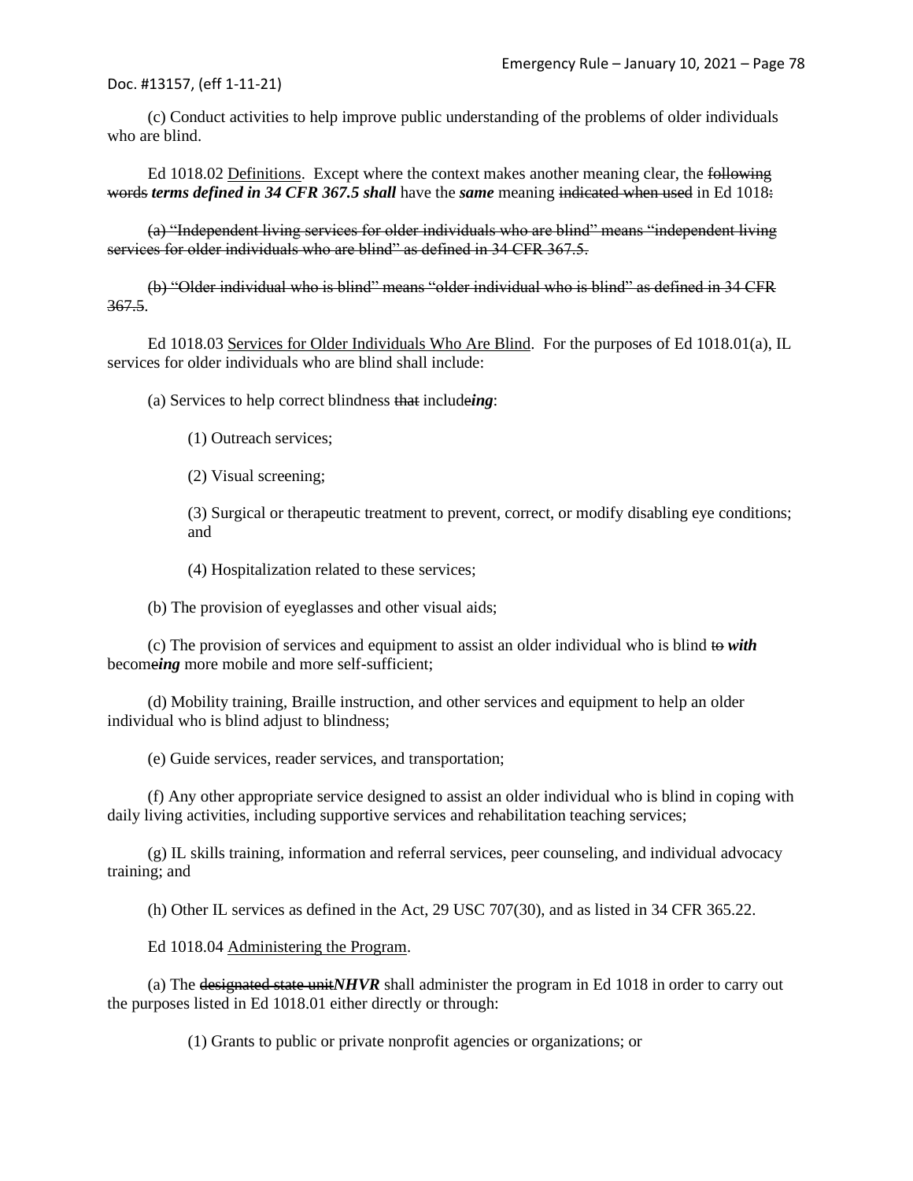(c) Conduct activities to help improve public understanding of the problems of older individuals who are blind.

Ed 1018.02 Definitions. Except where the context makes another meaning clear, the ~~following words~~ ***terms defined in 34 CFR 367.5 shall*** have the ***same*** meaning ~~indicated when used~~ in Ed 1018~~:~~

~~(a) "Independent living services for older individuals who are blind" means "independent living services for older individuals who are blind" as defined in 34 CFR 367.5.~~

~~(b) "Older individual who is blind" means "older individual who is blind" as defined in 34 CFR 367.5~~.

Ed 1018.03 Services for Older Individuals Who Are Blind. For the purposes of Ed 1018.01(a), IL services for older individuals who are blind shall include:

(a) Services to help correct blindness ~~that~~ include***ing***:

(1) Outreach services;

(2) Visual screening;

(3) Surgical or therapeutic treatment to prevent, correct, or modify disabling eye conditions; and

(4) Hospitalization related to these services;

(b) The provision of eyeglasses and other visual aids;

(c) The provision of services and equipment to assist an older individual who is blind ~~to~~ ***with*** become***ing*** more mobile and more self-sufficient;

(d) Mobility training, Braille instruction, and other services and equipment to help an older individual who is blind adjust to blindness;

(e) Guide services, reader services, and transportation;

(f) Any other appropriate service designed to assist an older individual who is blind in coping with daily living activities, including supportive services and rehabilitation teaching services;

(g) IL skills training, information and referral services, peer counseling, and individual advocacy training; and

(h) Other IL services as defined in the Act, 29 USC 707(30), and as listed in 34 CFR 365.22.

Ed 1018.04 Administering the Program.

(a) The ~~designated state unit~~***NHVR*** shall administer the program in Ed 1018 in order to carry out the purposes listed in Ed 1018.01 either directly or through:

(1) Grants to public or private nonprofit agencies or organizations; or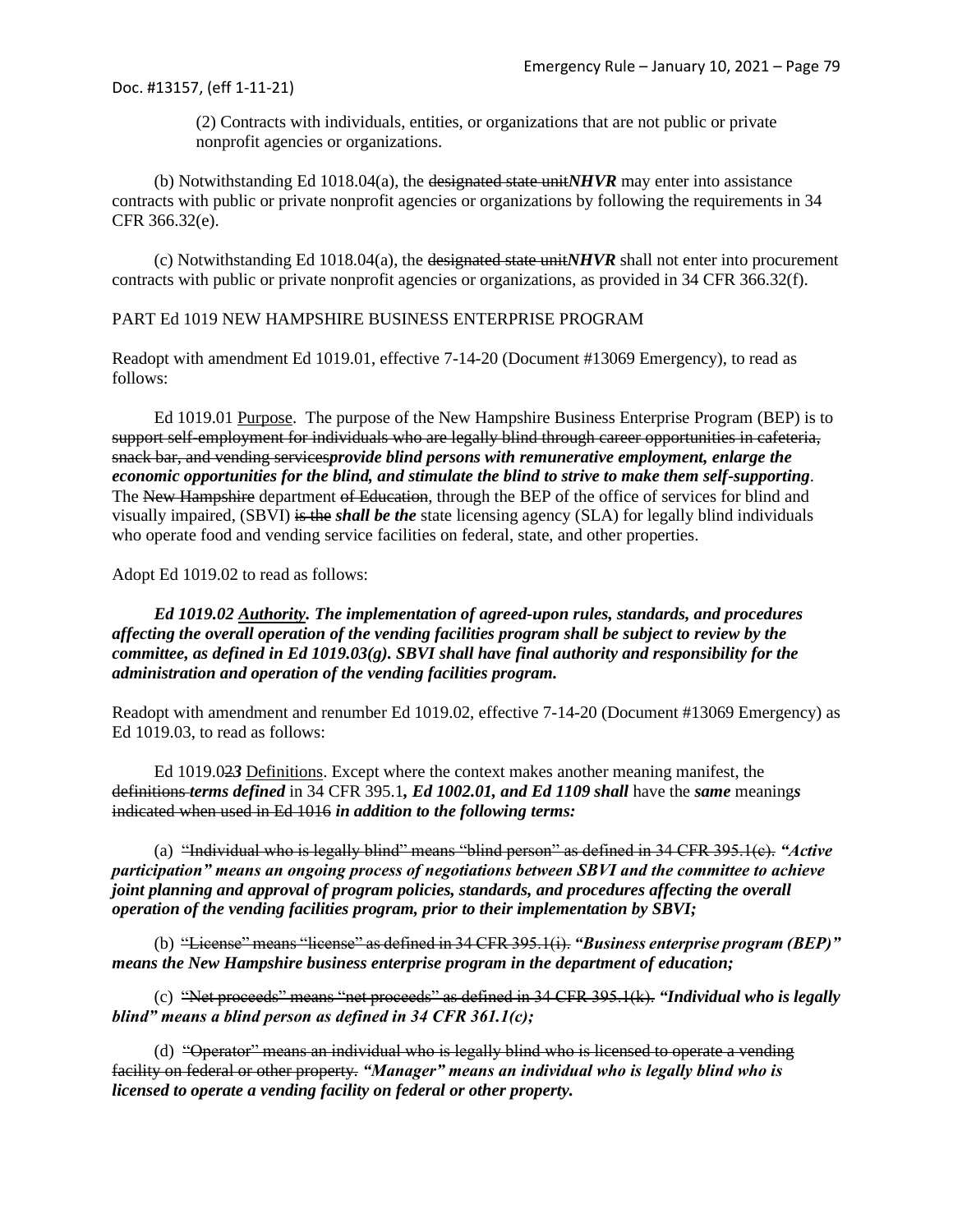(2) Contracts with individuals, entities, or organizations that are not public or private nonprofit agencies or organizations.

(b) Notwithstanding Ed 1018.04(a), the ~~designated state unit~~***NHVR*** may enter into assistance contracts with public or private nonprofit agencies or organizations by following the requirements in 34 CFR 366.32(e).

(c) Notwithstanding Ed 1018.04(a), the ~~designated state unit~~***NHVR*** shall not enter into procurement contracts with public or private nonprofit agencies or organizations, as provided in 34 CFR 366.32(f).

PART Ed 1019 NEW HAMPSHIRE BUSINESS ENTERPRISE PROGRAM

Readopt with amendment Ed 1019.01, effective 7-14-20 (Document #13069 Emergency), to read as follows:

Ed 1019.01 Purpose. The purpose of the New Hampshire Business Enterprise Program (BEP) is to ~~support self-employment for individuals who are legally blind through career opportunities in cafeteria, snack bar, and vending services~~***provide blind persons with remunerative employment, enlarge the economic opportunities for the blind, and stimulate the blind to strive to make them self-supporting***. The ~~New Hampshire~~ department ~~of Education~~, through the BEP of the office of services for blind and visually impaired, (SBVI) ~~is the~~ ***shall be the*** state licensing agency (SLA) for legally blind individuals who operate food and vending service facilities on federal, state, and other properties.

Adopt Ed 1019.02 to read as follows:

***Ed 1019.02 Authority. The implementation of agreed-upon rules, standards, and procedures affecting the overall operation of the vending facilities program shall be subject to review by the committee, as defined in Ed 1019.03(g). SBVI shall have final authority and responsibility for the administration and operation of the vending facilities program.***

Readopt with amendment and renumber Ed 1019.02, effective 7-14-20 (Document #13069 Emergency) as Ed 1019.03, to read as follows:

Ed 1019.0~~2~~***3*** Definitions. Except where the context makes another meaning manifest, the ~~definitions~~ ***terms defined*** in 34 CFR 395.1***, Ed 1002.01, and Ed 1109 shall*** have the ***same*** meaning***s*** ~~indicated when used in Ed 1016~~ ***in addition to the following terms:***

(a) ~~"Individual who is legally blind" means "blind person" as defined in 34 CFR 395.1(c).~~ ***"Active participation" means an ongoing process of negotiations between SBVI and the committee to achieve joint planning and approval of program policies, standards, and procedures affecting the overall operation of the vending facilities program, prior to their implementation by SBVI;***

(b) ~~"License" means "license" as defined in 34 CFR 395.1(i).~~ ***"Business enterprise program (BEP)" means the New Hampshire business enterprise program in the department of education;***

(c) ~~"Net proceeds" means "net proceeds" as defined in 34 CFR 395.1(k).~~ ***"Individual who is legally blind" means a blind person as defined in 34 CFR 361.1(c);***

(d) ~~"Operator" means an individual who is legally blind who is licensed to operate a vending facility on federal or other property.~~ ***"Manager" means an individual who is legally blind who is licensed to operate a vending facility on federal or other property.***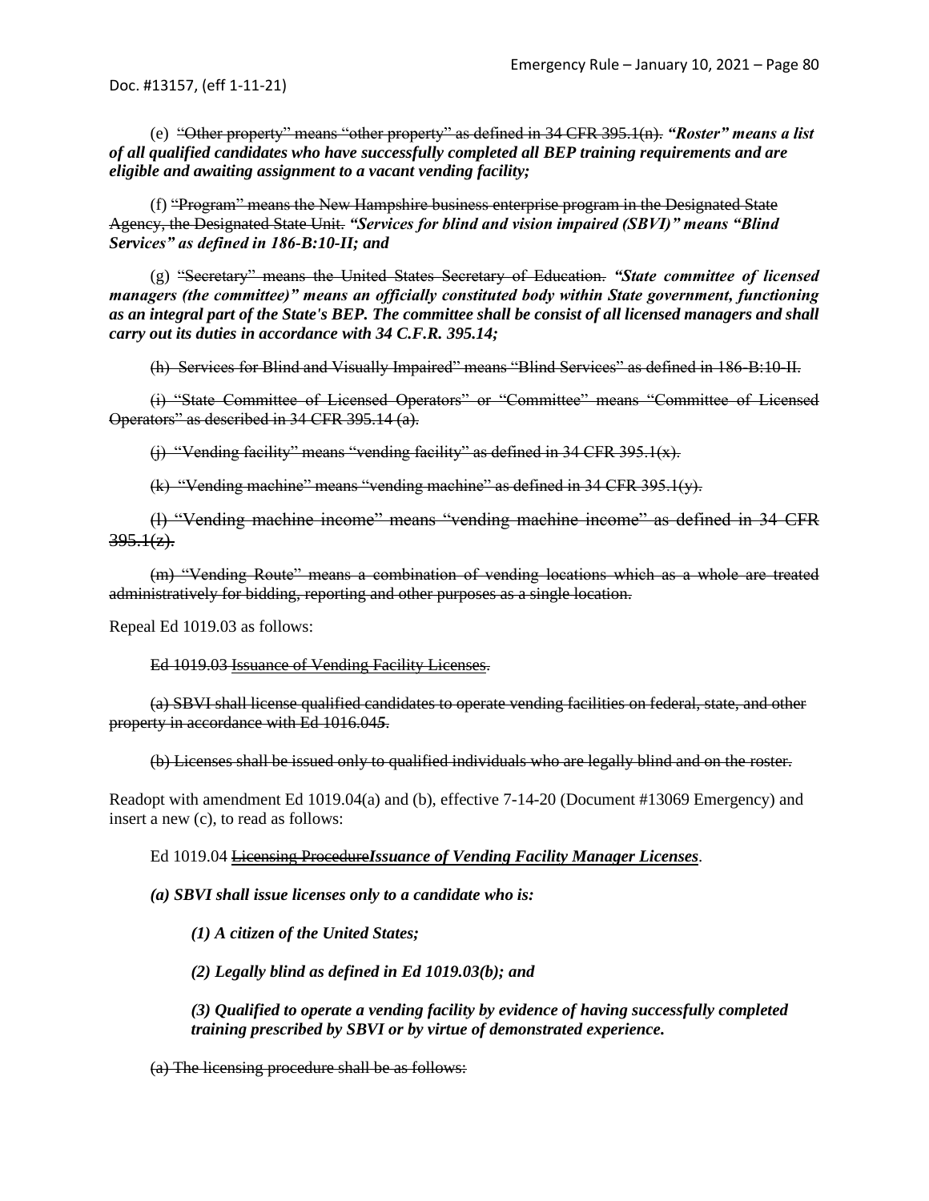Doc. #13157, (eff 1-11-21)

(e) ~~"Other property" means "other property" as defined in 34 CFR 395.1(n).~~ ***"Roster" means a list of all qualified candidates who have successfully completed all BEP training requirements and are eligible and awaiting assignment to a vacant vending facility;***

(f) ~~"Program" means the New Hampshire business enterprise program in the Designated State Agency, the Designated State Unit.~~ ***"Services for blind and vision impaired (SBVI)" means "Blind Services" as defined in 186-B:10-II; and***

(g) ~~"Secretary" means the United States Secretary of Education.~~ ***"State committee of licensed managers (the committee)" means an officially constituted body within State government, functioning as an integral part of the State's BEP. The committee shall be consist of all licensed managers and shall carry out its duties in accordance with 34 C.F.R. 395.14;***

~~(h) Services for Blind and Visually Impaired" means "Blind Services" as defined in 186-B:10-II.~~

~~(i) "State Committee of Licensed Operators" or "Committee" means "Committee of Licensed Operators" as described in 34 CFR 395.14 (a).~~

~~(j) "Vending facility" means "vending facility" as defined in 34 CFR 395.1(x).~~

~~(k) "Vending machine" means "vending machine" as defined in 34 CFR 395.1(y).~~

~~(l) "Vending machine income" means "vending machine income" as defined in 34 CFR 395.1(z).~~

~~(m) "Vending Route" means a combination of vending locations which as a whole are treated administratively for bidding, reporting and other purposes as a single location.~~

Repeal Ed 1019.03 as follows:

~~Ed 1019.03 Issuance of Vending Facility Licenses.~~

~~(a) SBVI shall license qualified candidates to operate vending facilities on federal, state, and other property in accordance with Ed 1016.045.~~

~~(b) Licenses shall be issued only to qualified individuals who are legally blind and on the roster.~~

Readopt with amendment Ed 1019.04(a) and (b), effective 7-14-20 (Document #13069 Emergency) and insert a new (c), to read as follows:

Ed 1019.04 ~~Licensing Procedure~~***Issuance of Vending Facility Manager Licenses***.

***(a) SBVI shall issue licenses only to a candidate who is:***

***(1) A citizen of the United States;***

***(2) Legally blind as defined in Ed 1019.03(b); and***

***(3) Qualified to operate a vending facility by evidence of having successfully completed training prescribed by SBVI or by virtue of demonstrated experience.***

~~(a) The licensing procedure shall be as follows:~~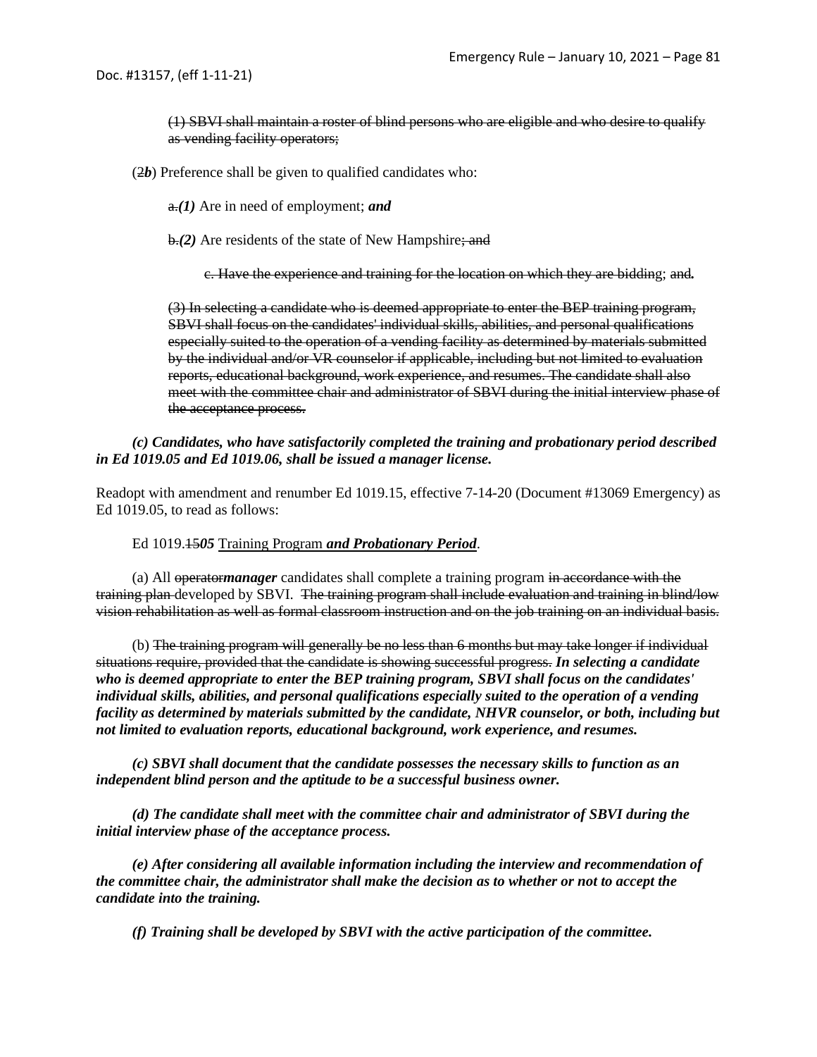~~(1) SBVI shall maintain a roster of blind persons who are eligible and who desire to qualify as vending facility operators;~~

(~~2~~***b***) Preference shall be given to qualified candidates who:

~~a.~~***(1)*** Are in need of employment; ***and***

~~b.~~***(2)*** Are residents of the state of New Hampshire~~; and~~

~~c. Have the experience and training for the location on which they are bidding~~; ~~and~~***.***

~~(3) In selecting a candidate who is deemed appropriate to enter the BEP training program, SBVI shall focus on the candidates' individual skills, abilities, and personal qualifications especially suited to the operation of a vending facility as determined by materials submitted by the individual and/or VR counselor if applicable, including but not limited to evaluation reports, educational background, work experience, and resumes. The candidate shall also meet with the committee chair and administrator of SBVI during the initial interview phase of the acceptance process.~~

***(c) Candidates, who have satisfactorily completed the training and probationary period described in Ed 1019.05 and Ed 1019.06, shall be issued a manager license.***

Readopt with amendment and renumber Ed 1019.15, effective 7-14-20 (Document #13069 Emergency) as Ed 1019.05, to read as follows:

Ed 1019.~~15~~***05*** Training Program ***and Probationary Period***.

(a) All ~~operator~~***manager*** candidates shall complete a training program ~~in accordance with the training plan~~ developed by SBVI. ~~The training program shall include evaluation and training in blind/low vision rehabilitation as well as formal classroom instruction and on the job training on an individual basis.~~

(b) ~~The training program will generally be no less than 6 months but may take longer if individual situations require, provided that the candidate is showing successful progress.~~ ***In selecting a candidate who is deemed appropriate to enter the BEP training program, SBVI shall focus on the candidates' individual skills, abilities, and personal qualifications especially suited to the operation of a vending facility as determined by materials submitted by the candidate, NHVR counselor, or both, including but not limited to evaluation reports, educational background, work experience, and resumes.***

***(c) SBVI shall document that the candidate possesses the necessary skills to function as an independent blind person and the aptitude to be a successful business owner.***

***(d) The candidate shall meet with the committee chair and administrator of SBVI during the initial interview phase of the acceptance process.***

***(e) After considering all available information including the interview and recommendation of the committee chair, the administrator shall make the decision as to whether or not to accept the candidate into the training.***

***(f) Training shall be developed by SBVI with the active participation of the committee.***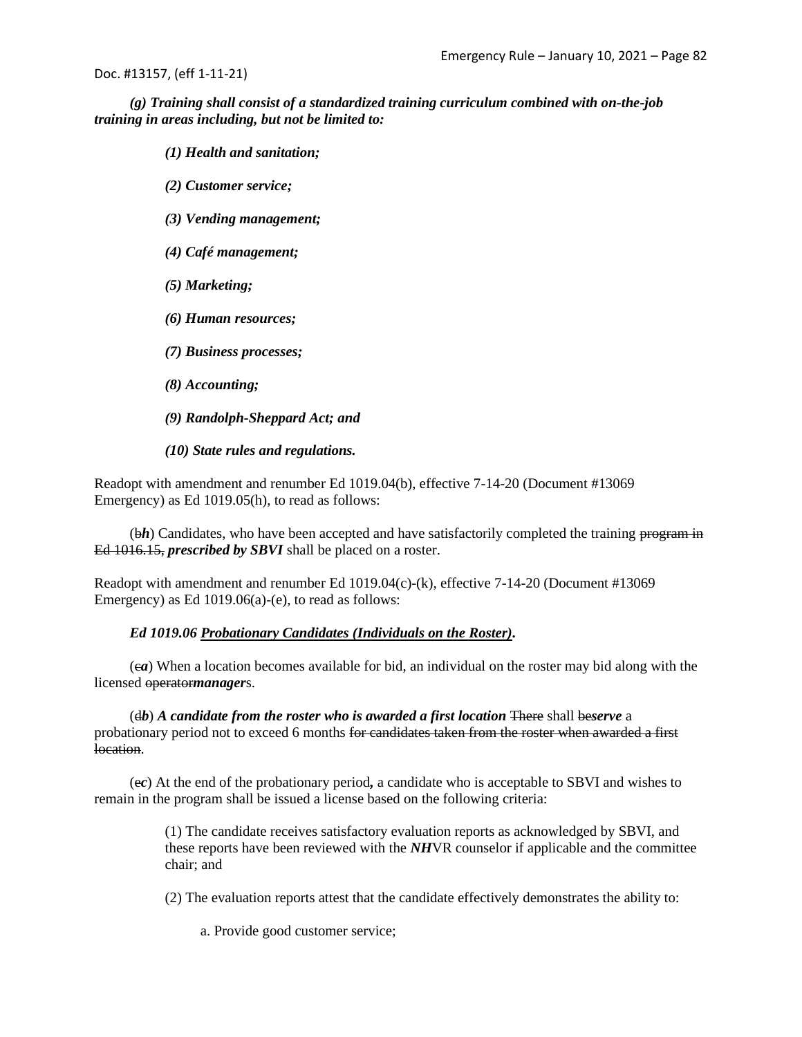***(g) Training shall consist of a standardized training curriculum combined with on-the-job training in areas including, but not be limited to:***

***(1) Health and sanitation;***

***(2) Customer service;***

***(3) Vending management;***

***(4) Café management;***

***(5) Marketing;***

***(6) Human resources;***

***(7) Business processes;***

***(8) Accounting;***

***(9) Randolph-Sheppard Act; and***

***(10) State rules and regulations.***

Readopt with amendment and renumber Ed 1019.04(b), effective 7-14-20 (Document #13069 Emergency) as Ed 1019.05(h), to read as follows:

(~~b~~***h***) Candidates, who have been accepted and have satisfactorily completed the training ~~program in Ed 1016.15,~~ ***prescribed by SBVI*** shall be placed on a roster.

Readopt with amendment and renumber Ed 1019.04(c)-(k), effective 7-14-20 (Document #13069 Emergency) as Ed 1019.06(a)-(e), to read as follows:

***Ed 1019.06 <u>Probationary Candidates (Individuals on the Roster)</u>.***

(~~c~~***a***) When a location becomes available for bid, an individual on the roster may bid along with the licensed ~~operator~~***manager***s.

(~~d~~***b***) ***A candidate from the roster who is awarded a first location*** ~~There~~ shall ~~be~~***serve*** a probationary period not to exceed 6 months ~~for candidates taken from the roster when awarded a first location~~.

(~~e~~***c***) At the end of the probationary period***,*** a candidate who is acceptable to SBVI and wishes to remain in the program shall be issued a license based on the following criteria:

(1) The candidate receives satisfactory evaluation reports as acknowledged by SBVI, and these reports have been reviewed with the ***NH***VR counselor if applicable and the committee chair; and

(2) The evaluation reports attest that the candidate effectively demonstrates the ability to:

a. Provide good customer service;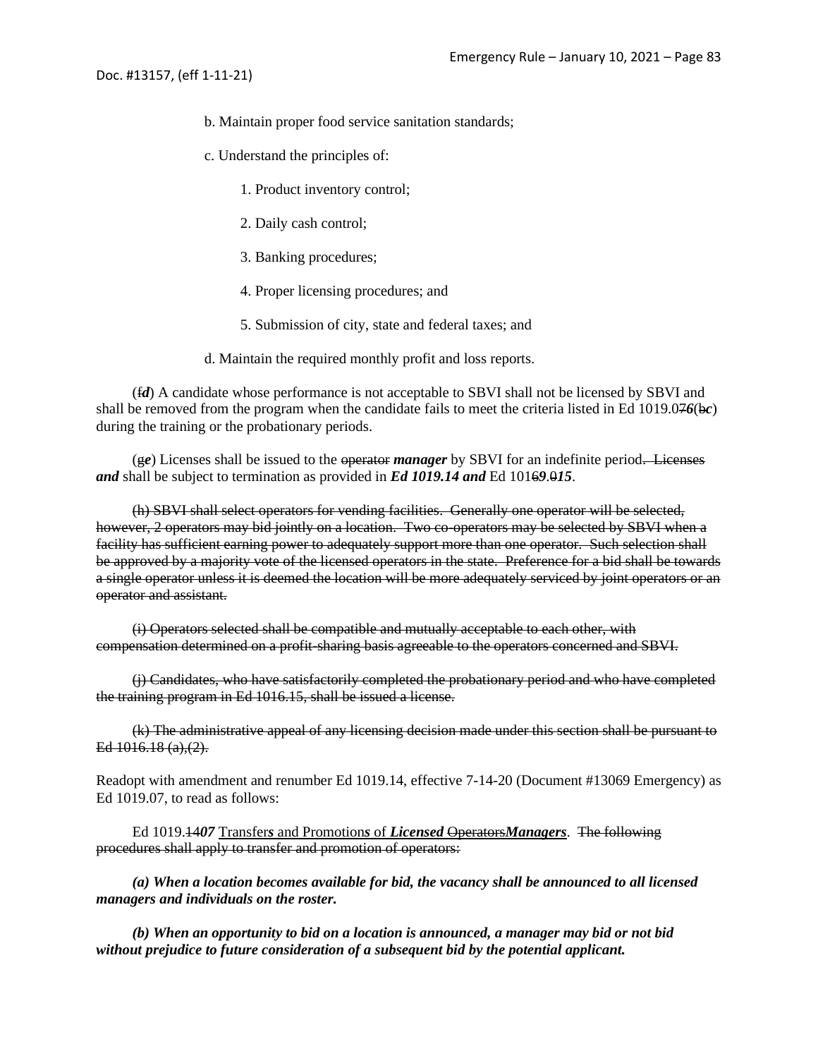b. Maintain proper food service sanitation standards;

c. Understand the principles of:

1. Product inventory control;

2. Daily cash control;

3. Banking procedures;

4. Proper licensing procedures; and

5. Submission of city, state and federal taxes; and

d. Maintain the required monthly profit and loss reports.

(~~f~~***d***) A candidate whose performance is not acceptable to SBVI shall not be licensed by SBVI and shall be removed from the program when the candidate fails to meet the criteria listed in Ed 1019.0~~7~~***6***(~~b~~***c***) during the training or the probationary periods.

(~~g~~***e***) Licenses shall be issued to the ~~operator~~ ***manager*** by SBVI for an indefinite period~~. Licenses~~ ***and*** shall be subject to termination as provided in ***Ed 1019.14 and*** Ed 101~~6~~***9***.~~0~~***15***.

~~(h) SBVI shall select operators for vending facilities. Generally one operator will be selected, however, 2 operators may bid jointly on a location. Two co-operators may be selected by SBVI when a facility has sufficient earning power to adequately support more than one operator. Such selection shall be approved by a majority vote of the licensed operators in the state. Preference for a bid shall be towards a single operator unless it is deemed the location will be more adequately serviced by joint operators or an operator and assistant.~~

~~(i) Operators selected shall be compatible and mutually acceptable to each other, with compensation determined on a profit-sharing basis agreeable to the operators concerned and SBVI.~~

~~(j) Candidates, who have satisfactorily completed the probationary period and who have completed the training program in Ed 1016.15, shall be issued a license.~~

~~(k) The administrative appeal of any licensing decision made under this section shall be pursuant to Ed 1016.18 (a),(2).~~

Readopt with amendment and renumber Ed 1019.14, effective 7-14-20 (Document #13069 Emergency) as Ed 1019.07, to read as follows:

Ed 1019.~~14~~***07*** Transfer***s*** and Promotion***s*** of ***Licensed*** ~~Operators~~***Managers***. ~~The following procedures shall apply to transfer and promotion of operators:~~

***(a) When a location becomes available for bid, the vacancy shall be announced to all licensed managers and individuals on the roster.***

***(b) When an opportunity to bid on a location is announced, a manager may bid or not bid without prejudice to future consideration of a subsequent bid by the potential applicant.***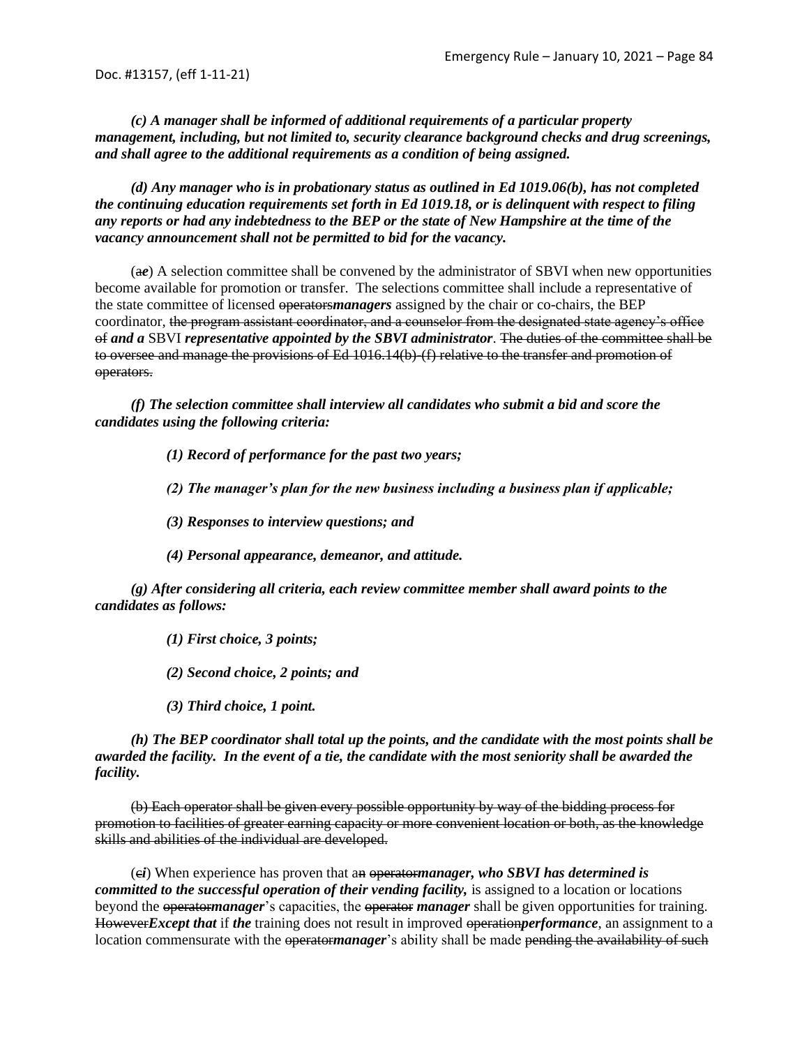***(c) A manager shall be informed of additional requirements of a particular property management, including, but not limited to, security clearance background checks and drug screenings, and shall agree to the additional requirements as a condition of being assigned.***

***(d) Any manager who is in probationary status as outlined in Ed 1019.06(b), has not completed the continuing education requirements set forth in Ed 1019.18, or is delinquent with respect to filing any reports or had any indebtedness to the BEP or the state of New Hampshire at the time of the vacancy announcement shall not be permitted to bid for the vacancy.***

(~~a~~***e***) A selection committee shall be convened by the administrator of SBVI when new opportunities become available for promotion or transfer. The selections committee shall include a representative of the state committee of licensed ~~operators~~***managers*** assigned by the chair or co-chairs, the BEP coordinator, ~~the program assistant coordinator, and a counselor from the designated state agency's office of~~ ***and a*** SBVI ***representative appointed by the SBVI administrator***. ~~The duties of the committee shall be to oversee and manage the provisions of Ed 1016.14(b)-(f) relative to the transfer and promotion of operators.~~

***(f) The selection committee shall interview all candidates who submit a bid and score the candidates using the following criteria:***

> ***(1) Record of performance for the past two years;***
>
> ***(2) The manager's plan for the new business including a business plan if applicable;***
>
> ***(3) Responses to interview questions; and***
>
> ***(4) Personal appearance, demeanor, and attitude.***

***(g) After considering all criteria, each review committee member shall award points to the candidates as follows:***

> ***(1) First choice, 3 points;***
>
> ***(2) Second choice, 2 points; and***
>
> ***(3) Third choice, 1 point.***

***(h) The BEP coordinator shall total up the points, and the candidate with the most points shall be awarded the facility. In the event of a tie, the candidate with the most seniority shall be awarded the facility.***

~~(b) Each operator shall be given every possible opportunity by way of the bidding process for promotion to facilities of greater earning capacity or more convenient location or both, as the knowledge skills and abilities of the individual are developed.~~

(~~c~~***i***) When experience has proven that a~~n~~ ~~operator~~***manager, who SBVI has determined is committed to the successful operation of their vending facility,*** is assigned to a location or locations beyond the ~~operator~~***manager***'s capacities, the ~~operator~~ ***manager*** shall be given opportunities for training. ~~However~~***Except that*** if ***the*** training does not result in improved ~~operation~~***performance***, an assignment to a location commensurate with the ~~operator~~***manager***'s ability shall be made ~~pending the availability of such~~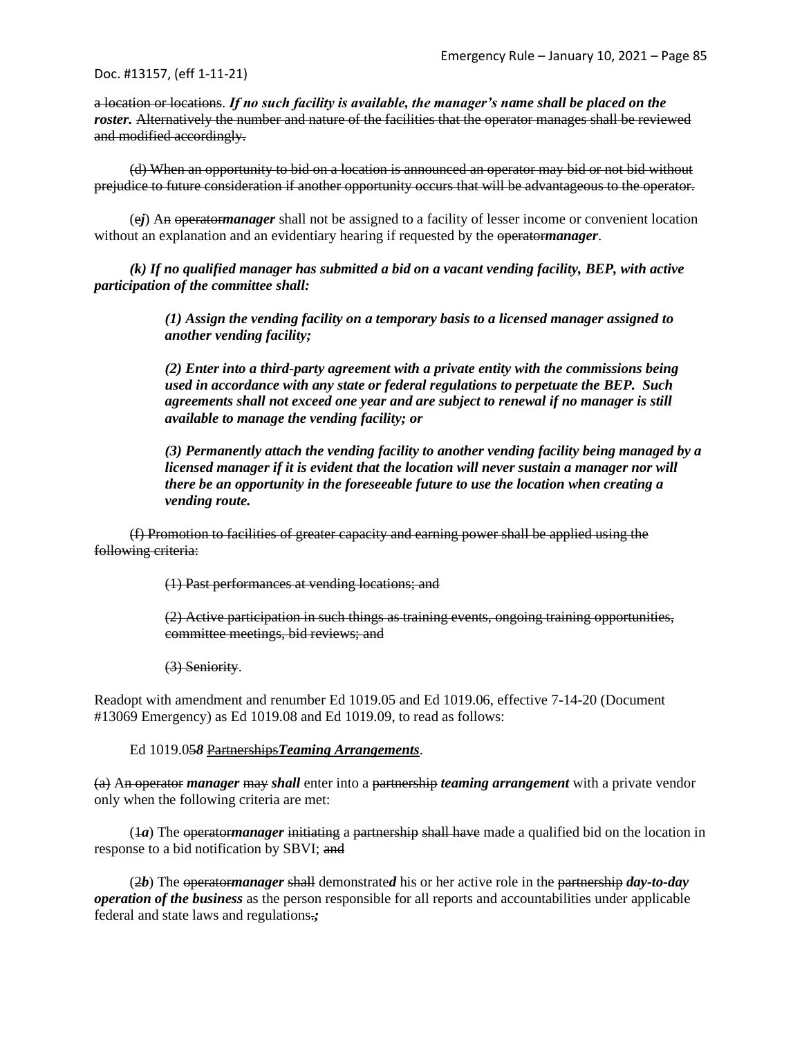~~a location or locations~~. ***If no such facility is available, the manager's name shall be placed on the roster.*** ~~Alternatively the number and nature of the facilities that the operator manages shall be reviewed and modified accordingly.~~

~~(d) When an opportunity to bid on a location is announced an operator may bid or not bid without prejudice to future consideration if another opportunity occurs that will be advantageous to the operator.~~

(~~e~~***j***) A~~n~~ ~~operator~~***manager*** shall not be assigned to a facility of lesser income or convenient location without an explanation and an evidentiary hearing if requested by the ~~operator~~***manager***.

***(k) If no qualified manager has submitted a bid on a vacant vending facility, BEP, with active participation of the committee shall:***

> ***(1) Assign the vending facility on a temporary basis to a licensed manager assigned to another vending facility;***
>
> ***(2) Enter into a third-party agreement with a private entity with the commissions being used in accordance with any state or federal regulations to perpetuate the BEP. Such agreements shall not exceed one year and are subject to renewal if no manager is still available to manage the vending facility; or***
>
> ***(3) Permanently attach the vending facility to another vending facility being managed by a licensed manager if it is evident that the location will never sustain a manager nor will there be an opportunity in the foreseeable future to use the location when creating a vending route.***

~~(f) Promotion to facilities of greater capacity and earning power shall be applied using the following criteria:~~

> ~~(1) Past performances at vending locations; and~~
>
> ~~(2) Active participation in such things as training events, ongoing training opportunities, committee meetings, bid reviews; and~~
>
> ~~(3) Seniority~~.

Readopt with amendment and renumber Ed 1019.05 and Ed 1019.06, effective 7-14-20 (Document #13069 Emergency) as Ed 1019.08 and Ed 1019.09, to read as follows:

Ed 1019.0~~5~~***8*** ~~Partnerships~~***Teaming Arrangements***.

~~(a)~~ A~~n operator~~ ***manager*** ~~may~~ ***shall*** enter into a ~~partnership~~ ***teaming arrangement*** with a private vendor only when the following criteria are met:

(~~1~~***a***) The ~~operator~~***manager*** ~~initiating~~ a ~~partnership~~ ~~shall have~~ made a qualified bid on the location in response to a bid notification by SBVI; ~~and~~

(~~2~~***b***) The ~~operator~~***manager*** ~~shall~~ demonstrate***d*** his or her active role in the ~~partnership~~ ***day-to-day operation of the business*** as the person responsible for all reports and accountabilities under applicable federal and state laws and regulations~~.~~***;***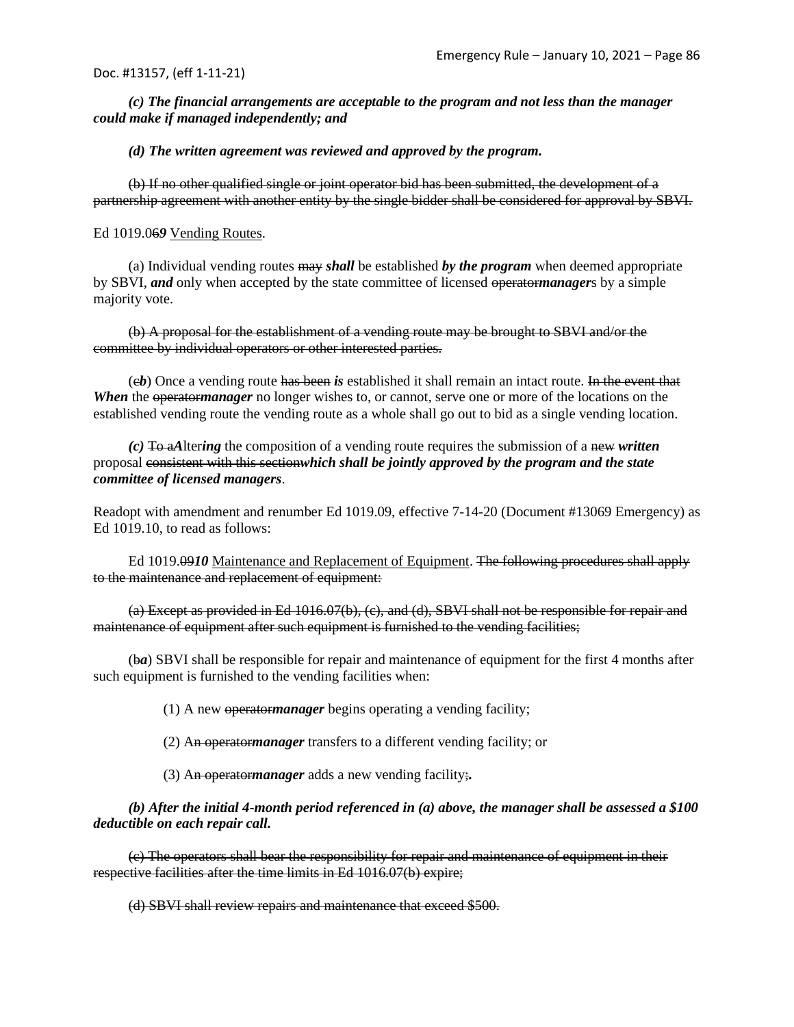***(c) The financial arrangements are acceptable to the program and not less than the manager could make if managed independently; and***

***(d) The written agreement was reviewed and approved by the program.***

~~(b) If no other qualified single or joint operator bid has been submitted, the development of a partnership agreement with another entity by the single bidder shall be considered for approval by SBVI.~~

Ed 1019.~~06~~***9*** Vending Routes.

(a) Individual vending routes ~~may~~ ***shall*** be established ***by the program*** when deemed appropriate by SBVI, ***and*** only when accepted by the state committee of licensed ~~operator~~***manager***s by a simple majority vote.

~~(b) A proposal for the establishment of a vending route may be brought to SBVI and/or the committee by individual operators or other interested parties.~~

(~~c~~***b***) Once a vending route ~~has been~~ ***is*** established it shall remain an intact route. ~~In the event that~~ ***When*** the ~~operator~~***manager*** no longer wishes to, or cannot, serve one or more of the locations on the established vending route the vending route as a whole shall go out to bid as a single vending location.

***(c)*** ~~To a~~***A***lter***ing*** the composition of a vending route requires the submission of a ~~new~~ ***written*** proposal ~~consistent with this section~~***which shall be jointly approved by the program and the state committee of licensed managers***.

Readopt with amendment and renumber Ed 1019.09, effective 7-14-20 (Document #13069 Emergency) as Ed 1019.10, to read as follows:

Ed 1019.~~09~~***10*** Maintenance and Replacement of Equipment. ~~The following procedures shall apply to the maintenance and replacement of equipment:~~

~~(a) Except as provided in Ed 1016.07(b), (c), and (d), SBVI shall not be responsible for repair and maintenance of equipment after such equipment is furnished to the vending facilities;~~

(~~b~~***a***) SBVI shall be responsible for repair and maintenance of equipment for the first 4 months after such equipment is furnished to the vending facilities when:

(1) A new ~~operator~~***manager*** begins operating a vending facility;

(2) A~~n operator~~***manager*** transfers to a different vending facility; or

(3) A~~n operator~~***manager*** adds a new vending facility~~;~~***.***

***(b) After the initial 4-month period referenced in (a) above, the manager shall be assessed a $100 deductible on each repair call.***

~~(c) The operators shall bear the responsibility for repair and maintenance of equipment in their respective facilities after the time limits in Ed 1016.07(b) expire;~~

~~(d) SBVI shall review repairs and maintenance that exceed $500.~~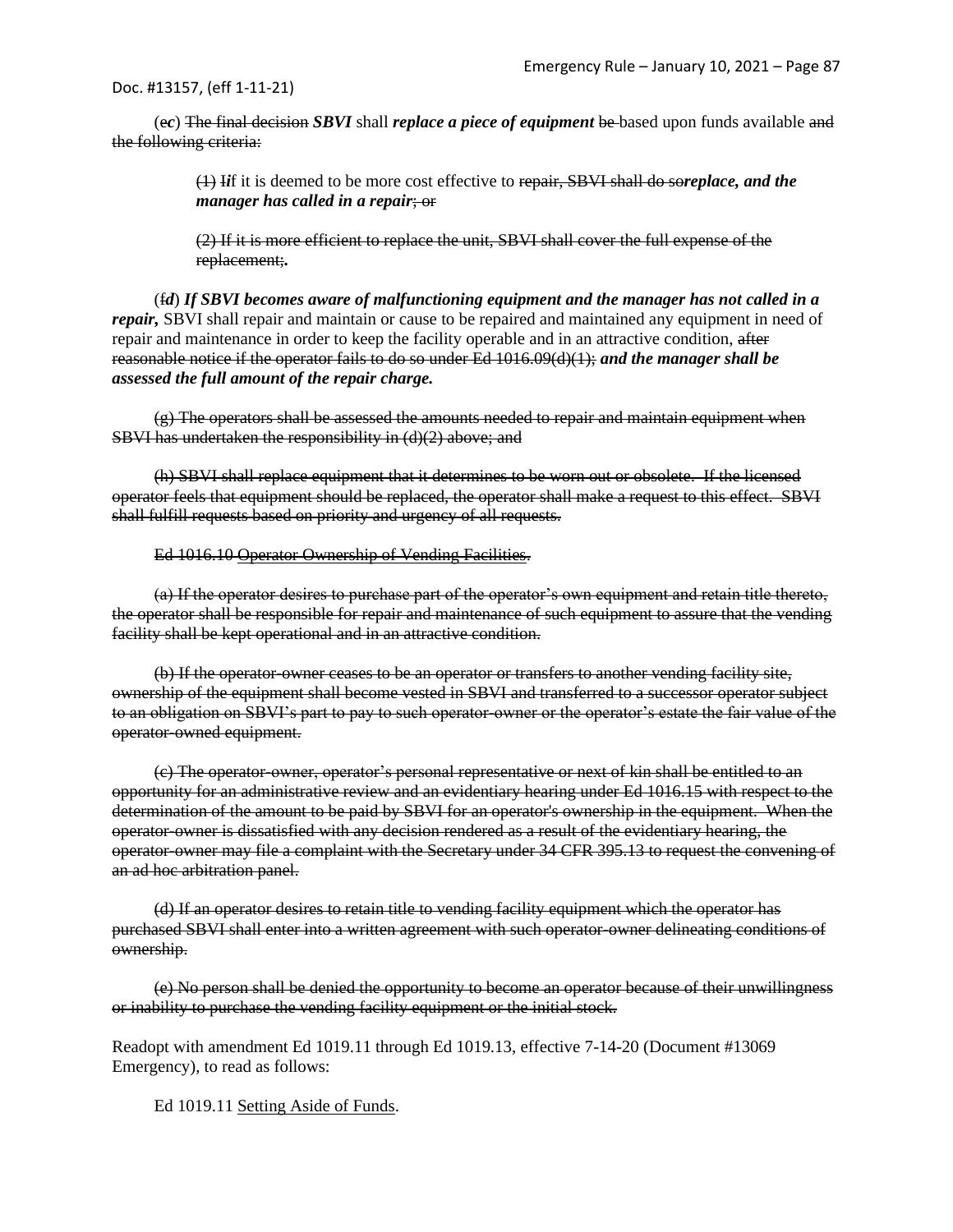(e*c*) ~~The final decision~~ ***SBVI*** shall ***replace a piece of equipment*** ~~be~~ based upon funds available ~~and the following criteria:~~

> ~~(1)~~ ~~I~~*i*f it is deemed to be more cost effective to ~~repair, SBVI shall do so~~***replace, and the manager has called in a repair***~~; or~~
>
> ~~(2) If it is more efficient to replace the unit, SBVI shall cover the full expense of the replacement;~~**.**

(~~f~~***d***) ***If SBVI becomes aware of malfunctioning equipment and the manager has not called in a repair,*** SBVI shall repair and maintain or cause to be repaired and maintained any equipment in need of repair and maintenance in order to keep the facility operable and in an attractive condition, ~~after reasonable notice if the operator fails to do so under Ed 1016.09(d)(1);~~ ***and the manager shall be assessed the full amount of the repair charge.***

~~(g) The operators shall be assessed the amounts needed to repair and maintain equipment when SBVI has undertaken the responsibility in (d)(2) above; and~~

~~(h) SBVI shall replace equipment that it determines to be worn out or obsolete. If the licensed operator feels that equipment should be replaced, the operator shall make a request to this effect. SBVI shall fulfill requests based on priority and urgency of all requests.~~

~~Ed 1016.10 Operator Ownership of Vending Facilities.~~

~~(a) If the operator desires to purchase part of the operator's own equipment and retain title thereto, the operator shall be responsible for repair and maintenance of such equipment to assure that the vending facility shall be kept operational and in an attractive condition.~~

~~(b) If the operator-owner ceases to be an operator or transfers to another vending facility site, ownership of the equipment shall become vested in SBVI and transferred to a successor operator subject to an obligation on SBVI's part to pay to such operator-owner or the operator's estate the fair value of the operator-owned equipment.~~

~~(c) The operator-owner, operator's personal representative or next of kin shall be entitled to an opportunity for an administrative review and an evidentiary hearing under Ed 1016.15 with respect to the determination of the amount to be paid by SBVI for an operator's ownership in the equipment. When the operator-owner is dissatisfied with any decision rendered as a result of the evidentiary hearing, the operator-owner may file a complaint with the Secretary under 34 CFR 395.13 to request the convening of an ad hoc arbitration panel.~~

~~(d) If an operator desires to retain title to vending facility equipment which the operator has purchased SBVI shall enter into a written agreement with such operator-owner delineating conditions of ownership.~~

~~(e) No person shall be denied the opportunity to become an operator because of their unwillingness or inability to purchase the vending facility equipment or the initial stock.~~

Readopt with amendment Ed 1019.11 through Ed 1019.13, effective 7-14-20 (Document #13069 Emergency), to read as follows:

Ed 1019.11 Setting Aside of Funds.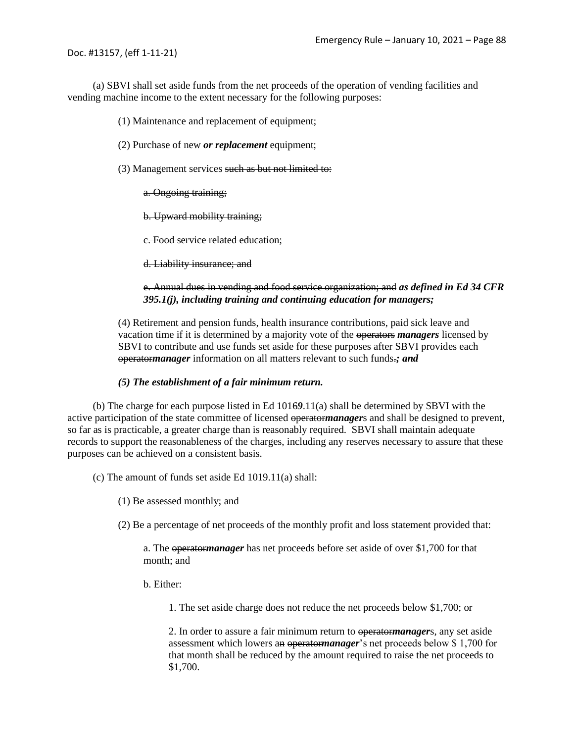(a) SBVI shall set aside funds from the net proceeds of the operation of vending facilities and vending machine income to the extent necessary for the following purposes:

(1) Maintenance and replacement of equipment;

(2) Purchase of new ***or replacement*** equipment;

(3) Management services ~~such as but not limited to:~~

~~a. Ongoing training;~~

~~b. Upward mobility training;~~

~~c. Food service related education;~~

~~d. Liability insurance; and~~

~~e. Annual dues in vending and food service organization; and~~ ***as defined in Ed 34 CFR 395.1(j), including training and continuing education for managers;***

(4) Retirement and pension funds, health insurance contributions, paid sick leave and vacation time if it is determined by a majority vote of the ~~operators~~ ***managers*** licensed by SBVI to contribute and use funds set aside for these purposes after SBVI provides each ~~operator~~***manager*** information on all matters relevant to such funds~~.~~***; and***

***(5) The establishment of a fair minimum return.***

(b) The charge for each purpose listed in Ed 101~~6~~***9***.11(a) shall be determined by SBVI with the active participation of the state committee of licensed ~~operator~~***manager***s and shall be designed to prevent, so far as is practicable, a greater charge than is reasonably required. SBVI shall maintain adequate records to support the reasonableness of the charges, including any reserves necessary to assure that these purposes can be achieved on a consistent basis.

(c) The amount of funds set aside Ed 1019.11(a) shall:

(1) Be assessed monthly; and

(2) Be a percentage of net proceeds of the monthly profit and loss statement provided that:

a. The ~~operator~~***manager*** has net proceeds before set aside of over $1,700 for that month; and

b. Either:

1. The set aside charge does not reduce the net proceeds below $1,700; or

2. In order to assure a fair minimum return to ~~operator~~***manager***s, any set aside assessment which lowers a~~n~~ ~~operator~~***manager***'s net proceeds below $ 1,700 for that month shall be reduced by the amount required to raise the net proceeds to $1,700.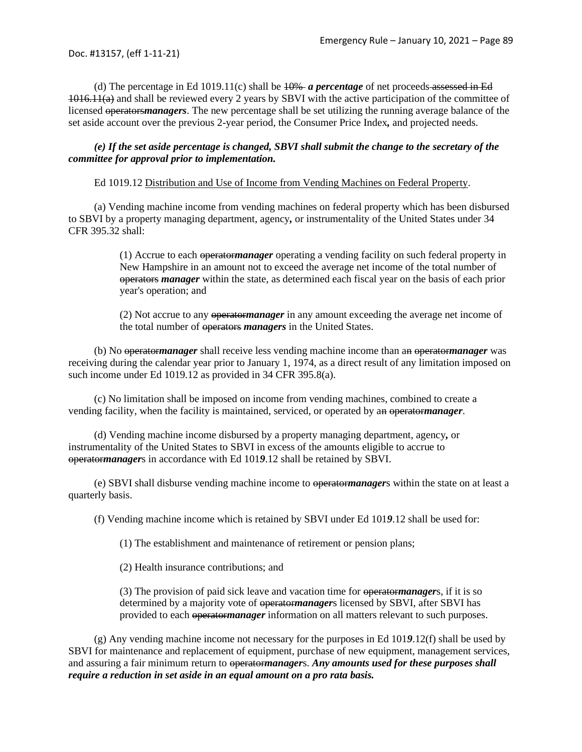(d) The percentage in Ed 1019.11(c) shall be ~~10%~~ ***a percentage*** of net proceeds ~~assessed in Ed 1016.11(a)~~ and shall be reviewed every 2 years by SBVI with the active participation of the committee of licensed ~~operators~~***managers***. The new percentage shall be set utilizing the running average balance of the set aside account over the previous 2-year period, the Consumer Price Index**,** and projected needs.

***(e) If the set aside percentage is changed, SBVI shall submit the change to the secretary of the committee for approval prior to implementation.***

Ed 1019.12 Distribution and Use of Income from Vending Machines on Federal Property.

(a) Vending machine income from vending machines on federal property which has been disbursed to SBVI by a property managing department, agency**,** or instrumentality of the United States under 34 CFR 395.32 shall:

> (1) Accrue to each ~~operator~~***manager*** operating a vending facility on such federal property in New Hampshire in an amount not to exceed the average net income of the total number of ~~operators~~ ***manager*** within the state, as determined each fiscal year on the basis of each prior year's operation; and
>
> (2) Not accrue to any ~~operator~~***manager*** in any amount exceeding the average net income of the total number of ~~operators~~ ***managers*** in the United States.

(b) No ~~operator~~***manager*** shall receive less vending machine income than a~~n~~ ~~operator~~***manager*** was receiving during the calendar year prior to January 1, 1974, as a direct result of any limitation imposed on such income under Ed 1019.12 as provided in 34 CFR 395.8(a).

(c) No limitation shall be imposed on income from vending machines, combined to create a vending facility, when the facility is maintained, serviced, or operated by a~~n~~ ~~operator~~***manager***.

(d) Vending machine income disbursed by a property managing department, agency**,** or instrumentality of the United States to SBVI in excess of the amounts eligible to accrue to ~~operator~~***manager***s in accordance with Ed 101***9***.12 shall be retained by SBVI.

(e) SBVI shall disburse vending machine income to ~~operator~~***manager***s within the state on at least a quarterly basis.

(f) Vending machine income which is retained by SBVI under Ed 101***9***.12 shall be used for:

> (1) The establishment and maintenance of retirement or pension plans;
>
> (2) Health insurance contributions; and
>
> (3) The provision of paid sick leave and vacation time for ~~operator~~***manager***s, if it is so determined by a majority vote of ~~operator~~***manager***s licensed by SBVI, after SBVI has provided to each ~~operator~~***manager*** information on all matters relevant to such purposes.

(g) Any vending machine income not necessary for the purposes in Ed 101***9***.12(f) shall be used by SBVI for maintenance and replacement of equipment, purchase of new equipment, management services, and assuring a fair minimum return to ~~operator~~***manager***s. ***Any amounts used for these purposes shall require a reduction in set aside in an equal amount on a pro rata basis.***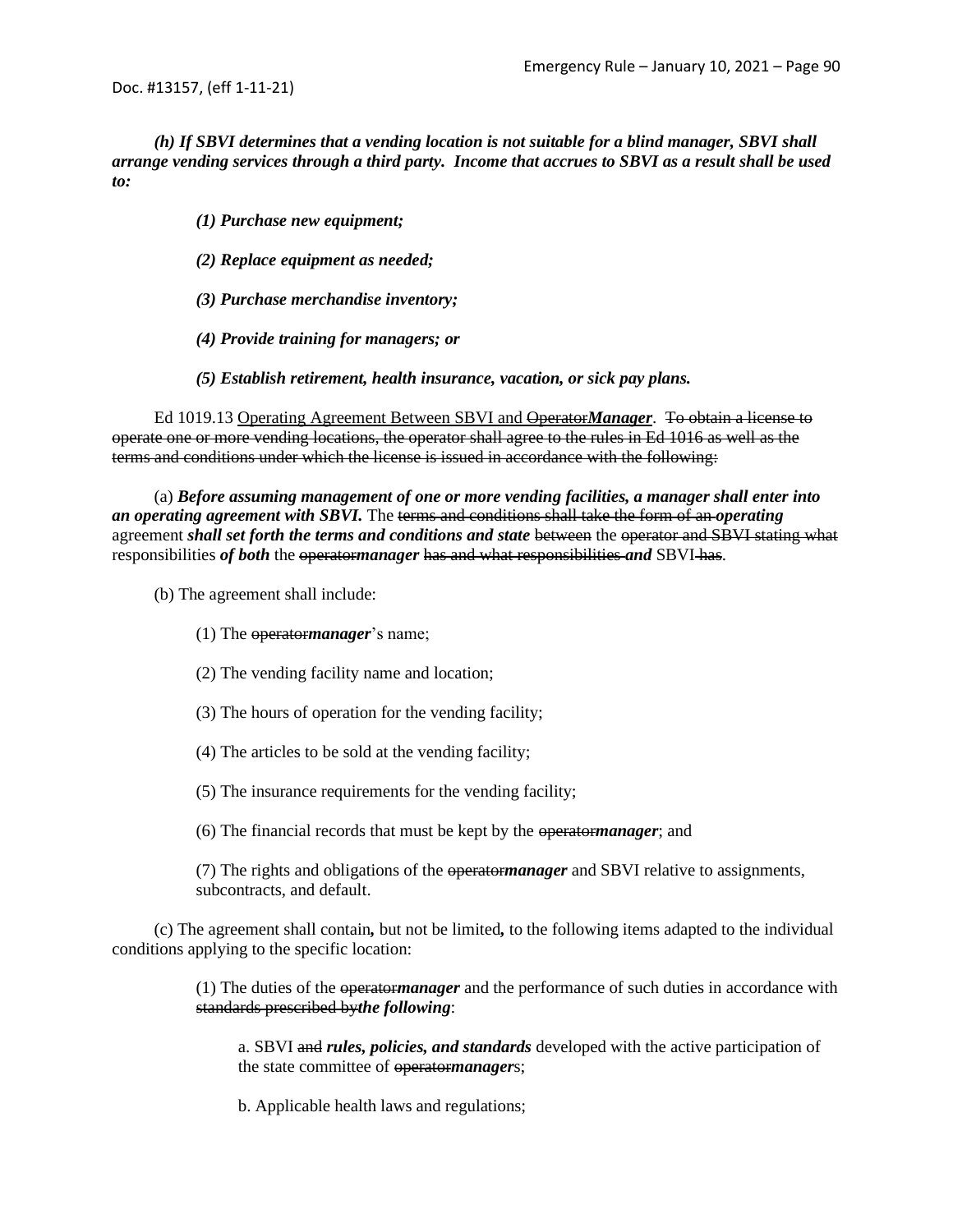***(h) If SBVI determines that a vending location is not suitable for a blind manager, SBVI shall arrange vending services through a third party. Income that accrues to SBVI as a result shall be used to:***

***(1) Purchase new equipment;***

***(2) Replace equipment as needed;***

***(3) Purchase merchandise inventory;***

***(4) Provide training for managers; or***

***(5) Establish retirement, health insurance, vacation, or sick pay plans.***

Ed 1019.13 Operating Agreement Between SBVI and ~~Operator~~***Manager***. ~~To obtain a license to operate one or more vending locations, the operator shall agree to the rules in Ed 1016 as well as the terms and conditions under which the license is issued in accordance with the following:~~

(a) ***Before assuming management of one or more vending facilities, a manager shall enter into an operating agreement with SBVI.*** The ~~terms and conditions shall take the form of an~~ ***operating*** agreement ***shall set forth the terms and conditions and state*** ~~between~~ the ~~operator and SBVI stating what~~ responsibilities ***of both*** the ~~operator~~***manager*** ~~has and what responsibilities~~ ***and*** SBVI ~~has~~.

(b) The agreement shall include:

(1) The ~~operator~~***manager***'s name;

(2) The vending facility name and location;

(3) The hours of operation for the vending facility;

(4) The articles to be sold at the vending facility;

(5) The insurance requirements for the vending facility;

(6) The financial records that must be kept by the ~~operator~~***manager***; and

(7) The rights and obligations of the ~~operator~~***manager*** and SBVI relative to assignments, subcontracts, and default.

(c) The agreement shall contain***,*** but not be limited***,*** to the following items adapted to the individual conditions applying to the specific location:

(1) The duties of the ~~operator~~***manager*** and the performance of such duties in accordance with ~~standards prescribed by~~***the following***:

a. SBVI ~~and~~ ***rules, policies, and standards*** developed with the active participation of the state committee of ~~operator~~***manager***s;

b. Applicable health laws and regulations;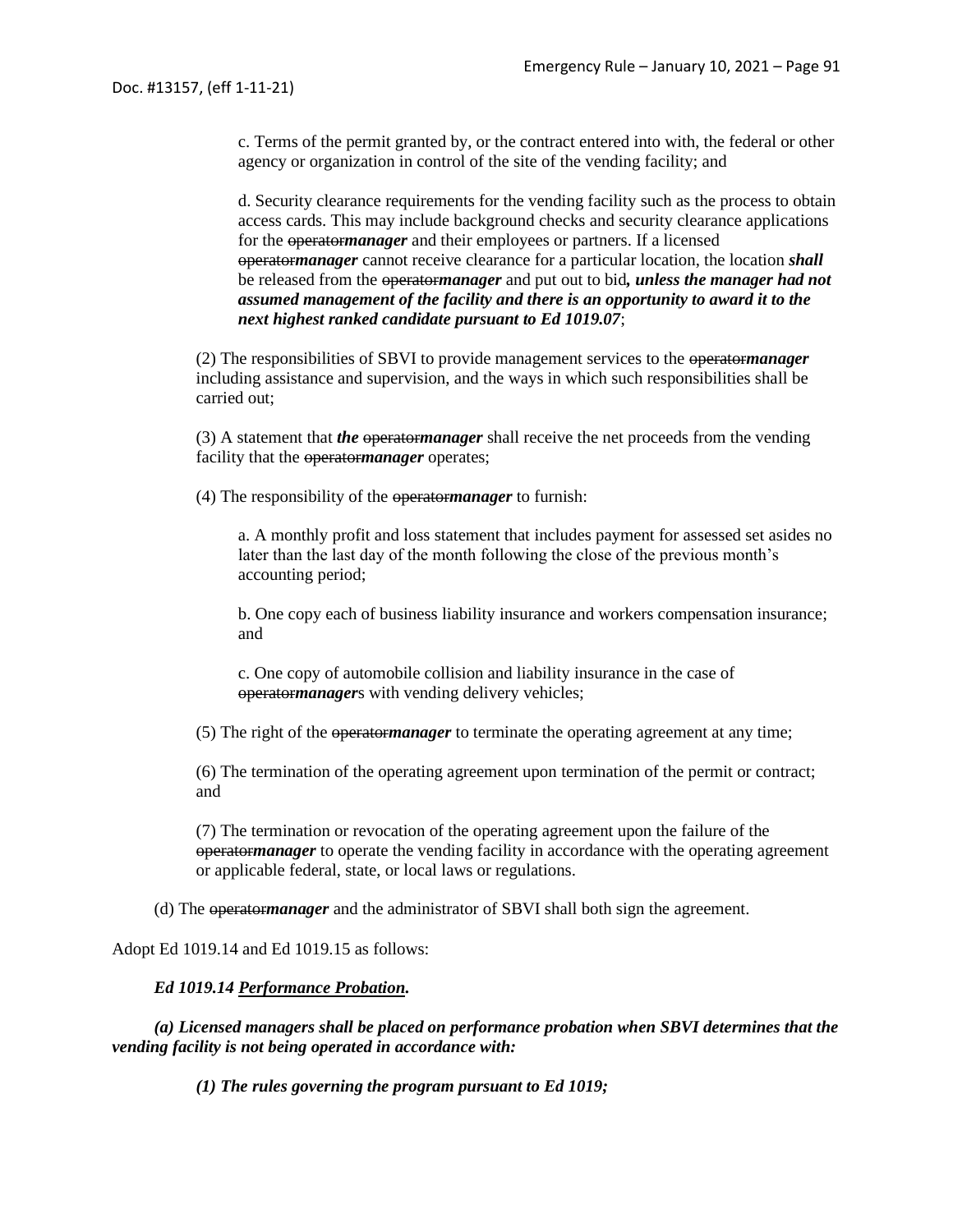c. Terms of the permit granted by, or the contract entered into with, the federal or other agency or organization in control of the site of the vending facility; and

d. Security clearance requirements for the vending facility such as the process to obtain access cards. This may include background checks and security clearance applications for the ~~operator~~***manager*** and their employees or partners. If a licensed ~~operator~~***manager*** cannot receive clearance for a particular location, the location ***shall*** be released from the ~~operator~~***manager*** and put out to bid***, unless the manager had not assumed management of the facility and there is an opportunity to award it to the next highest ranked candidate pursuant to Ed 1019.07***;

(2) The responsibilities of SBVI to provide management services to the ~~operator~~***manager*** including assistance and supervision, and the ways in which such responsibilities shall be carried out;

(3) A statement that ***the*** ~~operator~~***manager*** shall receive the net proceeds from the vending facility that the ~~operator~~***manager*** operates;

(4) The responsibility of the ~~operator~~***manager*** to furnish:

a. A monthly profit and loss statement that includes payment for assessed set asides no later than the last day of the month following the close of the previous month's accounting period;

b. One copy each of business liability insurance and workers compensation insurance; and

c. One copy of automobile collision and liability insurance in the case of ~~operator~~***manager***s with vending delivery vehicles;

(5) The right of the ~~operator~~***manager*** to terminate the operating agreement at any time;

(6) The termination of the operating agreement upon termination of the permit or contract; and

(7) The termination or revocation of the operating agreement upon the failure of the ~~operator~~***manager*** to operate the vending facility in accordance with the operating agreement or applicable federal, state, or local laws or regulations.

(d) The ~~operator~~***manager*** and the administrator of SBVI shall both sign the agreement.

Adopt Ed 1019.14 and Ed 1019.15 as follows:

***Ed 1019.14 <u>Performance Probation</u>.***

***(a) Licensed managers shall be placed on performance probation when SBVI determines that the vending facility is not being operated in accordance with:***

***(1) The rules governing the program pursuant to Ed 1019;***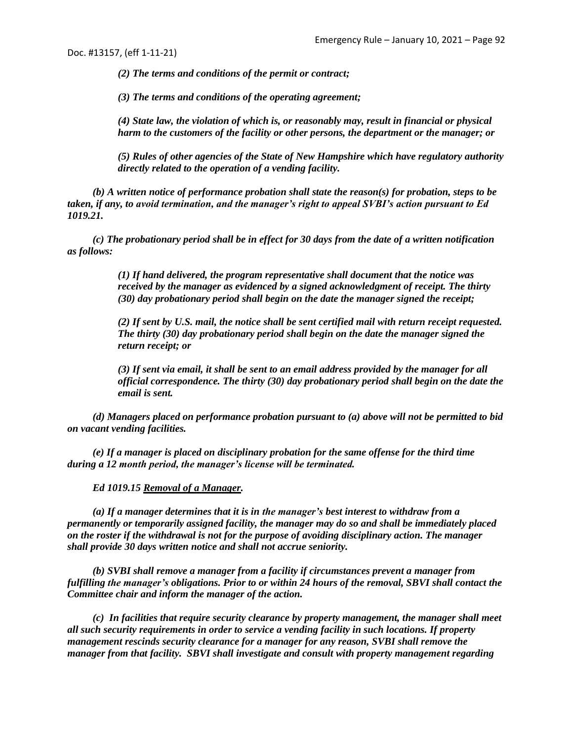*(2) The terms and conditions of the permit or contract;*

*(3) The terms and conditions of the operating agreement;*

*(4) State law, the violation of which is, or reasonably may, result in financial or physical harm to the customers of the facility or other persons, the department or the manager; or*

*(5) Rules of other agencies of the State of New Hampshire which have regulatory authority directly related to the operation of a vending facility.*

***(b) A written notice of performance probation shall state the reason(s) for probation, steps to be taken, if any, to avoid termination, and the manager's right to appeal SVBI's action pursuant to Ed 1019.21.***

***(c) The probationary period shall be in effect for 30 days from the date of a written notification as follows:***

***(1) If hand delivered, the program representative shall document that the notice was received by the manager as evidenced by a signed acknowledgment of receipt. The thirty (30) day probationary period shall begin on the date the manager signed the receipt;***

***(2) If sent by U.S. mail, the notice shall be sent certified mail with return receipt requested. The thirty (30) day probationary period shall begin on the date the manager signed the return receipt; or***

***(3) If sent via email, it shall be sent to an email address provided by the manager for all official correspondence. The thirty (30) day probationary period shall begin on the date the email is sent.***

***(d) Managers placed on performance probation pursuant to (a) above will not be permitted to bid on vacant vending facilities.***

***(e) If a manager is placed on disciplinary probation for the same offense for the third time during a 12 month period, the manager's license will be terminated.***

***Ed 1019.15 Removal of a Manager.***

***(a) If a manager determines that it is in the manager's best interest to withdraw from a permanently or temporarily assigned facility, the manager may do so and shall be immediately placed on the roster if the withdrawal is not for the purpose of avoiding disciplinary action. The manager shall provide 30 days written notice and shall not accrue seniority.***

***(b) SVBI shall remove a manager from a facility if circumstances prevent a manager from fulfilling the manager's obligations. Prior to or within 24 hours of the removal, SBVI shall contact the Committee chair and inform the manager of the action.***

***(c) In facilities that require security clearance by property management, the manager shall meet all such security requirements in order to service a vending facility in such locations. If property management rescinds security clearance for a manager for any reason, SVBI shall remove the manager from that facility. SBVI shall investigate and consult with property management regarding***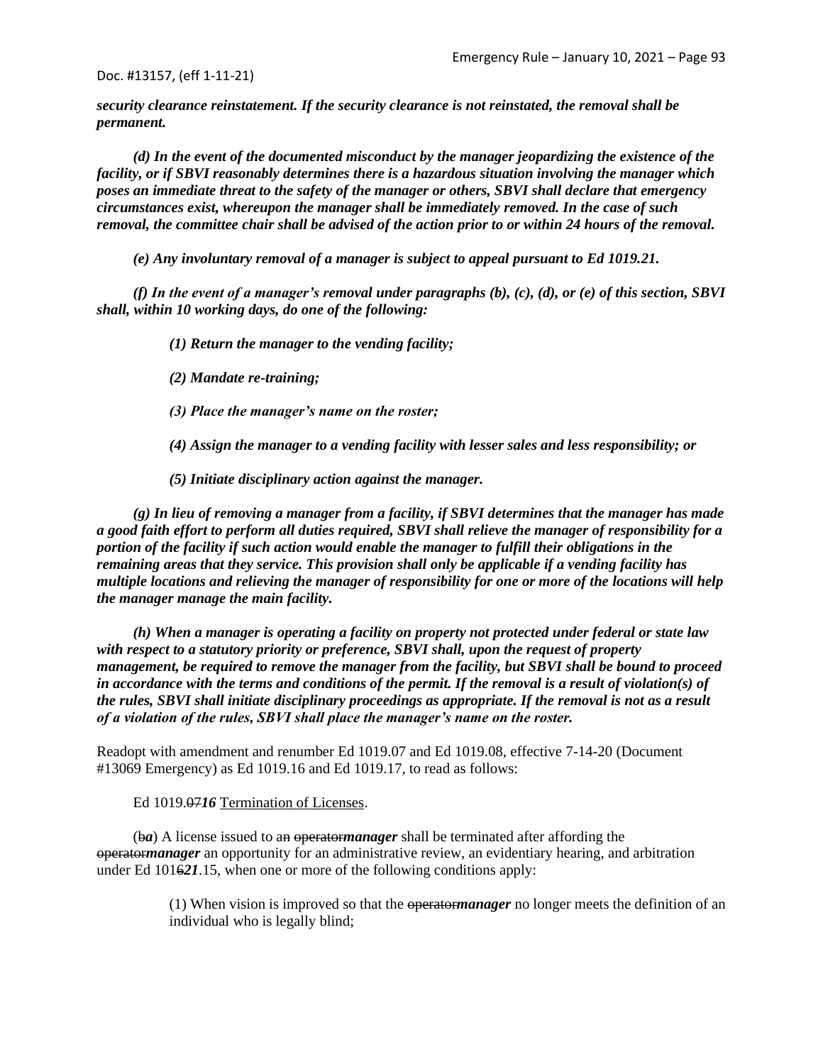***security clearance reinstatement. If the security clearance is not reinstated, the removal shall be permanent.***

***(d) In the event of the documented misconduct by the manager jeopardizing the existence of the facility, or if SBVI reasonably determines there is a hazardous situation involving the manager which poses an immediate threat to the safety of the manager or others, SBVI shall declare that emergency circumstances exist, whereupon the manager shall be immediately removed. In the case of such removal, the committee chair shall be advised of the action prior to or within 24 hours of the removal.***

***(e) Any involuntary removal of a manager is subject to appeal pursuant to Ed 1019.21.***

***(f) In the event of a manager's removal under paragraphs (b), (c), (d), or (e) of this section, SBVI shall, within 10 working days, do one of the following:***

***(1) Return the manager to the vending facility;***

***(2) Mandate re-training;***

***(3) Place the manager's name on the roster;***

***(4) Assign the manager to a vending facility with lesser sales and less responsibility; or***

***(5) Initiate disciplinary action against the manager.***

***(g) In lieu of removing a manager from a facility, if SBVI determines that the manager has made a good faith effort to perform all duties required, SBVI shall relieve the manager of responsibility for a portion of the facility if such action would enable the manager to fulfill their obligations in the remaining areas that they service. This provision shall only be applicable if a vending facility has multiple locations and relieving the manager of responsibility for one or more of the locations will help the manager manage the main facility.***

***(h) When a manager is operating a facility on property not protected under federal or state law with respect to a statutory priority or preference, SBVI shall, upon the request of property management, be required to remove the manager from the facility, but SBVI shall be bound to proceed in accordance with the terms and conditions of the permit. If the removal is a result of violation(s) of the rules, SBVI shall initiate disciplinary proceedings as appropriate. If the removal is not as a result of a violation of the rules, SBVI shall place the manager's name on the roster.***

Readopt with amendment and renumber Ed 1019.07 and Ed 1019.08, effective 7-14-20 (Document #13069 Emergency) as Ed 1019.16 and Ed 1019.17, to read as follows:

Ed 1019.~~07~~***16*** Termination of Licenses.

(~~b~~***a***) A license issued to a~~n~~ ~~operator~~***manager*** shall be terminated after affording the ~~operator~~***manager*** an opportunity for an administrative review, an evidentiary hearing, and arbitration under Ed 101~~6~~***21***.15, when one or more of the following conditions apply:

(1) When vision is improved so that the ~~operator~~***manager*** no longer meets the definition of an individual who is legally blind;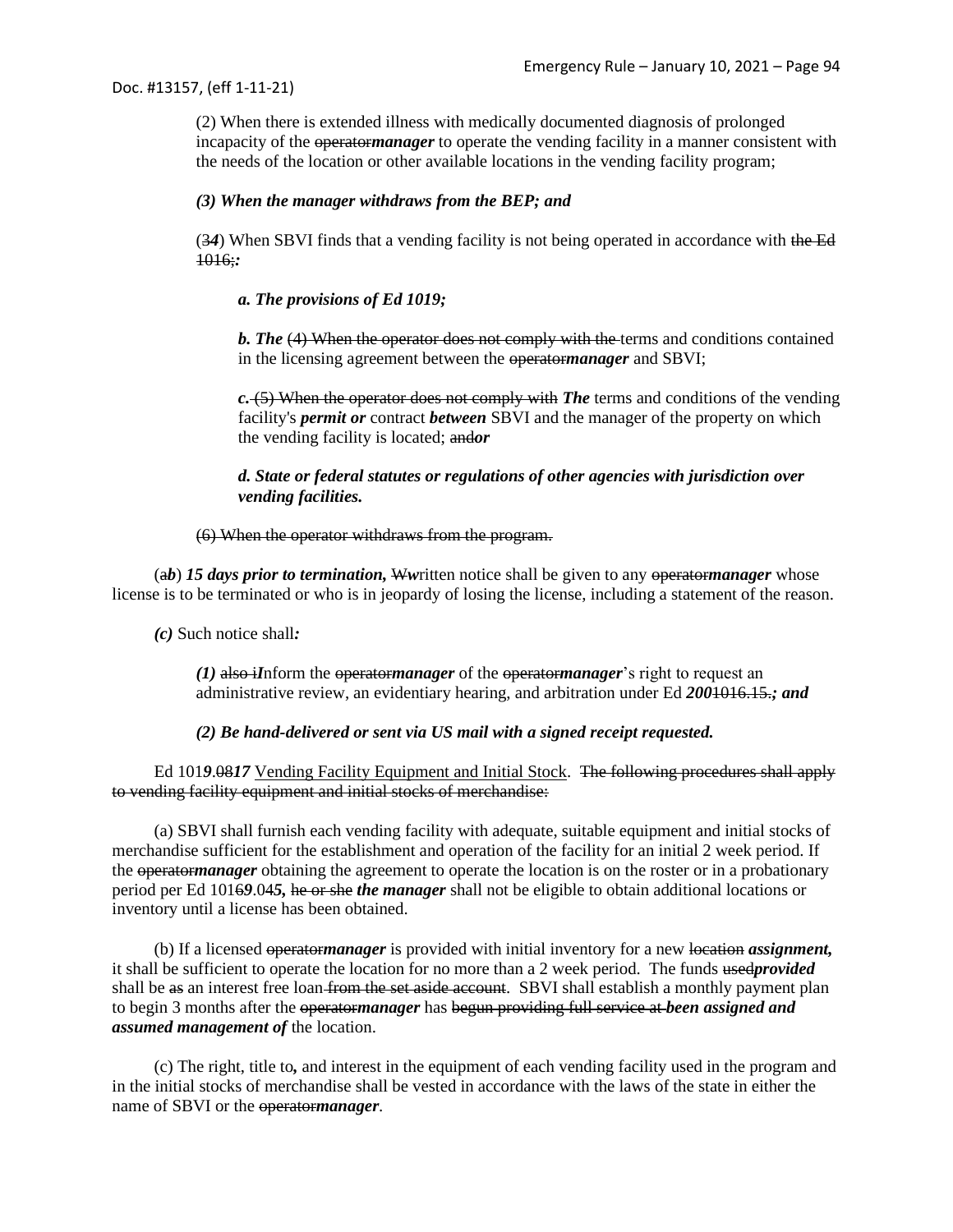(2) When there is extended illness with medically documented diagnosis of prolonged incapacity of the ~~operator~~***manager*** to operate the vending facility in a manner consistent with the needs of the location or other available locations in the vending facility program;

***(3) When the manager withdraws from the BEP; and***

(~~3~~***4***) When SBVI finds that a vending facility is not being operated in accordance with ~~the Ed 1016;~~***:***

***a. The provisions of Ed 1019;***

***b. The*** ~~(4) When the operator does not comply with the~~ terms and conditions contained in the licensing agreement between the ~~operator~~***manager*** and SBVI;

***c.*** ~~(5) When the operator does not comply with~~ ***The*** terms and conditions of the vending facility's ***permit or*** contract ***between*** SBVI and the manager of the property on which the vending facility is located; ~~and~~***or***

***d. State or federal statutes or regulations of other agencies with jurisdiction over vending facilities.***

~~(6) When the operator withdraws from the program.~~

(~~a~~***b***) ***15 days prior to termination,*** ~~W~~***w***ritten notice shall be given to any ~~operator~~***manager*** whose license is to be terminated or who is in jeopardy of losing the license, including a statement of the reason.

***(c)*** Such notice shall***:***

***(1)*** ~~also i~~***I***nform the ~~operator~~***manager*** of the ~~operator~~***manager***'s right to request an administrative review, an evidentiary hearing, and arbitration under Ed ***200***~~1016.15.~~***; and***

***(2) Be hand-delivered or sent via US mail with a signed receipt requested.***

Ed 101***9***.~~08~~***17*** Vending Facility Equipment and Initial Stock. ~~The following procedures shall apply to vending facility equipment and initial stocks of merchandise:~~

(a) SBVI shall furnish each vending facility with adequate, suitable equipment and initial stocks of merchandise sufficient for the establishment and operation of the facility for an initial 2 week period. If the ~~operator~~***manager*** obtaining the agreement to operate the location is on the roster or in a probationary period per Ed 101~~6~~***9***.04***5***, ~~he or she~~ ***the manager*** shall not be eligible to obtain additional locations or inventory until a license has been obtained.

(b) If a licensed ~~operator~~***manager*** is provided with initial inventory for a new ~~location~~ ***assignment,*** it shall be sufficient to operate the location for no more than a 2 week period. The funds ~~used~~***provided*** shall be ~~as~~ an interest free loan ~~from the set aside account~~. SBVI shall establish a monthly payment plan to begin 3 months after the ~~operator~~***manager*** has ~~begun providing full service at~~ ***been assigned and assumed management of*** the location.

(c) The right, title to***,*** and interest in the equipment of each vending facility used in the program and in the initial stocks of merchandise shall be vested in accordance with the laws of the state in either the name of SBVI or the ~~operator~~***manager***.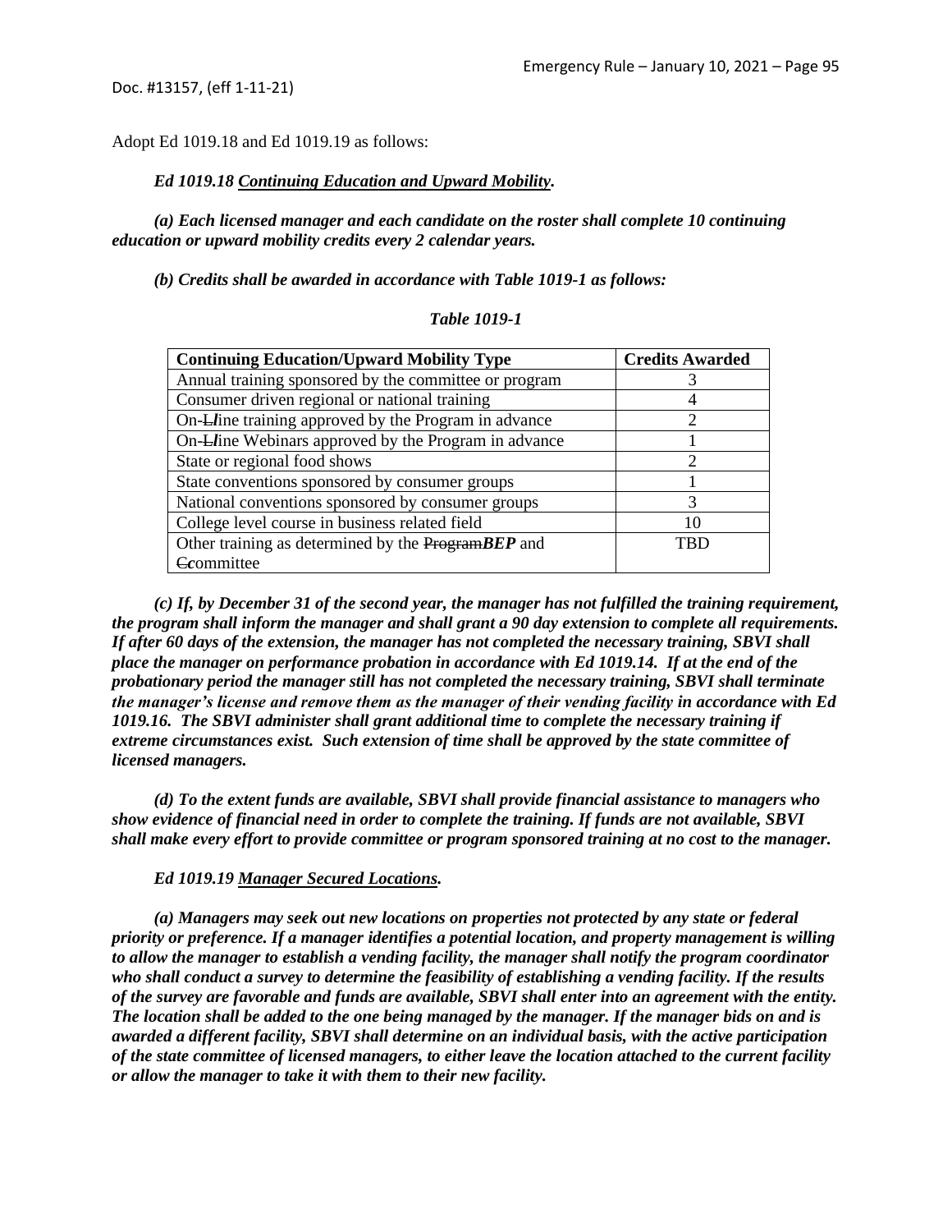Adopt Ed 1019.18 and Ed 1019.19 as follows:

***Ed 1019.18 Continuing Education and Upward Mobility.***

***(a) Each licensed manager and each candidate on the roster shall complete 10 continuing education or upward mobility credits every 2 calendar years.***

***(b) Credits shall be awarded in accordance with Table 1019-1 as follows:***

*Table 1019-1*

| Continuing Education/Upward Mobility Type | Credits Awarded |
|---|---|
| Annual training sponsored by the committee or program | 3 |
| Consumer driven regional or national training | 4 |
| On-~~L~~***l***ine training approved by the Program in advance | 2 |
| On-~~L~~***l***ine Webinars approved by the Program in advance | 1 |
| State or regional food shows | 2 |
| State conventions sponsored by consumer groups | 1 |
| National conventions sponsored by consumer groups | 3 |
| College level course in business related field | 10 |
| Other training as determined by the ~~Program~~***BEP*** and ~~C~~***c***ommittee | TBD |

***(c) If, by December 31 of the second year, the manager has not fulfilled the training requirement, the program shall inform the manager and shall grant a 90 day extension to complete all requirements. If after 60 days of the extension, the manager has not completed the necessary training, SBVI shall place the manager on performance probation in accordance with Ed 1019.14. If at the end of the probationary period the manager still has not completed the necessary training, SBVI shall terminate the manager's license and remove them as the manager of their vending facility in accordance with Ed 1019.16. The SBVI administer shall grant additional time to complete the necessary training if extreme circumstances exist. Such extension of time shall be approved by the state committee of licensed managers.***

***(d) To the extent funds are available, SBVI shall provide financial assistance to managers who show evidence of financial need in order to complete the training. If funds are not available, SBVI shall make every effort to provide committee or program sponsored training at no cost to the manager.***

***Ed 1019.19 Manager Secured Locations.***

***(a) Managers may seek out new locations on properties not protected by any state or federal priority or preference. If a manager identifies a potential location, and property management is willing to allow the manager to establish a vending facility, the manager shall notify the program coordinator who shall conduct a survey to determine the feasibility of establishing a vending facility. If the results of the survey are favorable and funds are available, SBVI shall enter into an agreement with the entity. The location shall be added to the one being managed by the manager. If the manager bids on and is awarded a different facility, SBVI shall determine on an individual basis, with the active participation of the state committee of licensed managers, to either leave the location attached to the current facility or allow the manager to take it with them to their new facility.***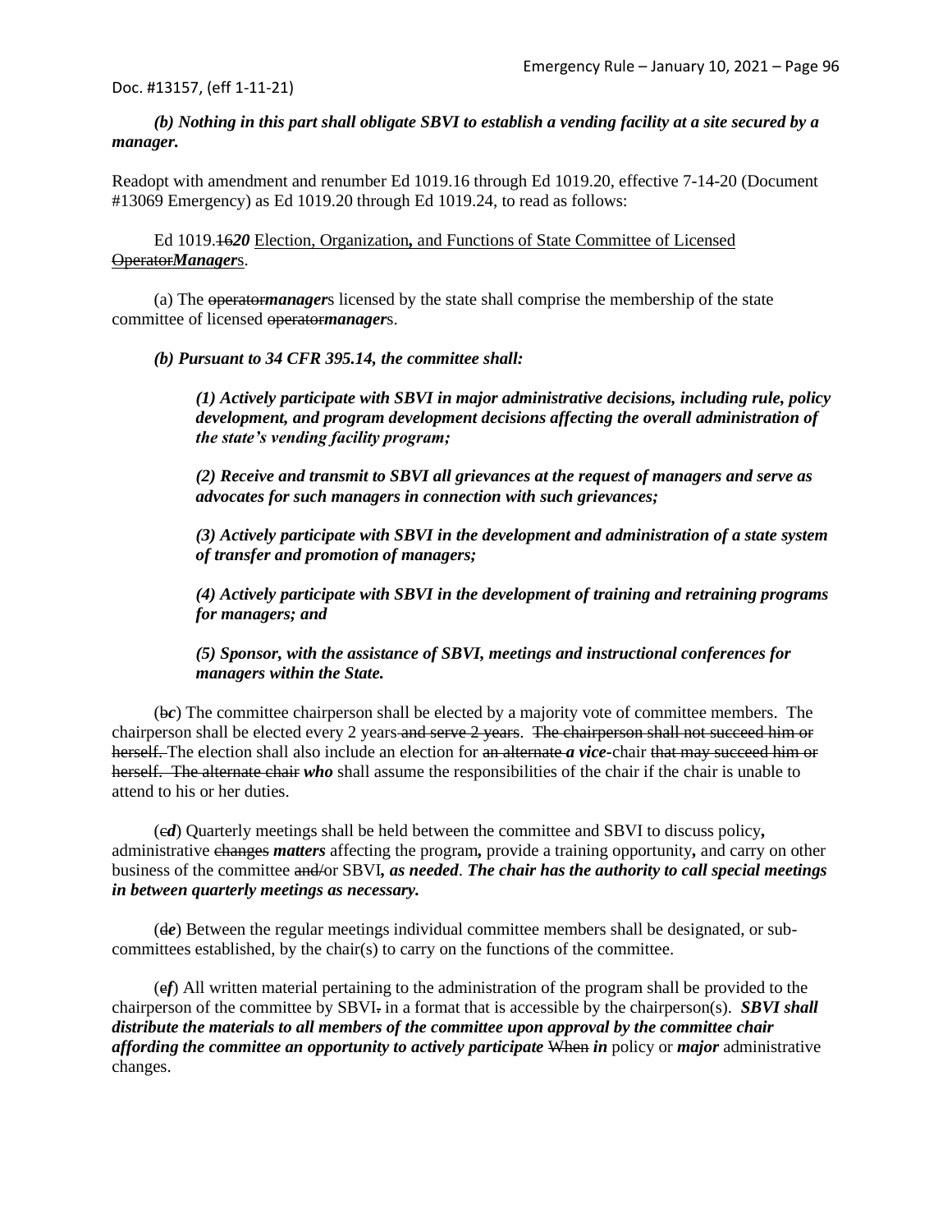*(b) Nothing in this part shall obligate SBVI to establish a vending facility at a site secured by a manager.*

Readopt with amendment and renumber Ed 1019.16 through Ed 1019.20, effective 7-14-20 (Document #13069 Emergency) as Ed 1019.20 through Ed 1019.24, to read as follows:

Ed 1019.~~16~~***20*** Election, Organization, and Functions of State Committee of Licensed ~~Operator~~***Manager***s.

(a) The ~~operator~~***manager***s licensed by the state shall comprise the membership of the state committee of licensed ~~operator~~***manager***s.

***(b) Pursuant to 34 CFR 395.14, the committee shall:***

***(1) Actively participate with SBVI in major administrative decisions, including rule, policy development, and program development decisions affecting the overall administration of the state's vending facility program;***

***(2) Receive and transmit to SBVI all grievances at the request of managers and serve as advocates for such managers in connection with such grievances;***

***(3) Actively participate with SBVI in the development and administration of a state system of transfer and promotion of managers;***

***(4) Actively participate with SBVI in the development of training and retraining programs for managers; and***

***(5) Sponsor, with the assistance of SBVI, meetings and instructional conferences for managers within the State.***

(~~b~~***c***) The committee chairperson shall be elected by a majority vote of committee members. The chairperson shall be elected every 2 years ~~and serve 2 years~~. ~~The chairperson shall not succeed him or herself.~~ The election shall also include an election for ~~an alternate~~ ***a vice-***chair ~~that may succeed him or herself. The alternate chair~~ ***who*** shall assume the responsibilities of the chair if the chair is unable to attend to his or her duties.

(~~c~~***d***) Quarterly meetings shall be held between the committee and SBVI to discuss policy**,** administrative ~~changes~~ ***matters*** affecting the program**,** provide a training opportunity**,** and carry on other business of the committee ~~and/~~or SBVI***, as needed***. ***The chair has the authority to call special meetings in between quarterly meetings as necessary.***

(~~d~~***e***) Between the regular meetings individual committee members shall be designated, or sub-committees established, by the chair(s) to carry on the functions of the committee.

(~~e~~***f***) All written material pertaining to the administration of the program shall be provided to the chairperson of the committee by SBVI~~.~~ in a format that is accessible by the chairperson(s). ***SBVI shall distribute the materials to all members of the committee upon approval by the committee chair affording the committee an opportunity to actively participate*** ~~When~~ ***in*** policy or ***major*** administrative changes.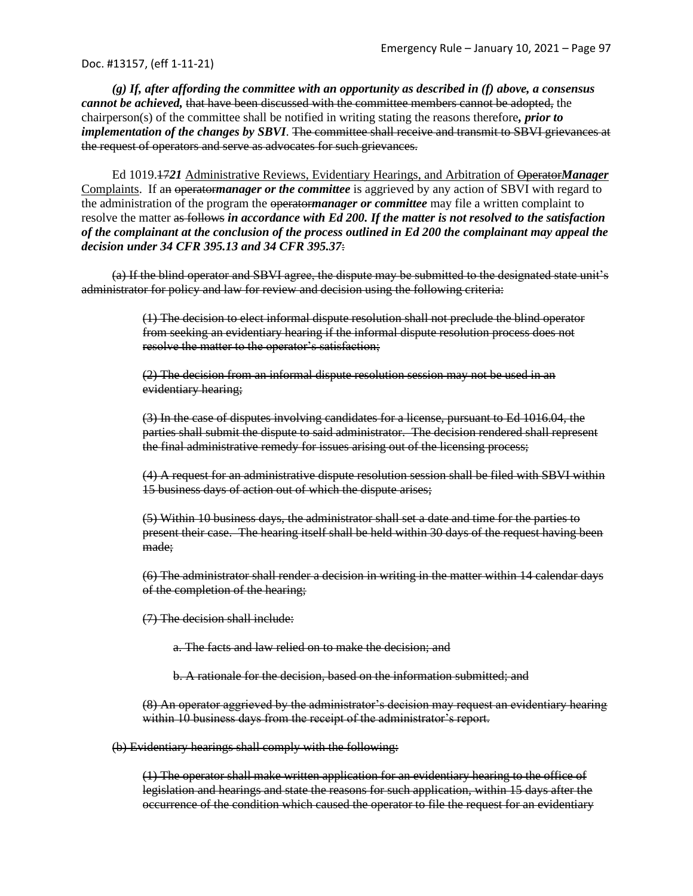***(g) If, after affording the committee with an opportunity as described in (f) above, a consensus cannot be achieved,*** ~~that have been discussed with the committee members cannot be adopted,~~ the chairperson(s) of the committee shall be notified in writing stating the reasons therefore***, prior to implementation of the changes by SBVI***. ~~The committee shall receive and transmit to SBVI grievances at the request of operators and serve as advocates for such grievances.~~

Ed 1019.~~17~~***21*** <u>Administrative Reviews, Evidentiary Hearings, and Arbitration of</u> ~~Operator~~***<u>Manager</u>*** <u>Complaints</u>. If a~~n~~ ~~operator~~***manager or the committee*** is aggrieved by any action of SBVI with regard to the administration of the program the ~~operator~~***manager or committee*** may file a written complaint to resolve the matter ~~as follows~~ ***in accordance with Ed 200. If the matter is not resolved to the satisfaction of the complainant at the conclusion of the process outlined in Ed 200 the complainant may appeal the decision under 34 CFR 395.13 and 34 CFR 395.37***~~:~~

~~(a) If the blind operator and SBVI agree, the dispute may be submitted to the designated state unit's administrator for policy and law for review and decision using the following criteria:~~

> ~~(1) The decision to elect informal dispute resolution shall not preclude the blind operator from seeking an evidentiary hearing if the informal dispute resolution process does not resolve the matter to the operator's satisfaction;~~
>
> ~~(2) The decision from an informal dispute resolution session may not be used in an evidentiary hearing;~~
>
> ~~(3) In the case of disputes involving candidates for a license, pursuant to Ed 1016.04, the parties shall submit the dispute to said administrator. The decision rendered shall represent the final administrative remedy for issues arising out of the licensing process;~~
>
> ~~(4) A request for an administrative dispute resolution session shall be filed with SBVI within 15 business days of action out of which the dispute arises;~~
>
> ~~(5) Within 10 business days, the administrator shall set a date and time for the parties to present their case. The hearing itself shall be held within 30 days of the request having been made;~~
>
> ~~(6) The administrator shall render a decision in writing in the matter within 14 calendar days of the completion of the hearing;~~
>
> ~~(7) The decision shall include:~~
>
> > ~~a. The facts and law relied on to make the decision; and~~
> >
> > ~~b. A rationale for the decision, based on the information submitted; and~~
>
> ~~(8) An operator aggrieved by the administrator's decision may request an evidentiary hearing within 10 business days from the receipt of the administrator's report.~~

~~(b) Evidentiary hearings shall comply with the following:~~

> ~~(1) The operator shall make written application for an evidentiary hearing to the office of legislation and hearings and state the reasons for such application, within 15 days after the occurrence of the condition which caused the operator to file the request for an evidentiary~~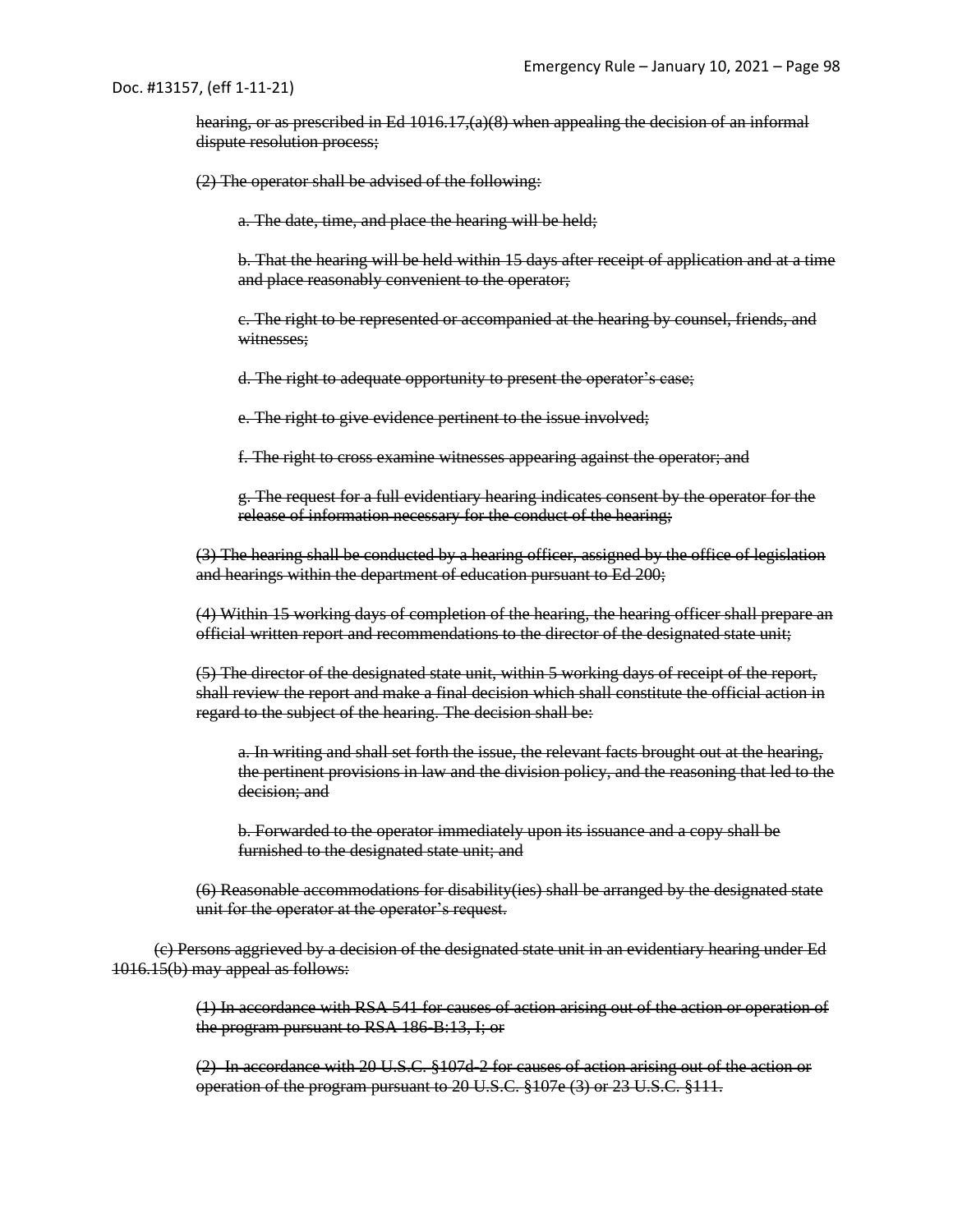~~hearing, or as prescribed in Ed 1016.17,(a)(8) when appealing the decision of an informal dispute resolution process;~~

~~(2) The operator shall be advised of the following:~~

~~a. The date, time, and place the hearing will be held;~~

~~b. That the hearing will be held within 15 days after receipt of application and at a time and place reasonably convenient to the operator;~~

~~c. The right to be represented or accompanied at the hearing by counsel, friends, and witnesses;~~

~~d. The right to adequate opportunity to present the operator's case;~~

~~e. The right to give evidence pertinent to the issue involved;~~

~~f. The right to cross examine witnesses appearing against the operator; and~~

~~g. The request for a full evidentiary hearing indicates consent by the operator for the release of information necessary for the conduct of the hearing;~~

~~(3) The hearing shall be conducted by a hearing officer, assigned by the office of legislation and hearings within the department of education pursuant to Ed 200;~~

~~(4) Within 15 working days of completion of the hearing, the hearing officer shall prepare an official written report and recommendations to the director of the designated state unit;~~

~~(5) The director of the designated state unit, within 5 working days of receipt of the report, shall review the report and make a final decision which shall constitute the official action in regard to the subject of the hearing. The decision shall be:~~

~~a. In writing and shall set forth the issue, the relevant facts brought out at the hearing, the pertinent provisions in law and the division policy, and the reasoning that led to the decision; and~~

~~b. Forwarded to the operator immediately upon its issuance and a copy shall be furnished to the designated state unit; and~~

~~(6) Reasonable accommodations for disability(ies) shall be arranged by the designated state unit for the operator at the operator's request.~~

~~(c) Persons aggrieved by a decision of the designated state unit in an evidentiary hearing under Ed 1016.15(b) may appeal as follows:~~

~~(1) In accordance with RSA 541 for causes of action arising out of the action or operation of the program pursuant to RSA 186-B:13, I; or~~

~~(2) In accordance with 20 U.S.C. §107d-2 for causes of action arising out of the action or operation of the program pursuant to 20 U.S.C. §107e (3) or 23 U.S.C. §111.~~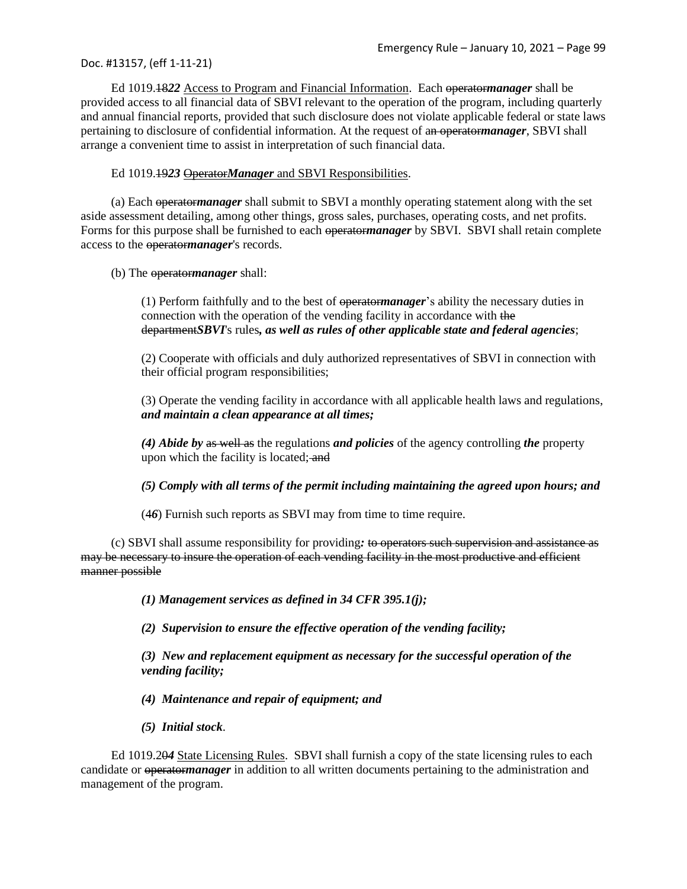Ed 1019.~~18~~***22*** Access to Program and Financial Information. Each ~~operator~~***manager*** shall be provided access to all financial data of SBVI relevant to the operation of the program, including quarterly and annual financial reports, provided that such disclosure does not violate applicable federal or state laws pertaining to disclosure of confidential information. At the request of a~~n operator~~***manager***, SBVI shall arrange a convenient time to assist in interpretation of such financial data.

Ed 1019.~~19~~***23*** ~~Operator~~***Manager*** and SBVI Responsibilities.

(a) Each ~~operator~~***manager*** shall submit to SBVI a monthly operating statement along with the set aside assessment detailing, among other things, gross sales, purchases, operating costs, and net profits. Forms for this purpose shall be furnished to each ~~operator~~***manager*** by SBVI. SBVI shall retain complete access to the ~~operator~~***manager***'s records.

(b) The ~~operator~~***manager*** shall:

(1) Perform faithfully and to the best of ~~operator~~***manager***'s ability the necessary duties in connection with the operation of the vending facility in accordance with ~~the department~~***SBVI***'s rules***, as well as rules of other applicable state and federal agencies***;

(2) Cooperate with officials and duly authorized representatives of SBVI in connection with their official program responsibilities;

(3) Operate the vending facility in accordance with all applicable health laws and regulations, ***and maintain a clean appearance at all times;***

***(4) Abide by*** ~~as well as~~ the regulations ***and policies*** of the agency controlling ***the*** property upon which the facility is located;~~ and~~

***(5) Comply with all terms of the permit including maintaining the agreed upon hours; and***

(~~4~~***6***) Furnish such reports as SBVI may from time to time require.

(c) SBVI shall assume responsibility for providing***:*** ~~to operators such supervision and assistance as may be necessary to insure the operation of each vending facility in the most productive and efficient manner possible~~

***(1) Management services as defined in 34 CFR 395.1(j);***

***(2) Supervision to ensure the effective operation of the vending facility;***

***(3) New and replacement equipment as necessary for the successful operation of the vending facility;***

***(4) Maintenance and repair of equipment; and***

***(5) Initial stock***.

Ed 1019.2~~0~~***4*** State Licensing Rules. SBVI shall furnish a copy of the state licensing rules to each candidate or ~~operator~~***manager*** in addition to all written documents pertaining to the administration and management of the program.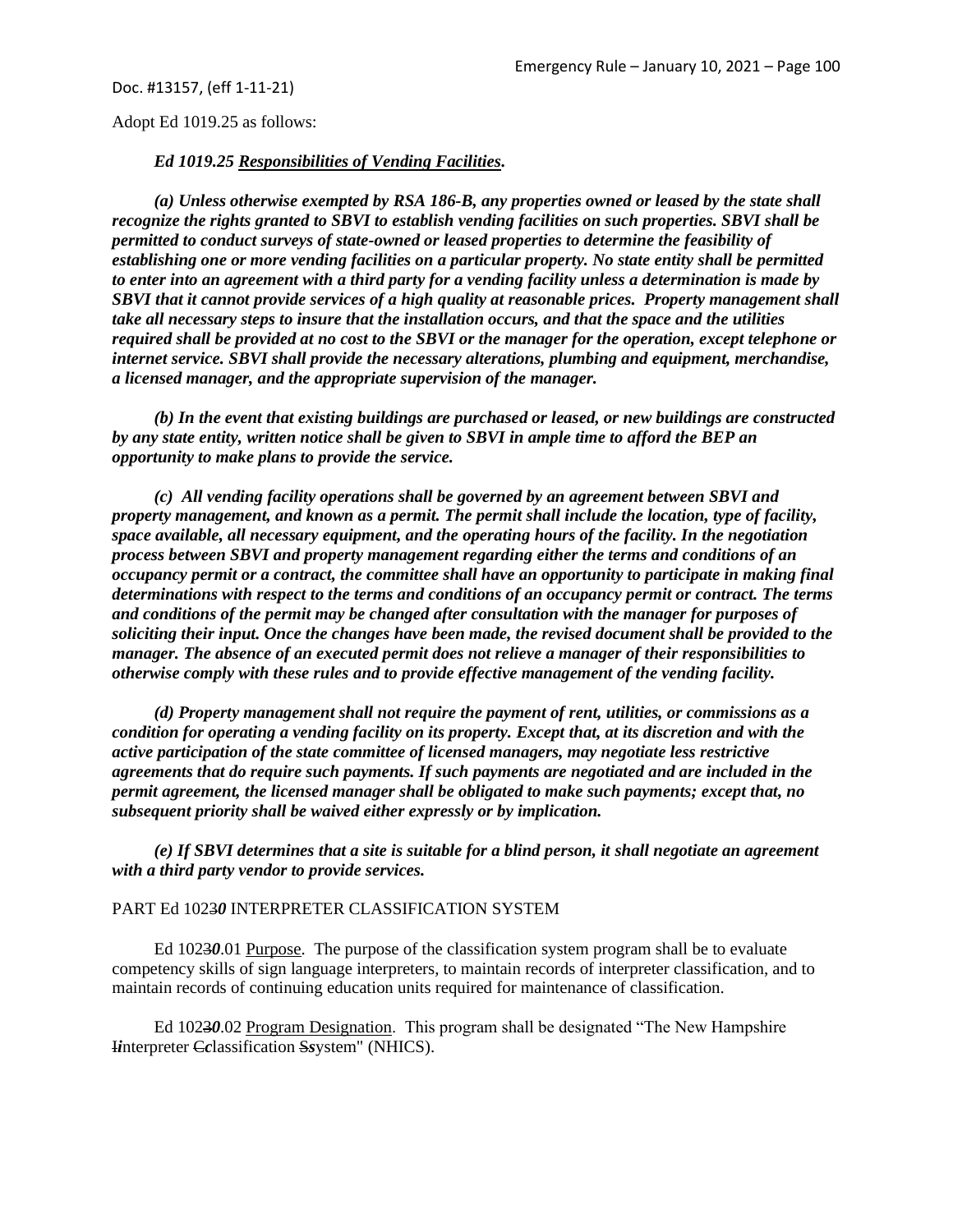Doc. #13157, (eff 1-11-21)

Adopt Ed 1019.25 as follows:

***Ed 1019.25 Responsibilities of Vending Facilities.***

***(a) Unless otherwise exempted by RSA 186-B, any properties owned or leased by the state shall recognize the rights granted to SBVI to establish vending facilities on such properties. SBVI shall be permitted to conduct surveys of state-owned or leased properties to determine the feasibility of establishing one or more vending facilities on a particular property. No state entity shall be permitted to enter into an agreement with a third party for a vending facility unless a determination is made by SBVI that it cannot provide services of a high quality at reasonable prices. Property management shall take all necessary steps to insure that the installation occurs, and that the space and the utilities required shall be provided at no cost to the SBVI or the manager for the operation, except telephone or internet service. SBVI shall provide the necessary alterations, plumbing and equipment, merchandise, a licensed manager, and the appropriate supervision of the manager.***

***(b) In the event that existing buildings are purchased or leased, or new buildings are constructed by any state entity, written notice shall be given to SBVI in ample time to afford the BEP an opportunity to make plans to provide the service.***

***(c) All vending facility operations shall be governed by an agreement between SBVI and property management, and known as a permit. The permit shall include the location, type of facility, space available, all necessary equipment, and the operating hours of the facility. In the negotiation process between SBVI and property management regarding either the terms and conditions of an occupancy permit or a contract, the committee shall have an opportunity to participate in making final determinations with respect to the terms and conditions of an occupancy permit or contract. The terms and conditions of the permit may be changed after consultation with the manager for purposes of soliciting their input. Once the changes have been made, the revised document shall be provided to the manager. The absence of an executed permit does not relieve a manager of their responsibilities to otherwise comply with these rules and to provide effective management of the vending facility.***

***(d) Property management shall not require the payment of rent, utilities, or commissions as a condition for operating a vending facility on its property. Except that, at its discretion and with the active participation of the state committee of licensed managers, may negotiate less restrictive agreements that do require such payments. If such payments are negotiated and are included in the permit agreement, the licensed manager shall be obligated to make such payments; except that, no subsequent priority shall be waived either expressly or by implication.***

***(e) If SBVI determines that a site is suitable for a blind person, it shall negotiate an agreement with a third party vendor to provide services.***

PART Ed 1023***0*** INTERPRETER CLASSIFICATION SYSTEM

Ed 1023***0***.01 Purpose. The purpose of the classification system program shall be to evaluate competency skills of sign language interpreters, to maintain records of interpreter classification, and to maintain records of continuing education units required for maintenance of classification.

Ed 1023***0***.02 Program Designation. This program shall be designated "The New Hampshire ~~I~~***i***nterpreter ~~C~~***c***lassification ~~S~~***s***ystem" (NHICS).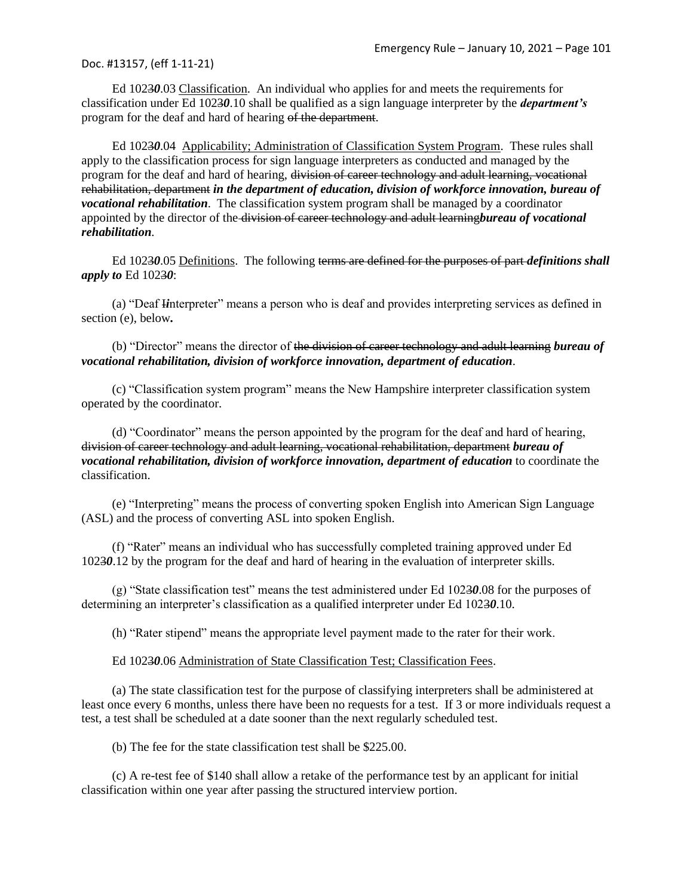Ed 1023*0*.03 Classification. An individual who applies for and meets the requirements for classification under Ed 1023*0*.10 shall be qualified as a sign language interpreter by the ***department's*** program for the deaf and hard of hearing ~~of the department~~.

Ed 1023*0*.04 Applicability; Administration of Classification System Program. These rules shall apply to the classification process for sign language interpreters as conducted and managed by the program for the deaf and hard of hearing, ~~division of career technology and adult learning, vocational rehabilitation, department~~ ***in the department of education, division of workforce innovation, bureau of vocational rehabilitation***. The classification system program shall be managed by a coordinator appointed by the director of the ~~division of career technology and adult learning~~***bureau of vocational rehabilitation***.

Ed 1023*0*.05 Definitions. The following ~~terms are defined for the purposes of part~~ ***definitions shall apply to*** Ed 1023*0*:

(a) "Deaf ~~I~~*i*nterpreter" means a person who is deaf and provides interpreting services as defined in section (e), below**.**

(b) "Director" means the director of ~~the division of career technology and adult learning~~ ***bureau of vocational rehabilitation, division of workforce innovation, department of education***.

(c) "Classification system program" means the New Hampshire interpreter classification system operated by the coordinator.

(d) "Coordinator" means the person appointed by the program for the deaf and hard of hearing, ~~division of career technology and adult learning, vocational rehabilitation, department~~ ***bureau of vocational rehabilitation, division of workforce innovation, department of education*** to coordinate the classification.

(e) "Interpreting" means the process of converting spoken English into American Sign Language (ASL) and the process of converting ASL into spoken English.

(f) "Rater" means an individual who has successfully completed training approved under Ed 1023*0*.12 by the program for the deaf and hard of hearing in the evaluation of interpreter skills.

(g) "State classification test" means the test administered under Ed 1023*0*.08 for the purposes of determining an interpreter's classification as a qualified interpreter under Ed 1023*0*.10.

(h) "Rater stipend" means the appropriate level payment made to the rater for their work.

Ed 1023*0*.06 Administration of State Classification Test; Classification Fees.

(a) The state classification test for the purpose of classifying interpreters shall be administered at least once every 6 months, unless there have been no requests for a test. If 3 or more individuals request a test, a test shall be scheduled at a date sooner than the next regularly scheduled test.

(b) The fee for the state classification test shall be $225.00.

(c) A re-test fee of $140 shall allow a retake of the performance test by an applicant for initial classification within one year after passing the structured interview portion.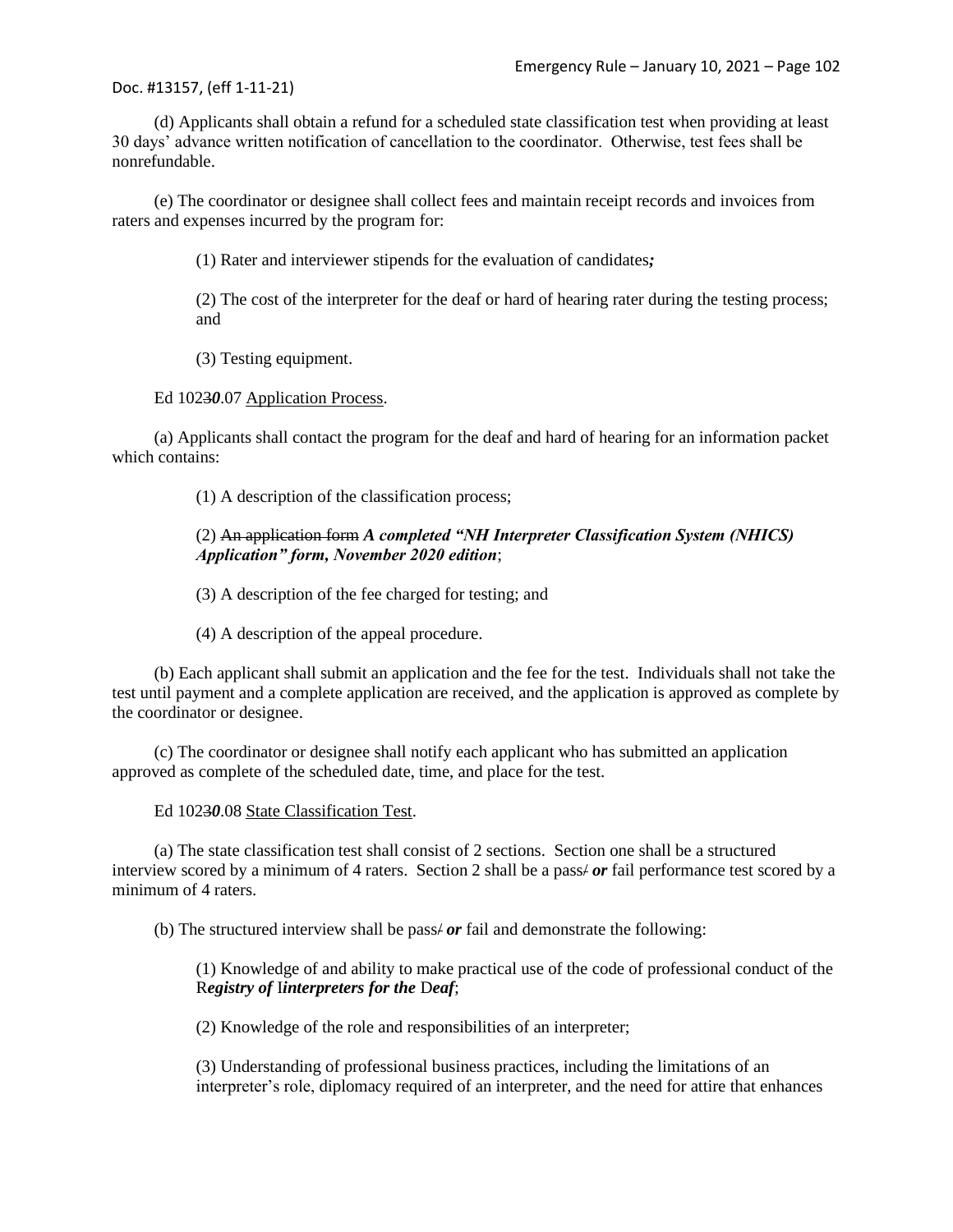(d) Applicants shall obtain a refund for a scheduled state classification test when providing at least 30 days' advance written notification of cancellation to the coordinator. Otherwise, test fees shall be nonrefundable.

(e) The coordinator or designee shall collect fees and maintain receipt records and invoices from raters and expenses incurred by the program for:

(1) Rater and interviewer stipends for the evaluation of candidates***;***

(2) The cost of the interpreter for the deaf or hard of hearing rater during the testing process; and

(3) Testing equipment.

Ed 102~~3~~***0***.07 Application Process.

(a) Applicants shall contact the program for the deaf and hard of hearing for an information packet which contains:

(1) A description of the classification process;

(2) ~~An application form~~ ***A completed "NH Interpreter Classification System (NHICS) Application" form, November 2020 edition***;

(3) A description of the fee charged for testing; and

(4) A description of the appeal procedure.

(b) Each applicant shall submit an application and the fee for the test. Individuals shall not take the test until payment and a complete application are received, and the application is approved as complete by the coordinator or designee.

(c) The coordinator or designee shall notify each applicant who has submitted an application approved as complete of the scheduled date, time, and place for the test.

Ed 102~~3~~***0***.08 State Classification Test.

(a) The state classification test shall consist of 2 sections. Section one shall be a structured interview scored by a minimum of 4 raters. Section 2 shall be a pass~~/~~ ***or*** fail performance test scored by a minimum of 4 raters.

(b) The structured interview shall be pass~~/~~ ***or*** fail and demonstrate the following:

(1) Knowledge of and ability to make practical use of the code of professional conduct of the R***egistry of*** I***nterpreters for the*** D***eaf***;

(2) Knowledge of the role and responsibilities of an interpreter;

(3) Understanding of professional business practices, including the limitations of an interpreter's role, diplomacy required of an interpreter, and the need for attire that enhances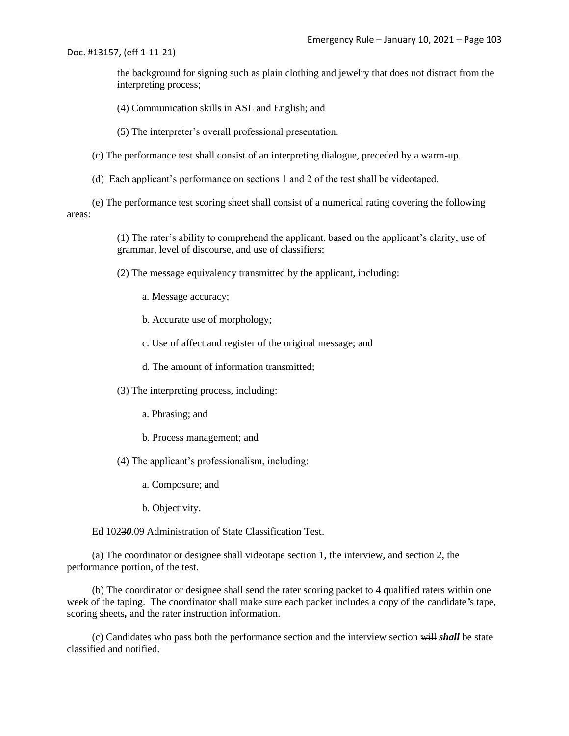the background for signing such as plain clothing and jewelry that does not distract from the interpreting process;

(4) Communication skills in ASL and English; and

(5) The interpreter's overall professional presentation.

(c) The performance test shall consist of an interpreting dialogue, preceded by a warm-up.

(d) Each applicant's performance on sections 1 and 2 of the test shall be videotaped.

(e) The performance test scoring sheet shall consist of a numerical rating covering the following areas:

(1) The rater's ability to comprehend the applicant, based on the applicant's clarity, use of grammar, level of discourse, and use of classifiers;

(2) The message equivalency transmitted by the applicant, including:

a. Message accuracy;

b. Accurate use of morphology;

c. Use of affect and register of the original message; and

d. The amount of information transmitted;

(3) The interpreting process, including:

a. Phrasing; and

b. Process management; and

(4) The applicant's professionalism, including:

a. Composure; and

b. Objectivity.

Ed 102~~3~~***0***.09 Administration of State Classification Test.

(a) The coordinator or designee shall videotape section 1, the interview, and section 2, the performance portion, of the test.

(b) The coordinator or designee shall send the rater scoring packet to 4 qualified raters within one week of the taping. The coordinator shall make sure each packet includes a copy of the candidate***'***s tape, scoring sheets***,*** and the rater instruction information.

(c) Candidates who pass both the performance section and the interview section ~~will~~ ***shall*** be state classified and notified.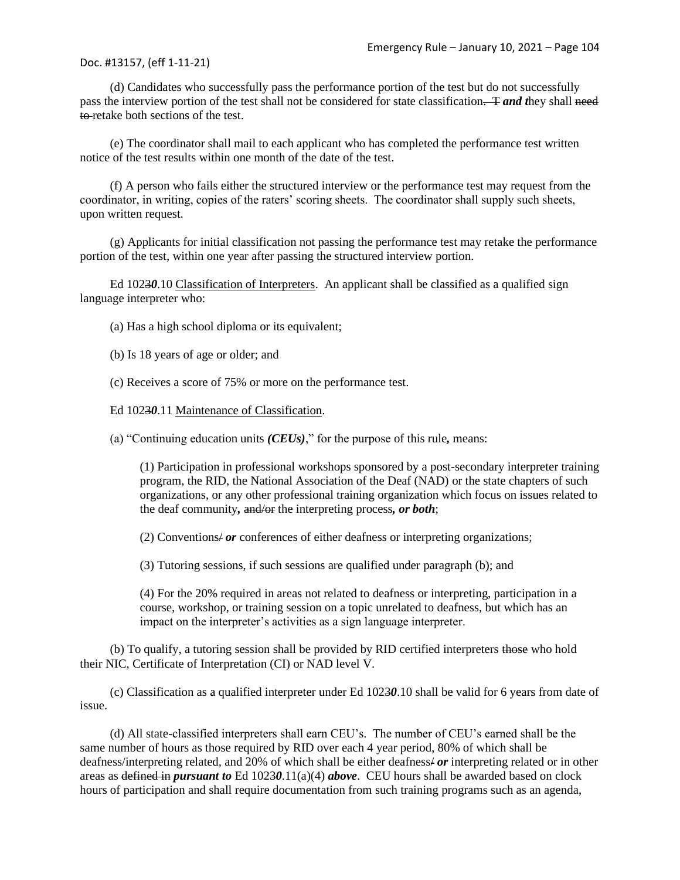(d) Candidates who successfully pass the performance portion of the test but do not successfully pass the interview portion of the test shall not be considered for state classification~~. T~~ ***and t***hey shall ~~need to~~ retake both sections of the test.

(e) The coordinator shall mail to each applicant who has completed the performance test written notice of the test results within one month of the date of the test.

(f) A person who fails either the structured interview or the performance test may request from the coordinator, in writing, copies of the raters' scoring sheets. The coordinator shall supply such sheets, upon written request.

(g) Applicants for initial classification not passing the performance test may retake the performance portion of the test, within one year after passing the structured interview portion.

Ed 102~~3~~***0***.10 Classification of Interpreters. An applicant shall be classified as a qualified sign language interpreter who:

(a) Has a high school diploma or its equivalent;

(b) Is 18 years of age or older; and

(c) Receives a score of 75% or more on the performance test.

Ed 102~~3~~***0***.11 Maintenance of Classification.

(a) "Continuing education units ***(CEUs)***," for the purpose of this rule***,*** means:

(1) Participation in professional workshops sponsored by a post-secondary interpreter training program, the RID, the National Association of the Deaf (NAD) or the state chapters of such organizations, or any other professional training organization which focus on issues related to the deaf community***,*** ~~and/or~~ the interpreting process***, or both***;

(2) Conventions~~/~~ ***or*** conferences of either deafness or interpreting organizations;

(3) Tutoring sessions, if such sessions are qualified under paragraph (b); and

(4) For the 20% required in areas not related to deafness or interpreting, participation in a course, workshop, or training session on a topic unrelated to deafness, but which has an impact on the interpreter's activities as a sign language interpreter.

(b) To qualify, a tutoring session shall be provided by RID certified interpreters ~~those~~ who hold their NIC, Certificate of Interpretation (CI) or NAD level V.

(c) Classification as a qualified interpreter under Ed 102~~3~~***0***.10 shall be valid for 6 years from date of issue.

(d) All state-classified interpreters shall earn CEU's. The number of CEU's earned shall be the same number of hours as those required by RID over each 4 year period, 80% of which shall be deafness/interpreting related, and 20% of which shall be either deafness~~/~~ ***or*** interpreting related or in other areas as ~~defined in~~ ***pursuant to*** Ed 102~~3~~***0***.11(a)(4) ***above***. CEU hours shall be awarded based on clock hours of participation and shall require documentation from such training programs such as an agenda,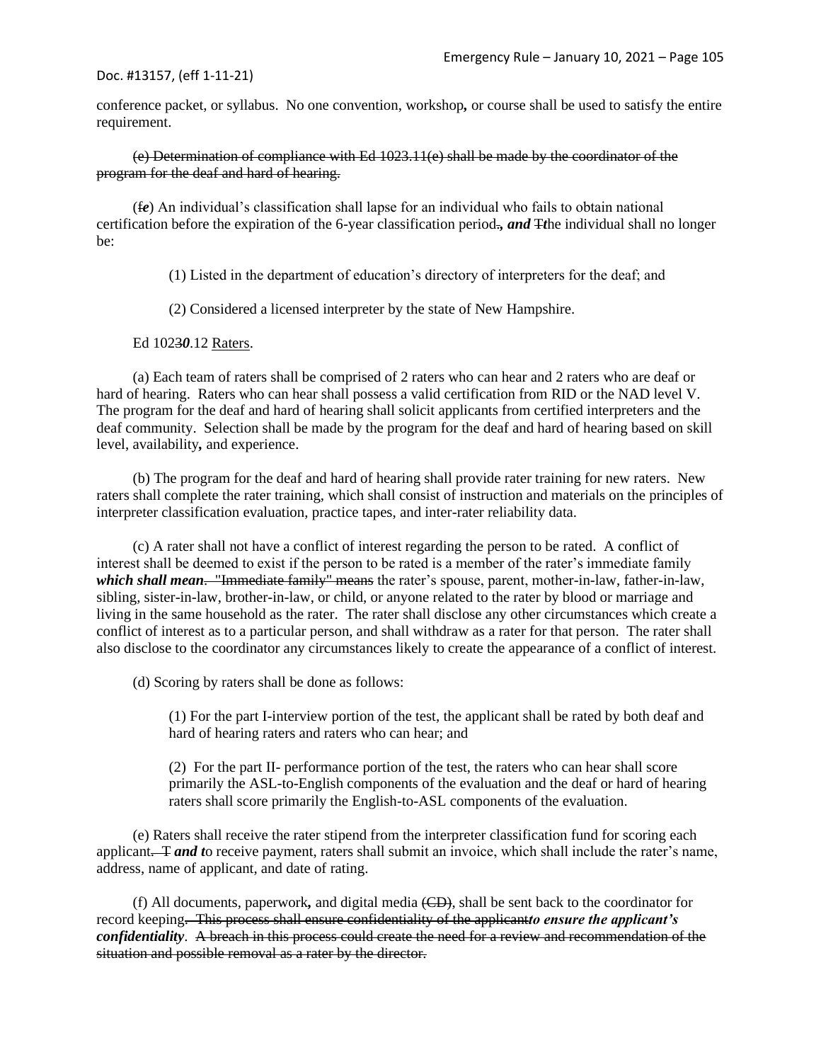conference packet, or syllabus. No one convention, workshop**,** or course shall be used to satisfy the entire requirement.

~~(e) Determination of compliance with Ed 1023.11(e) shall be made by the coordinator of the program for the deaf and hard of hearing.~~

(~~f~~***e***) An individual's classification shall lapse for an individual who fails to obtain national certification before the expiration of the 6-year classification period~~.~~***, and*** ~~T~~***t***he individual shall no longer be:

(1) Listed in the department of education's directory of interpreters for the deaf; and

(2) Considered a licensed interpreter by the state of New Hampshire.

Ed 102~~3~~***0***.12 Raters.

(a) Each team of raters shall be comprised of 2 raters who can hear and 2 raters who are deaf or hard of hearing. Raters who can hear shall possess a valid certification from RID or the NAD level V. The program for the deaf and hard of hearing shall solicit applicants from certified interpreters and the deaf community. Selection shall be made by the program for the deaf and hard of hearing based on skill level, availability**,** and experience.

(b) The program for the deaf and hard of hearing shall provide rater training for new raters. New raters shall complete the rater training, which shall consist of instruction and materials on the principles of interpreter classification evaluation, practice tapes, and inter-rater reliability data.

(c) A rater shall not have a conflict of interest regarding the person to be rated. A conflict of interest shall be deemed to exist if the person to be rated is a member of the rater's immediate family ***which shall mean***~~. "Immediate family" means~~ the rater's spouse, parent, mother-in-law, father-in-law, sibling, sister-in-law, brother-in-law, or child, or anyone related to the rater by blood or marriage and living in the same household as the rater. The rater shall disclose any other circumstances which create a conflict of interest as to a particular person, and shall withdraw as a rater for that person. The rater shall also disclose to the coordinator any circumstances likely to create the appearance of a conflict of interest.

(d) Scoring by raters shall be done as follows:

(1) For the part I-interview portion of the test, the applicant shall be rated by both deaf and hard of hearing raters and raters who can hear; and

(2) For the part II- performance portion of the test, the raters who can hear shall score primarily the ASL-to-English components of the evaluation and the deaf or hard of hearing raters shall score primarily the English-to-ASL components of the evaluation.

(e) Raters shall receive the rater stipend from the interpreter classification fund for scoring each applicant~~. T~~ ***and t***o receive payment, raters shall submit an invoice, which shall include the rater's name, address, name of applicant, and date of rating.

(f) All documents, paperwork**,** and digital media ~~(CD)~~, shall be sent back to the coordinator for record keeping~~. This process shall ensure confidentiality of the applicant~~***to ensure the applicant's confidentiality***. ~~A breach in this process could create the need for a review and recommendation of the situation and possible removal as a rater by the director.~~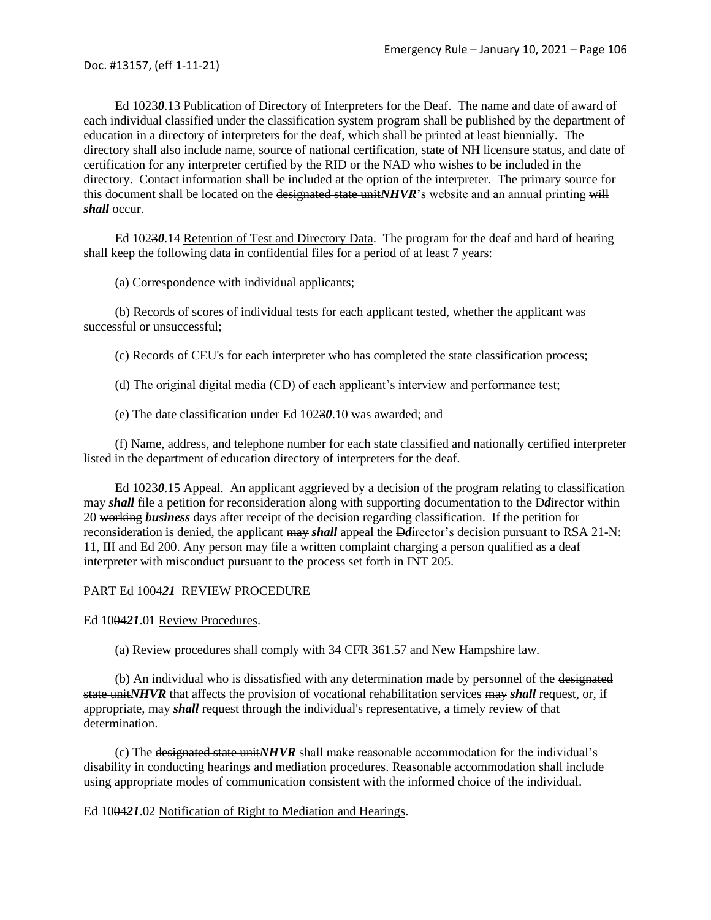Ed 1023*0*.13 Publication of Directory of Interpreters for the Deaf. The name and date of award of each individual classified under the classification system program shall be published by the department of education in a directory of interpreters for the deaf, which shall be printed at least biennially. The directory shall also include name, source of national certification, state of NH licensure status, and date of certification for any interpreter certified by the RID or the NAD who wishes to be included in the directory. Contact information shall be included at the option of the interpreter. The primary source for this document shall be located on the ~~designated state unit~~***NHVR***'s website and an annual printing ~~will~~ ***shall*** occur.

Ed 1023*0*.14 Retention of Test and Directory Data. The program for the deaf and hard of hearing shall keep the following data in confidential files for a period of at least 7 years:

(a) Correspondence with individual applicants;

(b) Records of scores of individual tests for each applicant tested, whether the applicant was successful or unsuccessful;

(c) Records of CEU's for each interpreter who has completed the state classification process;

(d) The original digital media (CD) of each applicant's interview and performance test;

(e) The date classification under Ed 1023*0*.10 was awarded; and

(f) Name, address, and telephone number for each state classified and nationally certified interpreter listed in the department of education directory of interpreters for the deaf.

Ed 1023*0*.15 Appeal. An applicant aggrieved by a decision of the program relating to classification ~~may~~ ***shall*** file a petition for reconsideration along with supporting documentation to the ~~D~~***d***irector within 20 ~~working~~ ***business*** days after receipt of the decision regarding classification. If the petition for reconsideration is denied, the applicant ~~may~~ ***shall*** appeal the ~~D~~***d***irector's decision pursuant to RSA 21-N: 11, III and Ed 200. Any person may file a written complaint charging a person qualified as a deaf interpreter with misconduct pursuant to the process set forth in INT 205.

PART Ed 10~~04~~***21*** REVIEW PROCEDURE

Ed 10~~04~~***21***.01 Review Procedures.

(a) Review procedures shall comply with 34 CFR 361.57 and New Hampshire law.

(b) An individual who is dissatisfied with any determination made by personnel of the ~~designated state unit~~***NHVR*** that affects the provision of vocational rehabilitation services ~~may~~ ***shall*** request, or, if appropriate, ~~may~~ ***shall*** request through the individual's representative, a timely review of that determination.

(c) The ~~designated state unit~~***NHVR*** shall make reasonable accommodation for the individual's disability in conducting hearings and mediation procedures. Reasonable accommodation shall include using appropriate modes of communication consistent with the informed choice of the individual.

Ed 10~~04~~***21***.02 Notification of Right to Mediation and Hearings.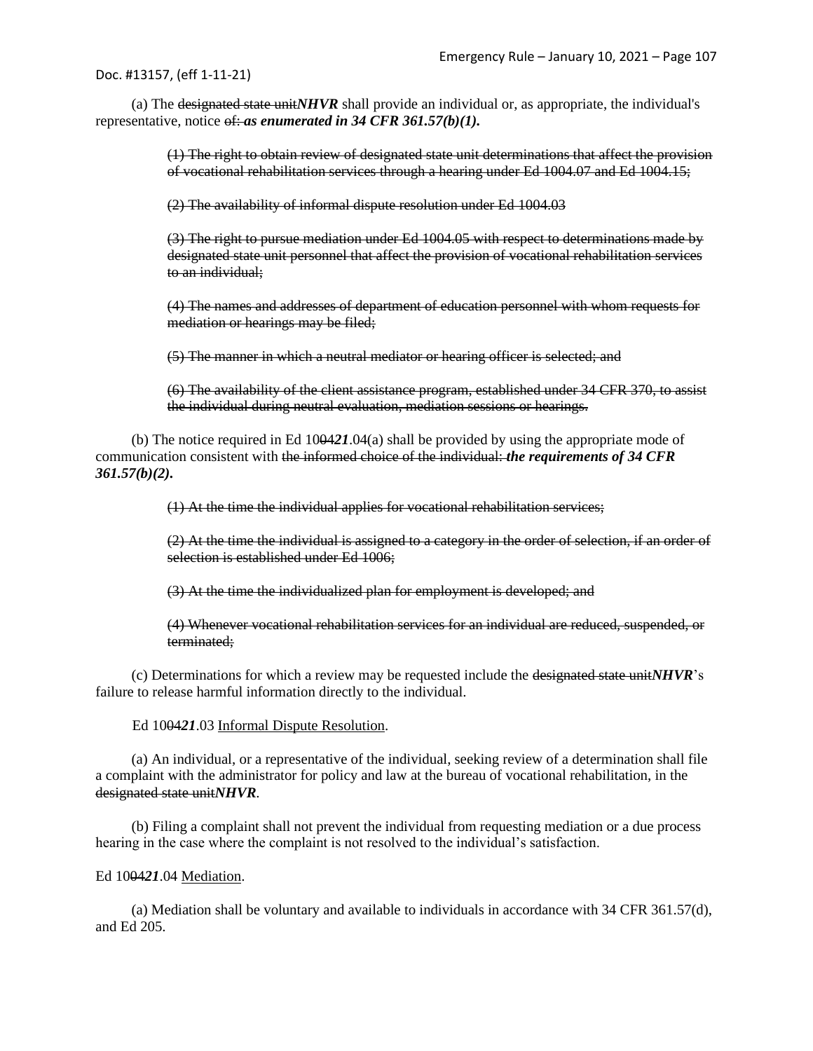(a) The ~~designated state unit~~***NHVR*** shall provide an individual or, as appropriate, the individual's representative, notice ~~of:~~ ***as enumerated in 34 CFR 361.57(b)(1).***

> ~~(1) The right to obtain review of designated state unit determinations that affect the provision of vocational rehabilitation services through a hearing under Ed 1004.07 and Ed 1004.15;~~
>
> ~~(2) The availability of informal dispute resolution under Ed 1004.03~~
>
> ~~(3) The right to pursue mediation under Ed 1004.05 with respect to determinations made by designated state unit personnel that affect the provision of vocational rehabilitation services to an individual;~~
>
> ~~(4) The names and addresses of department of education personnel with whom requests for mediation or hearings may be filed;~~
>
> ~~(5) The manner in which a neutral mediator or hearing officer is selected; and~~
>
> ~~(6) The availability of the client assistance program, established under 34 CFR 370, to assist the individual during neutral evaluation, mediation sessions or hearings.~~

(b) The notice required in Ed 10~~04~~***21***.04(a) shall be provided by using the appropriate mode of communication consistent with ~~the informed choice of the individual:~~ ***the requirements of 34 CFR 361.57(b)(2).***

> ~~(1) At the time the individual applies for vocational rehabilitation services;~~
>
> ~~(2) At the time the individual is assigned to a category in the order of selection, if an order of selection is established under Ed 1006;~~
>
> ~~(3) At the time the individualized plan for employment is developed; and~~
>
> ~~(4) Whenever vocational rehabilitation services for an individual are reduced, suspended, or terminated;~~

(c) Determinations for which a review may be requested include the ~~designated state unit~~***NHVR***'s failure to release harmful information directly to the individual.

Ed 10~~04~~***21***.03 Informal Dispute Resolution.

(a) An individual, or a representative of the individual, seeking review of a determination shall file a complaint with the administrator for policy and law at the bureau of vocational rehabilitation, in the ~~designated state unit~~***NHVR***.

(b) Filing a complaint shall not prevent the individual from requesting mediation or a due process hearing in the case where the complaint is not resolved to the individual's satisfaction.

Ed 10~~04~~***21***.04 Mediation.

(a) Mediation shall be voluntary and available to individuals in accordance with 34 CFR 361.57(d), and Ed 205.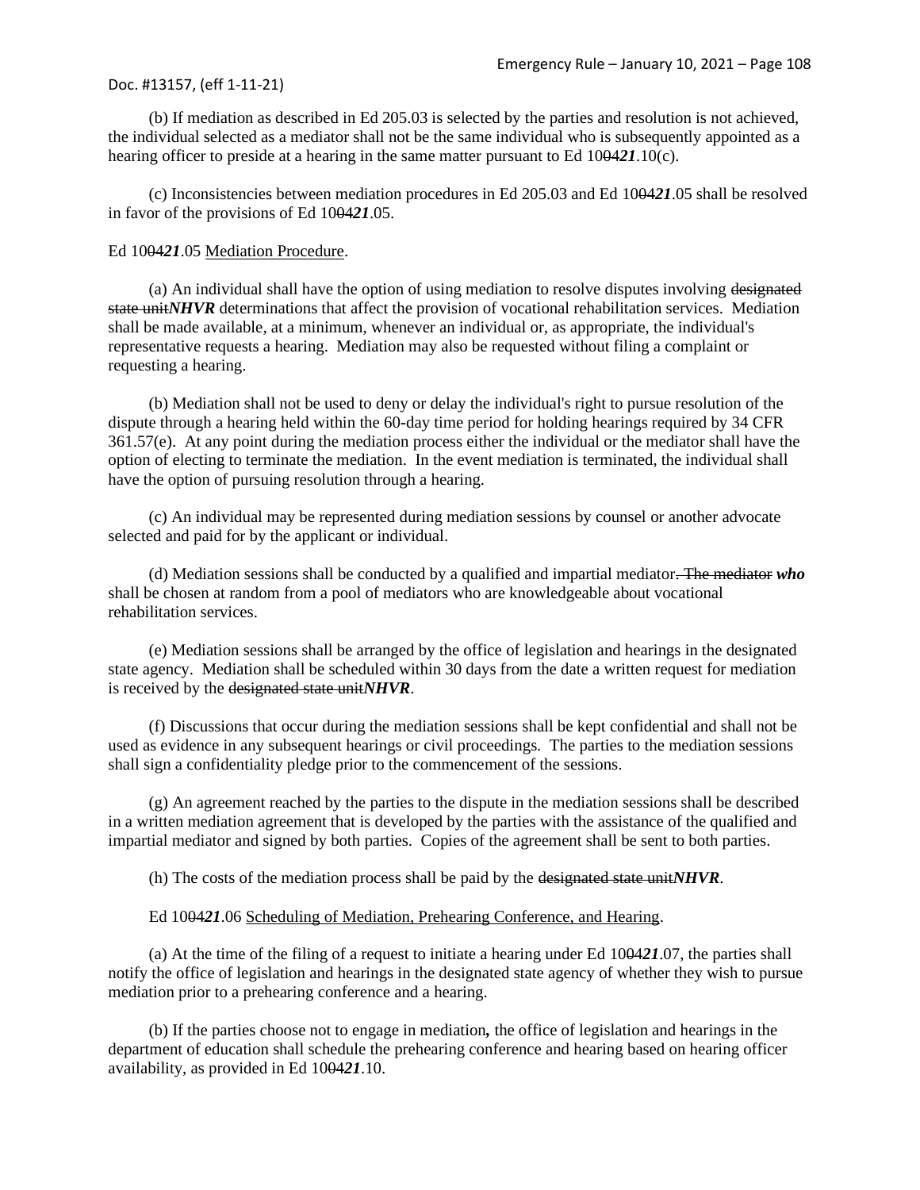(b) If mediation as described in Ed 205.03 is selected by the parties and resolution is not achieved, the individual selected as a mediator shall not be the same individual who is subsequently appointed as a hearing officer to preside at a hearing in the same matter pursuant to Ed 10~~04~~***21***.10(c).

(c) Inconsistencies between mediation procedures in Ed 205.03 and Ed 10~~04~~***21***.05 shall be resolved in favor of the provisions of Ed 10~~04~~***21***.05.

Ed 10~~04~~***21***.05 Mediation Procedure.

(a) An individual shall have the option of using mediation to resolve disputes involving ~~designated state unit~~***NHVR*** determinations that affect the provision of vocational rehabilitation services. Mediation shall be made available, at a minimum, whenever an individual or, as appropriate, the individual's representative requests a hearing. Mediation may also be requested without filing a complaint or requesting a hearing.

(b) Mediation shall not be used to deny or delay the individual's right to pursue resolution of the dispute through a hearing held within the 60-day time period for holding hearings required by 34 CFR 361.57(e). At any point during the mediation process either the individual or the mediator shall have the option of electing to terminate the mediation. In the event mediation is terminated, the individual shall have the option of pursuing resolution through a hearing.

(c) An individual may be represented during mediation sessions by counsel or another advocate selected and paid for by the applicant or individual.

(d) Mediation sessions shall be conducted by a qualified and impartial mediator~~. The mediator~~ ***who*** shall be chosen at random from a pool of mediators who are knowledgeable about vocational rehabilitation services.

(e) Mediation sessions shall be arranged by the office of legislation and hearings in the designated state agency. Mediation shall be scheduled within 30 days from the date a written request for mediation is received by the ~~designated state unit~~***NHVR***.

(f) Discussions that occur during the mediation sessions shall be kept confidential and shall not be used as evidence in any subsequent hearings or civil proceedings. The parties to the mediation sessions shall sign a confidentiality pledge prior to the commencement of the sessions.

(g) An agreement reached by the parties to the dispute in the mediation sessions shall be described in a written mediation agreement that is developed by the parties with the assistance of the qualified and impartial mediator and signed by both parties. Copies of the agreement shall be sent to both parties.

(h) The costs of the mediation process shall be paid by the ~~designated state unit~~***NHVR***.

Ed 10~~04~~***21***.06 Scheduling of Mediation, Prehearing Conference, and Hearing.

(a) At the time of the filing of a request to initiate a hearing under Ed 10~~04~~***21***.07, the parties shall notify the office of legislation and hearings in the designated state agency of whether they wish to pursue mediation prior to a prehearing conference and a hearing.

(b) If the parties choose not to engage in mediation**,** the office of legislation and hearings in the department of education shall schedule the prehearing conference and hearing based on hearing officer availability, as provided in Ed 10~~04~~***21***.10.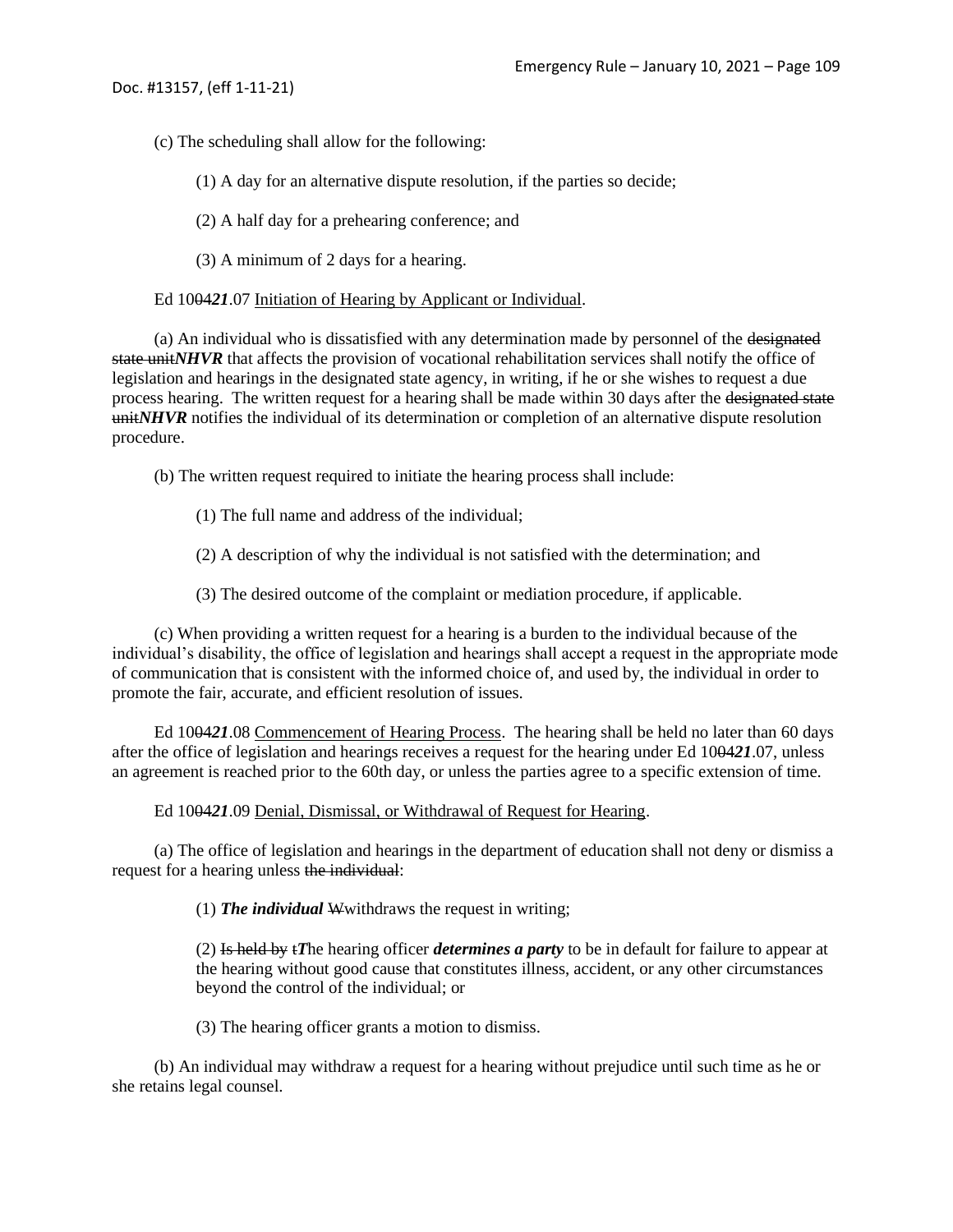(c) The scheduling shall allow for the following:

(1) A day for an alternative dispute resolution, if the parties so decide;

(2) A half day for a prehearing conference; and

(3) A minimum of 2 days for a hearing.

Ed 1004***21***.07 Initiation of Hearing by Applicant or Individual.

(a) An individual who is dissatisfied with any determination made by personnel of the ~~designated state unit~~***NHVR*** that affects the provision of vocational rehabilitation services shall notify the office of legislation and hearings in the designated state agency, in writing, if he or she wishes to request a due process hearing. The written request for a hearing shall be made within 30 days after the ~~designated state unit~~***NHVR*** notifies the individual of its determination or completion of an alternative dispute resolution procedure.

(b) The written request required to initiate the hearing process shall include:

(1) The full name and address of the individual;

(2) A description of why the individual is not satisfied with the determination; and

(3) The desired outcome of the complaint or mediation procedure, if applicable.

(c) When providing a written request for a hearing is a burden to the individual because of the individual's disability, the office of legislation and hearings shall accept a request in the appropriate mode of communication that is consistent with the informed choice of, and used by, the individual in order to promote the fair, accurate, and efficient resolution of issues.

Ed 1004***21***.08 Commencement of Hearing Process. The hearing shall be held no later than 60 days after the office of legislation and hearings receives a request for the hearing under Ed 1004***21***.07, unless an agreement is reached prior to the 60th day, or unless the parties agree to a specific extension of time.

Ed 1004***21***.09 Denial, Dismissal, or Withdrawal of Request for Hearing.

(a) The office of legislation and hearings in the department of education shall not deny or dismiss a request for a hearing unless ~~the individual~~:

(1) ***The individual*** ~~W~~withdraws the request in writing;

(2) ~~Is held by t~~***T***he hearing officer ***determines a party*** to be in default for failure to appear at the hearing without good cause that constitutes illness, accident, or any other circumstances beyond the control of the individual; or

(3) The hearing officer grants a motion to dismiss.

(b) An individual may withdraw a request for a hearing without prejudice until such time as he or she retains legal counsel.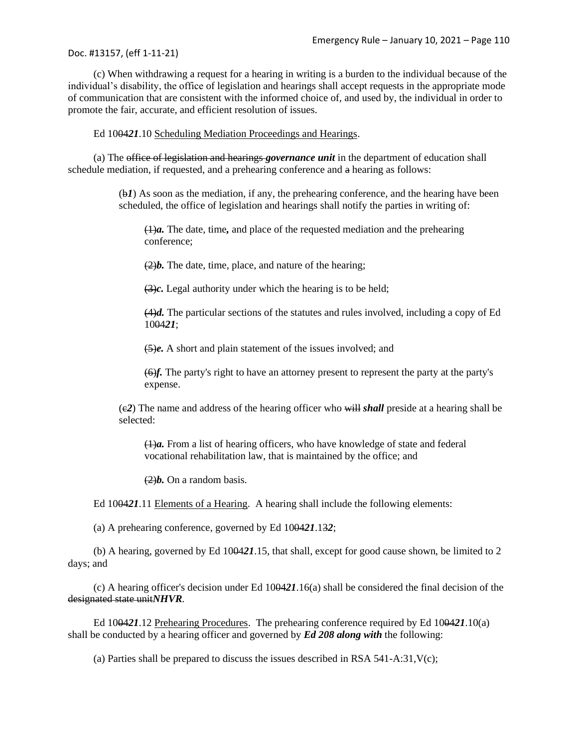(c) When withdrawing a request for a hearing in writing is a burden to the individual because of the individual's disability, the office of legislation and hearings shall accept requests in the appropriate mode of communication that are consistent with the informed choice of, and used by, the individual in order to promote the fair, accurate, and efficient resolution of issues.

Ed 100421.10 Scheduling Mediation Proceedings and Hearings.

(a) The ~~office of legislation and hearings~~ ***governance unit*** in the department of education shall schedule mediation, if requested, and a prehearing conference and ~~a~~ hearing as follows:

(~~b~~***1***) As soon as the mediation, if any, the prehearing conference, and the hearing have been scheduled, the office of legislation and hearings shall notify the parties in writing of:

~~(1)~~***a.*** The date, time***,*** and place of the requested mediation and the prehearing conference;

~~(2)~~***b.*** The date, time, place, and nature of the hearing;

~~(3)~~***c.*** Legal authority under which the hearing is to be held;

~~(4)~~***d.*** The particular sections of the statutes and rules involved, including a copy of Ed 10~~04~~***21***;

~~(5)~~***e.*** A short and plain statement of the issues involved; and

~~(6)~~***f.*** The party's right to have an attorney present to represent the party at the party's expense.

(~~c~~***2***) The name and address of the hearing officer who ~~will~~ ***shall*** preside at a hearing shall be selected:

~~(1)~~***a.*** From a list of hearing officers, who have knowledge of state and federal vocational rehabilitation law, that is maintained by the office; and

~~(2)~~***b.*** On a random basis.

Ed 10~~04~~***21***.11 Elements of a Hearing. A hearing shall include the following elements:

(a) A prehearing conference, governed by Ed 10~~04~~***21***.1~~3~~***2***;

(b) A hearing, governed by Ed 10~~04~~***21***.15, that shall, except for good cause shown, be limited to 2 days; and

(c) A hearing officer's decision under Ed 10~~04~~***21***.16(a) shall be considered the final decision of the ~~designated state unit~~***NHVR***.

Ed 10~~04~~***21***.12 Prehearing Procedures. The prehearing conference required by Ed 10~~04~~***21***.10(a) shall be conducted by a hearing officer and governed by ***Ed 208 along with*** the following:

(a) Parties shall be prepared to discuss the issues described in RSA 541-A:31,V(c);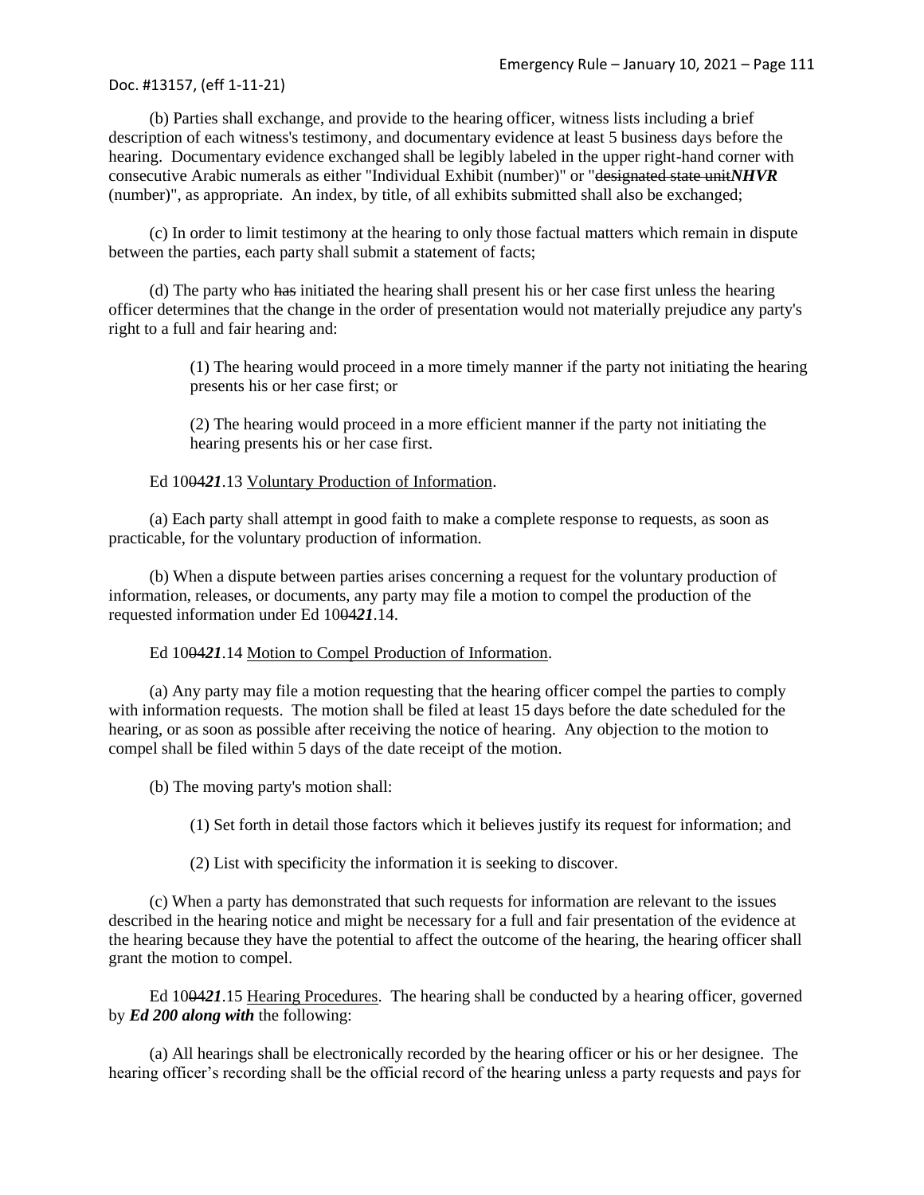(b) Parties shall exchange, and provide to the hearing officer, witness lists including a brief description of each witness's testimony, and documentary evidence at least 5 business days before the hearing. Documentary evidence exchanged shall be legibly labeled in the upper right-hand corner with consecutive Arabic numerals as either "Individual Exhibit (number)" or "~~designated state unit~~***NHVR*** (number)", as appropriate. An index, by title, of all exhibits submitted shall also be exchanged;

(c) In order to limit testimony at the hearing to only those factual matters which remain in dispute between the parties, each party shall submit a statement of facts;

(d) The party who ~~has~~ initiated the hearing shall present his or her case first unless the hearing officer determines that the change in the order of presentation would not materially prejudice any party's right to a full and fair hearing and:

> (1) The hearing would proceed in a more timely manner if the party not initiating the hearing presents his or her case first; or
>
> (2) The hearing would proceed in a more efficient manner if the party not initiating the hearing presents his or her case first.

Ed 10~~04~~***21***.13 Voluntary Production of Information.

(a) Each party shall attempt in good faith to make a complete response to requests, as soon as practicable, for the voluntary production of information.

(b) When a dispute between parties arises concerning a request for the voluntary production of information, releases, or documents, any party may file a motion to compel the production of the requested information under Ed 10~~04~~***21***.14.

Ed 10~~04~~***21***.14 Motion to Compel Production of Information.

(a) Any party may file a motion requesting that the hearing officer compel the parties to comply with information requests. The motion shall be filed at least 15 days before the date scheduled for the hearing, or as soon as possible after receiving the notice of hearing. Any objection to the motion to compel shall be filed within 5 days of the date receipt of the motion.

(b) The moving party's motion shall:

> (1) Set forth in detail those factors which it believes justify its request for information; and
>
> (2) List with specificity the information it is seeking to discover.

(c) When a party has demonstrated that such requests for information are relevant to the issues described in the hearing notice and might be necessary for a full and fair presentation of the evidence at the hearing because they have the potential to affect the outcome of the hearing, the hearing officer shall grant the motion to compel.

Ed 10~~04~~***21***.15 Hearing Procedures. The hearing shall be conducted by a hearing officer, governed by ***Ed 200 along with*** the following:

(a) All hearings shall be electronically recorded by the hearing officer or his or her designee. The hearing officer's recording shall be the official record of the hearing unless a party requests and pays for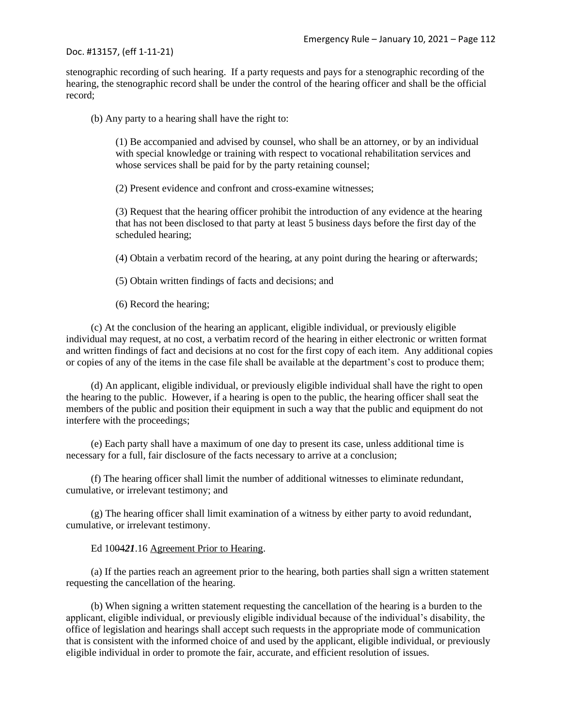stenographic recording of such hearing. If a party requests and pays for a stenographic recording of the hearing, the stenographic record shall be under the control of the hearing officer and shall be the official record;

(b) Any party to a hearing shall have the right to:

(1) Be accompanied and advised by counsel, who shall be an attorney, or by an individual with special knowledge or training with respect to vocational rehabilitation services and whose services shall be paid for by the party retaining counsel;

(2) Present evidence and confront and cross-examine witnesses;

(3) Request that the hearing officer prohibit the introduction of any evidence at the hearing that has not been disclosed to that party at least 5 business days before the first day of the scheduled hearing;

(4) Obtain a verbatim record of the hearing, at any point during the hearing or afterwards;

(5) Obtain written findings of facts and decisions; and

(6) Record the hearing;

(c) At the conclusion of the hearing an applicant, eligible individual, or previously eligible individual may request, at no cost, a verbatim record of the hearing in either electronic or written format and written findings of fact and decisions at no cost for the first copy of each item. Any additional copies or copies of any of the items in the case file shall be available at the department's cost to produce them;

(d) An applicant, eligible individual, or previously eligible individual shall have the right to open the hearing to the public. However, if a hearing is open to the public, the hearing officer shall seat the members of the public and position their equipment in such a way that the public and equipment do not interfere with the proceedings;

(e) Each party shall have a maximum of one day to present its case, unless additional time is necessary for a full, fair disclosure of the facts necessary to arrive at a conclusion;

(f) The hearing officer shall limit the number of additional witnesses to eliminate redundant, cumulative, or irrelevant testimony; and

(g) The hearing officer shall limit examination of a witness by either party to avoid redundant, cumulative, or irrelevant testimony.

Ed 10~~04~~***21***.16 Agreement Prior to Hearing.

(a) If the parties reach an agreement prior to the hearing, both parties shall sign a written statement requesting the cancellation of the hearing.

(b) When signing a written statement requesting the cancellation of the hearing is a burden to the applicant, eligible individual, or previously eligible individual because of the individual's disability, the office of legislation and hearings shall accept such requests in the appropriate mode of communication that is consistent with the informed choice of and used by the applicant, eligible individual, or previously eligible individual in order to promote the fair, accurate, and efficient resolution of issues.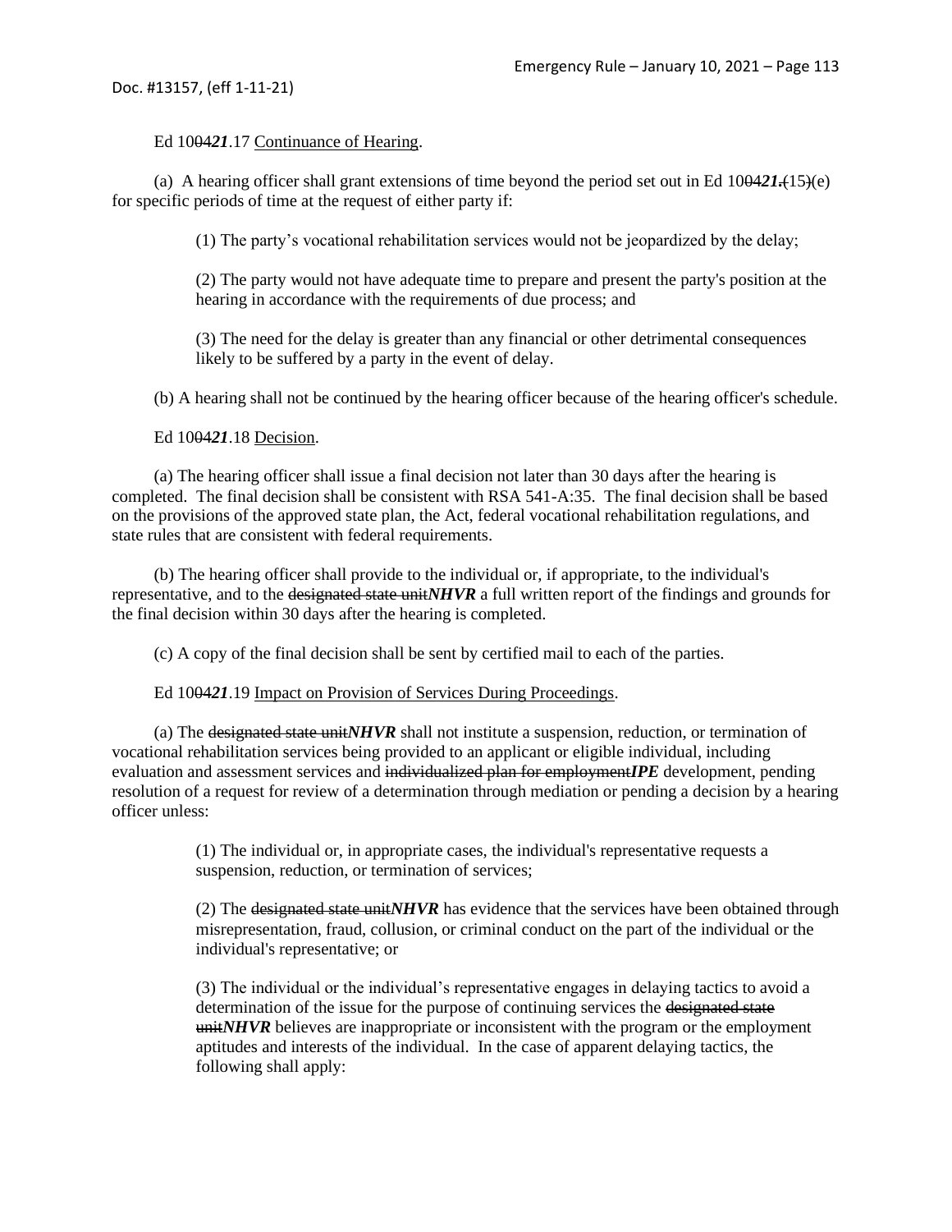Ed 1004*21*.17 Continuance of Hearing.

(a) A hearing officer shall grant extensions of time beyond the period set out in Ed 1004*21.*(15)(e) for specific periods of time at the request of either party if:

(1) The party's vocational rehabilitation services would not be jeopardized by the delay;

(2) The party would not have adequate time to prepare and present the party's position at the hearing in accordance with the requirements of due process; and

(3) The need for the delay is greater than any financial or other detrimental consequences likely to be suffered by a party in the event of delay.

(b) A hearing shall not be continued by the hearing officer because of the hearing officer's schedule.

Ed 1004*21*.18 Decision.

(a) The hearing officer shall issue a final decision not later than 30 days after the hearing is completed. The final decision shall be consistent with RSA 541-A:35. The final decision shall be based on the provisions of the approved state plan, the Act, federal vocational rehabilitation regulations, and state rules that are consistent with federal requirements.

(b) The hearing officer shall provide to the individual or, if appropriate, to the individual's representative, and to the ~~designated state unit~~***NHVR*** a full written report of the findings and grounds for the final decision within 30 days after the hearing is completed.

(c) A copy of the final decision shall be sent by certified mail to each of the parties.

Ed 1004*21*.19 Impact on Provision of Services During Proceedings.

(a) The ~~designated state unit~~***NHVR*** shall not institute a suspension, reduction, or termination of vocational rehabilitation services being provided to an applicant or eligible individual, including evaluation and assessment services and ~~individualized plan for employment~~***IPE*** development, pending resolution of a request for review of a determination through mediation or pending a decision by a hearing officer unless:

(1) The individual or, in appropriate cases, the individual's representative requests a suspension, reduction, or termination of services;

(2) The ~~designated state unit~~***NHVR*** has evidence that the services have been obtained through misrepresentation, fraud, collusion, or criminal conduct on the part of the individual or the individual's representative; or

(3) The individual or the individual's representative engages in delaying tactics to avoid a determination of the issue for the purpose of continuing services the ~~designated state unit~~***NHVR*** believes are inappropriate or inconsistent with the program or the employment aptitudes and interests of the individual. In the case of apparent delaying tactics, the following shall apply: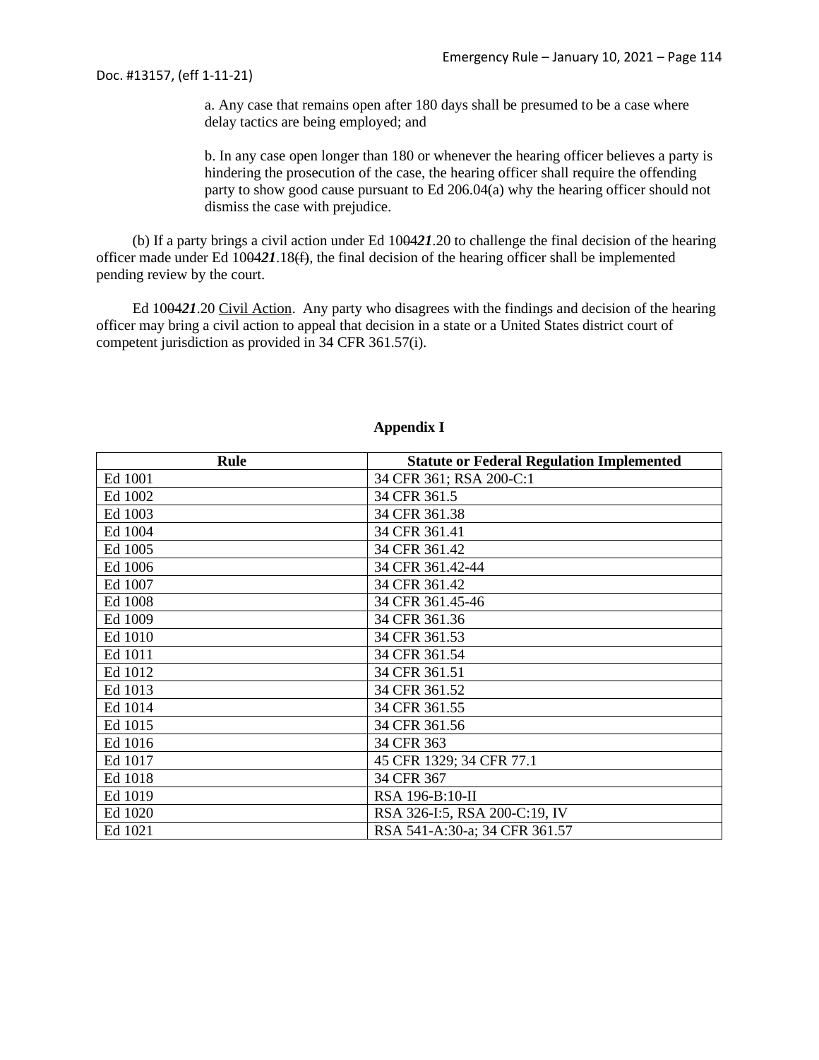a. Any case that remains open after 180 days shall be presumed to be a case where delay tactics are being employed; and

b. In any case open longer than 180 or whenever the hearing officer believes a party is hindering the prosecution of the case, the hearing officer shall require the offending party to show good cause pursuant to Ed 206.04(a) why the hearing officer should not dismiss the case with prejudice.

(b) If a party brings a civil action under Ed 1004***21***.20 to challenge the final decision of the hearing officer made under Ed 1004***21***.18(f), the final decision of the hearing officer shall be implemented pending review by the court.

Ed 1004***21***.20 Civil Action. Any party who disagrees with the findings and decision of the hearing officer may bring a civil action to appeal that decision in a state or a United States district court of competent jurisdiction as provided in 34 CFR 361.57(i).

**Appendix I**

| Rule | Statute or Federal Regulation Implemented |
|---|---|
| Ed 1001 | 34 CFR 361; RSA 200-C:1 |
| Ed 1002 | 34 CFR 361.5 |
| Ed 1003 | 34 CFR 361.38 |
| Ed 1004 | 34 CFR 361.41 |
| Ed 1005 | 34 CFR 361.42 |
| Ed 1006 | 34 CFR 361.42-44 |
| Ed 1007 | 34 CFR 361.42 |
| Ed 1008 | 34 CFR 361.45-46 |
| Ed 1009 | 34 CFR 361.36 |
| Ed 1010 | 34 CFR 361.53 |
| Ed 1011 | 34 CFR 361.54 |
| Ed 1012 | 34 CFR 361.51 |
| Ed 1013 | 34 CFR 361.52 |
| Ed 1014 | 34 CFR 361.55 |
| Ed 1015 | 34 CFR 361.56 |
| Ed 1016 | 34 CFR 363 |
| Ed 1017 | 45 CFR 1329; 34 CFR 77.1 |
| Ed 1018 | 34 CFR 367 |
| Ed 1019 | RSA 196-B:10-II |
| Ed 1020 | RSA 326-I:5, RSA 200-C:19, IV |
| Ed 1021 | RSA 541-A:30-a; 34 CFR 361.57 |